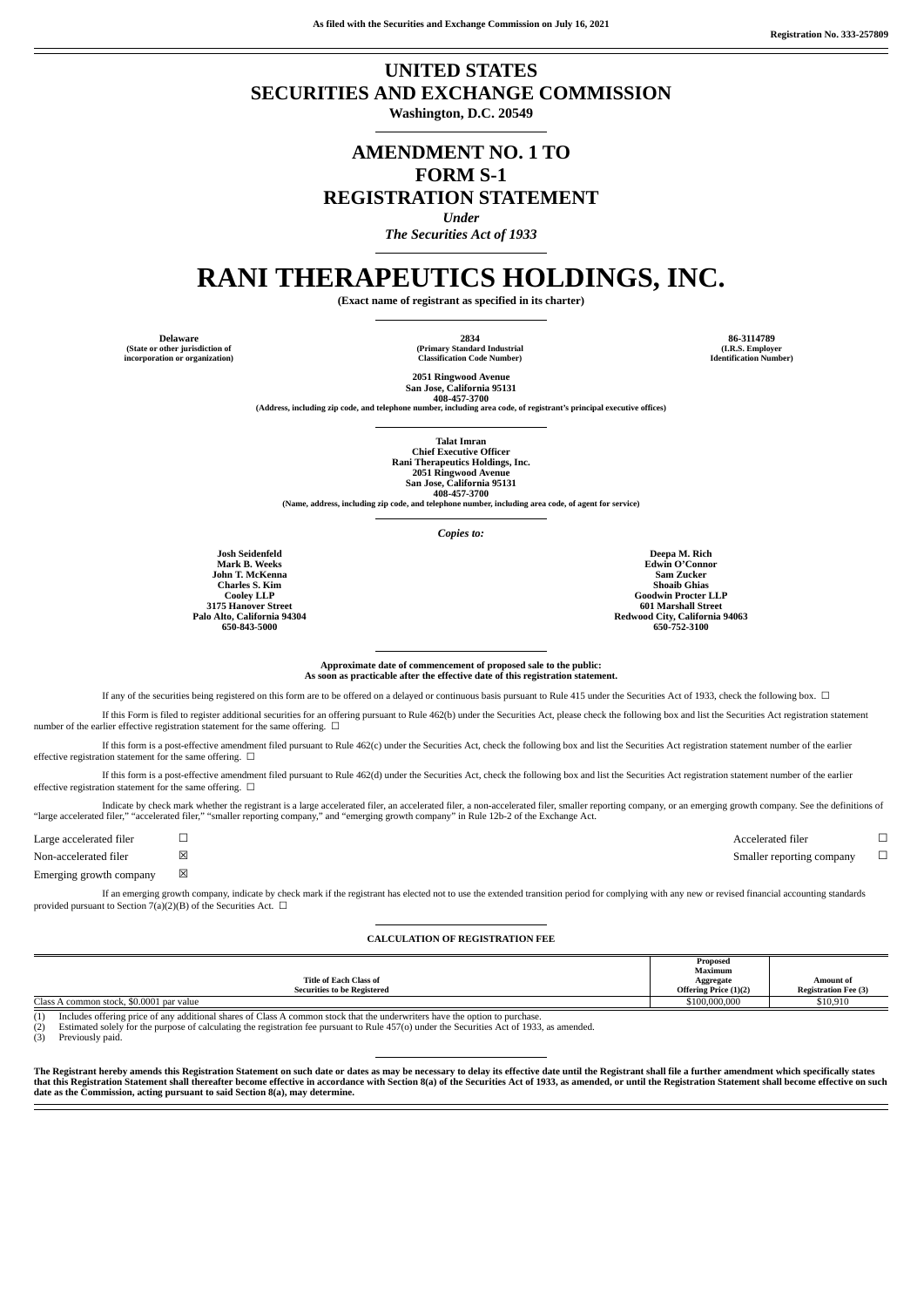As filed with the Securities and Exchange Commission on July 16, 2021

Registration No. 333-257809

# UNITED STATES
# SECURITIES AND EXCHANGE COMMISSION

**Washington, D.C. 20549**

## AMENDMENT NO. 1 TO
## FORM S-1
## REGISTRATION STATEMENT

*Under*
*The Securities Act of 1933*

# RANI THERAPEUTICS HOLDINGS, INC.

**(Exact name of registrant as specified in its charter)**

| Delaware | 2834 | 86-3114789 |
|---|---|---|
| (State or other jurisdiction of incorporation or organization) | (Primary Standard Industrial Classification Code Number) | (I.R.S. Employer Identification Number) |

**2051 Ringwood Avenue**
**San Jose, California 95131**
**408-457-3700**
**(Address, including zip code, and telephone number, including area code, of registrant's principal executive offices)**

**Talat Imran**
**Chief Executive Officer**
**Rani Therapeutics Holdings, Inc.**
**2051 Ringwood Avenue**
**San Jose, California 95131**
**408-457-3700**
**(Name, address, including zip code, and telephone number, including area code, of agent for service)**

*Copies to:*

| Josh Seidenfeld<br>Mark B. Weeks<br>John T. McKenna<br>Charles S. Kim<br>Cooley LLP<br>3175 Hanover Street<br>Palo Alto, California 94304<br>650-843-5000 | Deepa M. Rich<br>Edwin O'Connor<br>Sam Zucker<br>Shoaib Ghias<br>Goodwin Procter LLP<br>601 Marshall Street<br>Redwood City, California 94063<br>650-752-3100 |
|---|---|

**Approximate date of commencement of proposed sale to the public:**
**As soon as practicable after the effective date of this registration statement.**

If any of the securities being registered on this form are to be offered on a delayed or continuous basis pursuant to Rule 415 under the Securities Act of 1933, check the following box. ☐

If this Form is filed to register additional securities for an offering pursuant to Rule 462(b) under the Securities Act, please check the following box and list the Securities Act registration statement number of the earlier effective registration statement for the same offering. ☐

If this form is a post-effective amendment filed pursuant to Rule 462(c) under the Securities Act, check the following box and list the Securities Act registration statement number of the earlier effective registration statement for the same offering. ☐

If this form is a post-effective amendment filed pursuant to Rule 462(d) under the Securities Act, check the following box and list the Securities Act registration statement number of the earlier effective registration statement for the same offering. ☐

Indicate by check mark whether the registrant is a large accelerated filer, an accelerated filer, a non-accelerated filer, smaller reporting company, or an emerging growth company. See the definitions of "large accelerated filer," "accelerated filer," "smaller reporting company," and "emerging growth company" in Rule 12b-2 of the Exchange Act.

| | | | |
|---|---|---|---|
| Large accelerated filer | ☐ | Accelerated filer | ☐ |
| Non-accelerated filer | ☒ | Smaller reporting company | ☐ |
| Emerging growth company | ☒ | | |

If an emerging growth company, indicate by check mark if the registrant has elected not to use the extended transition period for complying with any new or revised financial accounting standards provided pursuant to Section 7(a)(2)(B) of the Securities Act. ☐

**CALCULATION OF REGISTRATION FEE**

| Title of Each Class of Securities to be Registered | Proposed Maximum Aggregate Offering Price (1)(2) | Amount of Registration Fee (3) |
|---|---|---|
| Class A common stock, $0.0001 par value | $100,000,000 | $10,910 |

(1) Includes offering price of any additional shares of Class A common stock that the underwriters have the option to purchase.
(2) Estimated solely for the purpose of calculating the registration fee pursuant to Rule 457(o) under the Securities Act of 1933, as amended.
(3) Previously paid.

**The Registrant hereby amends this Registration Statement on such date or dates as may be necessary to delay its effective date until the Registrant shall file a further amendment which specifically states that this Registration Statement shall thereafter become effective in accordance with Section 8(a) of the Securities Act of 1933, as amended, or until the Registration Statement shall become effective on such date as the Commission, acting pursuant to said Section 8(a), may determine.**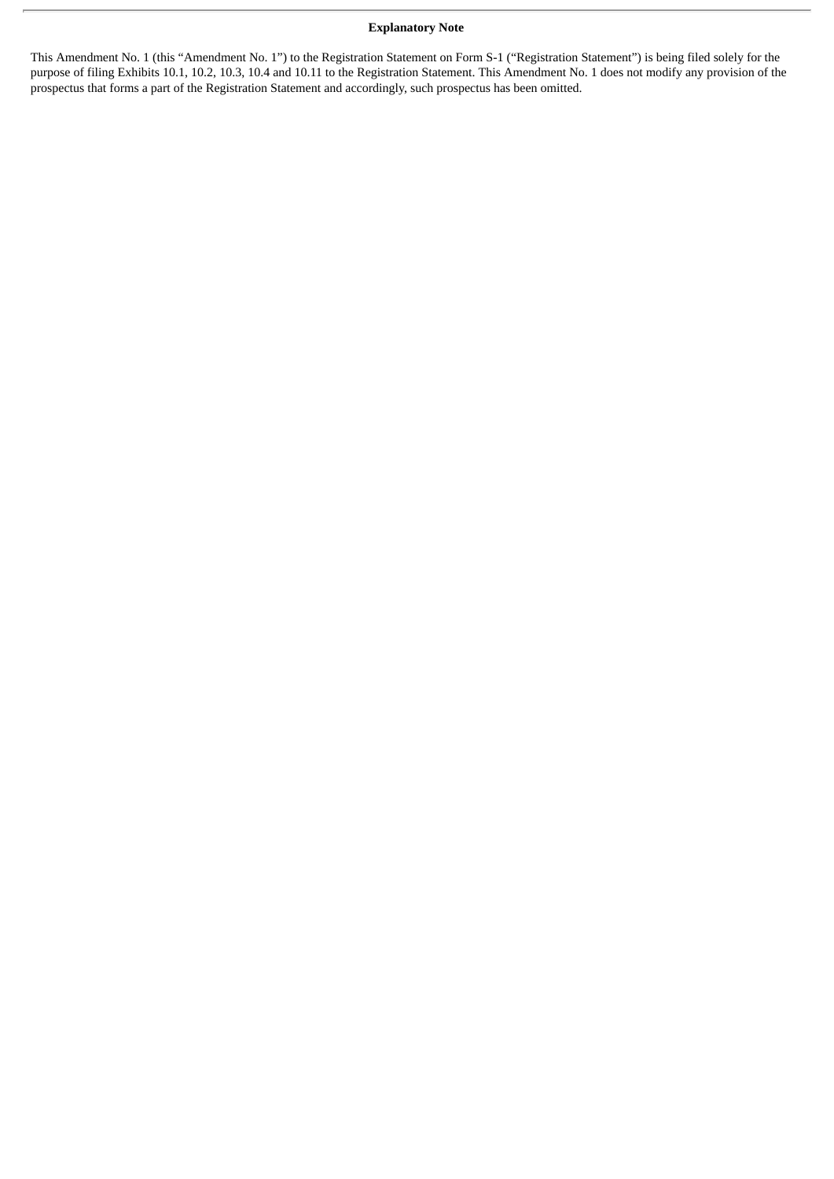## Explanatory Note

This Amendment No. 1 (this "Amendment No. 1") to the Registration Statement on Form S-1 ("Registration Statement") is being filed solely for the purpose of filing Exhibits 10.1, 10.2, 10.3, 10.4 and 10.11 to the Registration Statement. This Amendment No. 1 does not modify any provision of the prospectus that forms a part of the Registration Statement and accordingly, such prospectus has been omitted.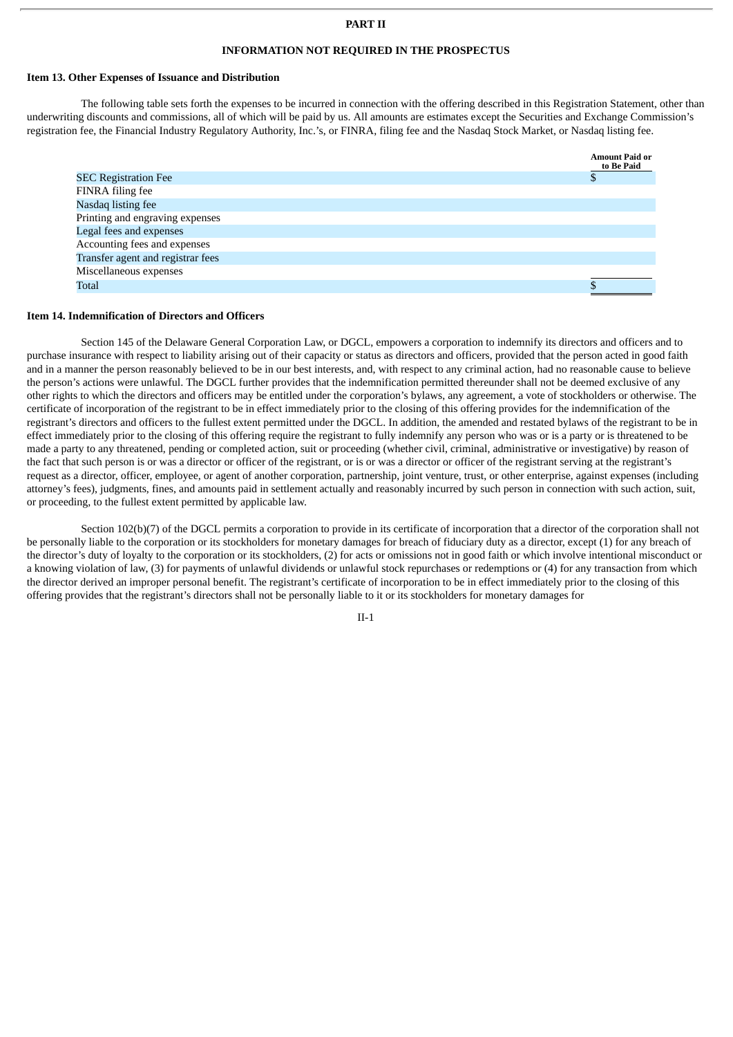# PART II

## INFORMATION NOT REQUIRED IN THE PROSPECTUS

### Item 13. Other Expenses of Issuance and Distribution

The following table sets forth the expenses to be incurred in connection with the offering described in this Registration Statement, other than underwriting discounts and commissions, all of which will be paid by us. All amounts are estimates except the Securities and Exchange Commission's registration fee, the Financial Industry Regulatory Authority, Inc.'s, or FINRA, filing fee and the Nasdaq Stock Market, or Nasdaq listing fee.

| | Amount Paid or to Be Paid |
|---|---|
| SEC Registration Fee | $ |
| FINRA filing fee | |
| Nasdaq listing fee | |
| Printing and engraving expenses | |
| Legal fees and expenses | |
| Accounting fees and expenses | |
| Transfer agent and registrar fees | |
| Miscellaneous expenses | |
| Total | $ |

### Item 14. Indemnification of Directors and Officers

Section 145 of the Delaware General Corporation Law, or DGCL, empowers a corporation to indemnify its directors and officers and to purchase insurance with respect to liability arising out of their capacity or status as directors and officers, provided that the person acted in good faith and in a manner the person reasonably believed to be in our best interests, and, with respect to any criminal action, had no reasonable cause to believe the person's actions were unlawful. The DGCL further provides that the indemnification permitted thereunder shall not be deemed exclusive of any other rights to which the directors and officers may be entitled under the corporation's bylaws, any agreement, a vote of stockholders or otherwise. The certificate of incorporation of the registrant to be in effect immediately prior to the closing of this offering provides for the indemnification of the registrant's directors and officers to the fullest extent permitted under the DGCL. In addition, the amended and restated bylaws of the registrant to be in effect immediately prior to the closing of this offering require the registrant to fully indemnify any person who was or is a party or is threatened to be made a party to any threatened, pending or completed action, suit or proceeding (whether civil, criminal, administrative or investigative) by reason of the fact that such person is or was a director or officer of the registrant, or is or was a director or officer of the registrant serving at the registrant's request as a director, officer, employee, or agent of another corporation, partnership, joint venture, trust, or other enterprise, against expenses (including attorney's fees), judgments, fines, and amounts paid in settlement actually and reasonably incurred by such person in connection with such action, suit, or proceeding, to the fullest extent permitted by applicable law.

Section 102(b)(7) of the DGCL permits a corporation to provide in its certificate of incorporation that a director of the corporation shall not be personally liable to the corporation or its stockholders for monetary damages for breach of fiduciary duty as a director, except (1) for any breach of the director's duty of loyalty to the corporation or its stockholders, (2) for acts or omissions not in good faith or which involve intentional misconduct or a knowing violation of law, (3) for payments of unlawful dividends or unlawful stock repurchases or redemptions or (4) for any transaction from which the director derived an improper personal benefit. The registrant's certificate of incorporation to be in effect immediately prior to the closing of this offering provides that the registrant's directors shall not be personally liable to it or its stockholders for monetary damages for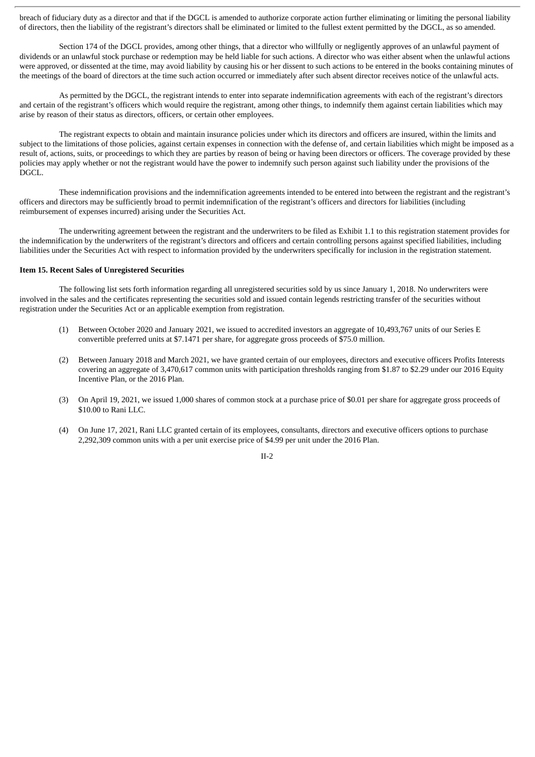breach of fiduciary duty as a director and that if the DGCL is amended to authorize corporate action further eliminating or limiting the personal liability of directors, then the liability of the registrant's directors shall be eliminated or limited to the fullest extent permitted by the DGCL, as so amended.

Section 174 of the DGCL provides, among other things, that a director who willfully or negligently approves of an unlawful payment of dividends or an unlawful stock purchase or redemption may be held liable for such actions. A director who was either absent when the unlawful actions were approved, or dissented at the time, may avoid liability by causing his or her dissent to such actions to be entered in the books containing minutes of the meetings of the board of directors at the time such action occurred or immediately after such absent director receives notice of the unlawful acts.

As permitted by the DGCL, the registrant intends to enter into separate indemnification agreements with each of the registrant's directors and certain of the registrant's officers which would require the registrant, among other things, to indemnify them against certain liabilities which may arise by reason of their status as directors, officers, or certain other employees.

The registrant expects to obtain and maintain insurance policies under which its directors and officers are insured, within the limits and subject to the limitations of those policies, against certain expenses in connection with the defense of, and certain liabilities which might be imposed as a result of, actions, suits, or proceedings to which they are parties by reason of being or having been directors or officers. The coverage provided by these policies may apply whether or not the registrant would have the power to indemnify such person against such liability under the provisions of the DGCL.

These indemnification provisions and the indemnification agreements intended to be entered into between the registrant and the registrant's officers and directors may be sufficiently broad to permit indemnification of the registrant's officers and directors for liabilities (including reimbursement of expenses incurred) arising under the Securities Act.

The underwriting agreement between the registrant and the underwriters to be filed as Exhibit 1.1 to this registration statement provides for the indemnification by the underwriters of the registrant's directors and officers and certain controlling persons against specified liabilities, including liabilities under the Securities Act with respect to information provided by the underwriters specifically for inclusion in the registration statement.

**Item 15. Recent Sales of Unregistered Securities**

The following list sets forth information regarding all unregistered securities sold by us since January 1, 2018. No underwriters were involved in the sales and the certificates representing the securities sold and issued contain legends restricting transfer of the securities without registration under the Securities Act or an applicable exemption from registration.

(1) Between October 2020 and January 2021, we issued to accredited investors an aggregate of 10,493,767 units of our Series E convertible preferred units at $7.1471 per share, for aggregate gross proceeds of $75.0 million.

(2) Between January 2018 and March 2021, we have granted certain of our employees, directors and executive officers Profits Interests covering an aggregate of 3,470,617 common units with participation thresholds ranging from $1.87 to $2.29 under our 2016 Equity Incentive Plan, or the 2016 Plan.

(3) On April 19, 2021, we issued 1,000 shares of common stock at a purchase price of $0.01 per share for aggregate gross proceeds of $10.00 to Rani LLC.

(4) On June 17, 2021, Rani LLC granted certain of its employees, consultants, directors and executive officers options to purchase 2,292,309 common units with a per unit exercise price of $4.99 per unit under the 2016 Plan.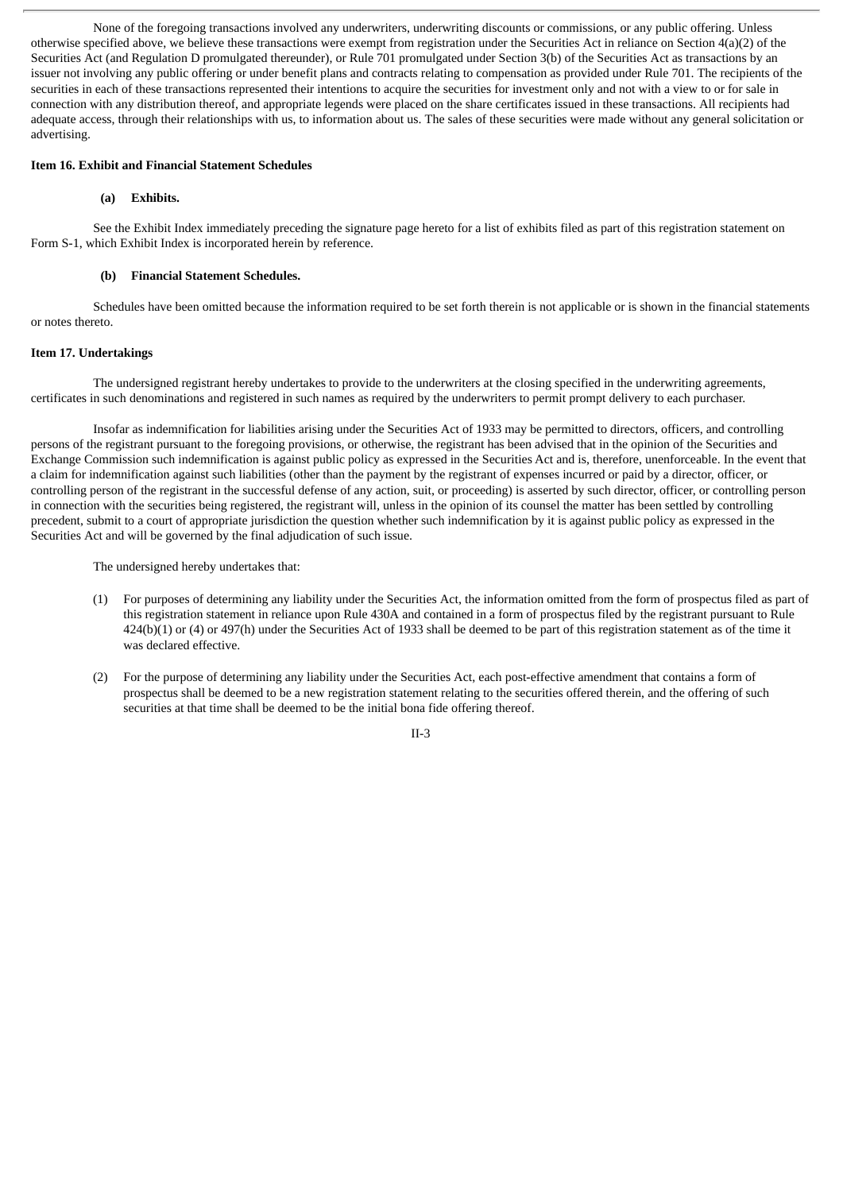None of the foregoing transactions involved any underwriters, underwriting discounts or commissions, or any public offering. Unless otherwise specified above, we believe these transactions were exempt from registration under the Securities Act in reliance on Section 4(a)(2) of the Securities Act (and Regulation D promulgated thereunder), or Rule 701 promulgated under Section 3(b) of the Securities Act as transactions by an issuer not involving any public offering or under benefit plans and contracts relating to compensation as provided under Rule 701. The recipients of the securities in each of these transactions represented their intentions to acquire the securities for investment only and not with a view to or for sale in connection with any distribution thereof, and appropriate legends were placed on the share certificates issued in these transactions. All recipients had adequate access, through their relationships with us, to information about us. The sales of these securities were made without any general solicitation or advertising.

**Item 16. Exhibit and Financial Statement Schedules**

**(a) Exhibits.**

See the Exhibit Index immediately preceding the signature page hereto for a list of exhibits filed as part of this registration statement on Form S-1, which Exhibit Index is incorporated herein by reference.

**(b) Financial Statement Schedules.**

Schedules have been omitted because the information required to be set forth therein is not applicable or is shown in the financial statements or notes thereto.

**Item 17. Undertakings**

The undersigned registrant hereby undertakes to provide to the underwriters at the closing specified in the underwriting agreements, certificates in such denominations and registered in such names as required by the underwriters to permit prompt delivery to each purchaser.

Insofar as indemnification for liabilities arising under the Securities Act of 1933 may be permitted to directors, officers, and controlling persons of the registrant pursuant to the foregoing provisions, or otherwise, the registrant has been advised that in the opinion of the Securities and Exchange Commission such indemnification is against public policy as expressed in the Securities Act and is, therefore, unenforceable. In the event that a claim for indemnification against such liabilities (other than the payment by the registrant of expenses incurred or paid by a director, officer, or controlling person of the registrant in the successful defense of any action, suit, or proceeding) is asserted by such director, officer, or controlling person in connection with the securities being registered, the registrant will, unless in the opinion of its counsel the matter has been settled by controlling precedent, submit to a court of appropriate jurisdiction the question whether such indemnification by it is against public policy as expressed in the Securities Act and will be governed by the final adjudication of such issue.

The undersigned hereby undertakes that:

(1) For purposes of determining any liability under the Securities Act, the information omitted from the form of prospectus filed as part of this registration statement in reliance upon Rule 430A and contained in a form of prospectus filed by the registrant pursuant to Rule 424(b)(1) or (4) or 497(h) under the Securities Act of 1933 shall be deemed to be part of this registration statement as of the time it was declared effective.

(2) For the purpose of determining any liability under the Securities Act, each post-effective amendment that contains a form of prospectus shall be deemed to be a new registration statement relating to the securities offered therein, and the offering of such securities at that time shall be deemed to be the initial bona fide offering thereof.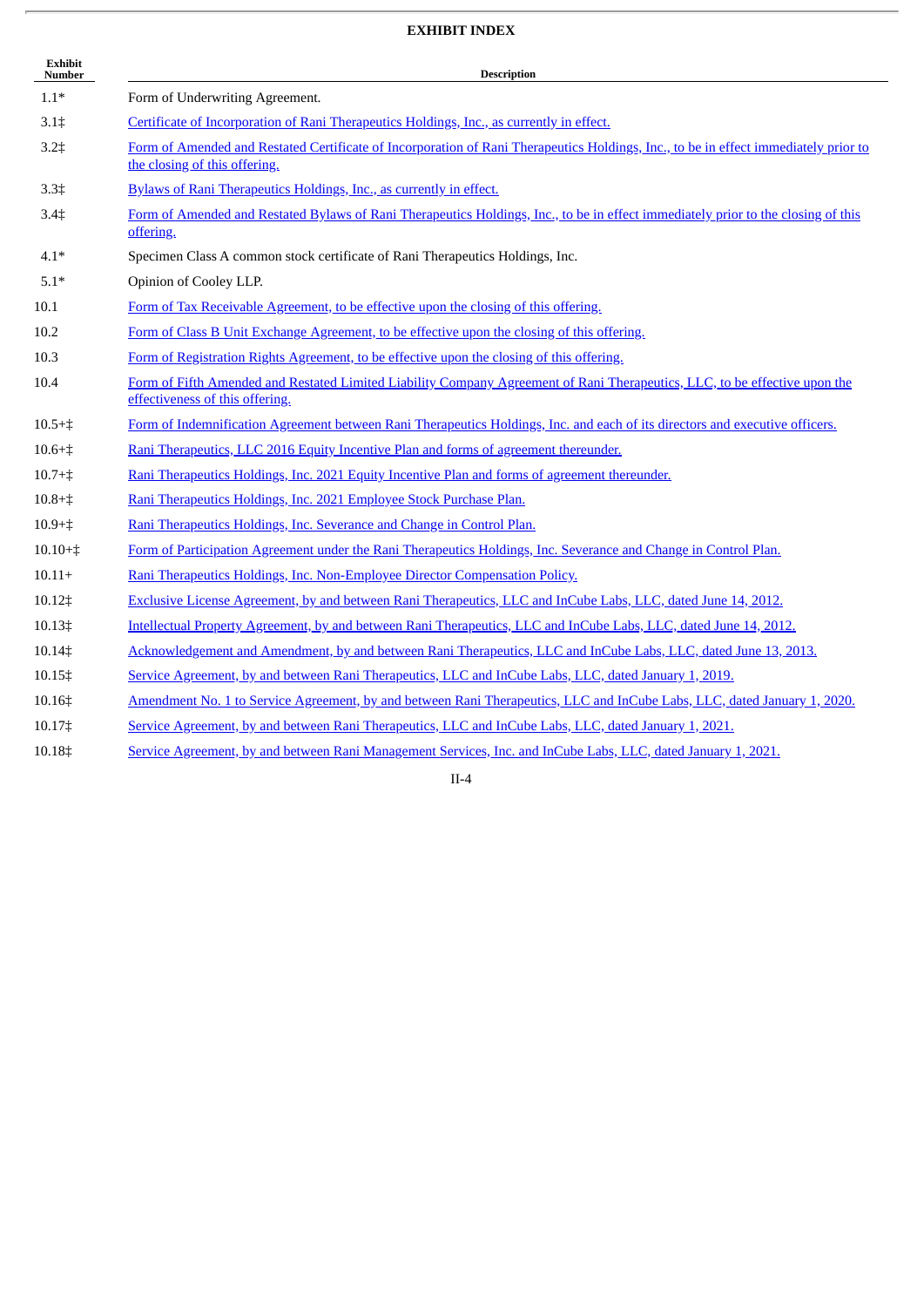**EXHIBIT INDEX**

| Exhibit Number | Description |
|---|---|
| 1.1* | Form of Underwriting Agreement. |
| 3.1‡ | Certificate of Incorporation of Rani Therapeutics Holdings, Inc., as currently in effect. |
| 3.2‡ | Form of Amended and Restated Certificate of Incorporation of Rani Therapeutics Holdings, Inc., to be in effect immediately prior to the closing of this offering. |
| 3.3‡ | Bylaws of Rani Therapeutics Holdings, Inc., as currently in effect. |
| 3.4‡ | Form of Amended and Restated Bylaws of Rani Therapeutics Holdings, Inc., to be in effect immediately prior to the closing of this offering. |
| 4.1* | Specimen Class A common stock certificate of Rani Therapeutics Holdings, Inc. |
| 5.1* | Opinion of Cooley LLP. |
| 10.1 | Form of Tax Receivable Agreement, to be effective upon the closing of this offering. |
| 10.2 | Form of Class B Unit Exchange Agreement, to be effective upon the closing of this offering. |
| 10.3 | Form of Registration Rights Agreement, to be effective upon the closing of this offering. |
| 10.4 | Form of Fifth Amended and Restated Limited Liability Company Agreement of Rani Therapeutics, LLC, to be effective upon the effectiveness of this offering. |
| 10.5+‡ | Form of Indemnification Agreement between Rani Therapeutics Holdings, Inc. and each of its directors and executive officers. |
| 10.6+‡ | Rani Therapeutics, LLC 2016 Equity Incentive Plan and forms of agreement thereunder. |
| 10.7+‡ | Rani Therapeutics Holdings, Inc. 2021 Equity Incentive Plan and forms of agreement thereunder. |
| 10.8+‡ | Rani Therapeutics Holdings, Inc. 2021 Employee Stock Purchase Plan. |
| 10.9+‡ | Rani Therapeutics Holdings, Inc. Severance and Change in Control Plan. |
| 10.10+‡ | Form of Participation Agreement under the Rani Therapeutics Holdings, Inc. Severance and Change in Control Plan. |
| 10.11+ | Rani Therapeutics Holdings, Inc. Non-Employee Director Compensation Policy. |
| 10.12‡ | Exclusive License Agreement, by and between Rani Therapeutics, LLC and InCube Labs, LLC, dated June 14, 2012. |
| 10.13‡ | Intellectual Property Agreement, by and between Rani Therapeutics, LLC and InCube Labs, LLC, dated June 14, 2012. |
| 10.14‡ | Acknowledgement and Amendment, by and between Rani Therapeutics, LLC and InCube Labs, LLC, dated June 13, 2013. |
| 10.15‡ | Service Agreement, by and between Rani Therapeutics, LLC and InCube Labs, LLC, dated January 1, 2019. |
| 10.16‡ | Amendment No. 1 to Service Agreement, by and between Rani Therapeutics, LLC and InCube Labs, LLC, dated January 1, 2020. |
| 10.17‡ | Service Agreement, by and between Rani Therapeutics, LLC and InCube Labs, LLC, dated January 1, 2021. |
| 10.18‡ | Service Agreement, by and between Rani Management Services, Inc. and InCube Labs, LLC, dated January 1, 2021. |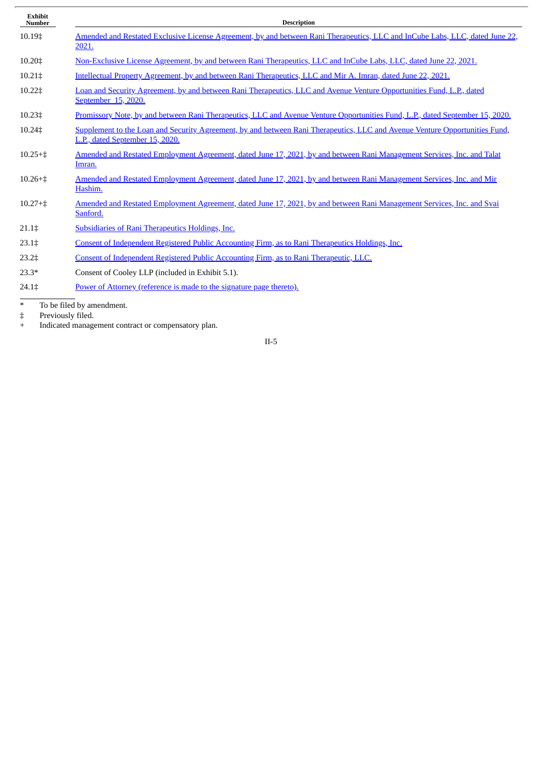| Exhibit Number | Description |
|---|---|
| 10.19‡ | Amended and Restated Exclusive License Agreement, by and between Rani Therapeutics, LLC and InCube Labs, LLC, dated June 22, 2021. |
| 10.20‡ | Non-Exclusive License Agreement, by and between Rani Therapeutics, LLC and InCube Labs, LLC, dated June 22, 2021. |
| 10.21‡ | Intellectual Property Agreement, by and between Rani Therapeutics, LLC and Mir A. Imran, dated June 22, 2021. |
| 10.22‡ | Loan and Security Agreement, by and between Rani Therapeutics, LLC and Avenue Venture Opportunities Fund, L.P., dated September 15, 2020. |
| 10.23‡ | Promissory Note, by and between Rani Therapeutics, LLC and Avenue Venture Opportunities Fund, L.P., dated September 15, 2020. |
| 10.24‡ | Supplement to the Loan and Security Agreement, by and between Rani Therapeutics, LLC and Avenue Venture Opportunities Fund, L.P., dated September 15, 2020. |
| 10.25+‡ | Amended and Restated Employment Agreement, dated June 17, 2021, by and between Rani Management Services, Inc. and Talat Imran. |
| 10.26+‡ | Amended and Restated Employment Agreement, dated June 17, 2021, by and between Rani Management Services, Inc. and Mir Hashim. |
| 10.27+‡ | Amended and Restated Employment Agreement, dated June 17, 2021, by and between Rani Management Services, Inc. and Svai Sanford. |
| 21.1‡ | Subsidiaries of Rani Therapeutics Holdings, Inc. |
| 23.1‡ | Consent of Independent Registered Public Accounting Firm, as to Rani Therapeutics Holdings, Inc. |
| 23.2‡ | Consent of Independent Registered Public Accounting Firm, as to Rani Therapeutic, LLC. |
| 23.3* | Consent of Cooley LLP (included in Exhibit 5.1). |
| 24.1‡ | Power of Attorney (reference is made to the signature page thereto). |

\* To be filed by amendment.

‡ Previously filed.

\+ Indicated management contract or compensatory plan.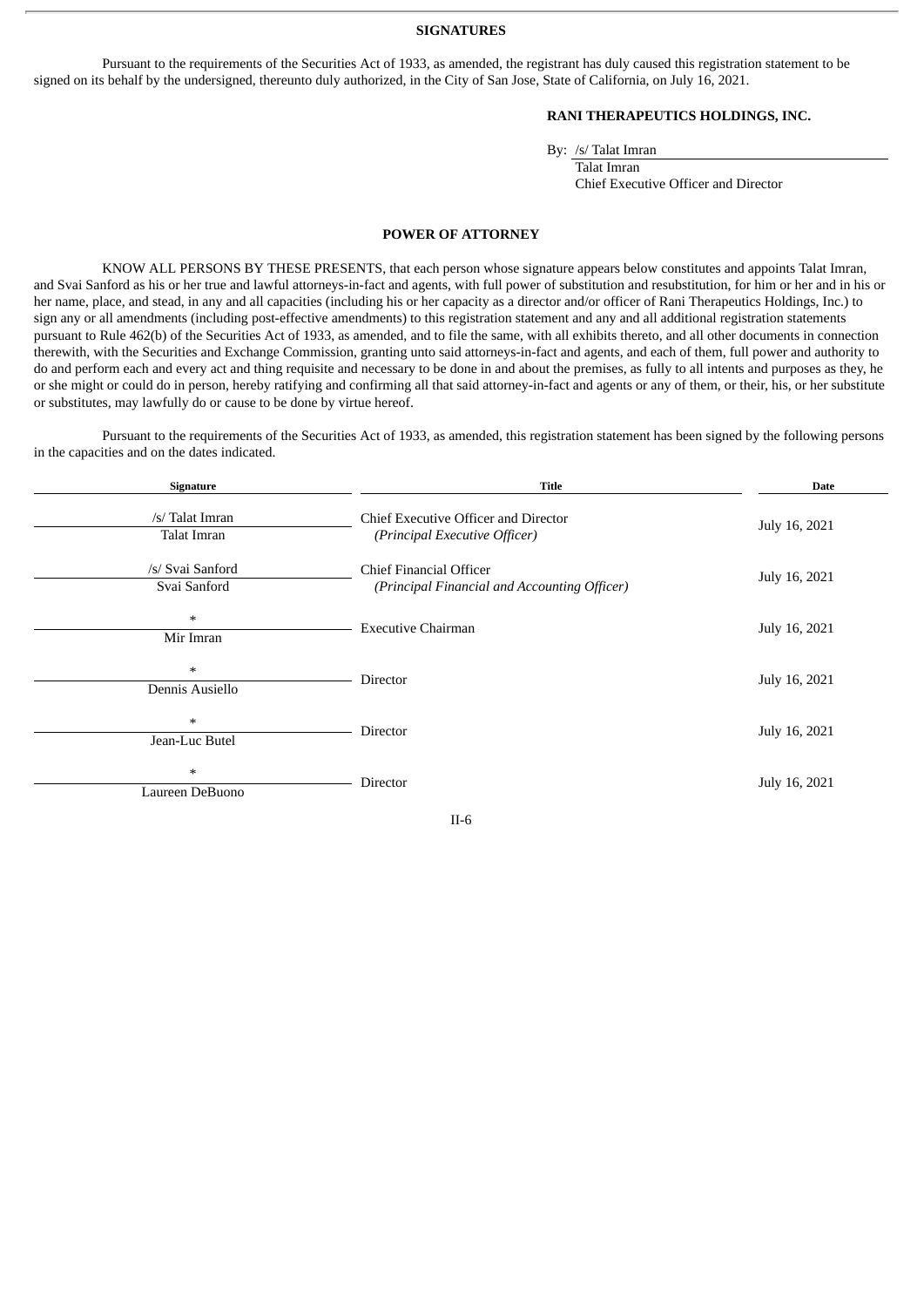## SIGNATURES

Pursuant to the requirements of the Securities Act of 1933, as amended, the registrant has duly caused this registration statement to be signed on its behalf by the undersigned, thereunto duly authorized, in the City of San Jose, State of California, on July 16, 2021.

**RANI THERAPEUTICS HOLDINGS, INC.**

By: /s/ Talat Imran
Talat Imran
Chief Executive Officer and Director

## POWER OF ATTORNEY

KNOW ALL PERSONS BY THESE PRESENTS, that each person whose signature appears below constitutes and appoints Talat Imran, and Svai Sanford as his or her true and lawful attorneys-in-fact and agents, with full power of substitution and resubstitution, for him or her and in his or her name, place, and stead, in any and all capacities (including his or her capacity as a director and/or officer of Rani Therapeutics Holdings, Inc.) to sign any or all amendments (including post-effective amendments) to this registration statement and any and all additional registration statements pursuant to Rule 462(b) of the Securities Act of 1933, as amended, and to file the same, with all exhibits thereto, and all other documents in connection therewith, with the Securities and Exchange Commission, granting unto said attorneys-in-fact and agents, and each of them, full power and authority to do and perform each and every act and thing requisite and necessary to be done in and about the premises, as fully to all intents and purposes as they, he or she might or could do in person, hereby ratifying and confirming all that said attorney-in-fact and agents or any of them, or their, his, or her substitute or substitutes, may lawfully do or cause to be done by virtue hereof.

Pursuant to the requirements of the Securities Act of 1933, as amended, this registration statement has been signed by the following persons in the capacities and on the dates indicated.

| Signature | Title | Date |
|---|---|---|
| /s/ Talat Imran<br>Talat Imran | Chief Executive Officer and Director<br>*(Principal Executive Officer)* | July 16, 2021 |
| /s/ Svai Sanford<br>Svai Sanford | Chief Financial Officer<br>*(Principal Financial and Accounting Officer)* | July 16, 2021 |
| *<br>Mir Imran | Executive Chairman | July 16, 2021 |
| *<br>Dennis Ausiello | Director | July 16, 2021 |
| *<br>Jean-Luc Butel | Director | July 16, 2021 |
| *<br>Laureen DeBuono | Director | July 16, 2021 |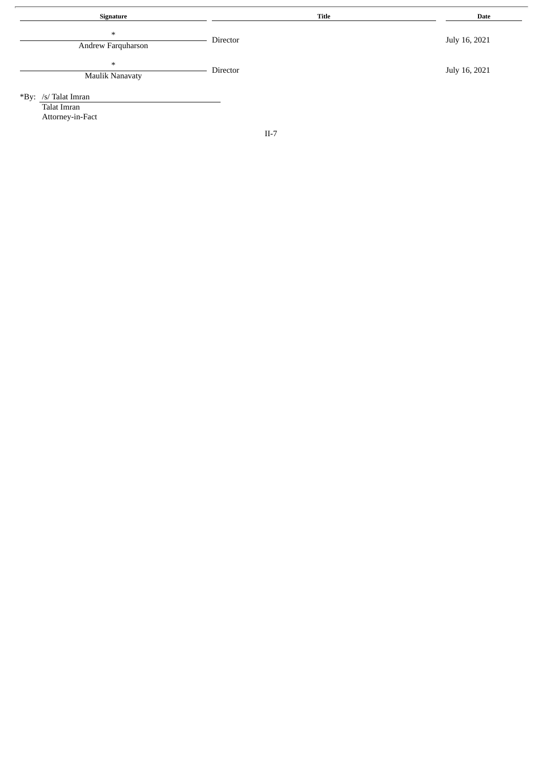| Signature | Title | Date |
| --- | --- | --- |
| *<br>Andrew Farquharson | Director | July 16, 2021 |
| *<br>Maulik Nanavaty | Director | July 16, 2021 |

*By: /s/ Talat Imran
Talat Imran
Attorney-in-Fact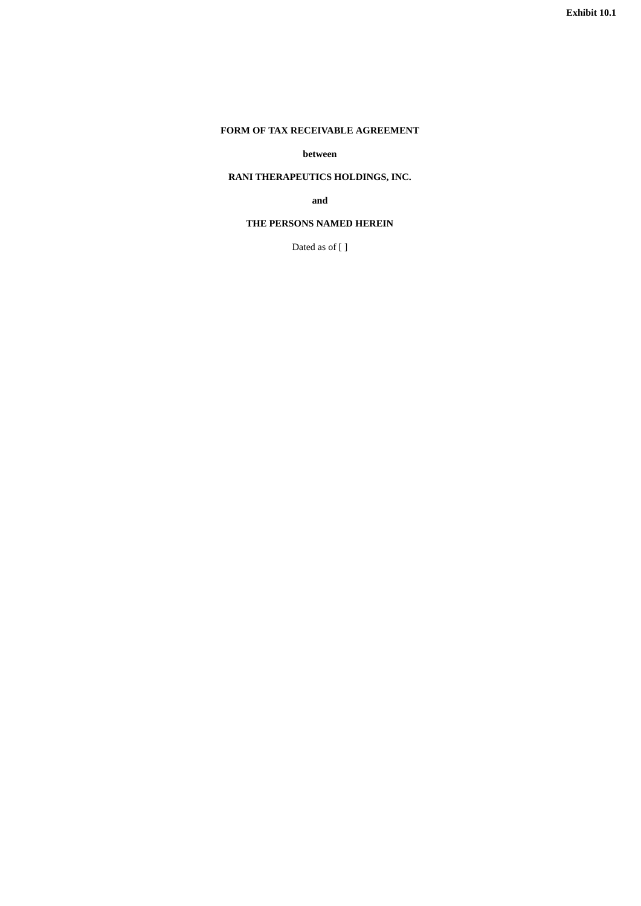**Exhibit 10.1**

**FORM OF TAX RECEIVABLE AGREEMENT**

**between**

**RANI THERAPEUTICS HOLDINGS, INC.**

**and**

**THE PERSONS NAMED HEREIN**

Dated as of [ ]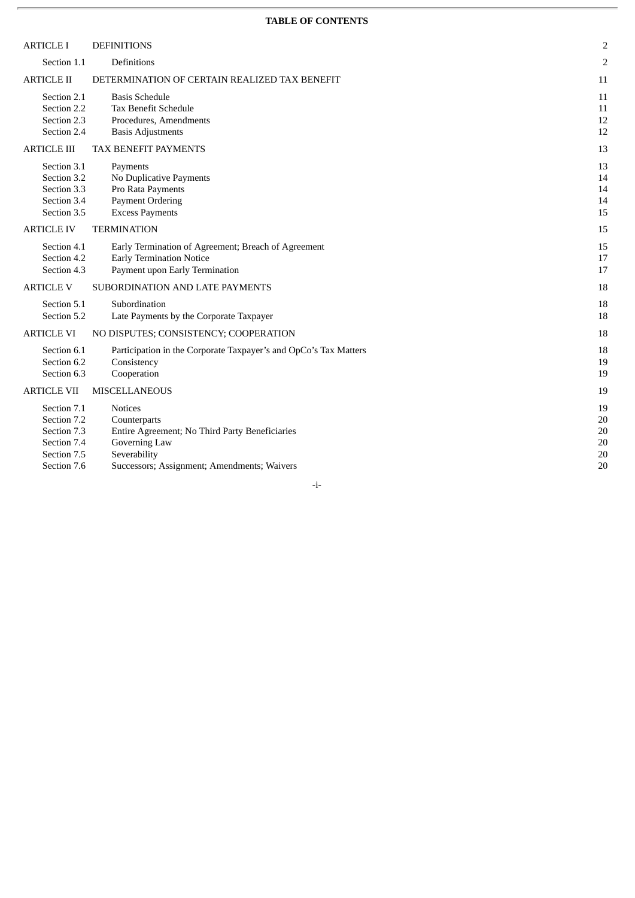**TABLE OF CONTENTS**

| | | |
|---|---|---|
| ARTICLE I | DEFINITIONS | 2 |
| Section 1.1 | Definitions | 2 |
| ARTICLE II | DETERMINATION OF CERTAIN REALIZED TAX BENEFIT | 11 |
| Section 2.1 | Basis Schedule | 11 |
| Section 2.2 | Tax Benefit Schedule | 11 |
| Section 2.3 | Procedures, Amendments | 12 |
| Section 2.4 | Basis Adjustments | 12 |
| ARTICLE III | TAX BENEFIT PAYMENTS | 13 |
| Section 3.1 | Payments | 13 |
| Section 3.2 | No Duplicative Payments | 14 |
| Section 3.3 | Pro Rata Payments | 14 |
| Section 3.4 | Payment Ordering | 14 |
| Section 3.5 | Excess Payments | 15 |
| ARTICLE IV | TERMINATION | 15 |
| Section 4.1 | Early Termination of Agreement; Breach of Agreement | 15 |
| Section 4.2 | Early Termination Notice | 17 |
| Section 4.3 | Payment upon Early Termination | 17 |
| ARTICLE V | SUBORDINATION AND LATE PAYMENTS | 18 |
| Section 5.1 | Subordination | 18 |
| Section 5.2 | Late Payments by the Corporate Taxpayer | 18 |
| ARTICLE VI | NO DISPUTES; CONSISTENCY; COOPERATION | 18 |
| Section 6.1 | Participation in the Corporate Taxpayer's and OpCo's Tax Matters | 18 |
| Section 6.2 | Consistency | 19 |
| Section 6.3 | Cooperation | 19 |
| ARTICLE VII | MISCELLANEOUS | 19 |
| Section 7.1 | Notices | 19 |
| Section 7.2 | Counterparts | 20 |
| Section 7.3 | Entire Agreement; No Third Party Beneficiaries | 20 |
| Section 7.4 | Governing Law | 20 |
| Section 7.5 | Severability | 20 |
| Section 7.6 | Successors; Assignment; Amendments; Waivers | 20 |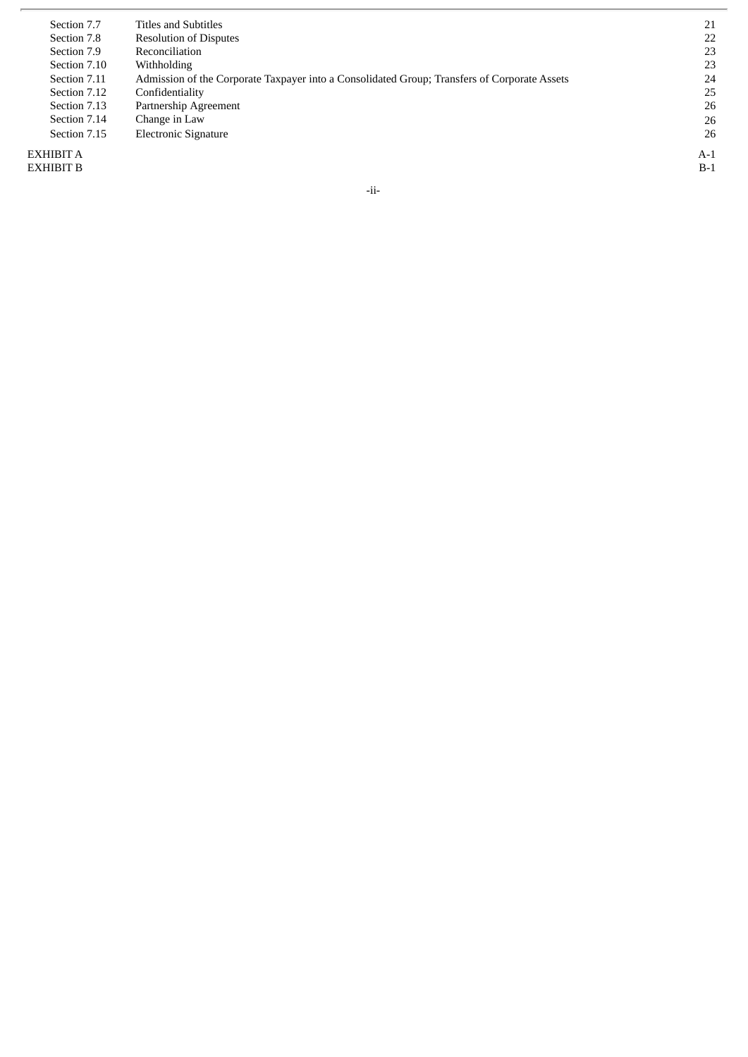| | | |
|---|---|---|
| Section 7.7 | Titles and Subtitles | 21 |
| Section 7.8 | Resolution of Disputes | 22 |
| Section 7.9 | Reconciliation | 23 |
| Section 7.10 | Withholding | 23 |
| Section 7.11 | Admission of the Corporate Taxpayer into a Consolidated Group; Transfers of Corporate Assets | 24 |
| Section 7.12 | Confidentiality | 25 |
| Section 7.13 | Partnership Agreement | 26 |
| Section 7.14 | Change in Law | 26 |
| Section 7.15 | Electronic Signature | 26 |
| EXHIBIT A | | A-1 |
| EXHIBIT B | | B-1 |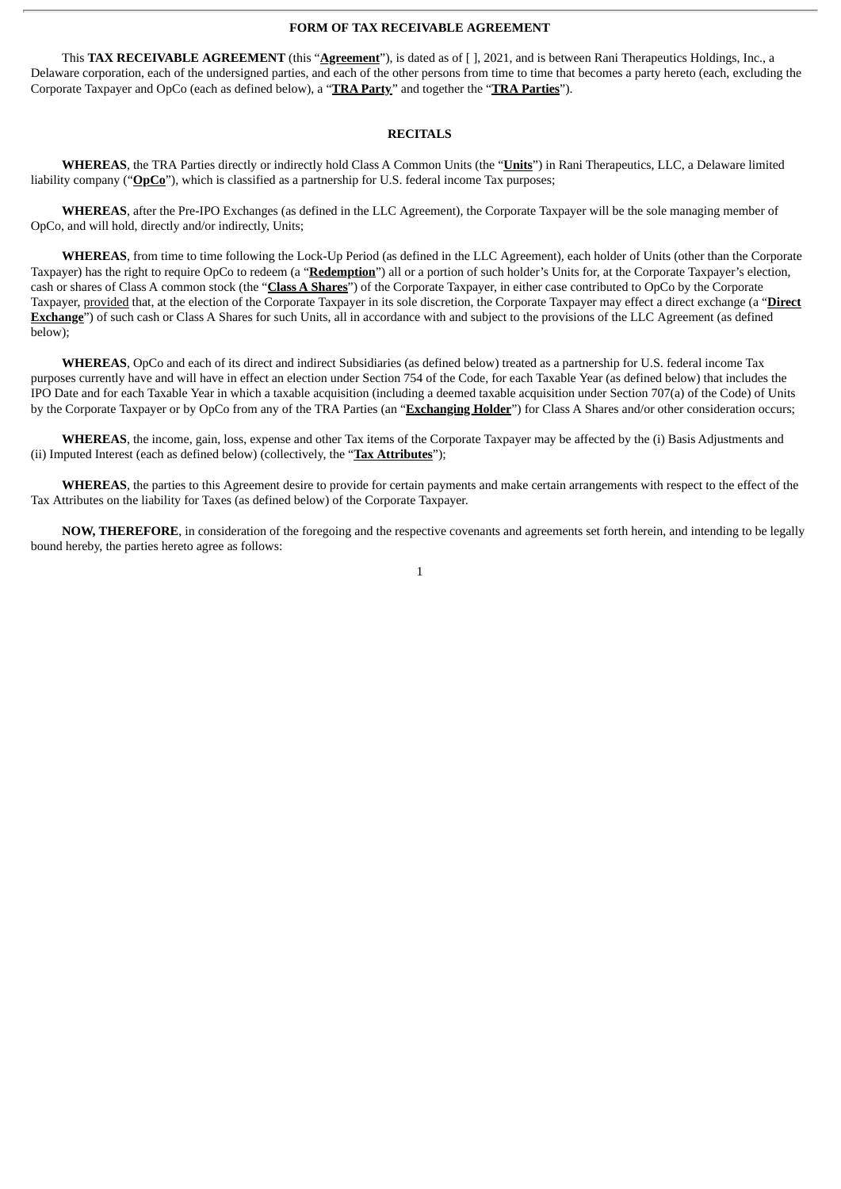**FORM OF TAX RECEIVABLE AGREEMENT**

This **TAX RECEIVABLE AGREEMENT** (this "**Agreement**"), is dated as of [ ], 2021, and is between Rani Therapeutics Holdings, Inc., a Delaware corporation, each of the undersigned parties, and each of the other persons from time to time that becomes a party hereto (each, excluding the Corporate Taxpayer and OpCo (each as defined below), a "**TRA Party**" and together the "**TRA Parties**").

**RECITALS**

**WHEREAS**, the TRA Parties directly or indirectly hold Class A Common Units (the "**Units**") in Rani Therapeutics, LLC, a Delaware limited liability company ("**OpCo**"), which is classified as a partnership for U.S. federal income Tax purposes;

**WHEREAS**, after the Pre-IPO Exchanges (as defined in the LLC Agreement), the Corporate Taxpayer will be the sole managing member of OpCo, and will hold, directly and/or indirectly, Units;

**WHEREAS**, from time to time following the Lock-Up Period (as defined in the LLC Agreement), each holder of Units (other than the Corporate Taxpayer) has the right to require OpCo to redeem (a "**Redemption**") all or a portion of such holder's Units for, at the Corporate Taxpayer's election, cash or shares of Class A common stock (the "**Class A Shares**") of the Corporate Taxpayer, in either case contributed to OpCo by the Corporate Taxpayer, provided that, at the election of the Corporate Taxpayer in its sole discretion, the Corporate Taxpayer may effect a direct exchange (a "**Direct Exchange**") of such cash or Class A Shares for such Units, all in accordance with and subject to the provisions of the LLC Agreement (as defined below);

**WHEREAS**, OpCo and each of its direct and indirect Subsidiaries (as defined below) treated as a partnership for U.S. federal income Tax purposes currently have and will have in effect an election under Section 754 of the Code, for each Taxable Year (as defined below) that includes the IPO Date and for each Taxable Year in which a taxable acquisition (including a deemed taxable acquisition under Section 707(a) of the Code) of Units by the Corporate Taxpayer or by OpCo from any of the TRA Parties (an "**Exchanging Holder**") for Class A Shares and/or other consideration occurs;

**WHEREAS**, the income, gain, loss, expense and other Tax items of the Corporate Taxpayer may be affected by the (i) Basis Adjustments and (ii) Imputed Interest (each as defined below) (collectively, the "**Tax Attributes**");

**WHEREAS**, the parties to this Agreement desire to provide for certain payments and make certain arrangements with respect to the effect of the Tax Attributes on the liability for Taxes (as defined below) of the Corporate Taxpayer.

**NOW, THEREFORE**, in consideration of the foregoing and the respective covenants and agreements set forth herein, and intending to be legally bound hereby, the parties hereto agree as follows: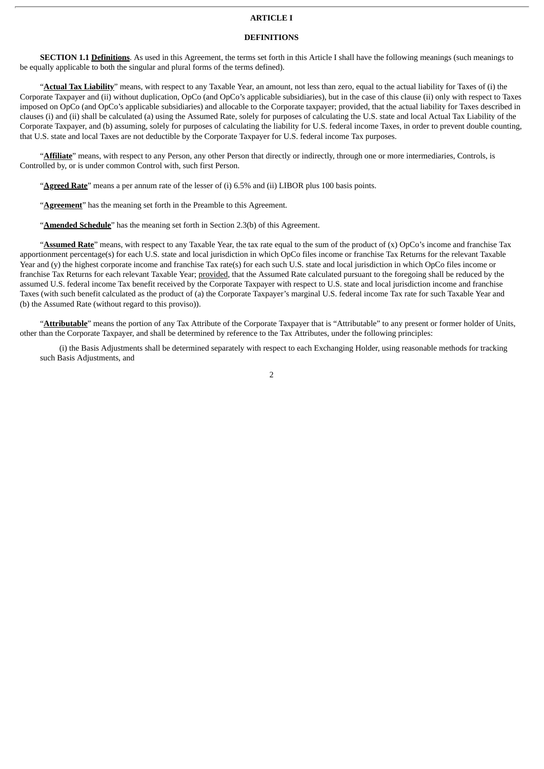# ARTICLE I

## DEFINITIONS

**SECTION 1.1 Definitions**. As used in this Agreement, the terms set forth in this Article I shall have the following meanings (such meanings to be equally applicable to both the singular and plural forms of the terms defined).

"**Actual Tax Liability**" means, with respect to any Taxable Year, an amount, not less than zero, equal to the actual liability for Taxes of (i) the Corporate Taxpayer and (ii) without duplication, OpCo (and OpCo's applicable subsidiaries), but in the case of this clause (ii) only with respect to Taxes imposed on OpCo (and OpCo's applicable subsidiaries) and allocable to the Corporate taxpayer; provided, that the actual liability for Taxes described in clauses (i) and (ii) shall be calculated (a) using the Assumed Rate, solely for purposes of calculating the U.S. state and local Actual Tax Liability of the Corporate Taxpayer, and (b) assuming, solely for purposes of calculating the liability for U.S. federal income Taxes, in order to prevent double counting, that U.S. state and local Taxes are not deductible by the Corporate Taxpayer for U.S. federal income Tax purposes.

"**Affiliate**" means, with respect to any Person, any other Person that directly or indirectly, through one or more intermediaries, Controls, is Controlled by, or is under common Control with, such first Person.

"**Agreed Rate**" means a per annum rate of the lesser of (i) 6.5% and (ii) LIBOR plus 100 basis points.

"**Agreement**" has the meaning set forth in the Preamble to this Agreement.

"**Amended Schedule**" has the meaning set forth in Section 2.3(b) of this Agreement.

"**Assumed Rate**" means, with respect to any Taxable Year, the tax rate equal to the sum of the product of (x) OpCo's income and franchise Tax apportionment percentage(s) for each U.S. state and local jurisdiction in which OpCo files income or franchise Tax Returns for the relevant Taxable Year and (y) the highest corporate income and franchise Tax rate(s) for each such U.S. state and local jurisdiction in which OpCo files income or franchise Tax Returns for each relevant Taxable Year; provided, that the Assumed Rate calculated pursuant to the foregoing shall be reduced by the assumed U.S. federal income Tax benefit received by the Corporate Taxpayer with respect to U.S. state and local jurisdiction income and franchise Taxes (with such benefit calculated as the product of (a) the Corporate Taxpayer's marginal U.S. federal income Tax rate for such Taxable Year and (b) the Assumed Rate (without regard to this proviso)).

"**Attributable**" means the portion of any Tax Attribute of the Corporate Taxpayer that is "Attributable" to any present or former holder of Units, other than the Corporate Taxpayer, and shall be determined by reference to the Tax Attributes, under the following principles:

(i) the Basis Adjustments shall be determined separately with respect to each Exchanging Holder, using reasonable methods for tracking such Basis Adjustments, and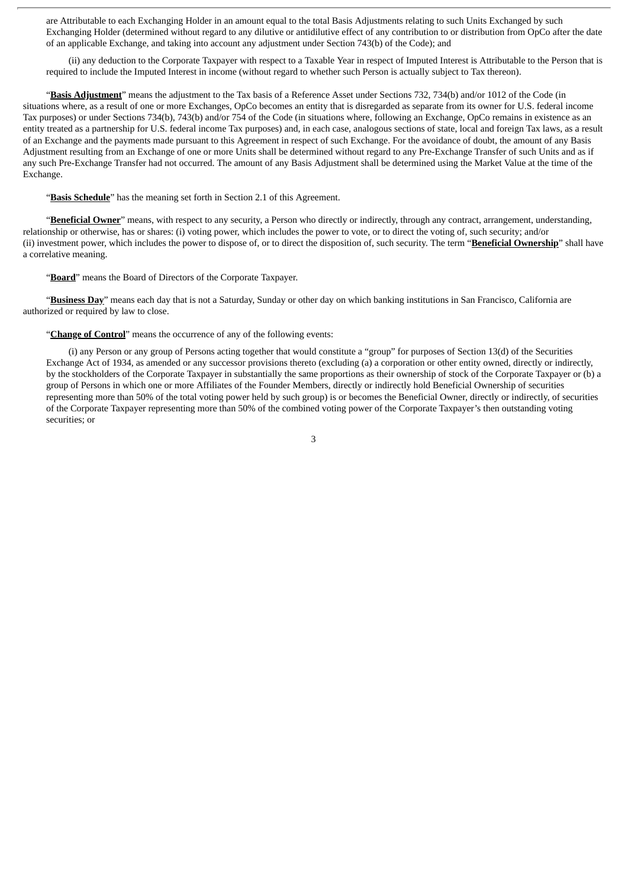are Attributable to each Exchanging Holder in an amount equal to the total Basis Adjustments relating to such Units Exchanged by such Exchanging Holder (determined without regard to any dilutive or antidilutive effect of any contribution to or distribution from OpCo after the date of an applicable Exchange, and taking into account any adjustment under Section 743(b) of the Code); and

(ii) any deduction to the Corporate Taxpayer with respect to a Taxable Year in respect of Imputed Interest is Attributable to the Person that is required to include the Imputed Interest in income (without regard to whether such Person is actually subject to Tax thereon).

"**Basis Adjustment**" means the adjustment to the Tax basis of a Reference Asset under Sections 732, 734(b) and/or 1012 of the Code (in situations where, as a result of one or more Exchanges, OpCo becomes an entity that is disregarded as separate from its owner for U.S. federal income Tax purposes) or under Sections 734(b), 743(b) and/or 754 of the Code (in situations where, following an Exchange, OpCo remains in existence as an entity treated as a partnership for U.S. federal income Tax purposes) and, in each case, analogous sections of state, local and foreign Tax laws, as a result of an Exchange and the payments made pursuant to this Agreement in respect of such Exchange. For the avoidance of doubt, the amount of any Basis Adjustment resulting from an Exchange of one or more Units shall be determined without regard to any Pre-Exchange Transfer of such Units and as if any such Pre-Exchange Transfer had not occurred. The amount of any Basis Adjustment shall be determined using the Market Value at the time of the Exchange.

"**Basis Schedule**" has the meaning set forth in Section 2.1 of this Agreement.

"**Beneficial Owner**" means, with respect to any security, a Person who directly or indirectly, through any contract, arrangement, understanding, relationship or otherwise, has or shares: (i) voting power, which includes the power to vote, or to direct the voting of, such security; and/or (ii) investment power, which includes the power to dispose of, or to direct the disposition of, such security. The term "**Beneficial Ownership**" shall have a correlative meaning.

"**Board**" means the Board of Directors of the Corporate Taxpayer.

"**Business Day**" means each day that is not a Saturday, Sunday or other day on which banking institutions in San Francisco, California are authorized or required by law to close.

"**Change of Control**" means the occurrence of any of the following events:

(i) any Person or any group of Persons acting together that would constitute a "group" for purposes of Section 13(d) of the Securities Exchange Act of 1934, as amended or any successor provisions thereto (excluding (a) a corporation or other entity owned, directly or indirectly, by the stockholders of the Corporate Taxpayer in substantially the same proportions as their ownership of stock of the Corporate Taxpayer or (b) a group of Persons in which one or more Affiliates of the Founder Members, directly or indirectly hold Beneficial Ownership of securities representing more than 50% of the total voting power held by such group) is or becomes the Beneficial Owner, directly or indirectly, of securities of the Corporate Taxpayer representing more than 50% of the combined voting power of the Corporate Taxpayer's then outstanding voting securities; or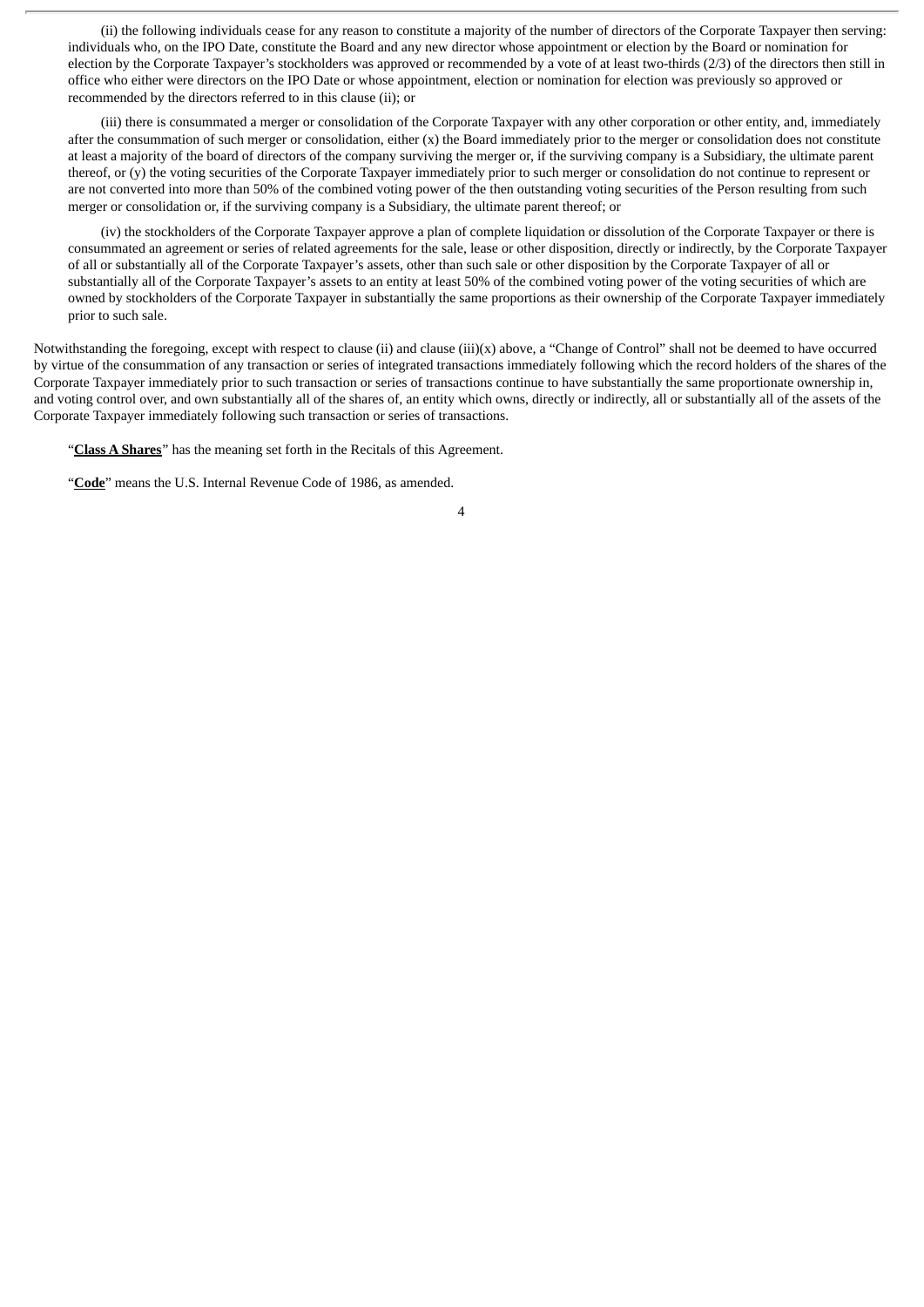(ii) the following individuals cease for any reason to constitute a majority of the number of directors of the Corporate Taxpayer then serving: individuals who, on the IPO Date, constitute the Board and any new director whose appointment or election by the Board or nomination for election by the Corporate Taxpayer's stockholders was approved or recommended by a vote of at least two-thirds (2/3) of the directors then still in office who either were directors on the IPO Date or whose appointment, election or nomination for election was previously so approved or recommended by the directors referred to in this clause (ii); or

(iii) there is consummated a merger or consolidation of the Corporate Taxpayer with any other corporation or other entity, and, immediately after the consummation of such merger or consolidation, either (x) the Board immediately prior to the merger or consolidation does not constitute at least a majority of the board of directors of the company surviving the merger or, if the surviving company is a Subsidiary, the ultimate parent thereof, or (y) the voting securities of the Corporate Taxpayer immediately prior to such merger or consolidation do not continue to represent or are not converted into more than 50% of the combined voting power of the then outstanding voting securities of the Person resulting from such merger or consolidation or, if the surviving company is a Subsidiary, the ultimate parent thereof; or

(iv) the stockholders of the Corporate Taxpayer approve a plan of complete liquidation or dissolution of the Corporate Taxpayer or there is consummated an agreement or series of related agreements for the sale, lease or other disposition, directly or indirectly, by the Corporate Taxpayer of all or substantially all of the Corporate Taxpayer's assets, other than such sale or other disposition by the Corporate Taxpayer of all or substantially all of the Corporate Taxpayer's assets to an entity at least 50% of the combined voting power of the voting securities of which are owned by stockholders of the Corporate Taxpayer in substantially the same proportions as their ownership of the Corporate Taxpayer immediately prior to such sale.

Notwithstanding the foregoing, except with respect to clause (ii) and clause (iii)(x) above, a "Change of Control" shall not be deemed to have occurred by virtue of the consummation of any transaction or series of integrated transactions immediately following which the record holders of the shares of the Corporate Taxpayer immediately prior to such transaction or series of transactions continue to have substantially the same proportionate ownership in, and voting control over, and own substantially all of the shares of, an entity which owns, directly or indirectly, all or substantially all of the assets of the Corporate Taxpayer immediately following such transaction or series of transactions.

"**Class A Shares**" has the meaning set forth in the Recitals of this Agreement.

"**Code**" means the U.S. Internal Revenue Code of 1986, as amended.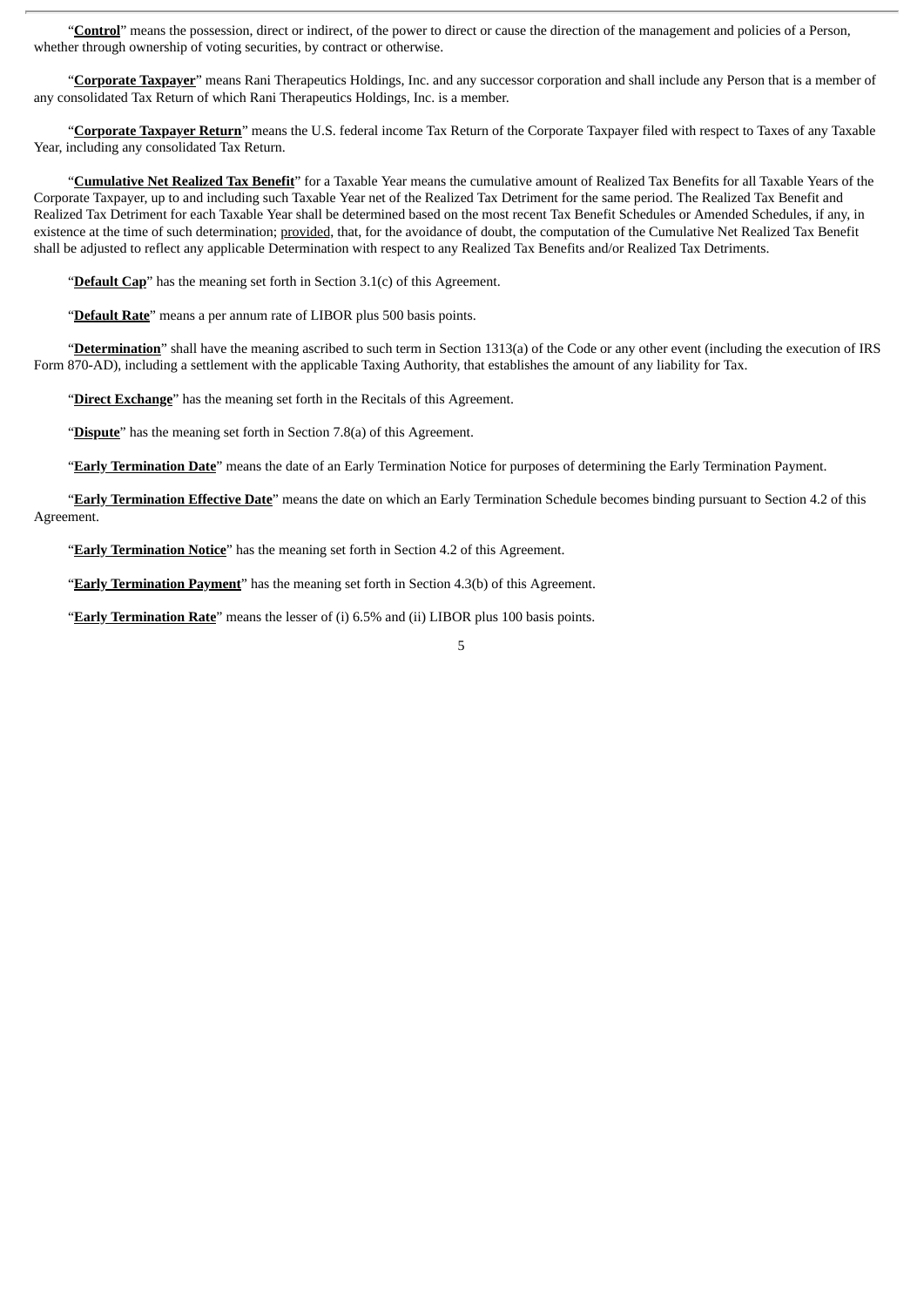"**Control**" means the possession, direct or indirect, of the power to direct or cause the direction of the management and policies of a Person, whether through ownership of voting securities, by contract or otherwise.

"**Corporate Taxpayer**" means Rani Therapeutics Holdings, Inc. and any successor corporation and shall include any Person that is a member of any consolidated Tax Return of which Rani Therapeutics Holdings, Inc. is a member.

"**Corporate Taxpayer Return**" means the U.S. federal income Tax Return of the Corporate Taxpayer filed with respect to Taxes of any Taxable Year, including any consolidated Tax Return.

"**Cumulative Net Realized Tax Benefit**" for a Taxable Year means the cumulative amount of Realized Tax Benefits for all Taxable Years of the Corporate Taxpayer, up to and including such Taxable Year net of the Realized Tax Detriment for the same period. The Realized Tax Benefit and Realized Tax Detriment for each Taxable Year shall be determined based on the most recent Tax Benefit Schedules or Amended Schedules, if any, in existence at the time of such determination; provided, that, for the avoidance of doubt, the computation of the Cumulative Net Realized Tax Benefit shall be adjusted to reflect any applicable Determination with respect to any Realized Tax Benefits and/or Realized Tax Detriments.

"**Default Cap**" has the meaning set forth in Section 3.1(c) of this Agreement.

"**Default Rate**" means a per annum rate of LIBOR plus 500 basis points.

"**Determination**" shall have the meaning ascribed to such term in Section 1313(a) of the Code or any other event (including the execution of IRS Form 870-AD), including a settlement with the applicable Taxing Authority, that establishes the amount of any liability for Tax.

"**Direct Exchange**" has the meaning set forth in the Recitals of this Agreement.

"**Dispute**" has the meaning set forth in Section 7.8(a) of this Agreement.

"**Early Termination Date**" means the date of an Early Termination Notice for purposes of determining the Early Termination Payment.

"**Early Termination Effective Date**" means the date on which an Early Termination Schedule becomes binding pursuant to Section 4.2 of this Agreement.

"**Early Termination Notice**" has the meaning set forth in Section 4.2 of this Agreement.

"**Early Termination Payment**" has the meaning set forth in Section 4.3(b) of this Agreement.

"**Early Termination Rate**" means the lesser of (i) 6.5% and (ii) LIBOR plus 100 basis points.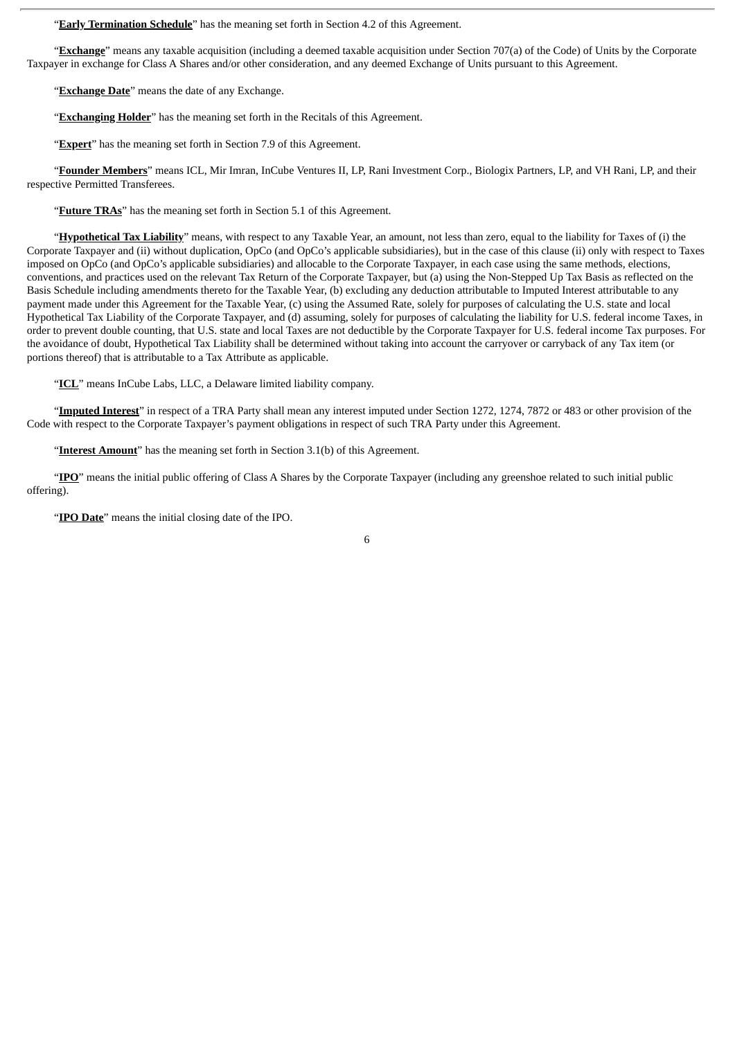"**Early Termination Schedule**" has the meaning set forth in Section 4.2 of this Agreement.

"**Exchange**" means any taxable acquisition (including a deemed taxable acquisition under Section 707(a) of the Code) of Units by the Corporate Taxpayer in exchange for Class A Shares and/or other consideration, and any deemed Exchange of Units pursuant to this Agreement.

"**Exchange Date**" means the date of any Exchange.

"**Exchanging Holder**" has the meaning set forth in the Recitals of this Agreement.

"**Expert**" has the meaning set forth in Section 7.9 of this Agreement.

"**Founder Members**" means ICL, Mir Imran, InCube Ventures II, LP, Rani Investment Corp., Biologix Partners, LP, and VH Rani, LP, and their respective Permitted Transferees.

"**Future TRAs**" has the meaning set forth in Section 5.1 of this Agreement.

"**Hypothetical Tax Liability**" means, with respect to any Taxable Year, an amount, not less than zero, equal to the liability for Taxes of (i) the Corporate Taxpayer and (ii) without duplication, OpCo (and OpCo's applicable subsidiaries), but in the case of this clause (ii) only with respect to Taxes imposed on OpCo (and OpCo's applicable subsidiaries) and allocable to the Corporate Taxpayer, in each case using the same methods, elections, conventions, and practices used on the relevant Tax Return of the Corporate Taxpayer, but (a) using the Non-Stepped Up Tax Basis as reflected on the Basis Schedule including amendments thereto for the Taxable Year, (b) excluding any deduction attributable to Imputed Interest attributable to any payment made under this Agreement for the Taxable Year, (c) using the Assumed Rate, solely for purposes of calculating the U.S. state and local Hypothetical Tax Liability of the Corporate Taxpayer, and (d) assuming, solely for purposes of calculating the liability for U.S. federal income Taxes, in order to prevent double counting, that U.S. state and local Taxes are not deductible by the Corporate Taxpayer for U.S. federal income Tax purposes. For the avoidance of doubt, Hypothetical Tax Liability shall be determined without taking into account the carryover or carryback of any Tax item (or portions thereof) that is attributable to a Tax Attribute as applicable.

"**ICL**" means InCube Labs, LLC, a Delaware limited liability company.

"**Imputed Interest**" in respect of a TRA Party shall mean any interest imputed under Section 1272, 1274, 7872 or 483 or other provision of the Code with respect to the Corporate Taxpayer's payment obligations in respect of such TRA Party under this Agreement.

"**Interest Amount**" has the meaning set forth in Section 3.1(b) of this Agreement.

"**IPO**" means the initial public offering of Class A Shares by the Corporate Taxpayer (including any greenshoe related to such initial public offering).

"**IPO Date**" means the initial closing date of the IPO.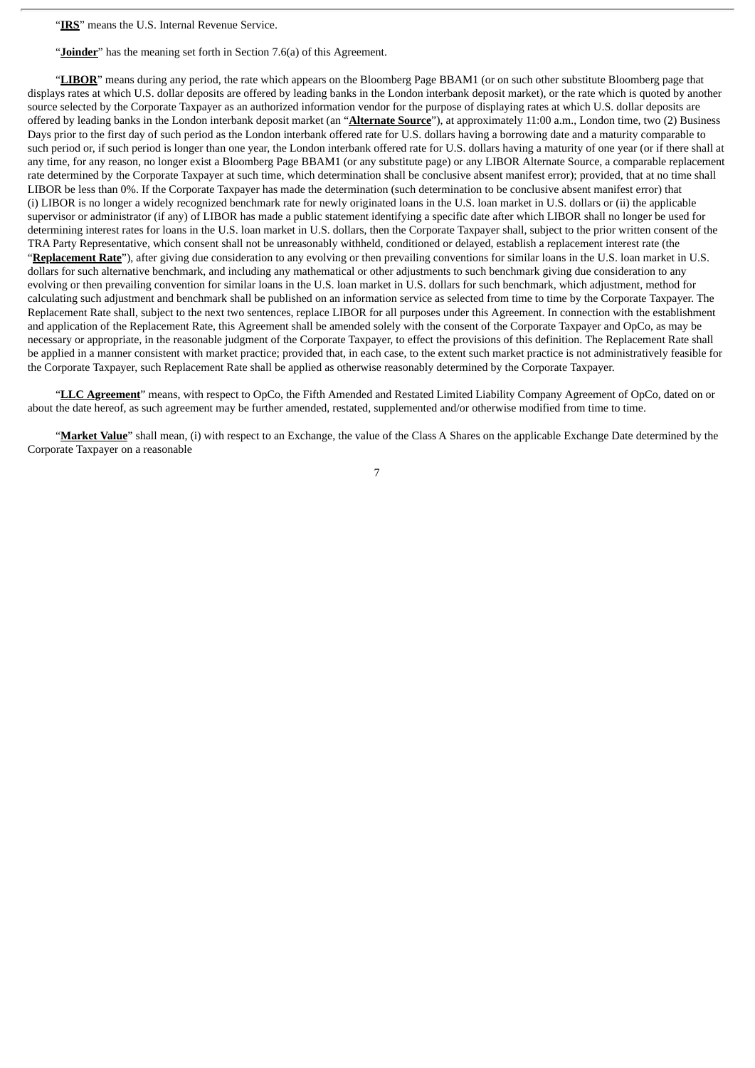"**IRS**" means the U.S. Internal Revenue Service.

"**Joinder**" has the meaning set forth in Section 7.6(a) of this Agreement.

"**LIBOR**" means during any period, the rate which appears on the Bloomberg Page BBAM1 (or on such other substitute Bloomberg page that displays rates at which U.S. dollar deposits are offered by leading banks in the London interbank deposit market), or the rate which is quoted by another source selected by the Corporate Taxpayer as an authorized information vendor for the purpose of displaying rates at which U.S. dollar deposits are offered by leading banks in the London interbank deposit market (an "**Alternate Source**"), at approximately 11:00 a.m., London time, two (2) Business Days prior to the first day of such period as the London interbank offered rate for U.S. dollars having a borrowing date and a maturity comparable to such period or, if such period is longer than one year, the London interbank offered rate for U.S. dollars having a maturity of one year (or if there shall at any time, for any reason, no longer exist a Bloomberg Page BBAM1 (or any substitute page) or any LIBOR Alternate Source, a comparable replacement rate determined by the Corporate Taxpayer at such time, which determination shall be conclusive absent manifest error); provided, that at no time shall LIBOR be less than 0%. If the Corporate Taxpayer has made the determination (such determination to be conclusive absent manifest error) that (i) LIBOR is no longer a widely recognized benchmark rate for newly originated loans in the U.S. loan market in U.S. dollars or (ii) the applicable supervisor or administrator (if any) of LIBOR has made a public statement identifying a specific date after which LIBOR shall no longer be used for determining interest rates for loans in the U.S. loan market in U.S. dollars, then the Corporate Taxpayer shall, subject to the prior written consent of the TRA Party Representative, which consent shall not be unreasonably withheld, conditioned or delayed, establish a replacement interest rate (the "**Replacement Rate**"), after giving due consideration to any evolving or then prevailing conventions for similar loans in the U.S. loan market in U.S. dollars for such alternative benchmark, and including any mathematical or other adjustments to such benchmark giving due consideration to any evolving or then prevailing convention for similar loans in the U.S. loan market in U.S. dollars for such benchmark, which adjustment, method for calculating such adjustment and benchmark shall be published on an information service as selected from time to time by the Corporate Taxpayer. The Replacement Rate shall, subject to the next two sentences, replace LIBOR for all purposes under this Agreement. In connection with the establishment and application of the Replacement Rate, this Agreement shall be amended solely with the consent of the Corporate Taxpayer and OpCo, as may be necessary or appropriate, in the reasonable judgment of the Corporate Taxpayer, to effect the provisions of this definition. The Replacement Rate shall be applied in a manner consistent with market practice; provided that, in each case, to the extent such market practice is not administratively feasible for the Corporate Taxpayer, such Replacement Rate shall be applied as otherwise reasonably determined by the Corporate Taxpayer.

"**LLC Agreement**" means, with respect to OpCo, the Fifth Amended and Restated Limited Liability Company Agreement of OpCo, dated on or about the date hereof, as such agreement may be further amended, restated, supplemented and/or otherwise modified from time to time.

"**Market Value**" shall mean, (i) with respect to an Exchange, the value of the Class A Shares on the applicable Exchange Date determined by the Corporate Taxpayer on a reasonable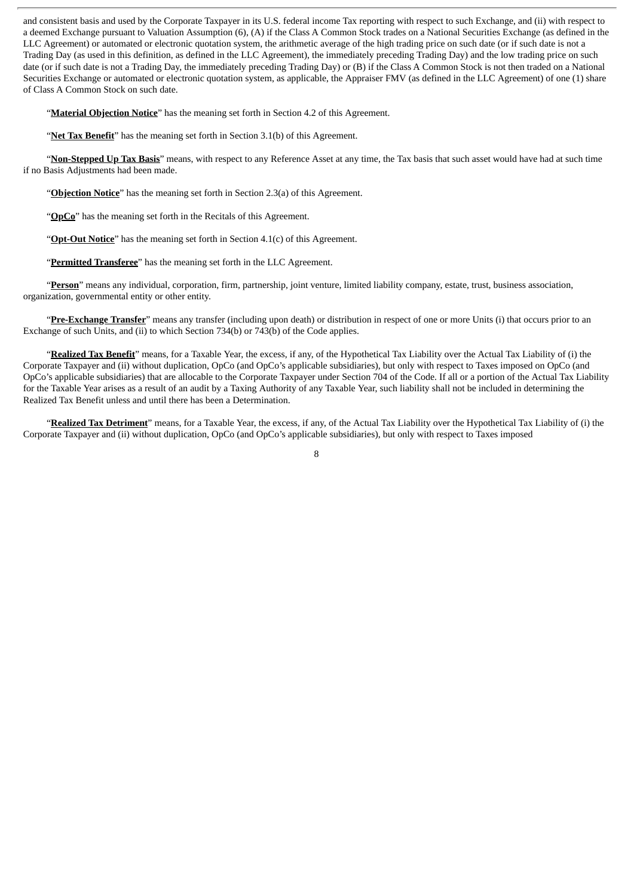and consistent basis and used by the Corporate Taxpayer in its U.S. federal income Tax reporting with respect to such Exchange, and (ii) with respect to a deemed Exchange pursuant to Valuation Assumption (6), (A) if the Class A Common Stock trades on a National Securities Exchange (as defined in the LLC Agreement) or automated or electronic quotation system, the arithmetic average of the high trading price on such date (or if such date is not a Trading Day (as used in this definition, as defined in the LLC Agreement), the immediately preceding Trading Day) and the low trading price on such date (or if such date is not a Trading Day, the immediately preceding Trading Day) or (B) if the Class A Common Stock is not then traded on a National Securities Exchange or automated or electronic quotation system, as applicable, the Appraiser FMV (as defined in the LLC Agreement) of one (1) share of Class A Common Stock on such date.

"**Material Objection Notice**" has the meaning set forth in Section 4.2 of this Agreement.

"**Net Tax Benefit**" has the meaning set forth in Section 3.1(b) of this Agreement.

"**Non-Stepped Up Tax Basis**" means, with respect to any Reference Asset at any time, the Tax basis that such asset would have had at such time if no Basis Adjustments had been made.

"**Objection Notice**" has the meaning set forth in Section 2.3(a) of this Agreement.

"**OpCo**" has the meaning set forth in the Recitals of this Agreement.

"**Opt-Out Notice**" has the meaning set forth in Section 4.1(c) of this Agreement.

"**Permitted Transferee**" has the meaning set forth in the LLC Agreement.

"**Person**" means any individual, corporation, firm, partnership, joint venture, limited liability company, estate, trust, business association, organization, governmental entity or other entity.

"**Pre-Exchange Transfer**" means any transfer (including upon death) or distribution in respect of one or more Units (i) that occurs prior to an Exchange of such Units, and (ii) to which Section 734(b) or 743(b) of the Code applies.

"**Realized Tax Benefit**" means, for a Taxable Year, the excess, if any, of the Hypothetical Tax Liability over the Actual Tax Liability of (i) the Corporate Taxpayer and (ii) without duplication, OpCo (and OpCo's applicable subsidiaries), but only with respect to Taxes imposed on OpCo (and OpCo's applicable subsidiaries) that are allocable to the Corporate Taxpayer under Section 704 of the Code. If all or a portion of the Actual Tax Liability for the Taxable Year arises as a result of an audit by a Taxing Authority of any Taxable Year, such liability shall not be included in determining the Realized Tax Benefit unless and until there has been a Determination.

"**Realized Tax Detriment**" means, for a Taxable Year, the excess, if any, of the Actual Tax Liability over the Hypothetical Tax Liability of (i) the Corporate Taxpayer and (ii) without duplication, OpCo (and OpCo's applicable subsidiaries), but only with respect to Taxes imposed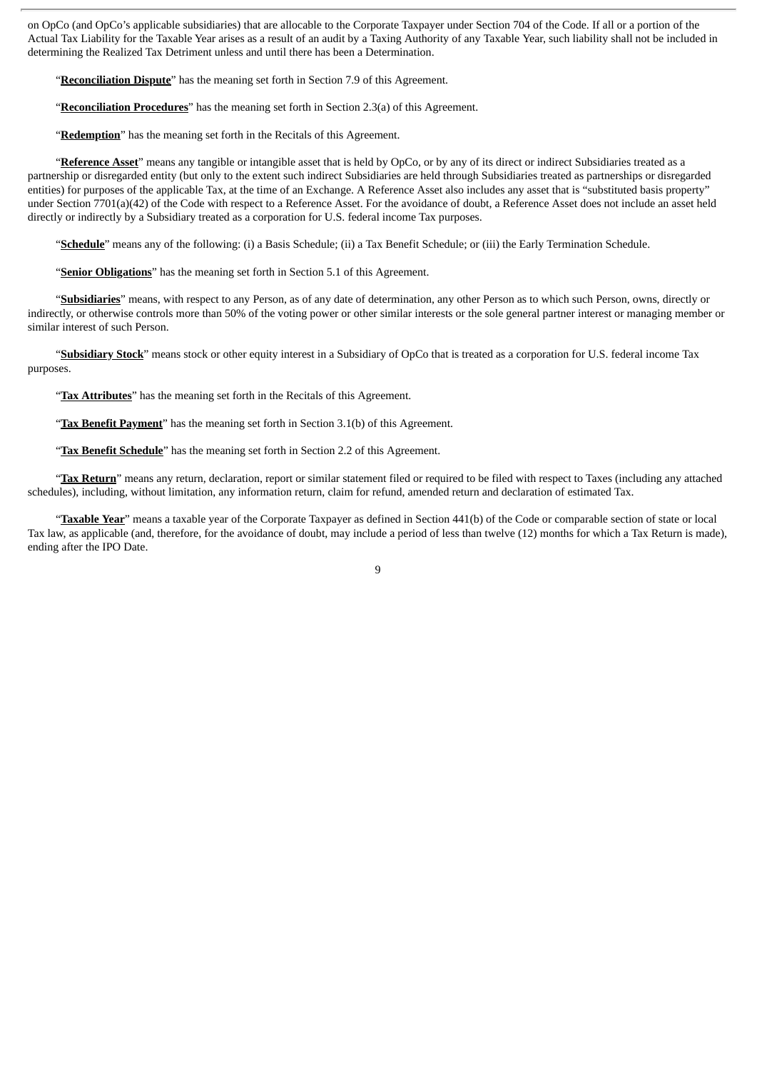on OpCo (and OpCo's applicable subsidiaries) that are allocable to the Corporate Taxpayer under Section 704 of the Code. If all or a portion of the Actual Tax Liability for the Taxable Year arises as a result of an audit by a Taxing Authority of any Taxable Year, such liability shall not be included in determining the Realized Tax Detriment unless and until there has been a Determination.

"**Reconciliation Dispute**" has the meaning set forth in Section 7.9 of this Agreement.

"**Reconciliation Procedures**" has the meaning set forth in Section 2.3(a) of this Agreement.

"**Redemption**" has the meaning set forth in the Recitals of this Agreement.

"**Reference Asset**" means any tangible or intangible asset that is held by OpCo, or by any of its direct or indirect Subsidiaries treated as a partnership or disregarded entity (but only to the extent such indirect Subsidiaries are held through Subsidiaries treated as partnerships or disregarded entities) for purposes of the applicable Tax, at the time of an Exchange. A Reference Asset also includes any asset that is "substituted basis property" under Section 7701(a)(42) of the Code with respect to a Reference Asset. For the avoidance of doubt, a Reference Asset does not include an asset held directly or indirectly by a Subsidiary treated as a corporation for U.S. federal income Tax purposes.

"**Schedule**" means any of the following: (i) a Basis Schedule; (ii) a Tax Benefit Schedule; or (iii) the Early Termination Schedule.

"**Senior Obligations**" has the meaning set forth in Section 5.1 of this Agreement.

"**Subsidiaries**" means, with respect to any Person, as of any date of determination, any other Person as to which such Person, owns, directly or indirectly, or otherwise controls more than 50% of the voting power or other similar interests or the sole general partner interest or managing member or similar interest of such Person.

"**Subsidiary Stock**" means stock or other equity interest in a Subsidiary of OpCo that is treated as a corporation for U.S. federal income Tax purposes.

"**Tax Attributes**" has the meaning set forth in the Recitals of this Agreement.

"**Tax Benefit Payment**" has the meaning set forth in Section 3.1(b) of this Agreement.

"**Tax Benefit Schedule**" has the meaning set forth in Section 2.2 of this Agreement.

"**Tax Return**" means any return, declaration, report or similar statement filed or required to be filed with respect to Taxes (including any attached schedules), including, without limitation, any information return, claim for refund, amended return and declaration of estimated Tax.

"**Taxable Year**" means a taxable year of the Corporate Taxpayer as defined in Section 441(b) of the Code or comparable section of state or local Tax law, as applicable (and, therefore, for the avoidance of doubt, may include a period of less than twelve (12) months for which a Tax Return is made), ending after the IPO Date.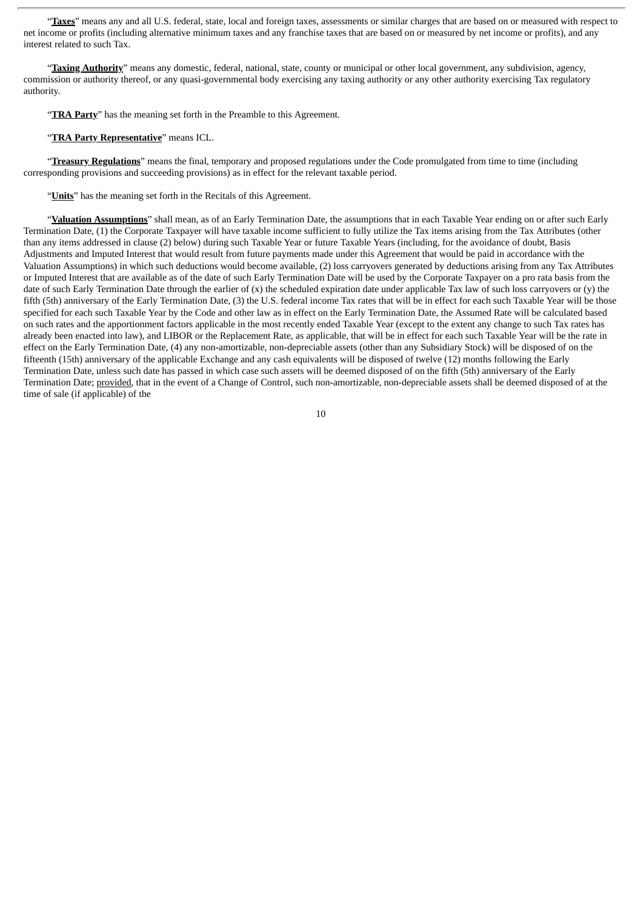"**<u>Taxes</u>**" means any and all U.S. federal, state, local and foreign taxes, assessments or similar charges that are based on or measured with respect to net income or profits (including alternative minimum taxes and any franchise taxes that are based on or measured by net income or profits), and any interest related to such Tax.

"**<u>Taxing Authority</u>**" means any domestic, federal, national, state, county or municipal or other local government, any subdivision, agency, commission or authority thereof, or any quasi-governmental body exercising any taxing authority or any other authority exercising Tax regulatory authority.

"**<u>TRA Party</u>**" has the meaning set forth in the Preamble to this Agreement.

"**<u>TRA Party Representative</u>**" means ICL.

"**<u>Treasury Regulations</u>**" means the final, temporary and proposed regulations under the Code promulgated from time to time (including corresponding provisions and succeeding provisions) as in effect for the relevant taxable period.

"**<u>Units</u>**" has the meaning set forth in the Recitals of this Agreement.

"**<u>Valuation Assumptions</u>**" shall mean, as of an Early Termination Date, the assumptions that in each Taxable Year ending on or after such Early Termination Date, (1) the Corporate Taxpayer will have taxable income sufficient to fully utilize the Tax items arising from the Tax Attributes (other than any items addressed in clause (2) below) during such Taxable Year or future Taxable Years (including, for the avoidance of doubt, Basis Adjustments and Imputed Interest that would result from future payments made under this Agreement that would be paid in accordance with the Valuation Assumptions) in which such deductions would become available, (2) loss carryovers generated by deductions arising from any Tax Attributes or Imputed Interest that are available as of the date of such Early Termination Date will be used by the Corporate Taxpayer on a pro rata basis from the date of such Early Termination Date through the earlier of (x) the scheduled expiration date under applicable Tax law of such loss carryovers or (y) the fifth (5th) anniversary of the Early Termination Date, (3) the U.S. federal income Tax rates that will be in effect for each such Taxable Year will be those specified for each such Taxable Year by the Code and other law as in effect on the Early Termination Date, the Assumed Rate will be calculated based on such rates and the apportionment factors applicable in the most recently ended Taxable Year (except to the extent any change to such Tax rates has already been enacted into law), and LIBOR or the Replacement Rate, as applicable, that will be in effect for each such Taxable Year will be the rate in effect on the Early Termination Date, (4) any non-amortizable, non-depreciable assets (other than any Subsidiary Stock) will be disposed of on the fifteenth (15th) anniversary of the applicable Exchange and any cash equivalents will be disposed of twelve (12) months following the Early Termination Date, unless such date has passed in which case such assets will be deemed disposed of on the fifth (5th) anniversary of the Early Termination Date; <u>provided</u>, that in the event of a Change of Control, such non-amortizable, non-depreciable assets shall be deemed disposed of at the time of sale (if applicable) of the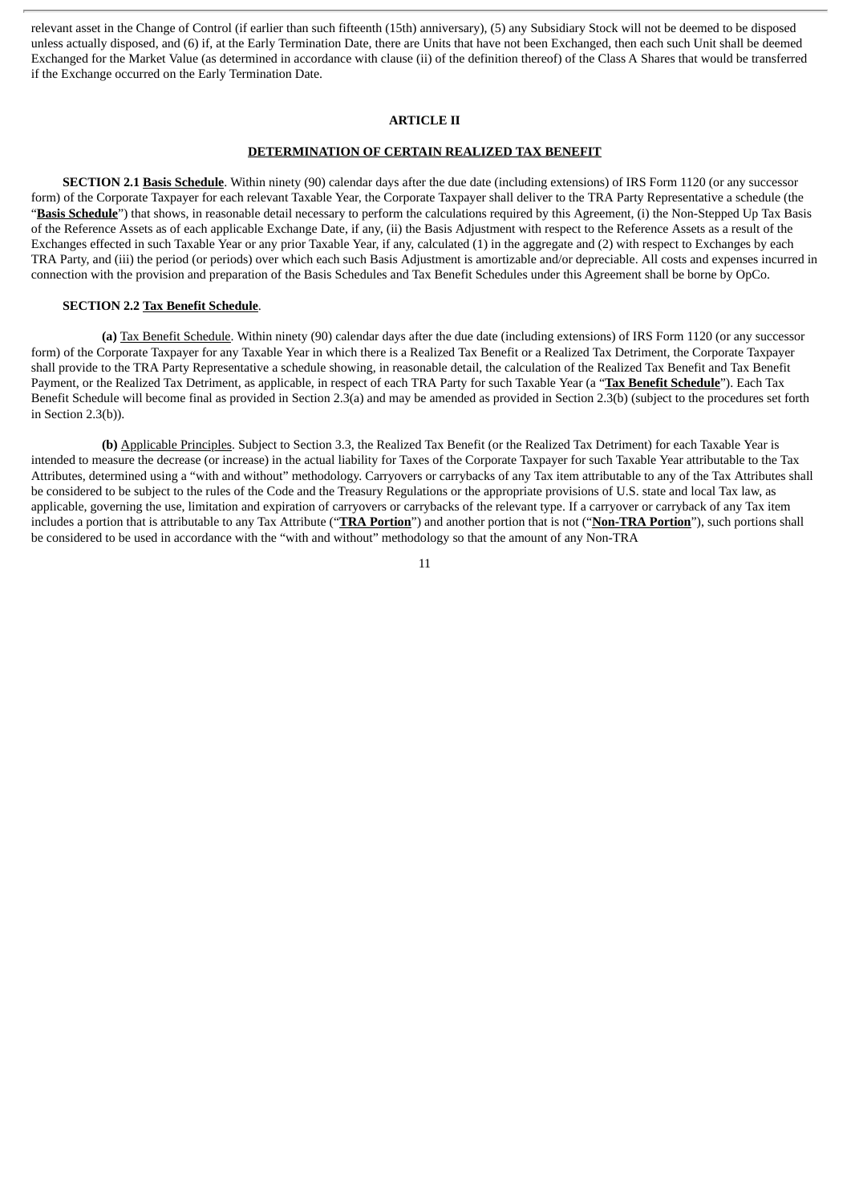relevant asset in the Change of Control (if earlier than such fifteenth (15th) anniversary), (5) any Subsidiary Stock will not be deemed to be disposed unless actually disposed, and (6) if, at the Early Termination Date, there are Units that have not been Exchanged, then each such Unit shall be deemed Exchanged for the Market Value (as determined in accordance with clause (ii) of the definition thereof) of the Class A Shares that would be transferred if the Exchange occurred on the Early Termination Date.

## ARTICLE II

## DETERMINATION OF CERTAIN REALIZED TAX BENEFIT

**SECTION 2.1 Basis Schedule**. Within ninety (90) calendar days after the due date (including extensions) of IRS Form 1120 (or any successor form) of the Corporate Taxpayer for each relevant Taxable Year, the Corporate Taxpayer shall deliver to the TRA Party Representative a schedule (the "**Basis Schedule**") that shows, in reasonable detail necessary to perform the calculations required by this Agreement, (i) the Non-Stepped Up Tax Basis of the Reference Assets as of each applicable Exchange Date, if any, (ii) the Basis Adjustment with respect to the Reference Assets as a result of the Exchanges effected in such Taxable Year or any prior Taxable Year, if any, calculated (1) in the aggregate and (2) with respect to Exchanges by each TRA Party, and (iii) the period (or periods) over which each such Basis Adjustment is amortizable and/or depreciable. All costs and expenses incurred in connection with the provision and preparation of the Basis Schedules and Tax Benefit Schedules under this Agreement shall be borne by OpCo.

**SECTION 2.2 Tax Benefit Schedule**.

**(a)** Tax Benefit Schedule. Within ninety (90) calendar days after the due date (including extensions) of IRS Form 1120 (or any successor form) of the Corporate Taxpayer for any Taxable Year in which there is a Realized Tax Benefit or a Realized Tax Detriment, the Corporate Taxpayer shall provide to the TRA Party Representative a schedule showing, in reasonable detail, the calculation of the Realized Tax Benefit and Tax Benefit Payment, or the Realized Tax Detriment, as applicable, in respect of each TRA Party for such Taxable Year (a "**Tax Benefit Schedule**"). Each Tax Benefit Schedule will become final as provided in Section 2.3(a) and may be amended as provided in Section 2.3(b) (subject to the procedures set forth in Section 2.3(b)).

**(b)** Applicable Principles. Subject to Section 3.3, the Realized Tax Benefit (or the Realized Tax Detriment) for each Taxable Year is intended to measure the decrease (or increase) in the actual liability for Taxes of the Corporate Taxpayer for such Taxable Year attributable to the Tax Attributes, determined using a "with and without" methodology. Carryovers or carrybacks of any Tax item attributable to any of the Tax Attributes shall be considered to be subject to the rules of the Code and the Treasury Regulations or the appropriate provisions of U.S. state and local Tax law, as applicable, governing the use, limitation and expiration of carryovers or carrybacks of the relevant type. If a carryover or carryback of any Tax item includes a portion that is attributable to any Tax Attribute ("**TRA Portion**") and another portion that is not ("**Non-TRA Portion**"), such portions shall be considered to be used in accordance with the "with and without" methodology so that the amount of any Non-TRA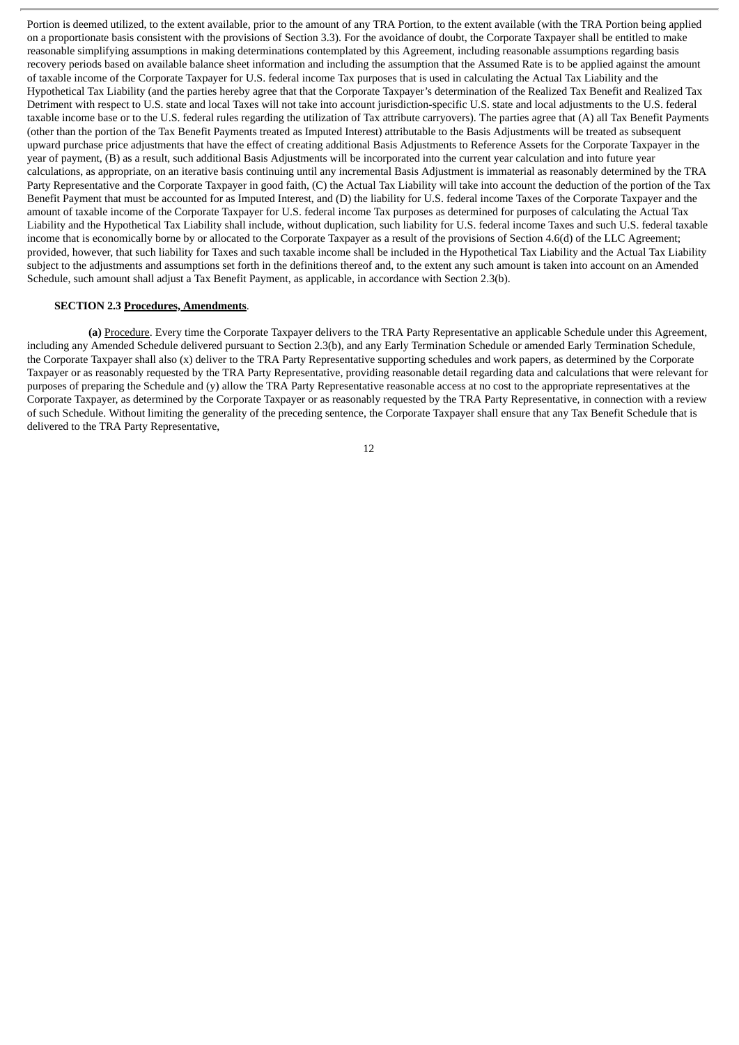Portion is deemed utilized, to the extent available, prior to the amount of any TRA Portion, to the extent available (with the TRA Portion being applied on a proportionate basis consistent with the provisions of Section 3.3). For the avoidance of doubt, the Corporate Taxpayer shall be entitled to make reasonable simplifying assumptions in making determinations contemplated by this Agreement, including reasonable assumptions regarding basis recovery periods based on available balance sheet information and including the assumption that the Assumed Rate is to be applied against the amount of taxable income of the Corporate Taxpayer for U.S. federal income Tax purposes that is used in calculating the Actual Tax Liability and the Hypothetical Tax Liability (and the parties hereby agree that that the Corporate Taxpayer's determination of the Realized Tax Benefit and Realized Tax Detriment with respect to U.S. state and local Taxes will not take into account jurisdiction-specific U.S. state and local adjustments to the U.S. federal taxable income base or to the U.S. federal rules regarding the utilization of Tax attribute carryovers). The parties agree that (A) all Tax Benefit Payments (other than the portion of the Tax Benefit Payments treated as Imputed Interest) attributable to the Basis Adjustments will be treated as subsequent upward purchase price adjustments that have the effect of creating additional Basis Adjustments to Reference Assets for the Corporate Taxpayer in the year of payment, (B) as a result, such additional Basis Adjustments will be incorporated into the current year calculation and into future year calculations, as appropriate, on an iterative basis continuing until any incremental Basis Adjustment is immaterial as reasonably determined by the TRA Party Representative and the Corporate Taxpayer in good faith, (C) the Actual Tax Liability will take into account the deduction of the portion of the Tax Benefit Payment that must be accounted for as Imputed Interest, and (D) the liability for U.S. federal income Taxes of the Corporate Taxpayer and the amount of taxable income of the Corporate Taxpayer for U.S. federal income Tax purposes as determined for purposes of calculating the Actual Tax Liability and the Hypothetical Tax Liability shall include, without duplication, such liability for U.S. federal income Taxes and such U.S. federal taxable income that is economically borne by or allocated to the Corporate Taxpayer as a result of the provisions of Section 4.6(d) of the LLC Agreement; provided, however, that such liability for Taxes and such taxable income shall be included in the Hypothetical Tax Liability and the Actual Tax Liability subject to the adjustments and assumptions set forth in the definitions thereof and, to the extent any such amount is taken into account on an Amended Schedule, such amount shall adjust a Tax Benefit Payment, as applicable, in accordance with Section 2.3(b).

**SECTION 2.3 Procedures, Amendments**.

**(a)** Procedure. Every time the Corporate Taxpayer delivers to the TRA Party Representative an applicable Schedule under this Agreement, including any Amended Schedule delivered pursuant to Section 2.3(b), and any Early Termination Schedule or amended Early Termination Schedule, the Corporate Taxpayer shall also (x) deliver to the TRA Party Representative supporting schedules and work papers, as determined by the Corporate Taxpayer or as reasonably requested by the TRA Party Representative, providing reasonable detail regarding data and calculations that were relevant for purposes of preparing the Schedule and (y) allow the TRA Party Representative reasonable access at no cost to the appropriate representatives at the Corporate Taxpayer, as determined by the Corporate Taxpayer or as reasonably requested by the TRA Party Representative, in connection with a review of such Schedule. Without limiting the generality of the preceding sentence, the Corporate Taxpayer shall ensure that any Tax Benefit Schedule that is delivered to the TRA Party Representative,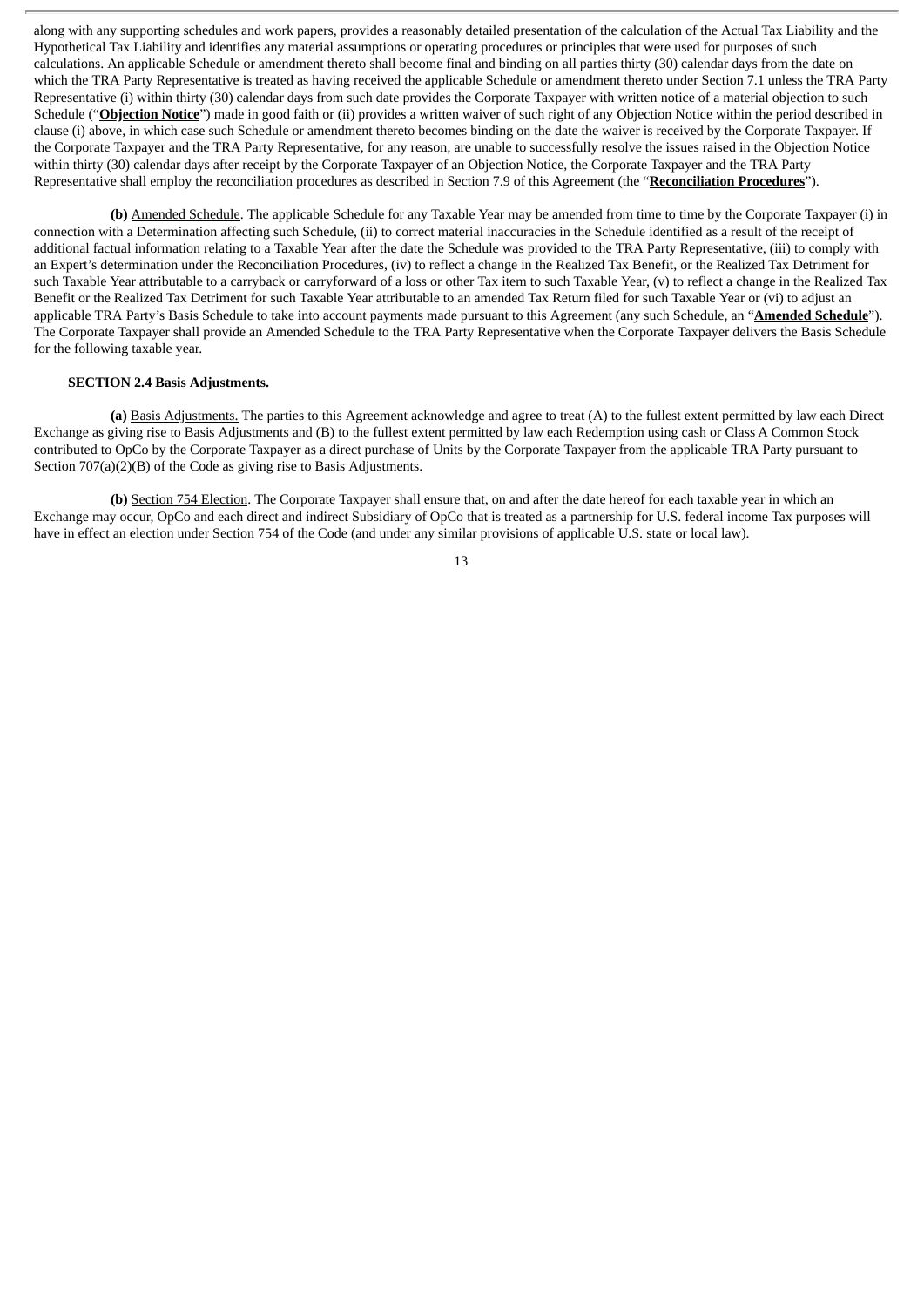along with any supporting schedules and work papers, provides a reasonably detailed presentation of the calculation of the Actual Tax Liability and the Hypothetical Tax Liability and identifies any material assumptions or operating procedures or principles that were used for purposes of such calculations. An applicable Schedule or amendment thereto shall become final and binding on all parties thirty (30) calendar days from the date on which the TRA Party Representative is treated as having received the applicable Schedule or amendment thereto under Section 7.1 unless the TRA Party Representative (i) within thirty (30) calendar days from such date provides the Corporate Taxpayer with written notice of a material objection to such Schedule ("**<u>Objection Notice</u>**") made in good faith or (ii) provides a written waiver of such right of any Objection Notice within the period described in clause (i) above, in which case such Schedule or amendment thereto becomes binding on the date the waiver is received by the Corporate Taxpayer. If the Corporate Taxpayer and the TRA Party Representative, for any reason, are unable to successfully resolve the issues raised in the Objection Notice within thirty (30) calendar days after receipt by the Corporate Taxpayer of an Objection Notice, the Corporate Taxpayer and the TRA Party Representative shall employ the reconciliation procedures as described in Section 7.9 of this Agreement (the "**<u>Reconciliation Procedures</u>**").

**(b)** <u>Amended Schedule</u>. The applicable Schedule for any Taxable Year may be amended from time to time by the Corporate Taxpayer (i) in connection with a Determination affecting such Schedule, (ii) to correct material inaccuracies in the Schedule identified as a result of the receipt of additional factual information relating to a Taxable Year after the date the Schedule was provided to the TRA Party Representative, (iii) to comply with an Expert's determination under the Reconciliation Procedures, (iv) to reflect a change in the Realized Tax Benefit, or the Realized Tax Detriment for such Taxable Year attributable to a carryback or carryforward of a loss or other Tax item to such Taxable Year, (v) to reflect a change in the Realized Tax Benefit or the Realized Tax Detriment for such Taxable Year attributable to an amended Tax Return filed for such Taxable Year or (vi) to adjust an applicable TRA Party's Basis Schedule to take into account payments made pursuant to this Agreement (any such Schedule, an "**<u>Amended Schedule</u>**"). The Corporate Taxpayer shall provide an Amended Schedule to the TRA Party Representative when the Corporate Taxpayer delivers the Basis Schedule for the following taxable year.

**SECTION 2.4 Basis Adjustments.**

**(a)** <u>Basis Adjustments.</u> The parties to this Agreement acknowledge and agree to treat (A) to the fullest extent permitted by law each Direct Exchange as giving rise to Basis Adjustments and (B) to the fullest extent permitted by law each Redemption using cash or Class A Common Stock contributed to OpCo by the Corporate Taxpayer as a direct purchase of Units by the Corporate Taxpayer from the applicable TRA Party pursuant to Section 707(a)(2)(B) of the Code as giving rise to Basis Adjustments.

**(b)** <u>Section 754 Election</u>. The Corporate Taxpayer shall ensure that, on and after the date hereof for each taxable year in which an Exchange may occur, OpCo and each direct and indirect Subsidiary of OpCo that is treated as a partnership for U.S. federal income Tax purposes will have in effect an election under Section 754 of the Code (and under any similar provisions of applicable U.S. state or local law).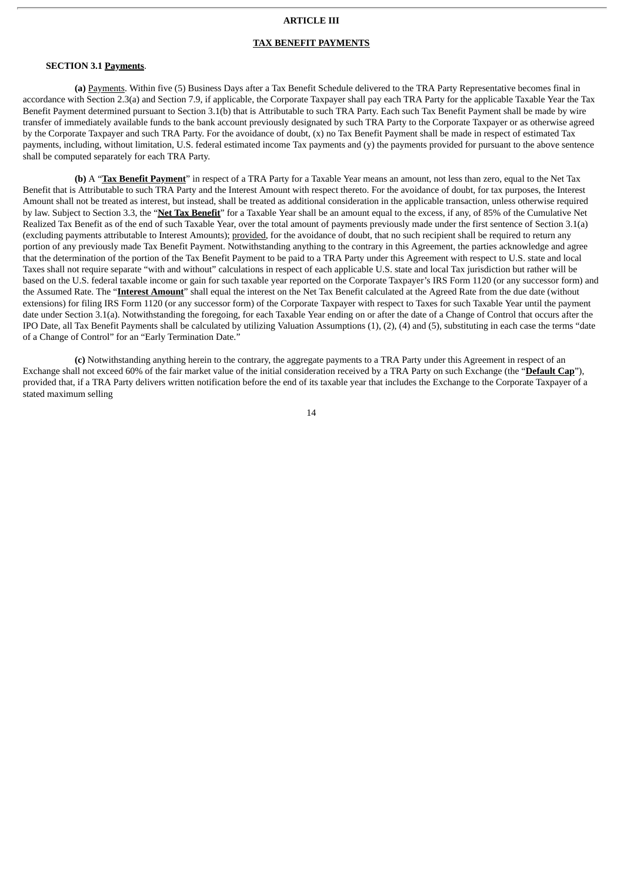## ARTICLE III

## TAX BENEFIT PAYMENTS

**SECTION 3.1 Payments**.

**(a)** Payments. Within five (5) Business Days after a Tax Benefit Schedule delivered to the TRA Party Representative becomes final in accordance with Section 2.3(a) and Section 7.9, if applicable, the Corporate Taxpayer shall pay each TRA Party for the applicable Taxable Year the Tax Benefit Payment determined pursuant to Section 3.1(b) that is Attributable to such TRA Party. Each such Tax Benefit Payment shall be made by wire transfer of immediately available funds to the bank account previously designated by such TRA Party to the Corporate Taxpayer or as otherwise agreed by the Corporate Taxpayer and such TRA Party. For the avoidance of doubt, (x) no Tax Benefit Payment shall be made in respect of estimated Tax payments, including, without limitation, U.S. federal estimated income Tax payments and (y) the payments provided for pursuant to the above sentence shall be computed separately for each TRA Party.

**(b)** A "**Tax Benefit Payment**" in respect of a TRA Party for a Taxable Year means an amount, not less than zero, equal to the Net Tax Benefit that is Attributable to such TRA Party and the Interest Amount with respect thereto. For the avoidance of doubt, for tax purposes, the Interest Amount shall not be treated as interest, but instead, shall be treated as additional consideration in the applicable transaction, unless otherwise required by law. Subject to Section 3.3, the "**Net Tax Benefit**" for a Taxable Year shall be an amount equal to the excess, if any, of 85% of the Cumulative Net Realized Tax Benefit as of the end of such Taxable Year, over the total amount of payments previously made under the first sentence of Section 3.1(a) (excluding payments attributable to Interest Amounts); provided, for the avoidance of doubt, that no such recipient shall be required to return any portion of any previously made Tax Benefit Payment. Notwithstanding anything to the contrary in this Agreement, the parties acknowledge and agree that the determination of the portion of the Tax Benefit Payment to be paid to a TRA Party under this Agreement with respect to U.S. state and local Taxes shall not require separate "with and without" calculations in respect of each applicable U.S. state and local Tax jurisdiction but rather will be based on the U.S. federal taxable income or gain for such taxable year reported on the Corporate Taxpayer's IRS Form 1120 (or any successor form) and the Assumed Rate. The "**Interest Amount**" shall equal the interest on the Net Tax Benefit calculated at the Agreed Rate from the due date (without extensions) for filing IRS Form 1120 (or any successor form) of the Corporate Taxpayer with respect to Taxes for such Taxable Year until the payment date under Section 3.1(a). Notwithstanding the foregoing, for each Taxable Year ending on or after the date of a Change of Control that occurs after the IPO Date, all Tax Benefit Payments shall be calculated by utilizing Valuation Assumptions (1), (2), (4) and (5), substituting in each case the terms "date of a Change of Control" for an "Early Termination Date."

**(c)** Notwithstanding anything herein to the contrary, the aggregate payments to a TRA Party under this Agreement in respect of an Exchange shall not exceed 60% of the fair market value of the initial consideration received by a TRA Party on such Exchange (the "**Default Cap**"), provided that, if a TRA Party delivers written notification before the end of its taxable year that includes the Exchange to the Corporate Taxpayer of a stated maximum selling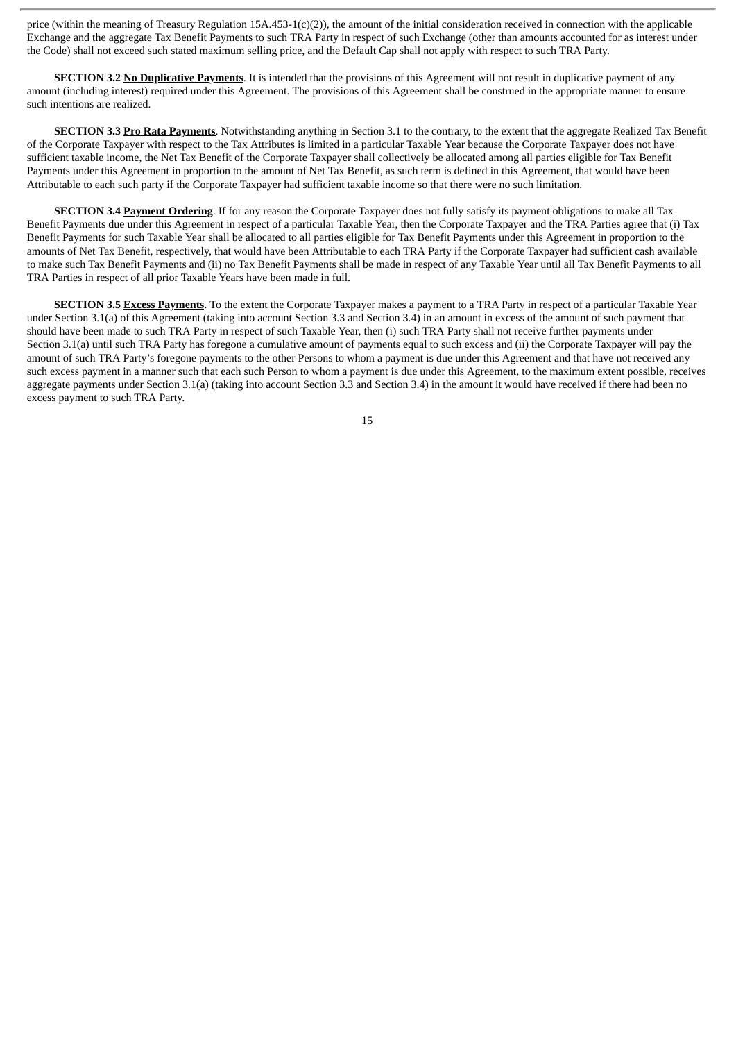price (within the meaning of Treasury Regulation 15A.453-1(c)(2)), the amount of the initial consideration received in connection with the applicable Exchange and the aggregate Tax Benefit Payments to such TRA Party in respect of such Exchange (other than amounts accounted for as interest under the Code) shall not exceed such stated maximum selling price, and the Default Cap shall not apply with respect to such TRA Party.

**SECTION 3.2 No Duplicative Payments**. It is intended that the provisions of this Agreement will not result in duplicative payment of any amount (including interest) required under this Agreement. The provisions of this Agreement shall be construed in the appropriate manner to ensure such intentions are realized.

**SECTION 3.3 Pro Rata Payments**. Notwithstanding anything in Section 3.1 to the contrary, to the extent that the aggregate Realized Tax Benefit of the Corporate Taxpayer with respect to the Tax Attributes is limited in a particular Taxable Year because the Corporate Taxpayer does not have sufficient taxable income, the Net Tax Benefit of the Corporate Taxpayer shall collectively be allocated among all parties eligible for Tax Benefit Payments under this Agreement in proportion to the amount of Net Tax Benefit, as such term is defined in this Agreement, that would have been Attributable to each such party if the Corporate Taxpayer had sufficient taxable income so that there were no such limitation.

**SECTION 3.4 Payment Ordering**. If for any reason the Corporate Taxpayer does not fully satisfy its payment obligations to make all Tax Benefit Payments due under this Agreement in respect of a particular Taxable Year, then the Corporate Taxpayer and the TRA Parties agree that (i) Tax Benefit Payments for such Taxable Year shall be allocated to all parties eligible for Tax Benefit Payments under this Agreement in proportion to the amounts of Net Tax Benefit, respectively, that would have been Attributable to each TRA Party if the Corporate Taxpayer had sufficient cash available to make such Tax Benefit Payments and (ii) no Tax Benefit Payments shall be made in respect of any Taxable Year until all Tax Benefit Payments to all TRA Parties in respect of all prior Taxable Years have been made in full.

**SECTION 3.5 Excess Payments**. To the extent the Corporate Taxpayer makes a payment to a TRA Party in respect of a particular Taxable Year under Section 3.1(a) of this Agreement (taking into account Section 3.3 and Section 3.4) in an amount in excess of the amount of such payment that should have been made to such TRA Party in respect of such Taxable Year, then (i) such TRA Party shall not receive further payments under Section 3.1(a) until such TRA Party has foregone a cumulative amount of payments equal to such excess and (ii) the Corporate Taxpayer will pay the amount of such TRA Party's foregone payments to the other Persons to whom a payment is due under this Agreement and that have not received any such excess payment in a manner such that each such Person to whom a payment is due under this Agreement, to the maximum extent possible, receives aggregate payments under Section 3.1(a) (taking into account Section 3.3 and Section 3.4) in the amount it would have received if there had been no excess payment to such TRA Party.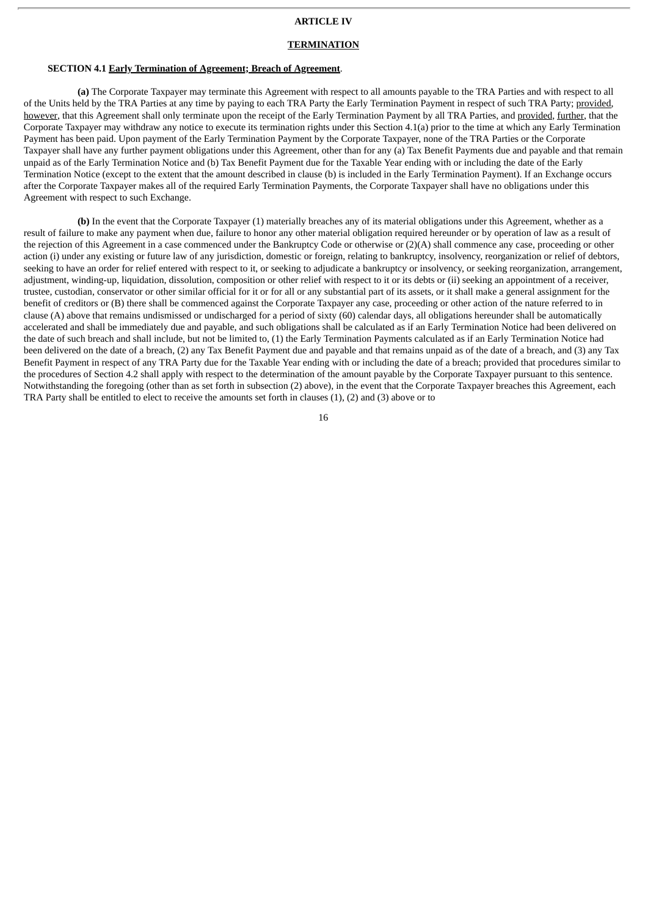# ARTICLE IV

## TERMINATION

**SECTION 4.1 Early Termination of Agreement; Breach of Agreement**.

**(a)** The Corporate Taxpayer may terminate this Agreement with respect to all amounts payable to the TRA Parties and with respect to all of the Units held by the TRA Parties at any time by paying to each TRA Party the Early Termination Payment in respect of such TRA Party; provided, however, that this Agreement shall only terminate upon the receipt of the Early Termination Payment by all TRA Parties, and provided, further, that the Corporate Taxpayer may withdraw any notice to execute its termination rights under this Section 4.1(a) prior to the time at which any Early Termination Payment has been paid. Upon payment of the Early Termination Payment by the Corporate Taxpayer, none of the TRA Parties or the Corporate Taxpayer shall have any further payment obligations under this Agreement, other than for any (a) Tax Benefit Payments due and payable and that remain unpaid as of the Early Termination Notice and (b) Tax Benefit Payment due for the Taxable Year ending with or including the date of the Early Termination Notice (except to the extent that the amount described in clause (b) is included in the Early Termination Payment). If an Exchange occurs after the Corporate Taxpayer makes all of the required Early Termination Payments, the Corporate Taxpayer shall have no obligations under this Agreement with respect to such Exchange.

**(b)** In the event that the Corporate Taxpayer (1) materially breaches any of its material obligations under this Agreement, whether as a result of failure to make any payment when due, failure to honor any other material obligation required hereunder or by operation of law as a result of the rejection of this Agreement in a case commenced under the Bankruptcy Code or otherwise or (2)(A) shall commence any case, proceeding or other action (i) under any existing or future law of any jurisdiction, domestic or foreign, relating to bankruptcy, insolvency, reorganization or relief of debtors, seeking to have an order for relief entered with respect to it, or seeking to adjudicate a bankruptcy or insolvency, or seeking reorganization, arrangement, adjustment, winding-up, liquidation, dissolution, composition or other relief with respect to it or its debts or (ii) seeking an appointment of a receiver, trustee, custodian, conservator or other similar official for it or for all or any substantial part of its assets, or it shall make a general assignment for the benefit of creditors or (B) there shall be commenced against the Corporate Taxpayer any case, proceeding or other action of the nature referred to in clause (A) above that remains undismissed or undischarged for a period of sixty (60) calendar days, all obligations hereunder shall be automatically accelerated and shall be immediately due and payable, and such obligations shall be calculated as if an Early Termination Notice had been delivered on the date of such breach and shall include, but not be limited to, (1) the Early Termination Payments calculated as if an Early Termination Notice had been delivered on the date of a breach, (2) any Tax Benefit Payment due and payable and that remains unpaid as of the date of a breach, and (3) any Tax Benefit Payment in respect of any TRA Party due for the Taxable Year ending with or including the date of a breach; provided that procedures similar to the procedures of Section 4.2 shall apply with respect to the determination of the amount payable by the Corporate Taxpayer pursuant to this sentence. Notwithstanding the foregoing (other than as set forth in subsection (2) above), in the event that the Corporate Taxpayer breaches this Agreement, each TRA Party shall be entitled to elect to receive the amounts set forth in clauses (1), (2) and (3) above or to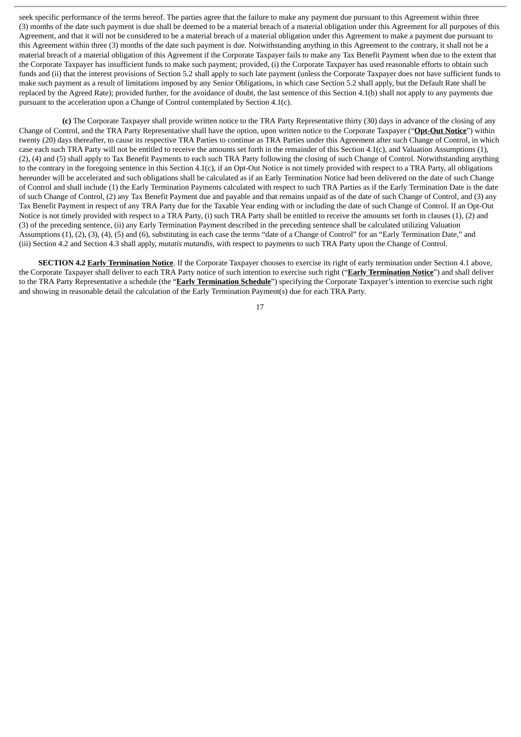seek specific performance of the terms hereof. The parties agree that the failure to make any payment due pursuant to this Agreement within three (3) months of the date such payment is due shall be deemed to be a material breach of a material obligation under this Agreement for all purposes of this Agreement, and that it will not be considered to be a material breach of a material obligation under this Agreement to make a payment due pursuant to this Agreement within three (3) months of the date such payment is due. Notwithstanding anything in this Agreement to the contrary, it shall not be a material breach of a material obligation of this Agreement if the Corporate Taxpayer fails to make any Tax Benefit Payment when due to the extent that the Corporate Taxpayer has insufficient funds to make such payment; provided, (i) the Corporate Taxpayer has used reasonable efforts to obtain such funds and (ii) that the interest provisions of Section 5.2 shall apply to such late payment (unless the Corporate Taxpayer does not have sufficient funds to make such payment as a result of limitations imposed by any Senior Obligations, in which case Section 5.2 shall apply, but the Default Rate shall be replaced by the Agreed Rate); provided further, for the avoidance of doubt, the last sentence of this Section 4.1(b) shall not apply to any payments due pursuant to the acceleration upon a Change of Control contemplated by Section 4.1(c).

**(c)** The Corporate Taxpayer shall provide written notice to the TRA Party Representative thirty (30) days in advance of the closing of any Change of Control, and the TRA Party Representative shall have the option, upon written notice to the Corporate Taxpayer ("**Opt-Out Notice**") within twenty (20) days thereafter, to cause its respective TRA Parties to continue as TRA Parties under this Agreement after such Change of Control, in which case each such TRA Party will not be entitled to receive the amounts set forth in the remainder of this Section 4.1(c), and Valuation Assumptions (1), (2), (4) and (5) shall apply to Tax Benefit Payments to each such TRA Party following the closing of such Change of Control. Notwithstanding anything to the contrary in the foregoing sentence in this Section 4.1(c), if an Opt-Out Notice is not timely provided with respect to a TRA Party, all obligations hereunder will be accelerated and such obligations shall be calculated as if an Early Termination Notice had been delivered on the date of such Change of Control and shall include (1) the Early Termination Payments calculated with respect to such TRA Parties as if the Early Termination Date is the date of such Change of Control, (2) any Tax Benefit Payment due and payable and that remains unpaid as of the date of such Change of Control, and (3) any Tax Benefit Payment in respect of any TRA Party due for the Taxable Year ending with or including the date of such Change of Control. If an Opt-Out Notice is not timely provided with respect to a TRA Party, (i) such TRA Party shall be entitled to receive the amounts set forth in clauses (1), (2) and (3) of the preceding sentence, (ii) any Early Termination Payment described in the preceding sentence shall be calculated utilizing Valuation Assumptions (1), (2), (3), (4), (5) and (6), substituting in each case the terms "date of a Change of Control" for an "Early Termination Date," and (iii) Section 4.2 and Section 4.3 shall apply, *mutatis mutandis*, with respect to payments to such TRA Party upon the Change of Control.

**SECTION 4.2 Early Termination Notice**. If the Corporate Taxpayer chooses to exercise its right of early termination under Section 4.1 above, the Corporate Taxpayer shall deliver to each TRA Party notice of such intention to exercise such right ("**Early Termination Notice**") and shall deliver to the TRA Party Representative a schedule (the "**Early Termination Schedule**") specifying the Corporate Taxpayer's intention to exercise such right and showing in reasonable detail the calculation of the Early Termination Payment(s) due for each TRA Party.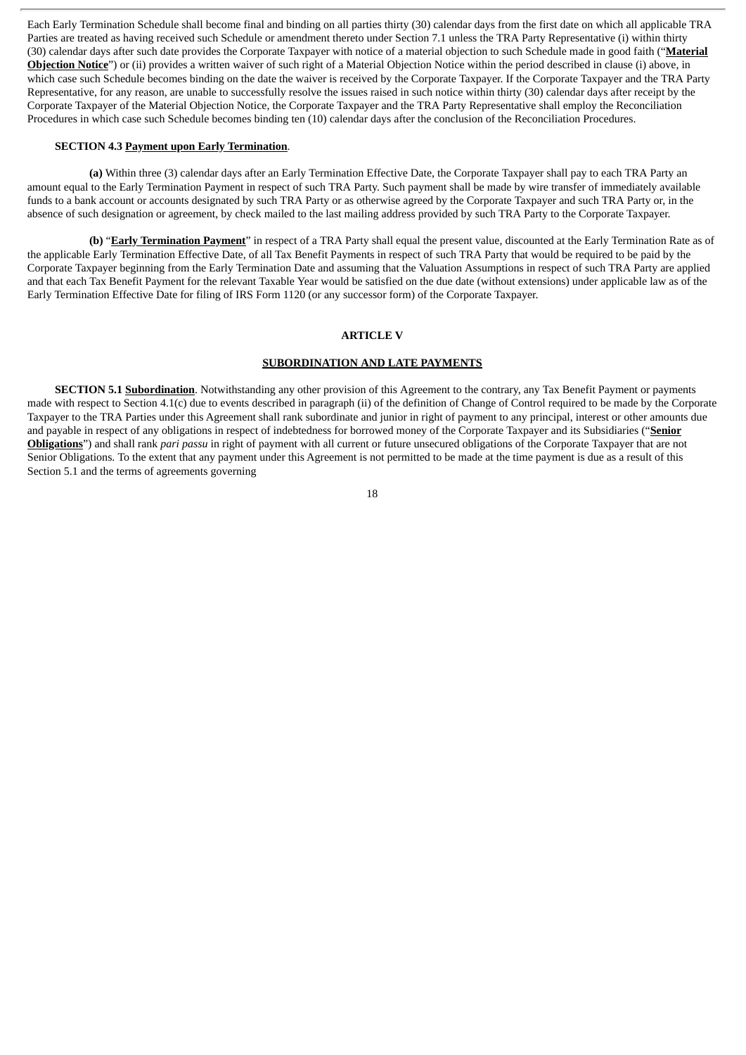Each Early Termination Schedule shall become final and binding on all parties thirty (30) calendar days from the first date on which all applicable TRA Parties are treated as having received such Schedule or amendment thereto under Section 7.1 unless the TRA Party Representative (i) within thirty (30) calendar days after such date provides the Corporate Taxpayer with notice of a material objection to such Schedule made in good faith ("**Material Objection Notice**") or (ii) provides a written waiver of such right of a Material Objection Notice within the period described in clause (i) above, in which case such Schedule becomes binding on the date the waiver is received by the Corporate Taxpayer. If the Corporate Taxpayer and the TRA Party Representative, for any reason, are unable to successfully resolve the issues raised in such notice within thirty (30) calendar days after receipt by the Corporate Taxpayer of the Material Objection Notice, the Corporate Taxpayer and the TRA Party Representative shall employ the Reconciliation Procedures in which case such Schedule becomes binding ten (10) calendar days after the conclusion of the Reconciliation Procedures.

**SECTION 4.3 Payment upon Early Termination**.

**(a)** Within three (3) calendar days after an Early Termination Effective Date, the Corporate Taxpayer shall pay to each TRA Party an amount equal to the Early Termination Payment in respect of such TRA Party. Such payment shall be made by wire transfer of immediately available funds to a bank account or accounts designated by such TRA Party or as otherwise agreed by the Corporate Taxpayer and such TRA Party or, in the absence of such designation or agreement, by check mailed to the last mailing address provided by such TRA Party to the Corporate Taxpayer.

**(b)** "**Early Termination Payment**" in respect of a TRA Party shall equal the present value, discounted at the Early Termination Rate as of the applicable Early Termination Effective Date, of all Tax Benefit Payments in respect of such TRA Party that would be required to be paid by the Corporate Taxpayer beginning from the Early Termination Date and assuming that the Valuation Assumptions in respect of such TRA Party are applied and that each Tax Benefit Payment for the relevant Taxable Year would be satisfied on the due date (without extensions) under applicable law as of the Early Termination Effective Date for filing of IRS Form 1120 (or any successor form) of the Corporate Taxpayer.

## ARTICLE V

## SUBORDINATION AND LATE PAYMENTS

**SECTION 5.1 Subordination**. Notwithstanding any other provision of this Agreement to the contrary, any Tax Benefit Payment or payments made with respect to Section 4.1(c) due to events described in paragraph (ii) of the definition of Change of Control required to be made by the Corporate Taxpayer to the TRA Parties under this Agreement shall rank subordinate and junior in right of payment to any principal, interest or other amounts due and payable in respect of any obligations in respect of indebtedness for borrowed money of the Corporate Taxpayer and its Subsidiaries ("**Senior Obligations**") and shall rank *pari passu* in right of payment with all current or future unsecured obligations of the Corporate Taxpayer that are not Senior Obligations. To the extent that any payment under this Agreement is not permitted to be made at the time payment is due as a result of this Section 5.1 and the terms of agreements governing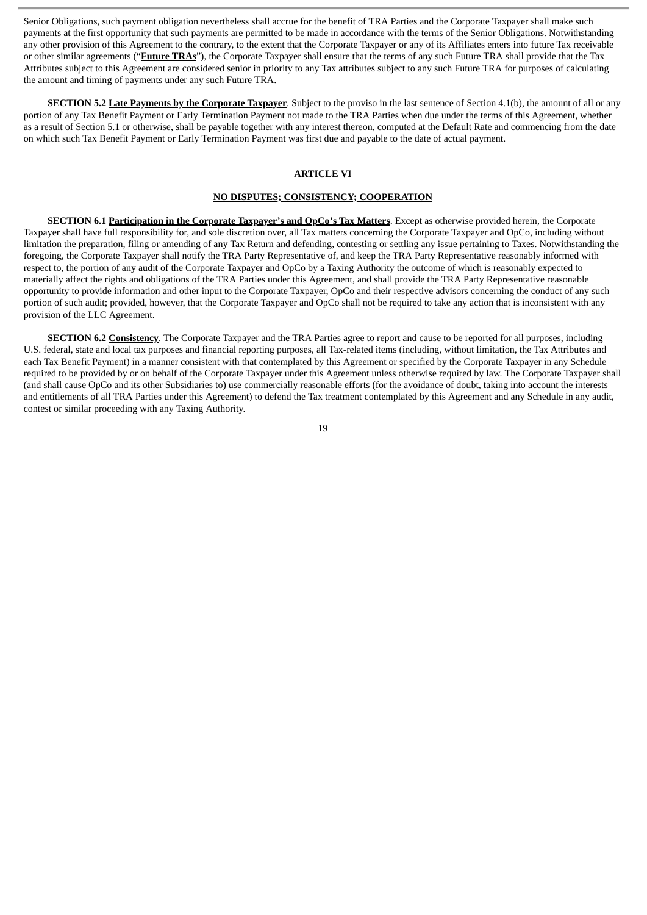Senior Obligations, such payment obligation nevertheless shall accrue for the benefit of TRA Parties and the Corporate Taxpayer shall make such payments at the first opportunity that such payments are permitted to be made in accordance with the terms of the Senior Obligations. Notwithstanding any other provision of this Agreement to the contrary, to the extent that the Corporate Taxpayer or any of its Affiliates enters into future Tax receivable or other similar agreements ("**Future TRAs**"), the Corporate Taxpayer shall ensure that the terms of any such Future TRA shall provide that the Tax Attributes subject to this Agreement are considered senior in priority to any Tax attributes subject to any such Future TRA for purposes of calculating the amount and timing of payments under any such Future TRA.

**SECTION 5.2 Late Payments by the Corporate Taxpayer**. Subject to the proviso in the last sentence of Section 4.1(b), the amount of all or any portion of any Tax Benefit Payment or Early Termination Payment not made to the TRA Parties when due under the terms of this Agreement, whether as a result of Section 5.1 or otherwise, shall be payable together with any interest thereon, computed at the Default Rate and commencing from the date on which such Tax Benefit Payment or Early Termination Payment was first due and payable to the date of actual payment.

## ARTICLE VI

## NO DISPUTES; CONSISTENCY; COOPERATION

**SECTION 6.1 Participation in the Corporate Taxpayer's and OpCo's Tax Matters**. Except as otherwise provided herein, the Corporate Taxpayer shall have full responsibility for, and sole discretion over, all Tax matters concerning the Corporate Taxpayer and OpCo, including without limitation the preparation, filing or amending of any Tax Return and defending, contesting or settling any issue pertaining to Taxes. Notwithstanding the foregoing, the Corporate Taxpayer shall notify the TRA Party Representative of, and keep the TRA Party Representative reasonably informed with respect to, the portion of any audit of the Corporate Taxpayer and OpCo by a Taxing Authority the outcome of which is reasonably expected to materially affect the rights and obligations of the TRA Parties under this Agreement, and shall provide the TRA Party Representative reasonable opportunity to provide information and other input to the Corporate Taxpayer, OpCo and their respective advisors concerning the conduct of any such portion of such audit; provided, however, that the Corporate Taxpayer and OpCo shall not be required to take any action that is inconsistent with any provision of the LLC Agreement.

**SECTION 6.2 Consistency**. The Corporate Taxpayer and the TRA Parties agree to report and cause to be reported for all purposes, including U.S. federal, state and local tax purposes and financial reporting purposes, all Tax-related items (including, without limitation, the Tax Attributes and each Tax Benefit Payment) in a manner consistent with that contemplated by this Agreement or specified by the Corporate Taxpayer in any Schedule required to be provided by or on behalf of the Corporate Taxpayer under this Agreement unless otherwise required by law. The Corporate Taxpayer shall (and shall cause OpCo and its other Subsidiaries to) use commercially reasonable efforts (for the avoidance of doubt, taking into account the interests and entitlements of all TRA Parties under this Agreement) to defend the Tax treatment contemplated by this Agreement and any Schedule in any audit, contest or similar proceeding with any Taxing Authority.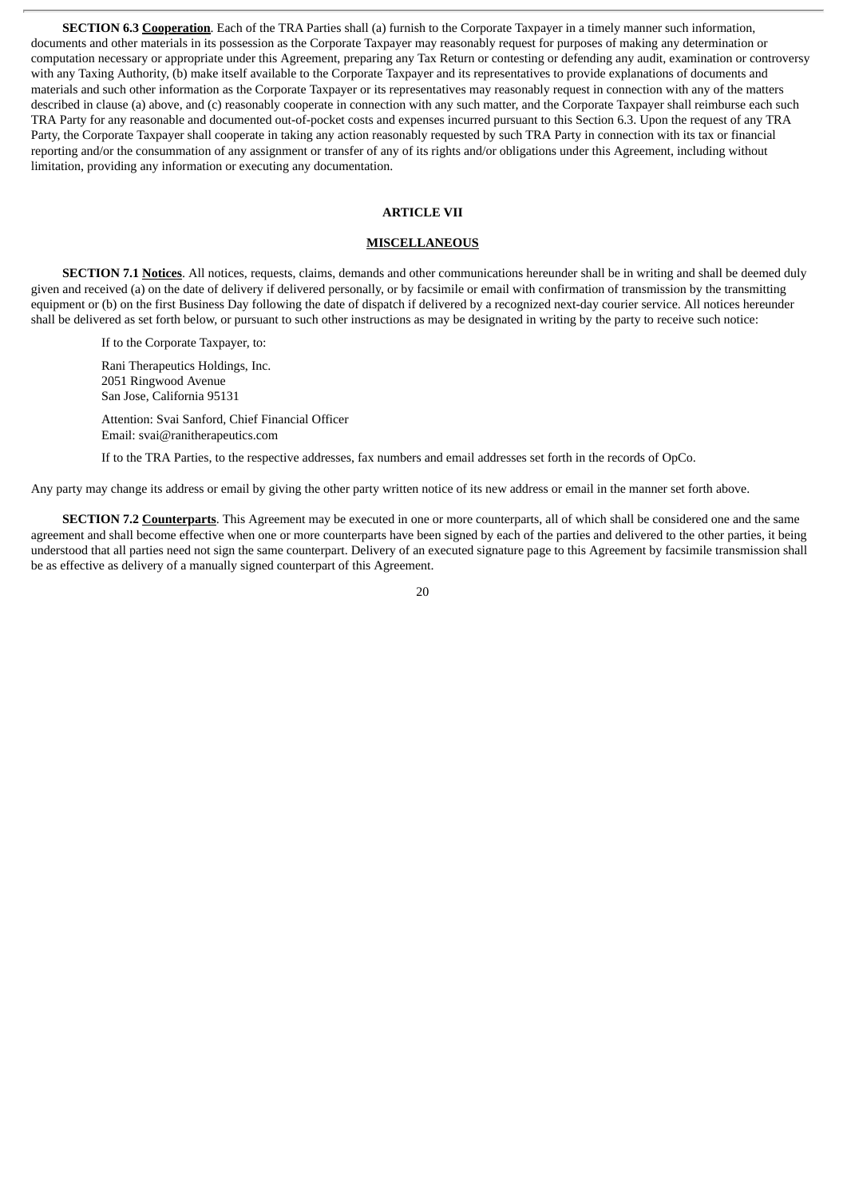**SECTION 6.3 <u>Cooperation</u>**. Each of the TRA Parties shall (a) furnish to the Corporate Taxpayer in a timely manner such information, documents and other materials in its possession as the Corporate Taxpayer may reasonably request for purposes of making any determination or computation necessary or appropriate under this Agreement, preparing any Tax Return or contesting or defending any audit, examination or controversy with any Taxing Authority, (b) make itself available to the Corporate Taxpayer and its representatives to provide explanations of documents and materials and such other information as the Corporate Taxpayer or its representatives may reasonably request in connection with any of the matters described in clause (a) above, and (c) reasonably cooperate in connection with any such matter, and the Corporate Taxpayer shall reimburse each such TRA Party for any reasonable and documented out-of-pocket costs and expenses incurred pursuant to this Section 6.3. Upon the request of any TRA Party, the Corporate Taxpayer shall cooperate in taking any action reasonably requested by such TRA Party in connection with its tax or financial reporting and/or the consummation of any assignment or transfer of any of its rights and/or obligations under this Agreement, including without limitation, providing any information or executing any documentation.

## ARTICLE VII

## <u>MISCELLANEOUS</u>

**SECTION 7.1 <u>Notices</u>**. All notices, requests, claims, demands and other communications hereunder shall be in writing and shall be deemed duly given and received (a) on the date of delivery if delivered personally, or by facsimile or email with confirmation of transmission by the transmitting equipment or (b) on the first Business Day following the date of dispatch if delivered by a recognized next-day courier service. All notices hereunder shall be delivered as set forth below, or pursuant to such other instructions as may be designated in writing by the party to receive such notice:

If to the Corporate Taxpayer, to:

Rani Therapeutics Holdings, Inc.
2051 Ringwood Avenue
San Jose, California 95131

Attention: Svai Sanford, Chief Financial Officer
Email: svai@ranitherapeutics.com

If to the TRA Parties, to the respective addresses, fax numbers and email addresses set forth in the records of OpCo.

Any party may change its address or email by giving the other party written notice of its new address or email in the manner set forth above.

**SECTION 7.2 <u>Counterparts</u>**. This Agreement may be executed in one or more counterparts, all of which shall be considered one and the same agreement and shall become effective when one or more counterparts have been signed by each of the parties and delivered to the other parties, it being understood that all parties need not sign the same counterpart. Delivery of an executed signature page to this Agreement by facsimile transmission shall be as effective as delivery of a manually signed counterpart of this Agreement.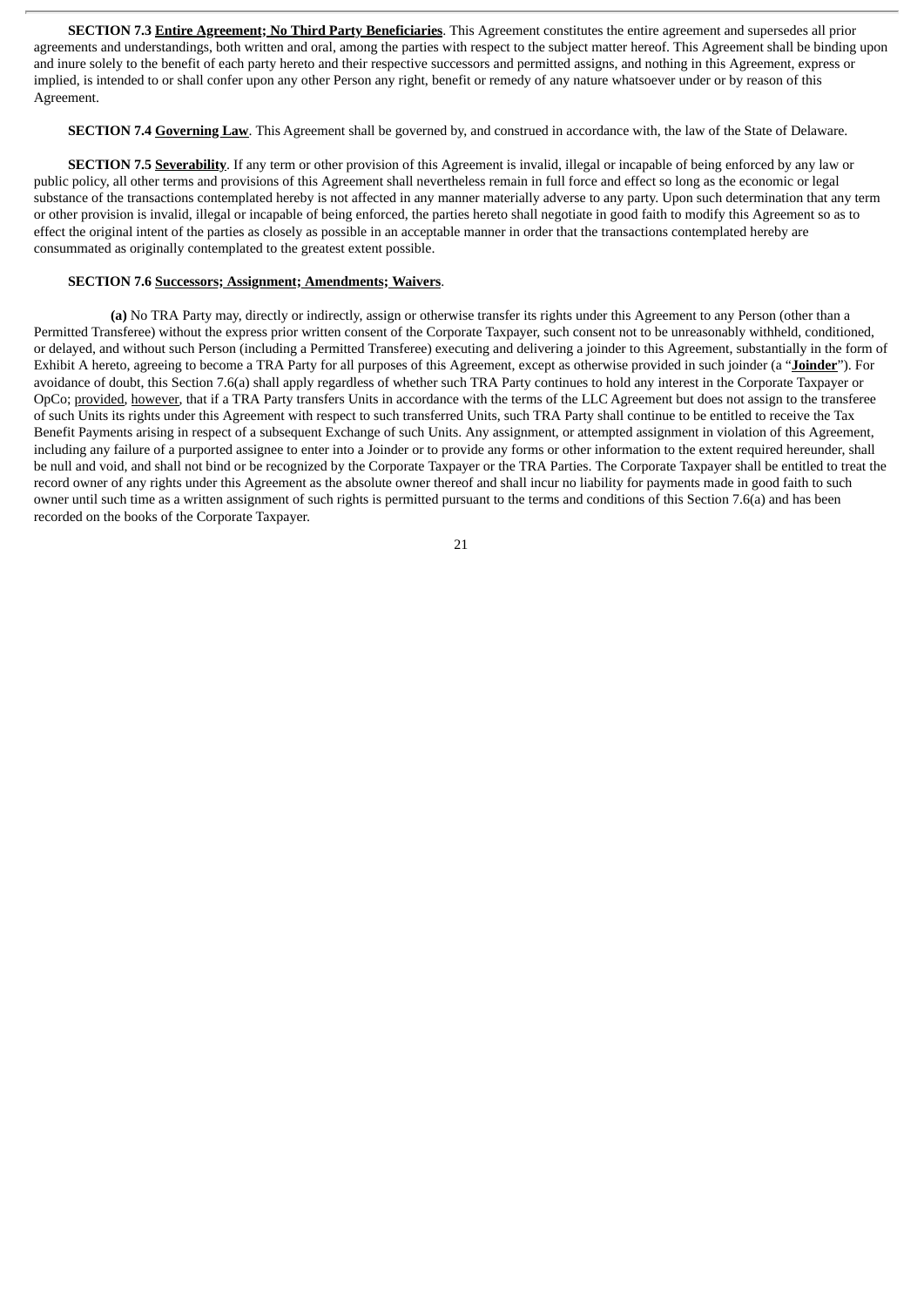**SECTION 7.3 Entire Agreement; No Third Party Beneficiaries**. This Agreement constitutes the entire agreement and supersedes all prior agreements and understandings, both written and oral, among the parties with respect to the subject matter hereof. This Agreement shall be binding upon and inure solely to the benefit of each party hereto and their respective successors and permitted assigns, and nothing in this Agreement, express or implied, is intended to or shall confer upon any other Person any right, benefit or remedy of any nature whatsoever under or by reason of this Agreement.

**SECTION 7.4 Governing Law**. This Agreement shall be governed by, and construed in accordance with, the law of the State of Delaware.

**SECTION 7.5 Severability**. If any term or other provision of this Agreement is invalid, illegal or incapable of being enforced by any law or public policy, all other terms and provisions of this Agreement shall nevertheless remain in full force and effect so long as the economic or legal substance of the transactions contemplated hereby is not affected in any manner materially adverse to any party. Upon such determination that any term or other provision is invalid, illegal or incapable of being enforced, the parties hereto shall negotiate in good faith to modify this Agreement so as to effect the original intent of the parties as closely as possible in an acceptable manner in order that the transactions contemplated hereby are consummated as originally contemplated to the greatest extent possible.

**SECTION 7.6 Successors; Assignment; Amendments; Waivers**.

**(a)** No TRA Party may, directly or indirectly, assign or otherwise transfer its rights under this Agreement to any Person (other than a Permitted Transferee) without the express prior written consent of the Corporate Taxpayer, such consent not to be unreasonably withheld, conditioned, or delayed, and without such Person (including a Permitted Transferee) executing and delivering a joinder to this Agreement, substantially in the form of Exhibit A hereto, agreeing to become a TRA Party for all purposes of this Agreement, except as otherwise provided in such joinder (a "**Joinder**"). For avoidance of doubt, this Section 7.6(a) shall apply regardless of whether such TRA Party continues to hold any interest in the Corporate Taxpayer or OpCo; provided, however, that if a TRA Party transfers Units in accordance with the terms of the LLC Agreement but does not assign to the transferee of such Units its rights under this Agreement with respect to such transferred Units, such TRA Party shall continue to be entitled to receive the Tax Benefit Payments arising in respect of a subsequent Exchange of such Units. Any assignment, or attempted assignment in violation of this Agreement, including any failure of a purported assignee to enter into a Joinder or to provide any forms or other information to the extent required hereunder, shall be null and void, and shall not bind or be recognized by the Corporate Taxpayer or the TRA Parties. The Corporate Taxpayer shall be entitled to treat the record owner of any rights under this Agreement as the absolute owner thereof and shall incur no liability for payments made in good faith to such owner until such time as a written assignment of such rights is permitted pursuant to the terms and conditions of this Section 7.6(a) and has been recorded on the books of the Corporate Taxpayer.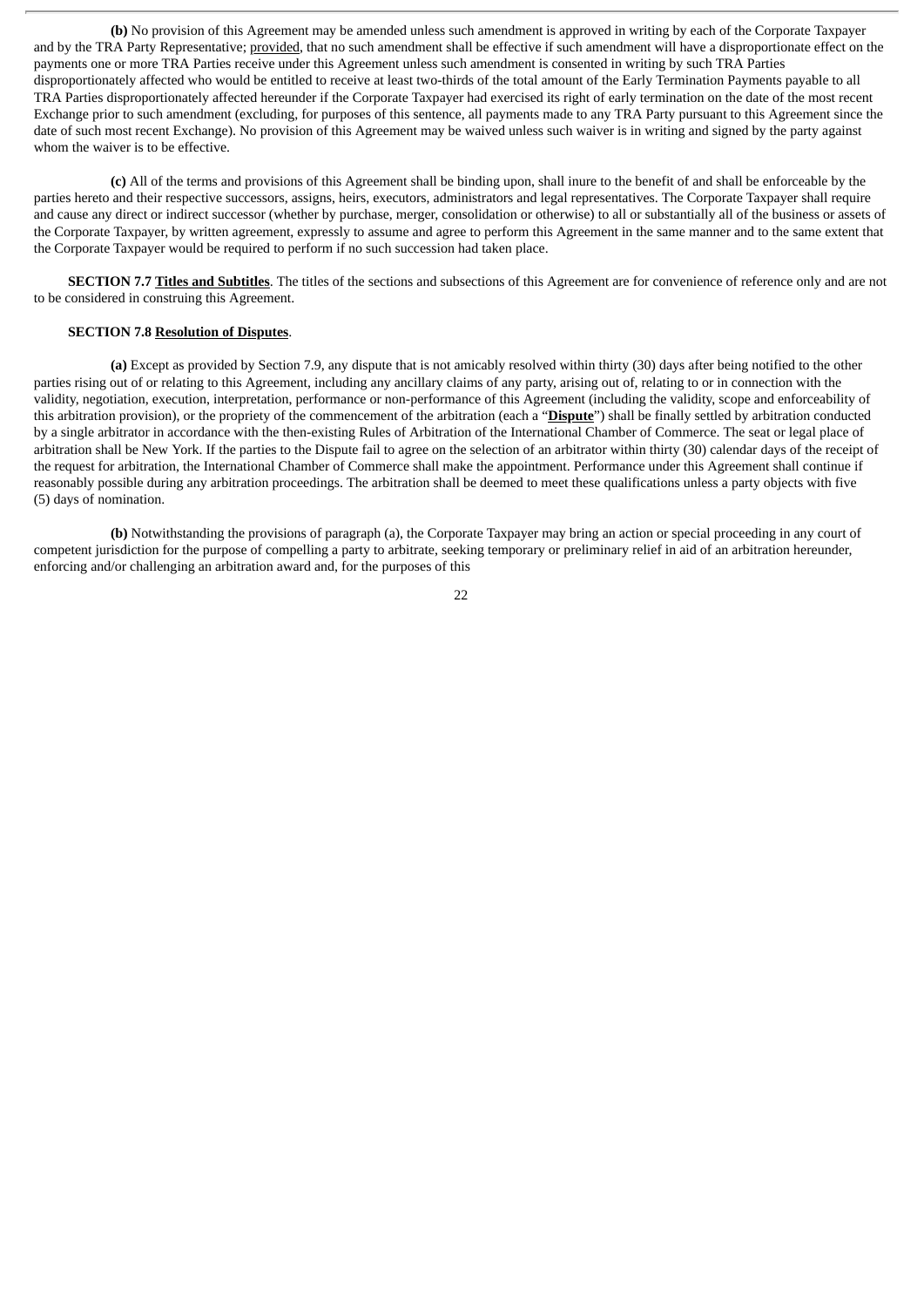**(b)** No provision of this Agreement may be amended unless such amendment is approved in writing by each of the Corporate Taxpayer and by the TRA Party Representative; provided, that no such amendment shall be effective if such amendment will have a disproportionate effect on the payments one or more TRA Parties receive under this Agreement unless such amendment is consented in writing by such TRA Parties disproportionately affected who would be entitled to receive at least two-thirds of the total amount of the Early Termination Payments payable to all TRA Parties disproportionately affected hereunder if the Corporate Taxpayer had exercised its right of early termination on the date of the most recent Exchange prior to such amendment (excluding, for purposes of this sentence, all payments made to any TRA Party pursuant to this Agreement since the date of such most recent Exchange). No provision of this Agreement may be waived unless such waiver is in writing and signed by the party against whom the waiver is to be effective.

**(c)** All of the terms and provisions of this Agreement shall be binding upon, shall inure to the benefit of and shall be enforceable by the parties hereto and their respective successors, assigns, heirs, executors, administrators and legal representatives. The Corporate Taxpayer shall require and cause any direct or indirect successor (whether by purchase, merger, consolidation or otherwise) to all or substantially all of the business or assets of the Corporate Taxpayer, by written agreement, expressly to assume and agree to perform this Agreement in the same manner and to the same extent that the Corporate Taxpayer would be required to perform if no such succession had taken place.

**SECTION 7.7 Titles and Subtitles**. The titles of the sections and subsections of this Agreement are for convenience of reference only and are not to be considered in construing this Agreement.

**SECTION 7.8 Resolution of Disputes**.

**(a)** Except as provided by Section 7.9, any dispute that is not amicably resolved within thirty (30) days after being notified to the other parties rising out of or relating to this Agreement, including any ancillary claims of any party, arising out of, relating to or in connection with the validity, negotiation, execution, interpretation, performance or non-performance of this Agreement (including the validity, scope and enforceability of this arbitration provision), or the propriety of the commencement of the arbitration (each a "**Dispute**") shall be finally settled by arbitration conducted by a single arbitrator in accordance with the then-existing Rules of Arbitration of the International Chamber of Commerce. The seat or legal place of arbitration shall be New York. If the parties to the Dispute fail to agree on the selection of an arbitrator within thirty (30) calendar days of the receipt of the request for arbitration, the International Chamber of Commerce shall make the appointment. Performance under this Agreement shall continue if reasonably possible during any arbitration proceedings. The arbitration shall be deemed to meet these qualifications unless a party objects with five (5) days of nomination.

**(b)** Notwithstanding the provisions of paragraph (a), the Corporate Taxpayer may bring an action or special proceeding in any court of competent jurisdiction for the purpose of compelling a party to arbitrate, seeking temporary or preliminary relief in aid of an arbitration hereunder, enforcing and/or challenging an arbitration award and, for the purposes of this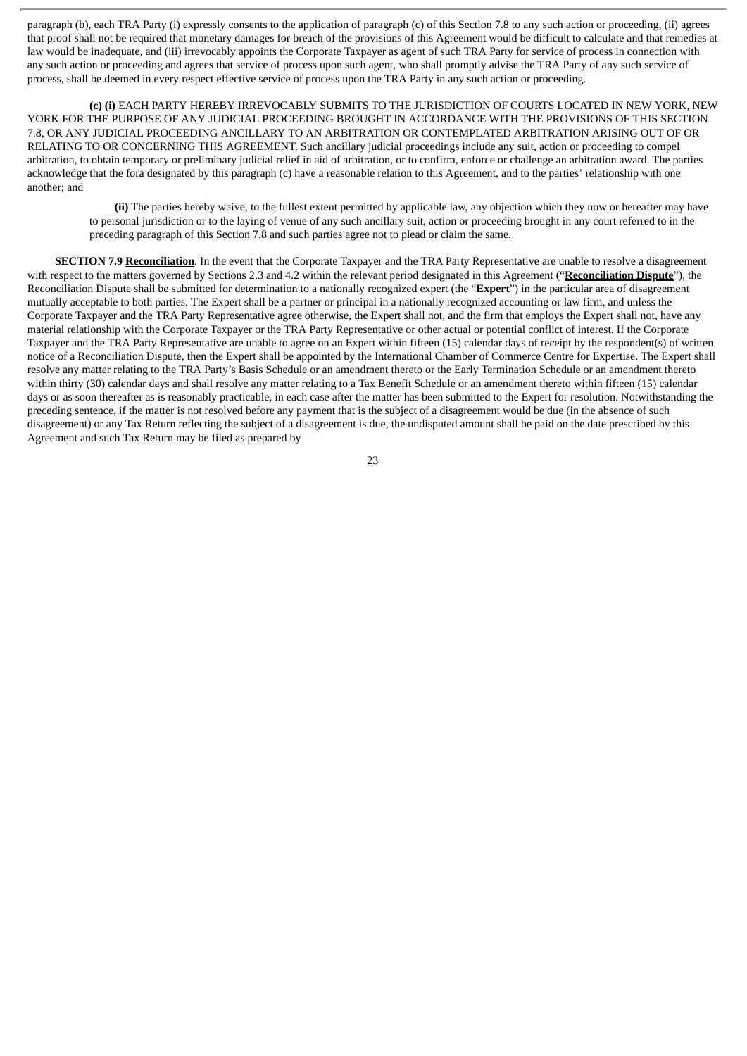paragraph (b), each TRA Party (i) expressly consents to the application of paragraph (c) of this Section 7.8 to any such action or proceeding, (ii) agrees that proof shall not be required that monetary damages for breach of the provisions of this Agreement would be difficult to calculate and that remedies at law would be inadequate, and (iii) irrevocably appoints the Corporate Taxpayer as agent of such TRA Party for service of process in connection with any such action or proceeding and agrees that service of process upon such agent, who shall promptly advise the TRA Party of any such service of process, shall be deemed in every respect effective service of process upon the TRA Party in any such action or proceeding.

**(c) (i)** EACH PARTY HEREBY IRREVOCABLY SUBMITS TO THE JURISDICTION OF COURTS LOCATED IN NEW YORK, NEW YORK FOR THE PURPOSE OF ANY JUDICIAL PROCEEDING BROUGHT IN ACCORDANCE WITH THE PROVISIONS OF THIS SECTION 7.8, OR ANY JUDICIAL PROCEEDING ANCILLARY TO AN ARBITRATION OR CONTEMPLATED ARBITRATION ARISING OUT OF OR RELATING TO OR CONCERNING THIS AGREEMENT. Such ancillary judicial proceedings include any suit, action or proceeding to compel arbitration, to obtain temporary or preliminary judicial relief in aid of arbitration, or to confirm, enforce or challenge an arbitration award. The parties acknowledge that the fora designated by this paragraph (c) have a reasonable relation to this Agreement, and to the parties' relationship with one another; and

**(ii)** The parties hereby waive, to the fullest extent permitted by applicable law, any objection which they now or hereafter may have to personal jurisdiction or to the laying of venue of any such ancillary suit, action or proceeding brought in any court referred to in the preceding paragraph of this Section 7.8 and such parties agree not to plead or claim the same.

**SECTION 7.9 Reconciliation**. In the event that the Corporate Taxpayer and the TRA Party Representative are unable to resolve a disagreement with respect to the matters governed by Sections 2.3 and 4.2 within the relevant period designated in this Agreement ("**Reconciliation Dispute**"), the Reconciliation Dispute shall be submitted for determination to a nationally recognized expert (the "**Expert**") in the particular area of disagreement mutually acceptable to both parties. The Expert shall be a partner or principal in a nationally recognized accounting or law firm, and unless the Corporate Taxpayer and the TRA Party Representative agree otherwise, the Expert shall not, and the firm that employs the Expert shall not, have any material relationship with the Corporate Taxpayer or the TRA Party Representative or other actual or potential conflict of interest. If the Corporate Taxpayer and the TRA Party Representative are unable to agree on an Expert within fifteen (15) calendar days of receipt by the respondent(s) of written notice of a Reconciliation Dispute, then the Expert shall be appointed by the International Chamber of Commerce Centre for Expertise. The Expert shall resolve any matter relating to the TRA Party's Basis Schedule or an amendment thereto or the Early Termination Schedule or an amendment thereto within thirty (30) calendar days and shall resolve any matter relating to a Tax Benefit Schedule or an amendment thereto within fifteen (15) calendar days or as soon thereafter as is reasonably practicable, in each case after the matter has been submitted to the Expert for resolution. Notwithstanding the preceding sentence, if the matter is not resolved before any payment that is the subject of a disagreement would be due (in the absence of such disagreement) or any Tax Return reflecting the subject of a disagreement is due, the undisputed amount shall be paid on the date prescribed by this Agreement and such Tax Return may be filed as prepared by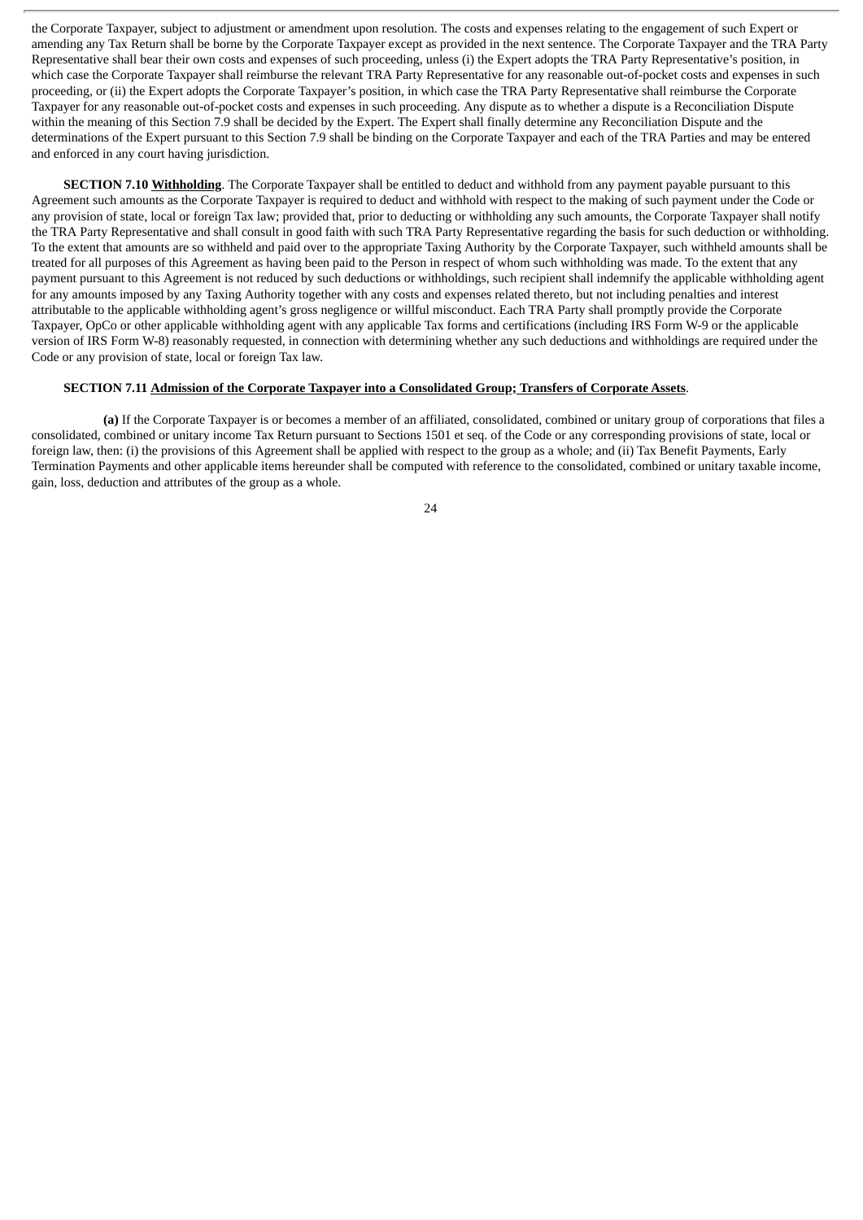the Corporate Taxpayer, subject to adjustment or amendment upon resolution. The costs and expenses relating to the engagement of such Expert or amending any Tax Return shall be borne by the Corporate Taxpayer except as provided in the next sentence. The Corporate Taxpayer and the TRA Party Representative shall bear their own costs and expenses of such proceeding, unless (i) the Expert adopts the TRA Party Representative's position, in which case the Corporate Taxpayer shall reimburse the relevant TRA Party Representative for any reasonable out-of-pocket costs and expenses in such proceeding, or (ii) the Expert adopts the Corporate Taxpayer's position, in which case the TRA Party Representative shall reimburse the Corporate Taxpayer for any reasonable out-of-pocket costs and expenses in such proceeding. Any dispute as to whether a dispute is a Reconciliation Dispute within the meaning of this Section 7.9 shall be decided by the Expert. The Expert shall finally determine any Reconciliation Dispute and the determinations of the Expert pursuant to this Section 7.9 shall be binding on the Corporate Taxpayer and each of the TRA Parties and may be entered and enforced in any court having jurisdiction.

**SECTION 7.10 Withholding**. The Corporate Taxpayer shall be entitled to deduct and withhold from any payment payable pursuant to this Agreement such amounts as the Corporate Taxpayer is required to deduct and withhold with respect to the making of such payment under the Code or any provision of state, local or foreign Tax law; provided that, prior to deducting or withholding any such amounts, the Corporate Taxpayer shall notify the TRA Party Representative and shall consult in good faith with such TRA Party Representative regarding the basis for such deduction or withholding. To the extent that amounts are so withheld and paid over to the appropriate Taxing Authority by the Corporate Taxpayer, such withheld amounts shall be treated for all purposes of this Agreement as having been paid to the Person in respect of whom such withholding was made. To the extent that any payment pursuant to this Agreement is not reduced by such deductions or withholdings, such recipient shall indemnify the applicable withholding agent for any amounts imposed by any Taxing Authority together with any costs and expenses related thereto, but not including penalties and interest attributable to the applicable withholding agent's gross negligence or willful misconduct. Each TRA Party shall promptly provide the Corporate Taxpayer, OpCo or other applicable withholding agent with any applicable Tax forms and certifications (including IRS Form W-9 or the applicable version of IRS Form W-8) reasonably requested, in connection with determining whether any such deductions and withholdings are required under the Code or any provision of state, local or foreign Tax law.

**SECTION 7.11 Admission of the Corporate Taxpayer into a Consolidated Group; Transfers of Corporate Assets**.

**(a)** If the Corporate Taxpayer is or becomes a member of an affiliated, consolidated, combined or unitary group of corporations that files a consolidated, combined or unitary income Tax Return pursuant to Sections 1501 et seq. of the Code or any corresponding provisions of state, local or foreign law, then: (i) the provisions of this Agreement shall be applied with respect to the group as a whole; and (ii) Tax Benefit Payments, Early Termination Payments and other applicable items hereunder shall be computed with reference to the consolidated, combined or unitary taxable income, gain, loss, deduction and attributes of the group as a whole.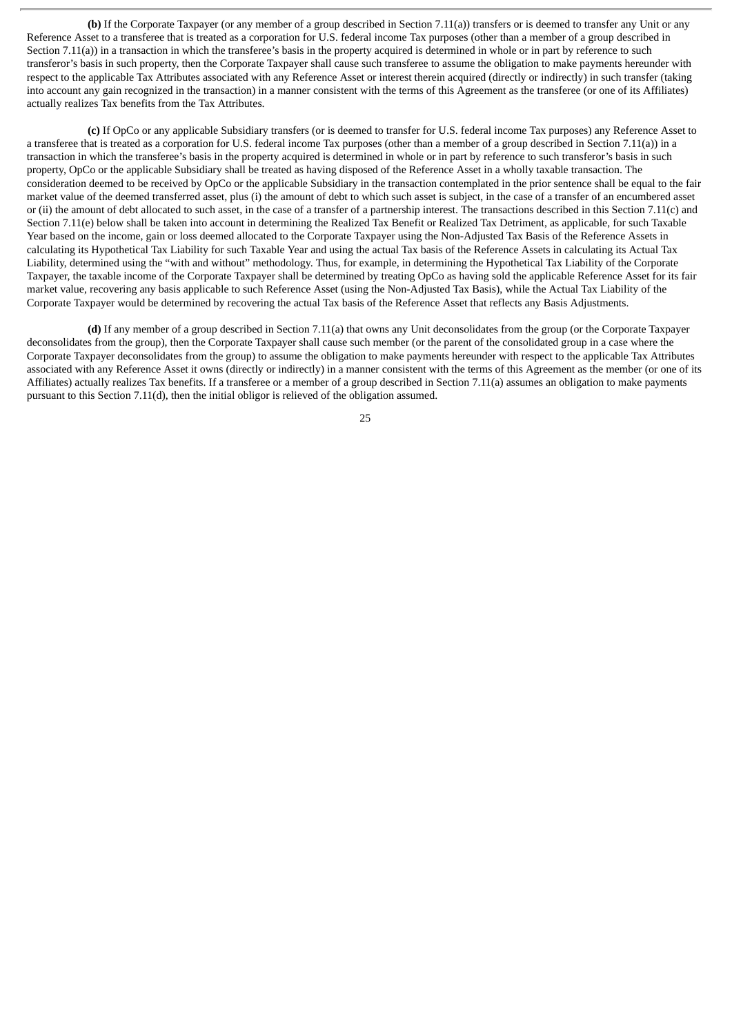**(b)** If the Corporate Taxpayer (or any member of a group described in Section 7.11(a)) transfers or is deemed to transfer any Unit or any Reference Asset to a transferee that is treated as a corporation for U.S. federal income Tax purposes (other than a member of a group described in Section 7.11(a)) in a transaction in which the transferee's basis in the property acquired is determined in whole or in part by reference to such transferor's basis in such property, then the Corporate Taxpayer shall cause such transferee to assume the obligation to make payments hereunder with respect to the applicable Tax Attributes associated with any Reference Asset or interest therein acquired (directly or indirectly) in such transfer (taking into account any gain recognized in the transaction) in a manner consistent with the terms of this Agreement as the transferee (or one of its Affiliates) actually realizes Tax benefits from the Tax Attributes.

**(c)** If OpCo or any applicable Subsidiary transfers (or is deemed to transfer for U.S. federal income Tax purposes) any Reference Asset to a transferee that is treated as a corporation for U.S. federal income Tax purposes (other than a member of a group described in Section 7.11(a)) in a transaction in which the transferee's basis in the property acquired is determined in whole or in part by reference to such transferor's basis in such property, OpCo or the applicable Subsidiary shall be treated as having disposed of the Reference Asset in a wholly taxable transaction. The consideration deemed to be received by OpCo or the applicable Subsidiary in the transaction contemplated in the prior sentence shall be equal to the fair market value of the deemed transferred asset, plus (i) the amount of debt to which such asset is subject, in the case of a transfer of an encumbered asset or (ii) the amount of debt allocated to such asset, in the case of a transfer of a partnership interest. The transactions described in this Section 7.11(c) and Section 7.11(e) below shall be taken into account in determining the Realized Tax Benefit or Realized Tax Detriment, as applicable, for such Taxable Year based on the income, gain or loss deemed allocated to the Corporate Taxpayer using the Non-Adjusted Tax Basis of the Reference Assets in calculating its Hypothetical Tax Liability for such Taxable Year and using the actual Tax basis of the Reference Assets in calculating its Actual Tax Liability, determined using the "with and without" methodology. Thus, for example, in determining the Hypothetical Tax Liability of the Corporate Taxpayer, the taxable income of the Corporate Taxpayer shall be determined by treating OpCo as having sold the applicable Reference Asset for its fair market value, recovering any basis applicable to such Reference Asset (using the Non-Adjusted Tax Basis), while the Actual Tax Liability of the Corporate Taxpayer would be determined by recovering the actual Tax basis of the Reference Asset that reflects any Basis Adjustments.

**(d)** If any member of a group described in Section 7.11(a) that owns any Unit deconsolidates from the group (or the Corporate Taxpayer deconsolidates from the group), then the Corporate Taxpayer shall cause such member (or the parent of the consolidated group in a case where the Corporate Taxpayer deconsolidates from the group) to assume the obligation to make payments hereunder with respect to the applicable Tax Attributes associated with any Reference Asset it owns (directly or indirectly) in a manner consistent with the terms of this Agreement as the member (or one of its Affiliates) actually realizes Tax benefits. If a transferee or a member of a group described in Section 7.11(a) assumes an obligation to make payments pursuant to this Section 7.11(d), then the initial obligor is relieved of the obligation assumed.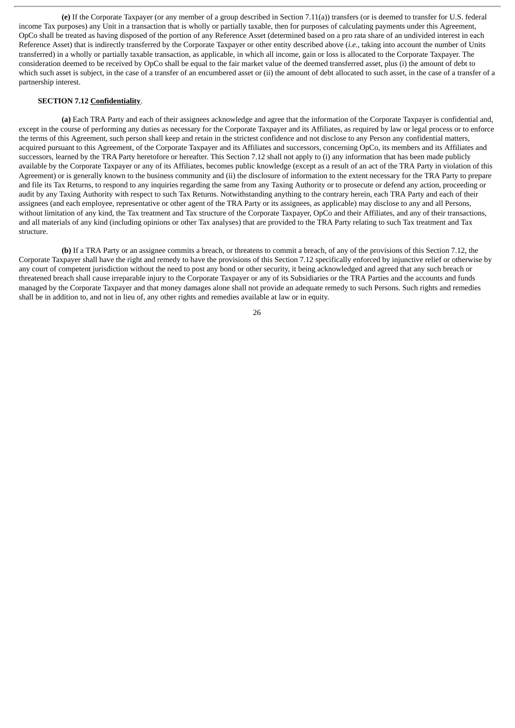**(e)** If the Corporate Taxpayer (or any member of a group described in Section 7.11(a)) transfers (or is deemed to transfer for U.S. federal income Tax purposes) any Unit in a transaction that is wholly or partially taxable, then for purposes of calculating payments under this Agreement, OpCo shall be treated as having disposed of the portion of any Reference Asset (determined based on a pro rata share of an undivided interest in each Reference Asset) that is indirectly transferred by the Corporate Taxpayer or other entity described above (*i.e.*, taking into account the number of Units transferred) in a wholly or partially taxable transaction, as applicable, in which all income, gain or loss is allocated to the Corporate Taxpayer. The consideration deemed to be received by OpCo shall be equal to the fair market value of the deemed transferred asset, plus (i) the amount of debt to which such asset is subject, in the case of a transfer of an encumbered asset or (ii) the amount of debt allocated to such asset, in the case of a transfer of a partnership interest.

**SECTION 7.12 Confidentiality**.

**(a)** Each TRA Party and each of their assignees acknowledge and agree that the information of the Corporate Taxpayer is confidential and, except in the course of performing any duties as necessary for the Corporate Taxpayer and its Affiliates, as required by law or legal process or to enforce the terms of this Agreement, such person shall keep and retain in the strictest confidence and not disclose to any Person any confidential matters, acquired pursuant to this Agreement, of the Corporate Taxpayer and its Affiliates and successors, concerning OpCo, its members and its Affiliates and successors, learned by the TRA Party heretofore or hereafter. This Section 7.12 shall not apply to (i) any information that has been made publicly available by the Corporate Taxpayer or any of its Affiliates, becomes public knowledge (except as a result of an act of the TRA Party in violation of this Agreement) or is generally known to the business community and (ii) the disclosure of information to the extent necessary for the TRA Party to prepare and file its Tax Returns, to respond to any inquiries regarding the same from any Taxing Authority or to prosecute or defend any action, proceeding or audit by any Taxing Authority with respect to such Tax Returns. Notwithstanding anything to the contrary herein, each TRA Party and each of their assignees (and each employee, representative or other agent of the TRA Party or its assignees, as applicable) may disclose to any and all Persons, without limitation of any kind, the Tax treatment and Tax structure of the Corporate Taxpayer, OpCo and their Affiliates, and any of their transactions, and all materials of any kind (including opinions or other Tax analyses) that are provided to the TRA Party relating to such Tax treatment and Tax structure.

**(b)** If a TRA Party or an assignee commits a breach, or threatens to commit a breach, of any of the provisions of this Section 7.12, the Corporate Taxpayer shall have the right and remedy to have the provisions of this Section 7.12 specifically enforced by injunctive relief or otherwise by any court of competent jurisdiction without the need to post any bond or other security, it being acknowledged and agreed that any such breach or threatened breach shall cause irreparable injury to the Corporate Taxpayer or any of its Subsidiaries or the TRA Parties and the accounts and funds managed by the Corporate Taxpayer and that money damages alone shall not provide an adequate remedy to such Persons. Such rights and remedies shall be in addition to, and not in lieu of, any other rights and remedies available at law or in equity.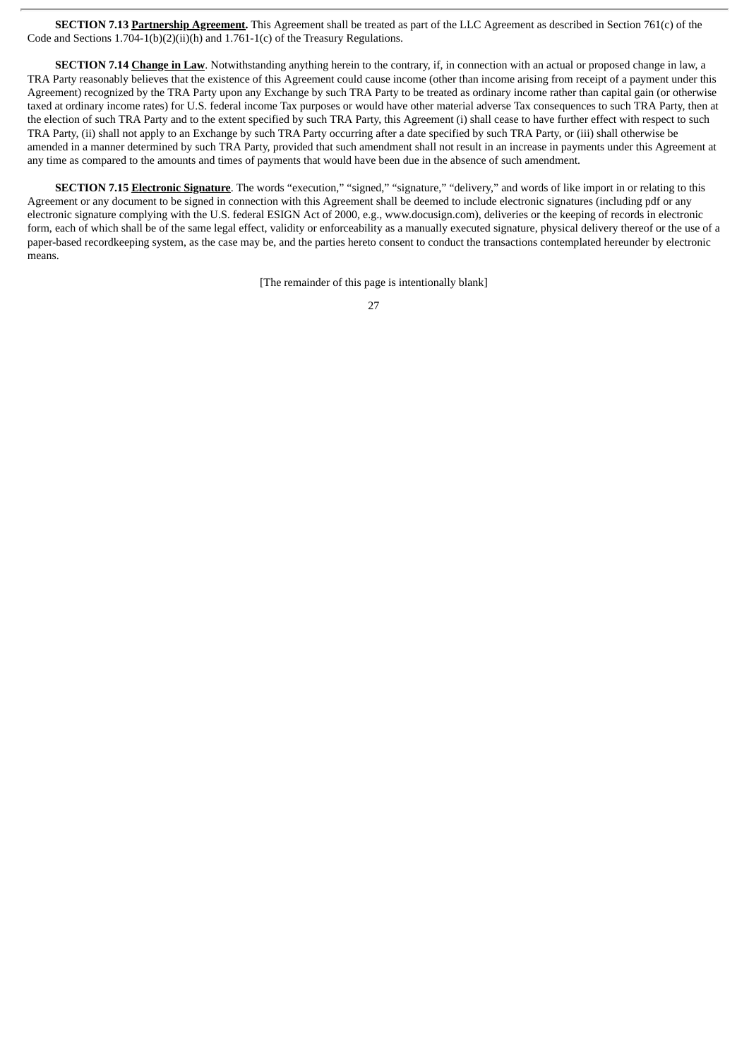**SECTION 7.13 Partnership Agreement.** This Agreement shall be treated as part of the LLC Agreement as described in Section 761(c) of the Code and Sections 1.704-1(b)(2)(ii)(h) and 1.761-1(c) of the Treasury Regulations.

**SECTION 7.14 Change in Law**. Notwithstanding anything herein to the contrary, if, in connection with an actual or proposed change in law, a TRA Party reasonably believes that the existence of this Agreement could cause income (other than income arising from receipt of a payment under this Agreement) recognized by the TRA Party upon any Exchange by such TRA Party to be treated as ordinary income rather than capital gain (or otherwise taxed at ordinary income rates) for U.S. federal income Tax purposes or would have other material adverse Tax consequences to such TRA Party, then at the election of such TRA Party and to the extent specified by such TRA Party, this Agreement (i) shall cease to have further effect with respect to such TRA Party, (ii) shall not apply to an Exchange by such TRA Party occurring after a date specified by such TRA Party, or (iii) shall otherwise be amended in a manner determined by such TRA Party, provided that such amendment shall not result in an increase in payments under this Agreement at any time as compared to the amounts and times of payments that would have been due in the absence of such amendment.

**SECTION 7.15 Electronic Signature**. The words "execution," "signed," "signature," "delivery," and words of like import in or relating to this Agreement or any document to be signed in connection with this Agreement shall be deemed to include electronic signatures (including pdf or any electronic signature complying with the U.S. federal ESIGN Act of 2000, e.g., www.docusign.com), deliveries or the keeping of records in electronic form, each of which shall be of the same legal effect, validity or enforceability as a manually executed signature, physical delivery thereof or the use of a paper-based recordkeeping system, as the case may be, and the parties hereto consent to conduct the transactions contemplated hereunder by electronic means.

[The remainder of this page is intentionally blank]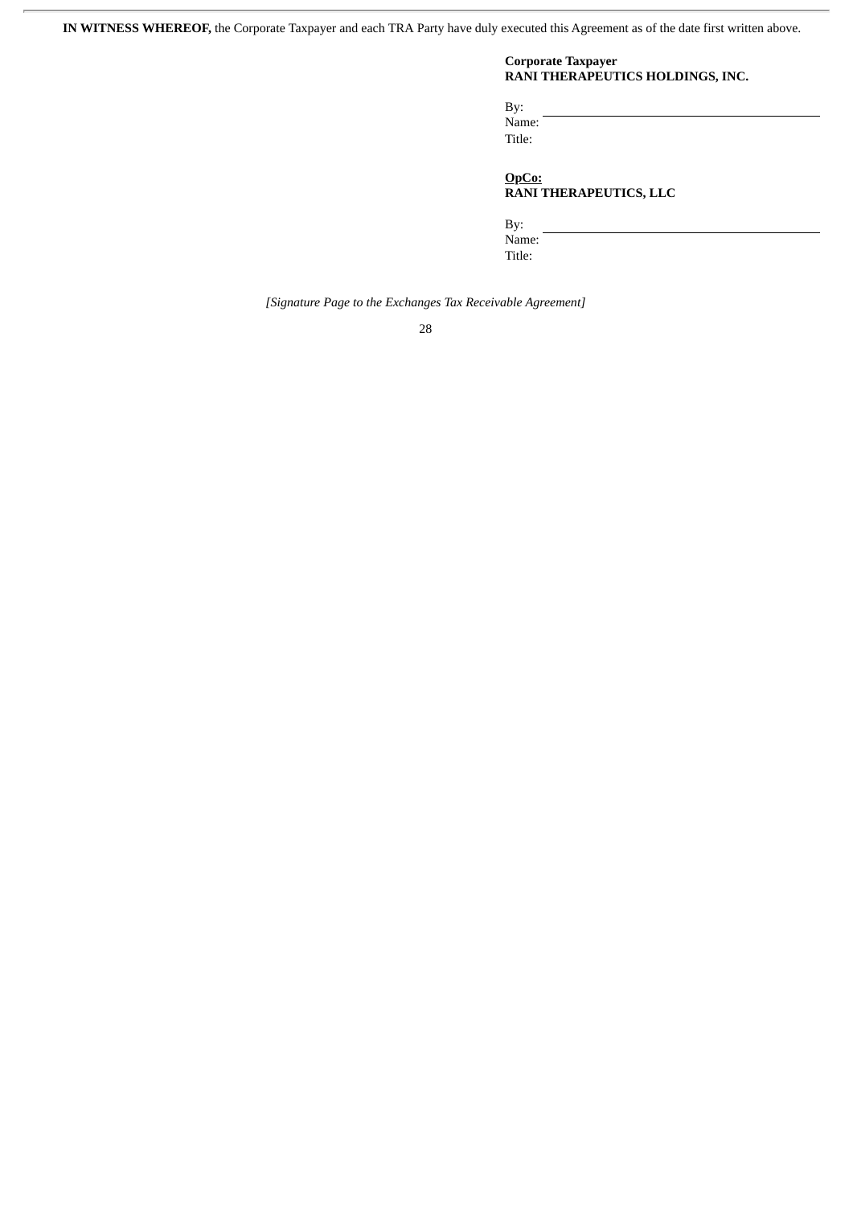**IN WITNESS WHEREOF,** the Corporate Taxpayer and each TRA Party have duly executed this Agreement as of the date first written above.

**Corporate Taxpayer**
**RANI THERAPEUTICS HOLDINGS, INC.**

By: \_\_\_\_\_\_\_\_\_\_\_\_\_\_\_\_\_\_\_\_\_\_\_\_\_\_\_\_
Name:
Title:

**OpCo:**
**RANI THERAPEUTICS, LLC**

By: \_\_\_\_\_\_\_\_\_\_\_\_\_\_\_\_\_\_\_\_\_\_\_\_\_\_\_\_
Name:
Title:

*[Signature Page to the Exchanges Tax Receivable Agreement]*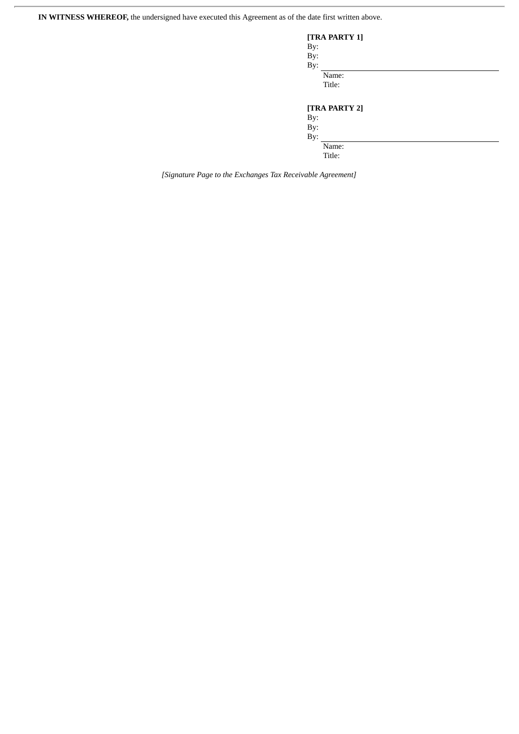**IN WITNESS WHEREOF,** the undersigned have executed this Agreement as of the date first written above.

**[TRA PARTY 1]**

By:

By:

By: \_\_\_\_\_\_\_\_\_\_\_\_\_\_\_\_\_\_\_\_\_\_\_\_\_\_\_\_

Name:

Title:

**[TRA PARTY 2]**

By:

By:

By: \_\_\_\_\_\_\_\_\_\_\_\_\_\_\_\_\_\_\_\_\_\_\_\_\_\_\_\_

Name:

Title:

*[Signature Page to the Exchanges Tax Receivable Agreement]*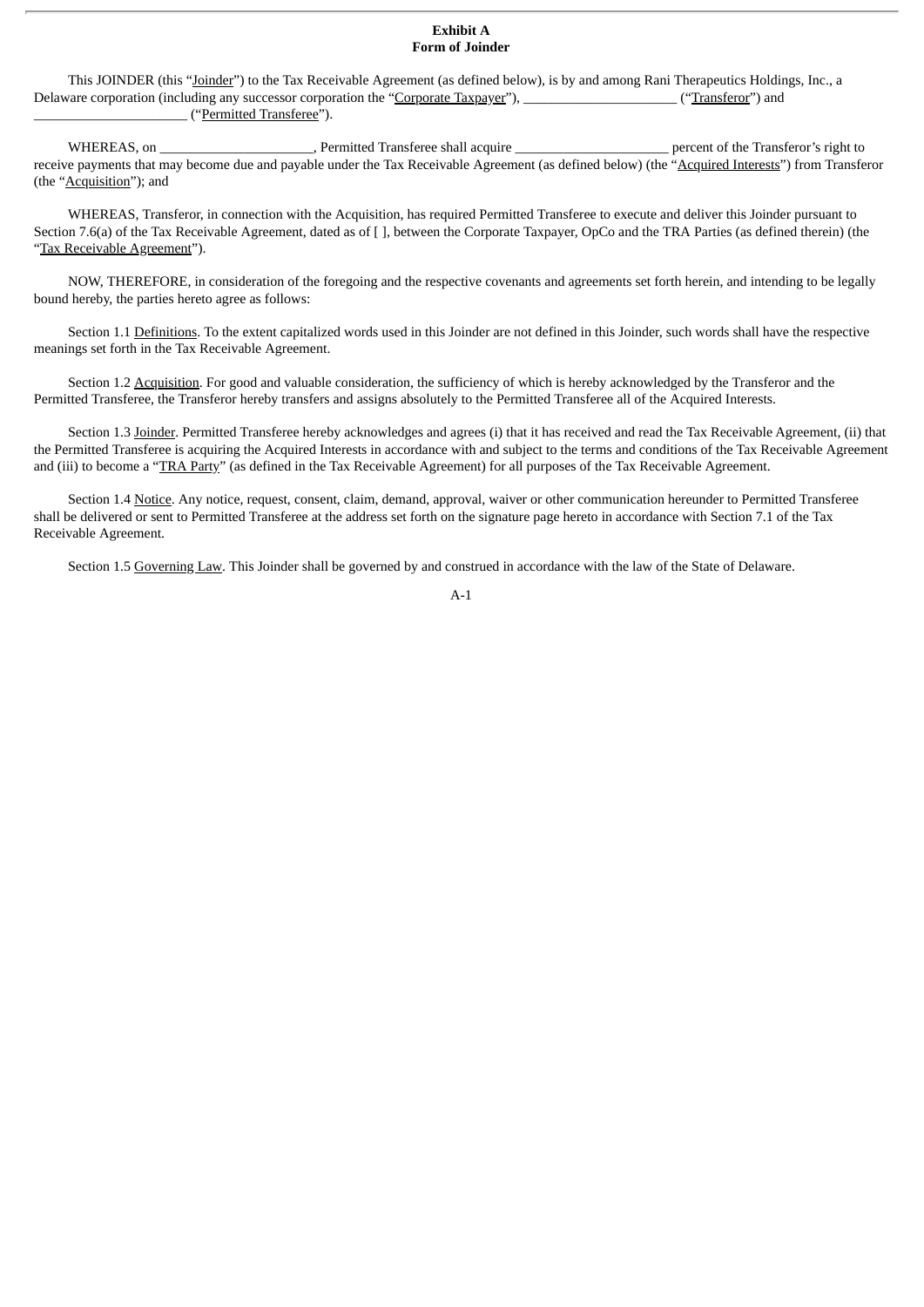**Exhibit A**
**Form of Joinder**

This JOINDER (this "Joinder") to the Tax Receivable Agreement (as defined below), is by and among Rani Therapeutics Holdings, Inc., a Delaware corporation (including any successor corporation the "Corporate Taxpayer"), ______________________ ("Transferor") and ______________________ ("Permitted Transferee").

WHEREAS, on ______________________, Permitted Transferee shall acquire ______________________ percent of the Transferor's right to receive payments that may become due and payable under the Tax Receivable Agreement (as defined below) (the "Acquired Interests") from Transferor (the "Acquisition"); and

WHEREAS, Transferor, in connection with the Acquisition, has required Permitted Transferee to execute and deliver this Joinder pursuant to Section 7.6(a) of the Tax Receivable Agreement, dated as of [ ], between the Corporate Taxpayer, OpCo and the TRA Parties (as defined therein) (the "Tax Receivable Agreement").

NOW, THEREFORE, in consideration of the foregoing and the respective covenants and agreements set forth herein, and intending to be legally bound hereby, the parties hereto agree as follows:

Section 1.1 Definitions. To the extent capitalized words used in this Joinder are not defined in this Joinder, such words shall have the respective meanings set forth in the Tax Receivable Agreement.

Section 1.2 Acquisition. For good and valuable consideration, the sufficiency of which is hereby acknowledged by the Transferor and the Permitted Transferee, the Transferor hereby transfers and assigns absolutely to the Permitted Transferee all of the Acquired Interests.

Section 1.3 Joinder. Permitted Transferee hereby acknowledges and agrees (i) that it has received and read the Tax Receivable Agreement, (ii) that the Permitted Transferee is acquiring the Acquired Interests in accordance with and subject to the terms and conditions of the Tax Receivable Agreement and (iii) to become a "TRA Party" (as defined in the Tax Receivable Agreement) for all purposes of the Tax Receivable Agreement.

Section 1.4 Notice. Any notice, request, consent, claim, demand, approval, waiver or other communication hereunder to Permitted Transferee shall be delivered or sent to Permitted Transferee at the address set forth on the signature page hereto in accordance with Section 7.1 of the Tax Receivable Agreement.

Section 1.5 Governing Law. This Joinder shall be governed by and construed in accordance with the law of the State of Delaware.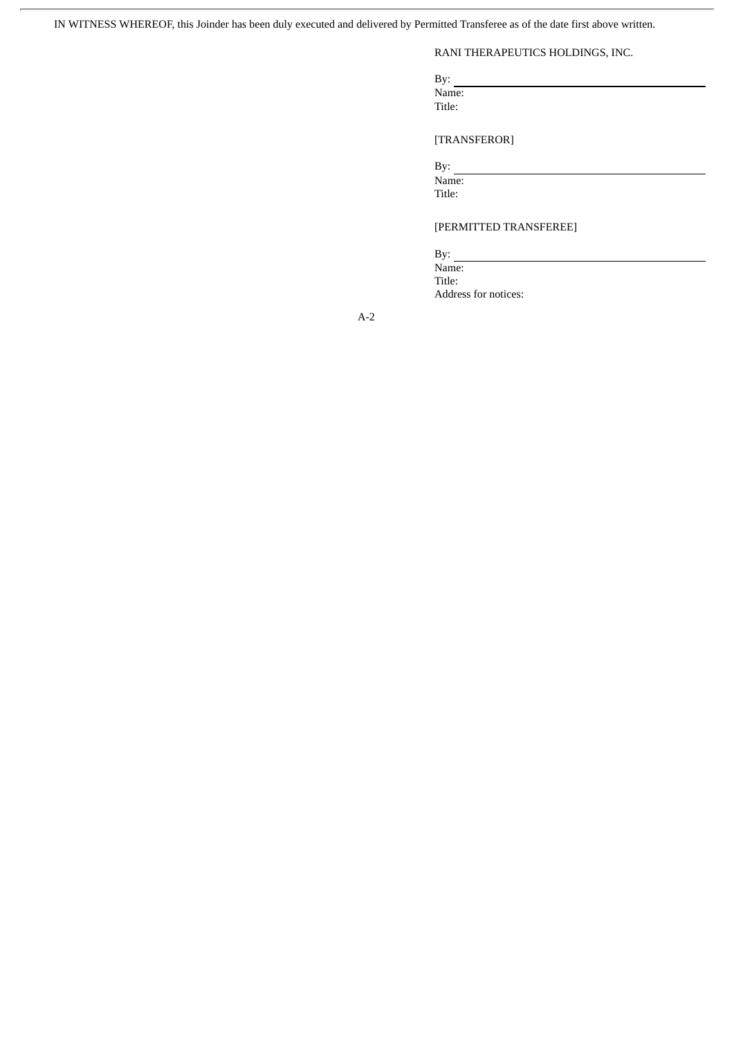IN WITNESS WHEREOF, this Joinder has been duly executed and delivered by Permitted Transferee as of the date first above written.

RANI THERAPEUTICS HOLDINGS, INC.

By: \_\_\_\_\_\_\_\_\_\_\_\_\_\_\_\_\_\_\_\_\_\_\_\_\_\_\_\_\_\_\_\_
Name:
Title:

[TRANSFEROR]

By: \_\_\_\_\_\_\_\_\_\_\_\_\_\_\_\_\_\_\_\_\_\_\_\_\_\_\_\_\_\_\_\_
Name:
Title:

[PERMITTED TRANSFEREE]

By: \_\_\_\_\_\_\_\_\_\_\_\_\_\_\_\_\_\_\_\_\_\_\_\_\_\_\_\_\_\_\_\_
Name:
Title:
Address for notices: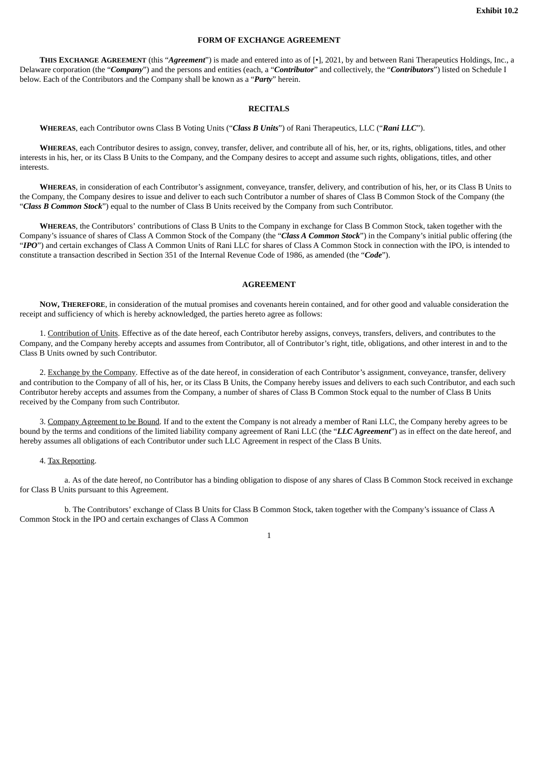**Exhibit 10.2**

# FORM OF EXCHANGE AGREEMENT

**THIS EXCHANGE AGREEMENT** (this "***Agreement***") is made and entered into as of [•], 2021, by and between Rani Therapeutics Holdings, Inc., a Delaware corporation (the "***Company***") and the persons and entities (each, a "***Contributor***" and collectively, the "***Contributors***") listed on Schedule I below. Each of the Contributors and the Company shall be known as a "***Party***" herein.

## RECITALS

**WHEREAS**, each Contributor owns Class B Voting Units ("***Class B Units***") of Rani Therapeutics, LLC ("***Rani LLC***").

**WHEREAS**, each Contributor desires to assign, convey, transfer, deliver, and contribute all of his, her, or its, rights, obligations, titles, and other interests in his, her, or its Class B Units to the Company, and the Company desires to accept and assume such rights, obligations, titles, and other interests.

**WHEREAS**, in consideration of each Contributor's assignment, conveyance, transfer, delivery, and contribution of his, her, or its Class B Units to the Company, the Company desires to issue and deliver to each such Contributor a number of shares of Class B Common Stock of the Company (the "***Class B Common Stock***") equal to the number of Class B Units received by the Company from such Contributor.

**WHEREAS**, the Contributors' contributions of Class B Units to the Company in exchange for Class B Common Stock, taken together with the Company's issuance of shares of Class A Common Stock of the Company (the "***Class A Common Stock***") in the Company's initial public offering (the "***IPO***") and certain exchanges of Class A Common Units of Rani LLC for shares of Class A Common Stock in connection with the IPO, is intended to constitute a transaction described in Section 351 of the Internal Revenue Code of 1986, as amended (the "***Code***").

## AGREEMENT

**NOW, THEREFORE**, in consideration of the mutual promises and covenants herein contained, and for other good and valuable consideration the receipt and sufficiency of which is hereby acknowledged, the parties hereto agree as follows:

1. Contribution of Units. Effective as of the date hereof, each Contributor hereby assigns, conveys, transfers, delivers, and contributes to the Company, and the Company hereby accepts and assumes from Contributor, all of Contributor's right, title, obligations, and other interest in and to the Class B Units owned by such Contributor.

2. Exchange by the Company. Effective as of the date hereof, in consideration of each Contributor's assignment, conveyance, transfer, delivery and contribution to the Company of all of his, her, or its Class B Units, the Company hereby issues and delivers to each such Contributor, and each such Contributor hereby accepts and assumes from the Company, a number of shares of Class B Common Stock equal to the number of Class B Units received by the Company from such Contributor.

3. Company Agreement to be Bound. If and to the extent the Company is not already a member of Rani LLC, the Company hereby agrees to be bound by the terms and conditions of the limited liability company agreement of Rani LLC (the "***LLC Agreement***") as in effect on the date hereof, and hereby assumes all obligations of each Contributor under such LLC Agreement in respect of the Class B Units.

4. Tax Reporting.

a. As of the date hereof, no Contributor has a binding obligation to dispose of any shares of Class B Common Stock received in exchange for Class B Units pursuant to this Agreement.

b. The Contributors' exchange of Class B Units for Class B Common Stock, taken together with the Company's issuance of Class A Common Stock in the IPO and certain exchanges of Class A Common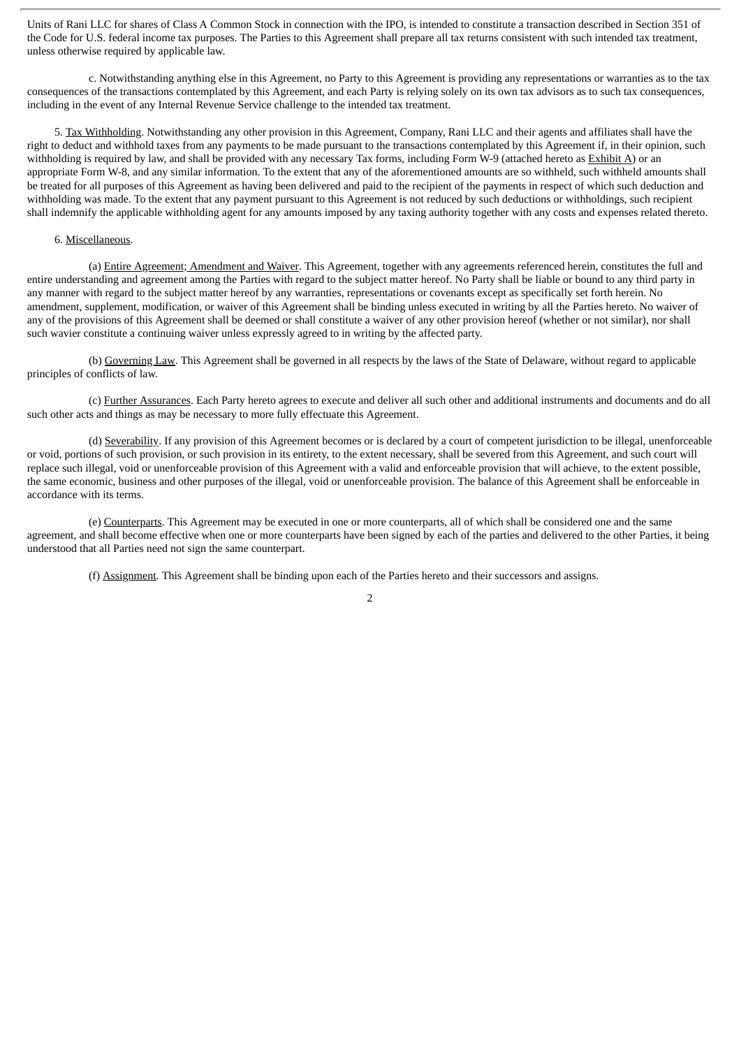Units of Rani LLC for shares of Class A Common Stock in connection with the IPO, is intended to constitute a transaction described in Section 351 of the Code for U.S. federal income tax purposes. The Parties to this Agreement shall prepare all tax returns consistent with such intended tax treatment, unless otherwise required by applicable law.

c. Notwithstanding anything else in this Agreement, no Party to this Agreement is providing any representations or warranties as to the tax consequences of the transactions contemplated by this Agreement, and each Party is relying solely on its own tax advisors as to such tax consequences, including in the event of any Internal Revenue Service challenge to the intended tax treatment.

5. Tax Withholding. Notwithstanding any other provision in this Agreement, Company, Rani LLC and their agents and affiliates shall have the right to deduct and withhold taxes from any payments to be made pursuant to the transactions contemplated by this Agreement if, in their opinion, such withholding is required by law, and shall be provided with any necessary Tax forms, including Form W-9 (attached hereto as Exhibit A) or an appropriate Form W-8, and any similar information. To the extent that any of the aforementioned amounts are so withheld, such withheld amounts shall be treated for all purposes of this Agreement as having been delivered and paid to the recipient of the payments in respect of which such deduction and withholding was made. To the extent that any payment pursuant to this Agreement is not reduced by such deductions or withholdings, such recipient shall indemnify the applicable withholding agent for any amounts imposed by any taxing authority together with any costs and expenses related thereto.

6. Miscellaneous.

(a) Entire Agreement; Amendment and Waiver. This Agreement, together with any agreements referenced herein, constitutes the full and entire understanding and agreement among the Parties with regard to the subject matter hereof. No Party shall be liable or bound to any third party in any manner with regard to the subject matter hereof by any warranties, representations or covenants except as specifically set forth herein. No amendment, supplement, modification, or waiver of this Agreement shall be binding unless executed in writing by all the Parties hereto. No waiver of any of the provisions of this Agreement shall be deemed or shall constitute a waiver of any other provision hereof (whether or not similar), nor shall such wavier constitute a continuing waiver unless expressly agreed to in writing by the affected party.

(b) Governing Law. This Agreement shall be governed in all respects by the laws of the State of Delaware, without regard to applicable principles of conflicts of law.

(c) Further Assurances. Each Party hereto agrees to execute and deliver all such other and additional instruments and documents and do all such other acts and things as may be necessary to more fully effectuate this Agreement.

(d) Severability. If any provision of this Agreement becomes or is declared by a court of competent jurisdiction to be illegal, unenforceable or void, portions of such provision, or such provision in its entirety, to the extent necessary, shall be severed from this Agreement, and such court will replace such illegal, void or unenforceable provision of this Agreement with a valid and enforceable provision that will achieve, to the extent possible, the same economic, business and other purposes of the illegal, void or unenforceable provision. The balance of this Agreement shall be enforceable in accordance with its terms.

(e) Counterparts. This Agreement may be executed in one or more counterparts, all of which shall be considered one and the same agreement, and shall become effective when one or more counterparts have been signed by each of the parties and delivered to the other Parties, it being understood that all Parties need not sign the same counterpart.

(f) Assignment. This Agreement shall be binding upon each of the Parties hereto and their successors and assigns.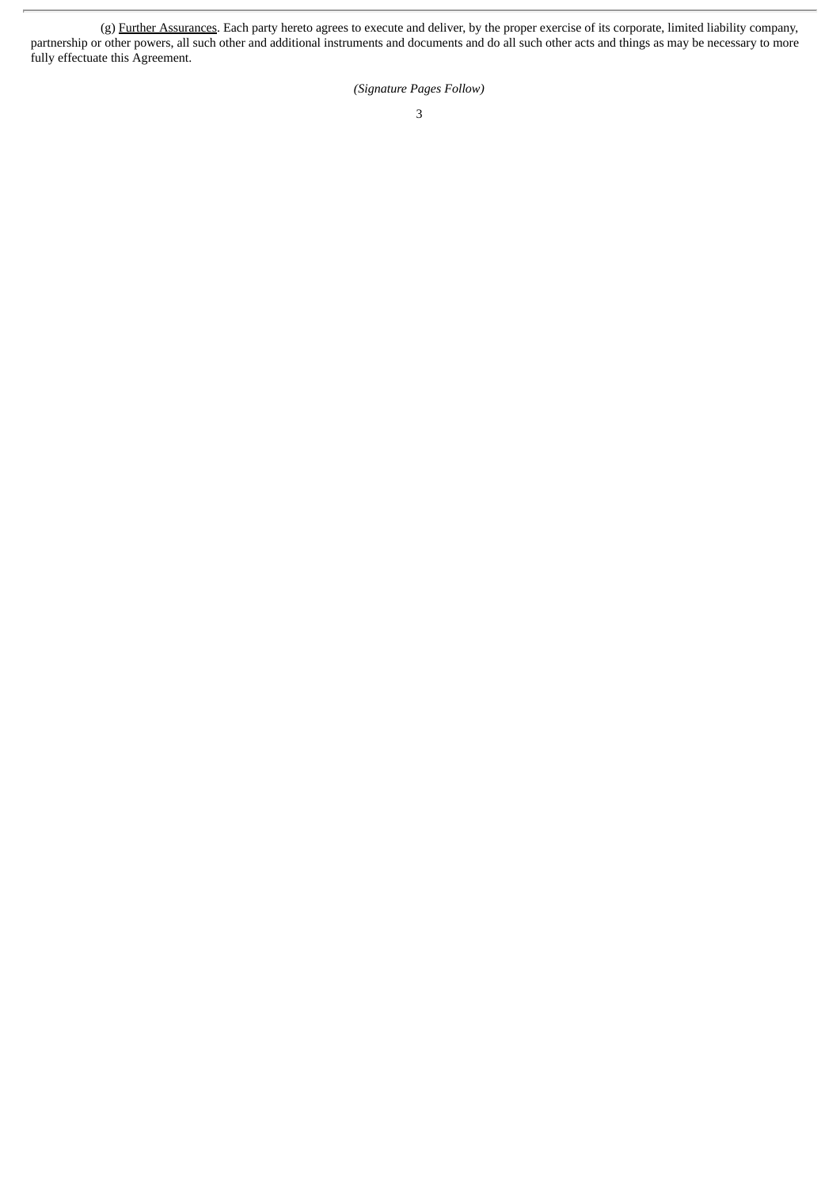(g) Further Assurances. Each party hereto agrees to execute and deliver, by the proper exercise of its corporate, limited liability company, partnership or other powers, all such other and additional instruments and documents and do all such other acts and things as may be necessary to more fully effectuate this Agreement.

*(Signature Pages Follow)*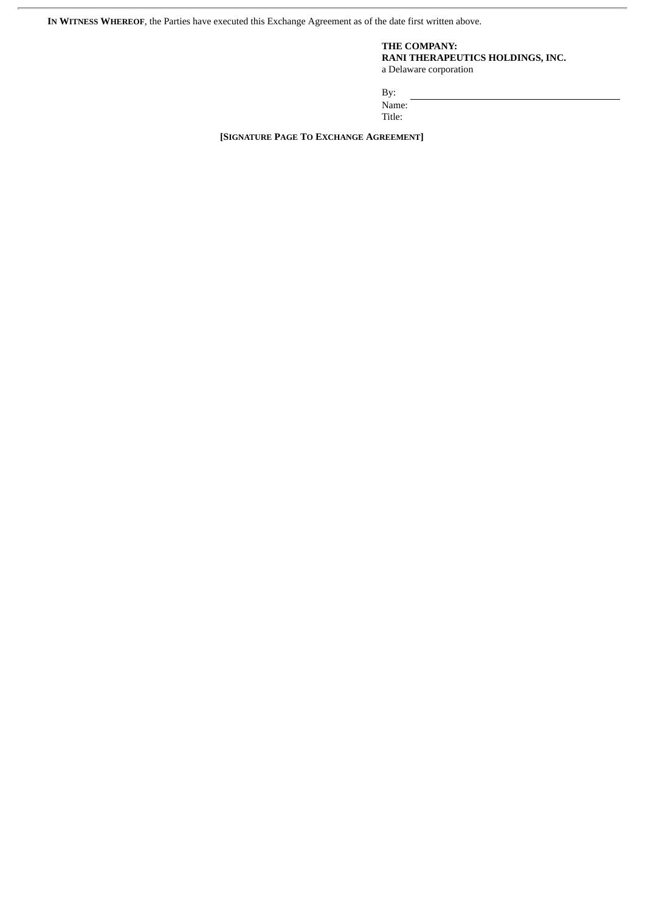**IN WITNESS WHEREOF**, the Parties have executed this Exchange Agreement as of the date first written above.

**THE COMPANY:**
**RANI THERAPEUTICS HOLDINGS, INC.**
a Delaware corporation

By: \_\_\_\_\_\_\_\_\_\_\_\_\_\_\_\_\_\_\_\_\_\_\_\_\_\_\_\_\_\_\_\_\_\_
Name:
Title:

**[SIGNATURE PAGE TO EXCHANGE AGREEMENT]**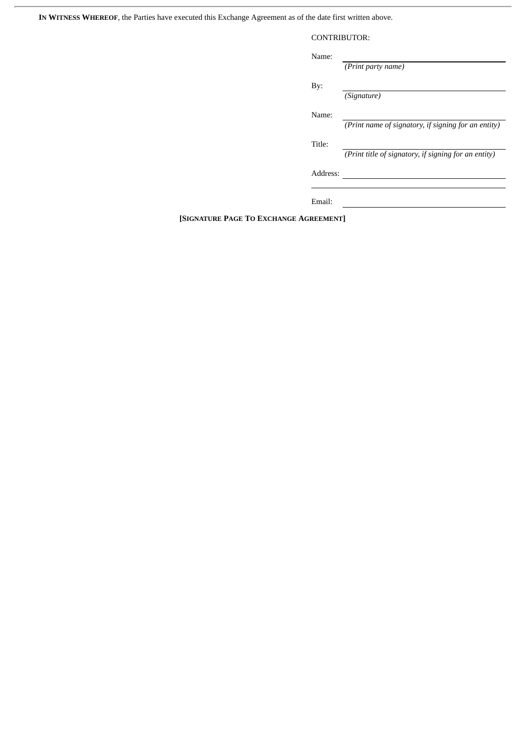**In Witness Whereof**, the Parties have executed this Exchange Agreement as of the date first written above.

CONTRIBUTOR:

Name: ______________________________
*(Print party name)*

By: ______________________________
*(Signature)*

Name: ______________________________
*(Print name of signatory, if signing for an entity)*

Title: ______________________________
*(Print title of signatory, if signing for an entity)*

Address: ______________________________

______________________________

Email: ______________________________

**[Signature Page To Exchange Agreement]**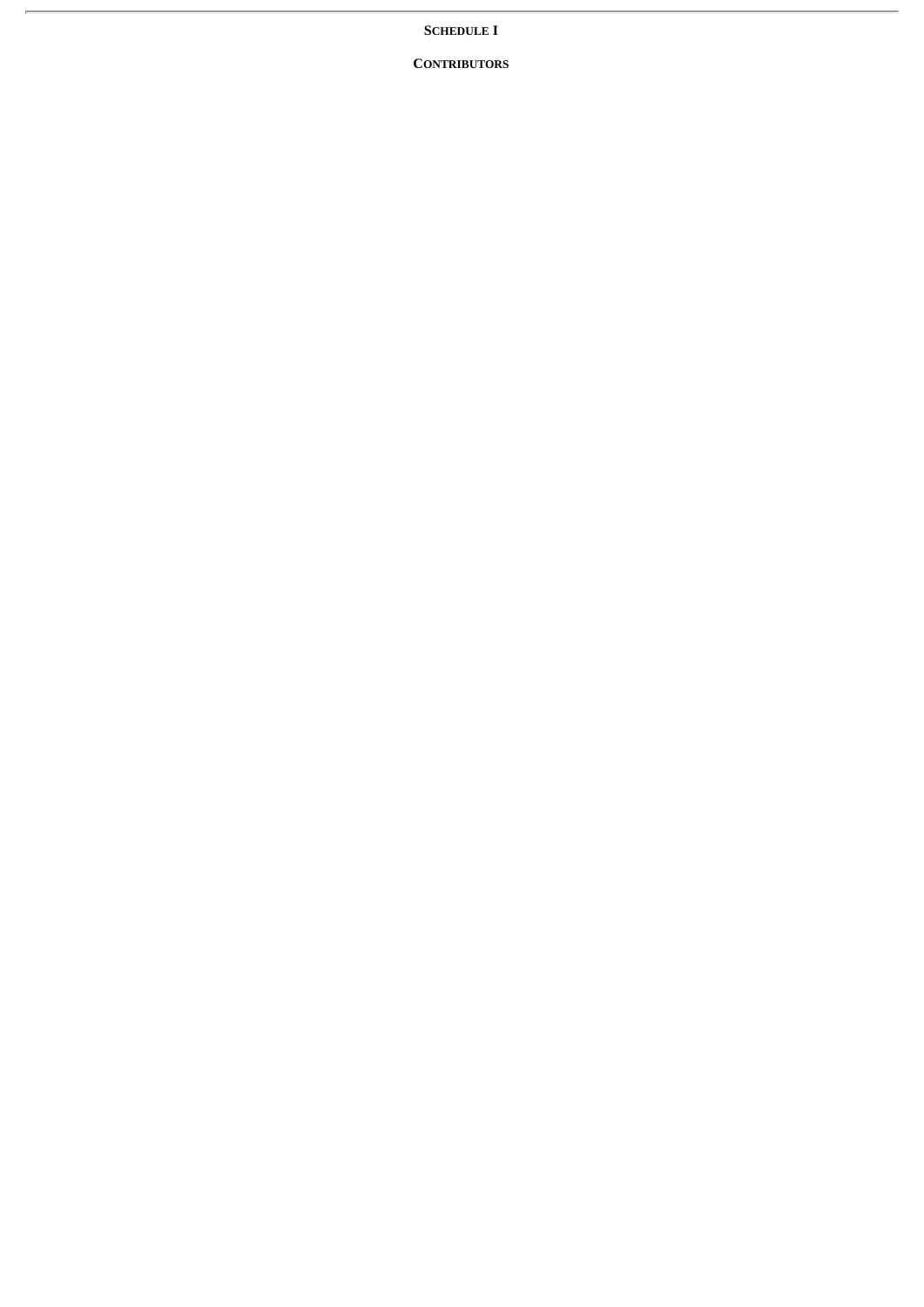**SCHEDULE I**

**CONTRIBUTORS**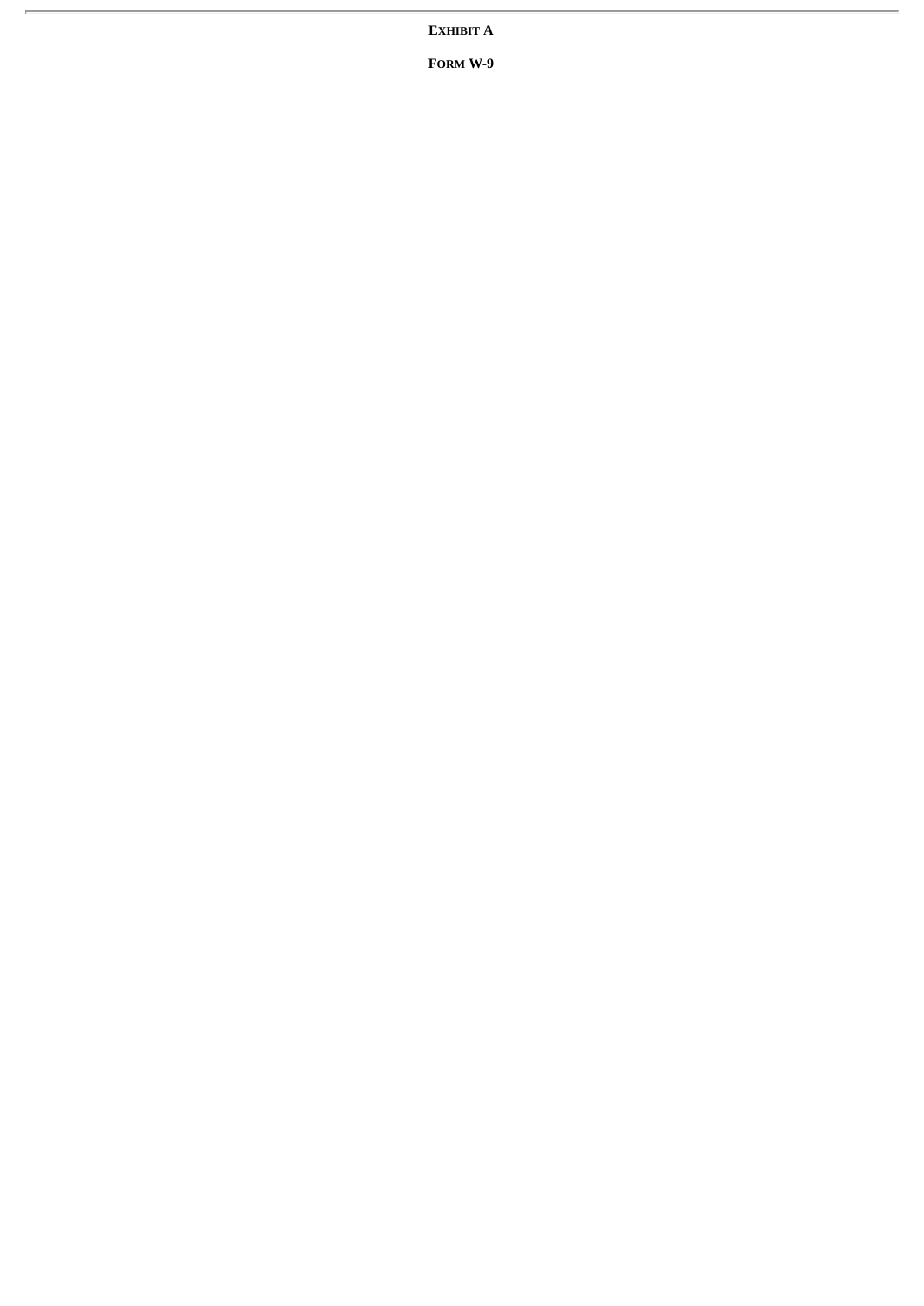**EXHIBIT A**

**FORM W-9**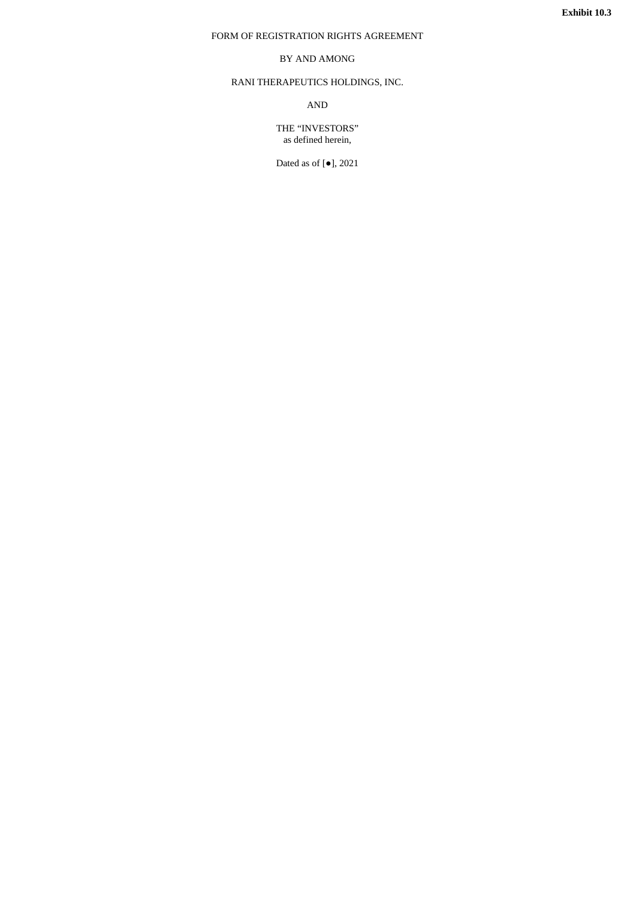**Exhibit 10.3**

FORM OF REGISTRATION RIGHTS AGREEMENT

BY AND AMONG

RANI THERAPEUTICS HOLDINGS, INC.

AND

THE "INVESTORS"
as defined herein,

Dated as of [●], 2021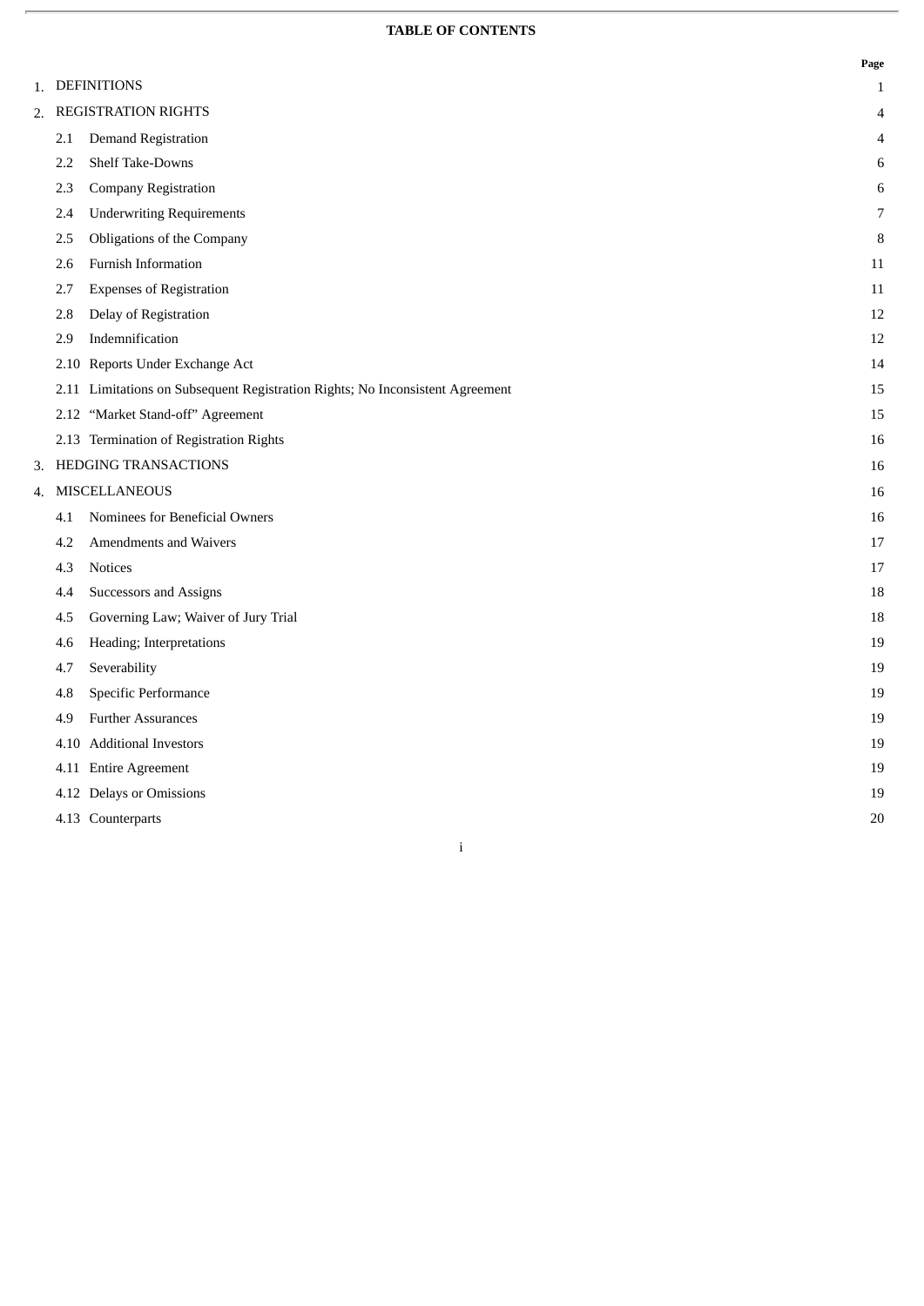**TABLE OF CONTENTS**

| | | Page |
|---|---|---|
| 1. | DEFINITIONS | 1 |
| 2. | REGISTRATION RIGHTS | 4 |
| | 2.1 Demand Registration | 4 |
| | 2.2 Shelf Take-Downs | 6 |
| | 2.3 Company Registration | 6 |
| | 2.4 Underwriting Requirements | 7 |
| | 2.5 Obligations of the Company | 8 |
| | 2.6 Furnish Information | 11 |
| | 2.7 Expenses of Registration | 11 |
| | 2.8 Delay of Registration | 12 |
| | 2.9 Indemnification | 12 |
| | 2.10 Reports Under Exchange Act | 14 |
| | 2.11 Limitations on Subsequent Registration Rights; No Inconsistent Agreement | 15 |
| | 2.12 "Market Stand-off" Agreement | 15 |
| | 2.13 Termination of Registration Rights | 16 |
| 3. | HEDGING TRANSACTIONS | 16 |
| 4. | MISCELLANEOUS | 16 |
| | 4.1 Nominees for Beneficial Owners | 16 |
| | 4.2 Amendments and Waivers | 17 |
| | 4.3 Notices | 17 |
| | 4.4 Successors and Assigns | 18 |
| | 4.5 Governing Law; Waiver of Jury Trial | 18 |
| | 4.6 Heading; Interpretations | 19 |
| | 4.7 Severability | 19 |
| | 4.8 Specific Performance | 19 |
| | 4.9 Further Assurances | 19 |
| | 4.10 Additional Investors | 19 |
| | 4.11 Entire Agreement | 19 |
| | 4.12 Delays or Omissions | 19 |
| | 4.13 Counterparts | 20 |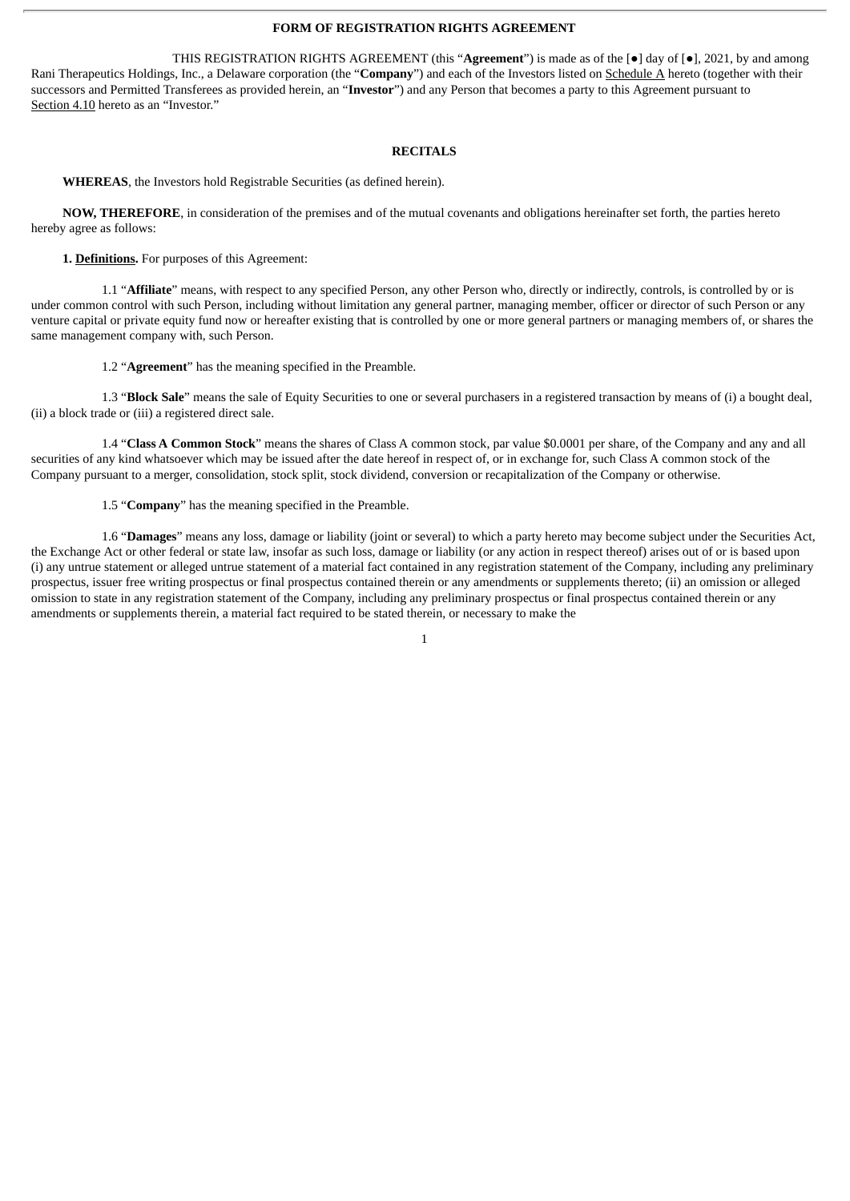**FORM OF REGISTRATION RIGHTS AGREEMENT**

THIS REGISTRATION RIGHTS AGREEMENT (this "**Agreement**") is made as of the [●] day of [●], 2021, by and among Rani Therapeutics Holdings, Inc., a Delaware corporation (the "**Company**") and each of the Investors listed on Schedule A hereto (together with their successors and Permitted Transferees as provided herein, an "**Investor**") and any Person that becomes a party to this Agreement pursuant to Section 4.10 hereto as an "Investor."

**RECITALS**

**WHEREAS**, the Investors hold Registrable Securities (as defined herein).

**NOW, THEREFORE**, in consideration of the premises and of the mutual covenants and obligations hereinafter set forth, the parties hereto hereby agree as follows:

**1. Definitions.** For purposes of this Agreement:

1.1 "**Affiliate**" means, with respect to any specified Person, any other Person who, directly or indirectly, controls, is controlled by or is under common control with such Person, including without limitation any general partner, managing member, officer or director of such Person or any venture capital or private equity fund now or hereafter existing that is controlled by one or more general partners or managing members of, or shares the same management company with, such Person.

1.2 "**Agreement**" has the meaning specified in the Preamble.

1.3 "**Block Sale**" means the sale of Equity Securities to one or several purchasers in a registered transaction by means of (i) a bought deal, (ii) a block trade or (iii) a registered direct sale.

1.4 "**Class A Common Stock**" means the shares of Class A common stock, par value $0.0001 per share, of the Company and any and all securities of any kind whatsoever which may be issued after the date hereof in respect of, or in exchange for, such Class A common stock of the Company pursuant to a merger, consolidation, stock split, stock dividend, conversion or recapitalization of the Company or otherwise.

1.5 "**Company**" has the meaning specified in the Preamble.

1.6 "**Damages**" means any loss, damage or liability (joint or several) to which a party hereto may become subject under the Securities Act, the Exchange Act or other federal or state law, insofar as such loss, damage or liability (or any action in respect thereof) arises out of or is based upon (i) any untrue statement or alleged untrue statement of a material fact contained in any registration statement of the Company, including any preliminary prospectus, issuer free writing prospectus or final prospectus contained therein or any amendments or supplements thereto; (ii) an omission or alleged omission to state in any registration statement of the Company, including any preliminary prospectus or final prospectus contained therein or any amendments or supplements therein, a material fact required to be stated therein, or necessary to make the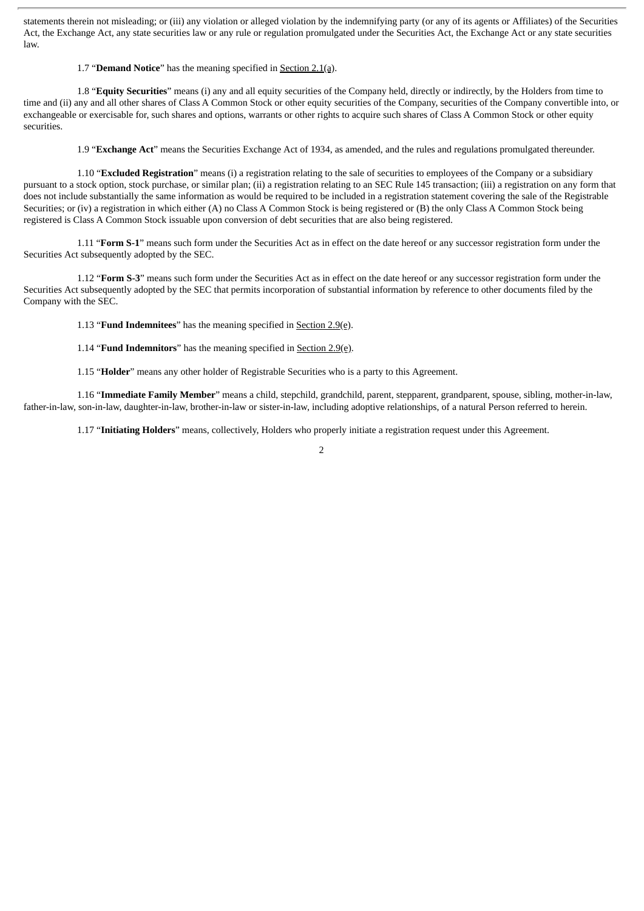statements therein not misleading; or (iii) any violation or alleged violation by the indemnifying party (or any of its agents or Affiliates) of the Securities Act, the Exchange Act, any state securities law or any rule or regulation promulgated under the Securities Act, the Exchange Act or any state securities law.

1.7 "**Demand Notice**" has the meaning specified in Section 2.1(a).

1.8 "**Equity Securities**" means (i) any and all equity securities of the Company held, directly or indirectly, by the Holders from time to time and (ii) any and all other shares of Class A Common Stock or other equity securities of the Company, securities of the Company convertible into, or exchangeable or exercisable for, such shares and options, warrants or other rights to acquire such shares of Class A Common Stock or other equity securities.

1.9 "**Exchange Act**" means the Securities Exchange Act of 1934, as amended, and the rules and regulations promulgated thereunder.

1.10 "**Excluded Registration**" means (i) a registration relating to the sale of securities to employees of the Company or a subsidiary pursuant to a stock option, stock purchase, or similar plan; (ii) a registration relating to an SEC Rule 145 transaction; (iii) a registration on any form that does not include substantially the same information as would be required to be included in a registration statement covering the sale of the Registrable Securities; or (iv) a registration in which either (A) no Class A Common Stock is being registered or (B) the only Class A Common Stock being registered is Class A Common Stock issuable upon conversion of debt securities that are also being registered.

1.11 "**Form S-1**" means such form under the Securities Act as in effect on the date hereof or any successor registration form under the Securities Act subsequently adopted by the SEC.

1.12 "**Form S-3**" means such form under the Securities Act as in effect on the date hereof or any successor registration form under the Securities Act subsequently adopted by the SEC that permits incorporation of substantial information by reference to other documents filed by the Company with the SEC.

1.13 "**Fund Indemnitees**" has the meaning specified in Section 2.9(e).

1.14 "**Fund Indemnitors**" has the meaning specified in Section 2.9(e).

1.15 "**Holder**" means any other holder of Registrable Securities who is a party to this Agreement.

1.16 "**Immediate Family Member**" means a child, stepchild, grandchild, parent, stepparent, grandparent, spouse, sibling, mother-in-law, father-in-law, son-in-law, daughter-in-law, brother-in-law or sister-in-law, including adoptive relationships, of a natural Person referred to herein.

1.17 "**Initiating Holders**" means, collectively, Holders who properly initiate a registration request under this Agreement.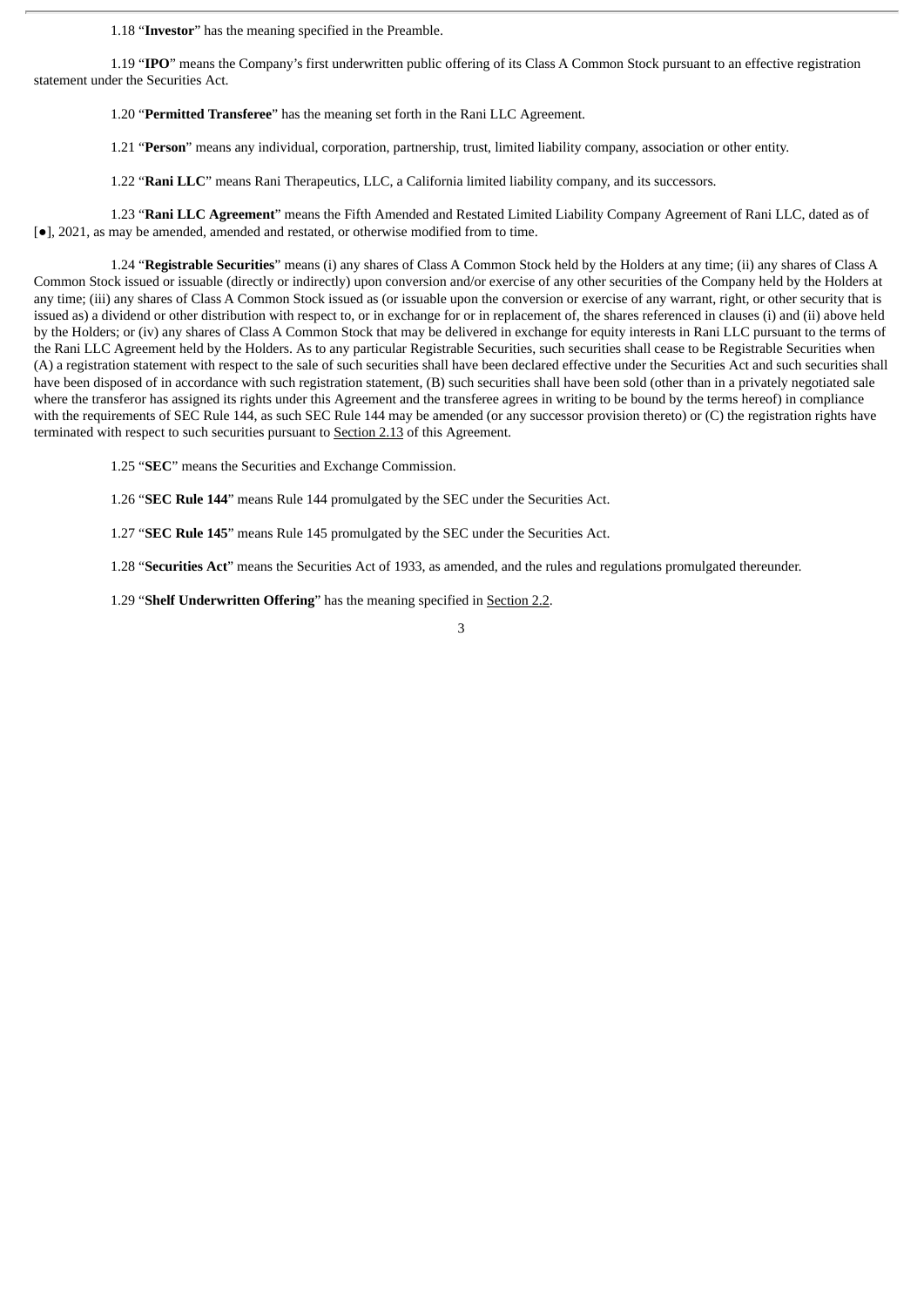1.18 “**Investor**” has the meaning specified in the Preamble.

1.19 “**IPO**” means the Company’s first underwritten public offering of its Class A Common Stock pursuant to an effective registration statement under the Securities Act.

1.20 “**Permitted Transferee**” has the meaning set forth in the Rani LLC Agreement.

1.21 “**Person**” means any individual, corporation, partnership, trust, limited liability company, association or other entity.

1.22 “**Rani LLC**” means Rani Therapeutics, LLC, a California limited liability company, and its successors.

1.23 “**Rani LLC Agreement**” means the Fifth Amended and Restated Limited Liability Company Agreement of Rani LLC, dated as of [●], 2021, as may be amended, amended and restated, or otherwise modified from to time.

1.24 “**Registrable Securities**” means (i) any shares of Class A Common Stock held by the Holders at any time; (ii) any shares of Class A Common Stock issued or issuable (directly or indirectly) upon conversion and/or exercise of any other securities of the Company held by the Holders at any time; (iii) any shares of Class A Common Stock issued as (or issuable upon the conversion or exercise of any warrant, right, or other security that is issued as) a dividend or other distribution with respect to, or in exchange for or in replacement of, the shares referenced in clauses (i) and (ii) above held by the Holders; or (iv) any shares of Class A Common Stock that may be delivered in exchange for equity interests in Rani LLC pursuant to the terms of the Rani LLC Agreement held by the Holders. As to any particular Registrable Securities, such securities shall cease to be Registrable Securities when (A) a registration statement with respect to the sale of such securities shall have been declared effective under the Securities Act and such securities shall have been disposed of in accordance with such registration statement, (B) such securities shall have been sold (other than in a privately negotiated sale where the transferor has assigned its rights under this Agreement and the transferee agrees in writing to be bound by the terms hereof) in compliance with the requirements of SEC Rule 144, as such SEC Rule 144 may be amended (or any successor provision thereto) or (C) the registration rights have terminated with respect to such securities pursuant to Section 2.13 of this Agreement.

1.25 “**SEC**” means the Securities and Exchange Commission.

1.26 “**SEC Rule 144**” means Rule 144 promulgated by the SEC under the Securities Act.

1.27 “**SEC Rule 145**” means Rule 145 promulgated by the SEC under the Securities Act.

1.28 “**Securities Act**” means the Securities Act of 1933, as amended, and the rules and regulations promulgated thereunder.

1.29 “**Shelf Underwritten Offering**” has the meaning specified in Section 2.2.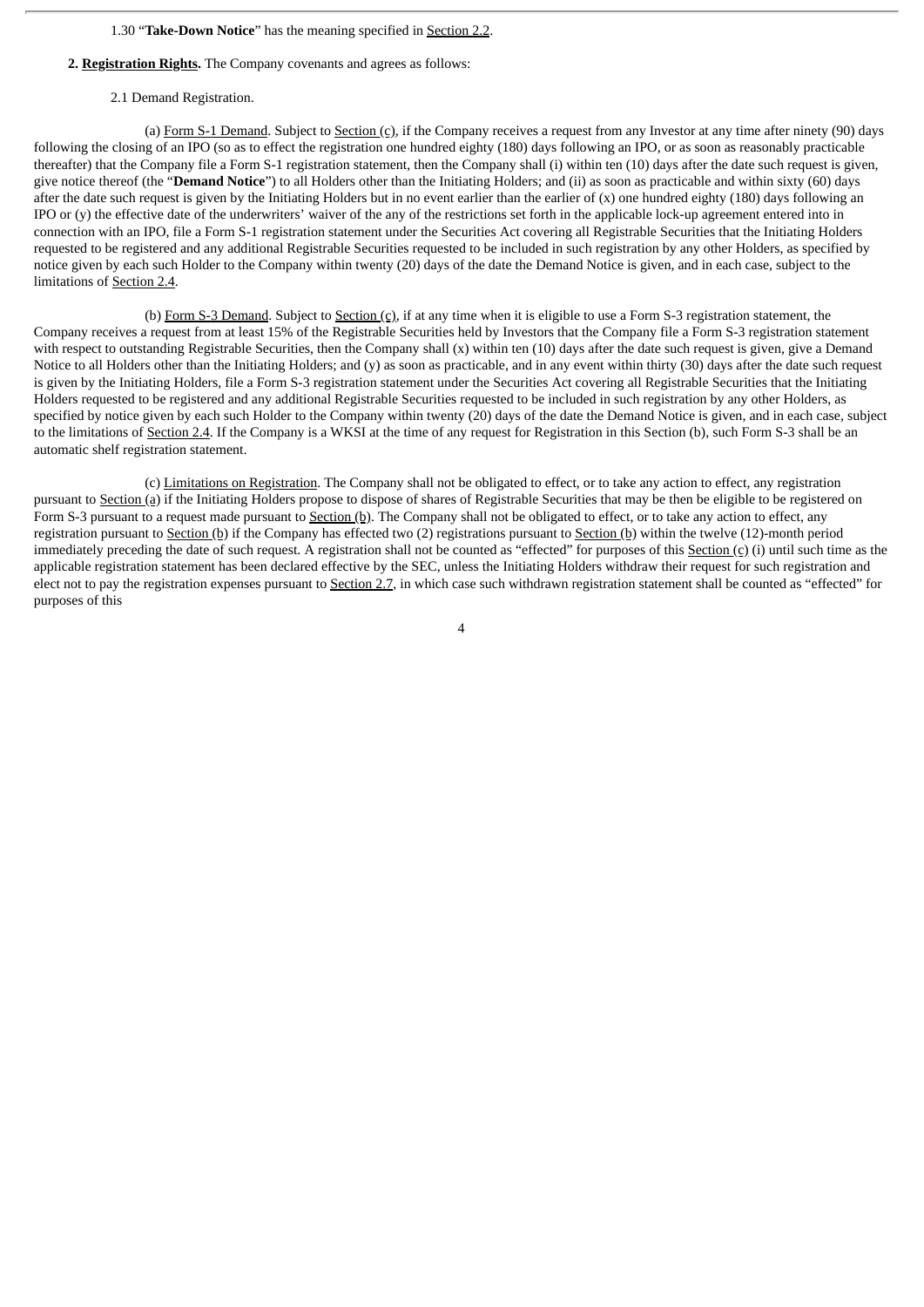1.30 "**Take-Down Notice**" has the meaning specified in Section 2.2.

**2. Registration Rights.** The Company covenants and agrees as follows:

2.1 Demand Registration.

(a) Form S-1 Demand. Subject to Section (c), if the Company receives a request from any Investor at any time after ninety (90) days following the closing of an IPO (so as to effect the registration one hundred eighty (180) days following an IPO, or as soon as reasonably practicable thereafter) that the Company file a Form S-1 registration statement, then the Company shall (i) within ten (10) days after the date such request is given, give notice thereof (the "**Demand Notice**") to all Holders other than the Initiating Holders; and (ii) as soon as practicable and within sixty (60) days after the date such request is given by the Initiating Holders but in no event earlier than the earlier of (x) one hundred eighty (180) days following an IPO or (y) the effective date of the underwriters' waiver of the any of the restrictions set forth in the applicable lock-up agreement entered into in connection with an IPO, file a Form S-1 registration statement under the Securities Act covering all Registrable Securities that the Initiating Holders requested to be registered and any additional Registrable Securities requested to be included in such registration by any other Holders, as specified by notice given by each such Holder to the Company within twenty (20) days of the date the Demand Notice is given, and in each case, subject to the limitations of Section 2.4.

(b) Form S-3 Demand. Subject to Section (c), if at any time when it is eligible to use a Form S-3 registration statement, the Company receives a request from at least 15% of the Registrable Securities held by Investors that the Company file a Form S-3 registration statement with respect to outstanding Registrable Securities, then the Company shall (x) within ten (10) days after the date such request is given, give a Demand Notice to all Holders other than the Initiating Holders; and (y) as soon as practicable, and in any event within thirty (30) days after the date such request is given by the Initiating Holders, file a Form S-3 registration statement under the Securities Act covering all Registrable Securities that the Initiating Holders requested to be registered and any additional Registrable Securities requested to be included in such registration by any other Holders, as specified by notice given by each such Holder to the Company within twenty (20) days of the date the Demand Notice is given, and in each case, subject to the limitations of Section 2.4. If the Company is a WKSI at the time of any request for Registration in this Section (b), such Form S-3 shall be an automatic shelf registration statement.

(c) Limitations on Registration. The Company shall not be obligated to effect, or to take any action to effect, any registration pursuant to Section (a) if the Initiating Holders propose to dispose of shares of Registrable Securities that may be then be eligible to be registered on Form S-3 pursuant to a request made pursuant to Section (b). The Company shall not be obligated to effect, or to take any action to effect, any registration pursuant to Section (b) if the Company has effected two (2) registrations pursuant to Section (b) within the twelve (12)-month period immediately preceding the date of such request. A registration shall not be counted as "effected" for purposes of this Section (c) (i) until such time as the applicable registration statement has been declared effective by the SEC, unless the Initiating Holders withdraw their request for such registration and elect not to pay the registration expenses pursuant to Section 2.7, in which case such withdrawn registration statement shall be counted as "effected" for purposes of this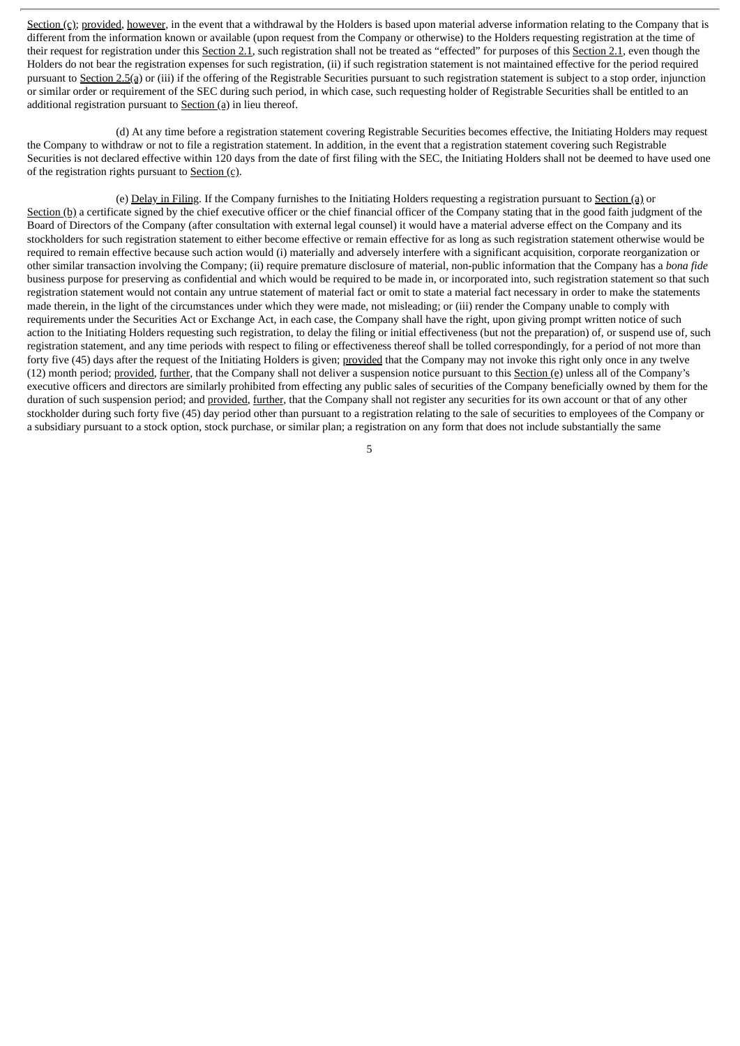Section (c); provided, however, in the event that a withdrawal by the Holders is based upon material adverse information relating to the Company that is different from the information known or available (upon request from the Company or otherwise) to the Holders requesting registration at the time of their request for registration under this Section 2.1, such registration shall not be treated as "effected" for purposes of this Section 2.1, even though the Holders do not bear the registration expenses for such registration, (ii) if such registration statement is not maintained effective for the period required pursuant to Section 2.5(a) or (iii) if the offering of the Registrable Securities pursuant to such registration statement is subject to a stop order, injunction or similar order or requirement of the SEC during such period, in which case, such requesting holder of Registrable Securities shall be entitled to an additional registration pursuant to Section (a) in lieu thereof.

(d) At any time before a registration statement covering Registrable Securities becomes effective, the Initiating Holders may request the Company to withdraw or not to file a registration statement. In addition, in the event that a registration statement covering such Registrable Securities is not declared effective within 120 days from the date of first filing with the SEC, the Initiating Holders shall not be deemed to have used one of the registration rights pursuant to Section (c).

(e) Delay in Filing. If the Company furnishes to the Initiating Holders requesting a registration pursuant to Section (a) or Section (b) a certificate signed by the chief executive officer or the chief financial officer of the Company stating that in the good faith judgment of the Board of Directors of the Company (after consultation with external legal counsel) it would have a material adverse effect on the Company and its stockholders for such registration statement to either become effective or remain effective for as long as such registration statement otherwise would be required to remain effective because such action would (i) materially and adversely interfere with a significant acquisition, corporate reorganization or other similar transaction involving the Company; (ii) require premature disclosure of material, non-public information that the Company has a *bona fide* business purpose for preserving as confidential and which would be required to be made in, or incorporated into, such registration statement so that such registration statement would not contain any untrue statement of material fact or omit to state a material fact necessary in order to make the statements made therein, in the light of the circumstances under which they were made, not misleading; or (iii) render the Company unable to comply with requirements under the Securities Act or Exchange Act, in each case, the Company shall have the right, upon giving prompt written notice of such action to the Initiating Holders requesting such registration, to delay the filing or initial effectiveness (but not the preparation) of, or suspend use of, such registration statement, and any time periods with respect to filing or effectiveness thereof shall be tolled correspondingly, for a period of not more than forty five (45) days after the request of the Initiating Holders is given; provided that the Company may not invoke this right only once in any twelve (12) month period; provided, further, that the Company shall not deliver a suspension notice pursuant to this Section (e) unless all of the Company's executive officers and directors are similarly prohibited from effecting any public sales of securities of the Company beneficially owned by them for the duration of such suspension period; and provided, further, that the Company shall not register any securities for its own account or that of any other stockholder during such forty five (45) day period other than pursuant to a registration relating to the sale of securities to employees of the Company or a subsidiary pursuant to a stock option, stock purchase, or similar plan; a registration on any form that does not include substantially the same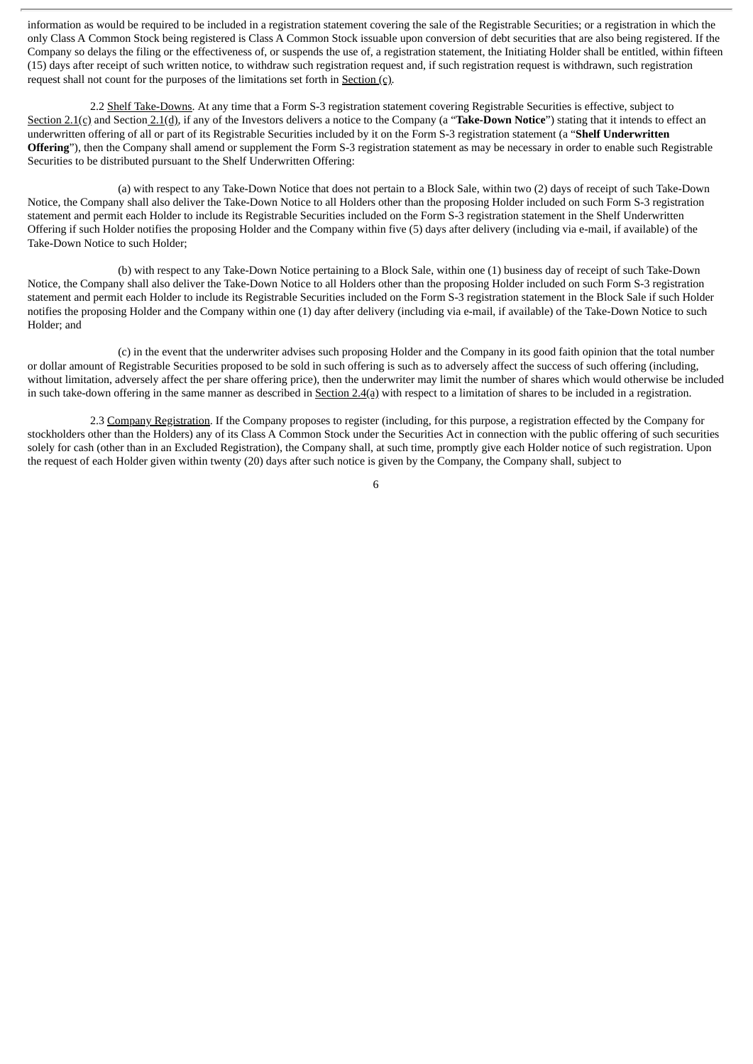information as would be required to be included in a registration statement covering the sale of the Registrable Securities; or a registration in which the only Class A Common Stock being registered is Class A Common Stock issuable upon conversion of debt securities that are also being registered. If the Company so delays the filing or the effectiveness of, or suspends the use of, a registration statement, the Initiating Holder shall be entitled, within fifteen (15) days after receipt of such written notice, to withdraw such registration request and, if such registration request is withdrawn, such registration request shall not count for the purposes of the limitations set forth in Section (c).

2.2 Shelf Take-Downs. At any time that a Form S-3 registration statement covering Registrable Securities is effective, subject to Section 2.1(c) and Section 2.1(d), if any of the Investors delivers a notice to the Company (a "**Take-Down Notice**") stating that it intends to effect an underwritten offering of all or part of its Registrable Securities included by it on the Form S-3 registration statement (a "**Shelf Underwritten Offering**"), then the Company shall amend or supplement the Form S-3 registration statement as may be necessary in order to enable such Registrable Securities to be distributed pursuant to the Shelf Underwritten Offering:

(a) with respect to any Take-Down Notice that does not pertain to a Block Sale, within two (2) days of receipt of such Take-Down Notice, the Company shall also deliver the Take-Down Notice to all Holders other than the proposing Holder included on such Form S-3 registration statement and permit each Holder to include its Registrable Securities included on the Form S-3 registration statement in the Shelf Underwritten Offering if such Holder notifies the proposing Holder and the Company within five (5) days after delivery (including via e-mail, if available) of the Take-Down Notice to such Holder;

(b) with respect to any Take-Down Notice pertaining to a Block Sale, within one (1) business day of receipt of such Take-Down Notice, the Company shall also deliver the Take-Down Notice to all Holders other than the proposing Holder included on such Form S-3 registration statement and permit each Holder to include its Registrable Securities included on the Form S-3 registration statement in the Block Sale if such Holder notifies the proposing Holder and the Company within one (1) day after delivery (including via e-mail, if available) of the Take-Down Notice to such Holder; and

(c) in the event that the underwriter advises such proposing Holder and the Company in its good faith opinion that the total number or dollar amount of Registrable Securities proposed to be sold in such offering is such as to adversely affect the success of such offering (including, without limitation, adversely affect the per share offering price), then the underwriter may limit the number of shares which would otherwise be included in such take-down offering in the same manner as described in Section 2.4(a) with respect to a limitation of shares to be included in a registration.

2.3 Company Registration. If the Company proposes to register (including, for this purpose, a registration effected by the Company for stockholders other than the Holders) any of its Class A Common Stock under the Securities Act in connection with the public offering of such securities solely for cash (other than in an Excluded Registration), the Company shall, at such time, promptly give each Holder notice of such registration. Upon the request of each Holder given within twenty (20) days after such notice is given by the Company, the Company shall, subject to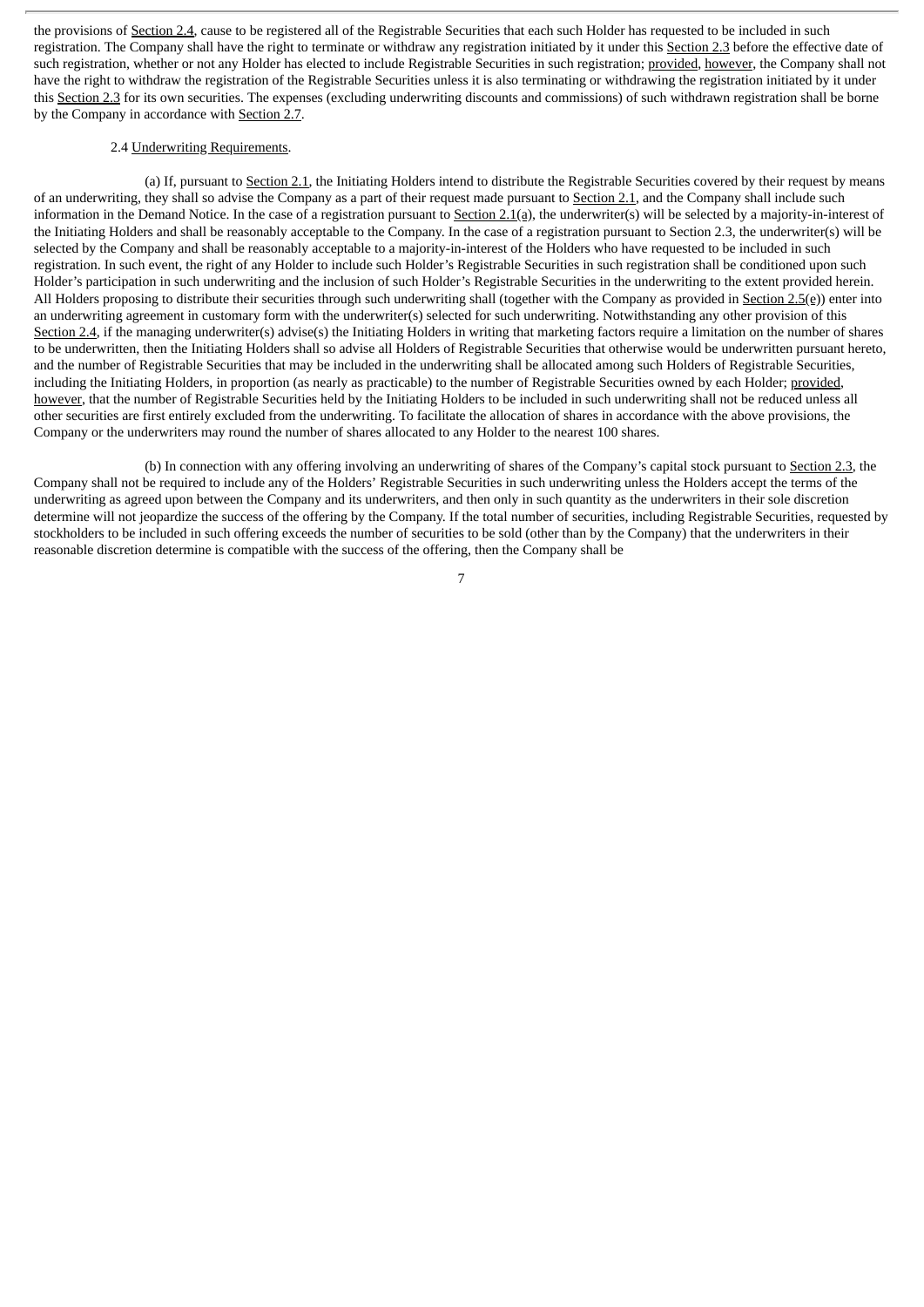the provisions of Section 2.4, cause to be registered all of the Registrable Securities that each such Holder has requested to be included in such registration. The Company shall have the right to terminate or withdraw any registration initiated by it under this Section 2.3 before the effective date of such registration, whether or not any Holder has elected to include Registrable Securities in such registration; provided, however, the Company shall not have the right to withdraw the registration of the Registrable Securities unless it is also terminating or withdrawing the registration initiated by it under this Section 2.3 for its own securities. The expenses (excluding underwriting discounts and commissions) of such withdrawn registration shall be borne by the Company in accordance with Section 2.7.

2.4 Underwriting Requirements.

(a) If, pursuant to Section 2.1, the Initiating Holders intend to distribute the Registrable Securities covered by their request by means of an underwriting, they shall so advise the Company as a part of their request made pursuant to Section 2.1, and the Company shall include such information in the Demand Notice. In the case of a registration pursuant to Section 2.1(a), the underwriter(s) will be selected by a majority-in-interest of the Initiating Holders and shall be reasonably acceptable to the Company. In the case of a registration pursuant to Section 2.3, the underwriter(s) will be selected by the Company and shall be reasonably acceptable to a majority-in-interest of the Holders who have requested to be included in such registration. In such event, the right of any Holder to include such Holder's Registrable Securities in such registration shall be conditioned upon such Holder's participation in such underwriting and the inclusion of such Holder's Registrable Securities in the underwriting to the extent provided herein. All Holders proposing to distribute their securities through such underwriting shall (together with the Company as provided in Section 2.5(e)) enter into an underwriting agreement in customary form with the underwriter(s) selected for such underwriting. Notwithstanding any other provision of this Section 2.4, if the managing underwriter(s) advise(s) the Initiating Holders in writing that marketing factors require a limitation on the number of shares to be underwritten, then the Initiating Holders shall so advise all Holders of Registrable Securities that otherwise would be underwritten pursuant hereto, and the number of Registrable Securities that may be included in the underwriting shall be allocated among such Holders of Registrable Securities, including the Initiating Holders, in proportion (as nearly as practicable) to the number of Registrable Securities owned by each Holder; provided, however, that the number of Registrable Securities held by the Initiating Holders to be included in such underwriting shall not be reduced unless all other securities are first entirely excluded from the underwriting. To facilitate the allocation of shares in accordance with the above provisions, the Company or the underwriters may round the number of shares allocated to any Holder to the nearest 100 shares.

(b) In connection with any offering involving an underwriting of shares of the Company's capital stock pursuant to Section 2.3, the Company shall not be required to include any of the Holders' Registrable Securities in such underwriting unless the Holders accept the terms of the underwriting as agreed upon between the Company and its underwriters, and then only in such quantity as the underwriters in their sole discretion determine will not jeopardize the success of the offering by the Company. If the total number of securities, including Registrable Securities, requested by stockholders to be included in such offering exceeds the number of securities to be sold (other than by the Company) that the underwriters in their reasonable discretion determine is compatible with the success of the offering, then the Company shall be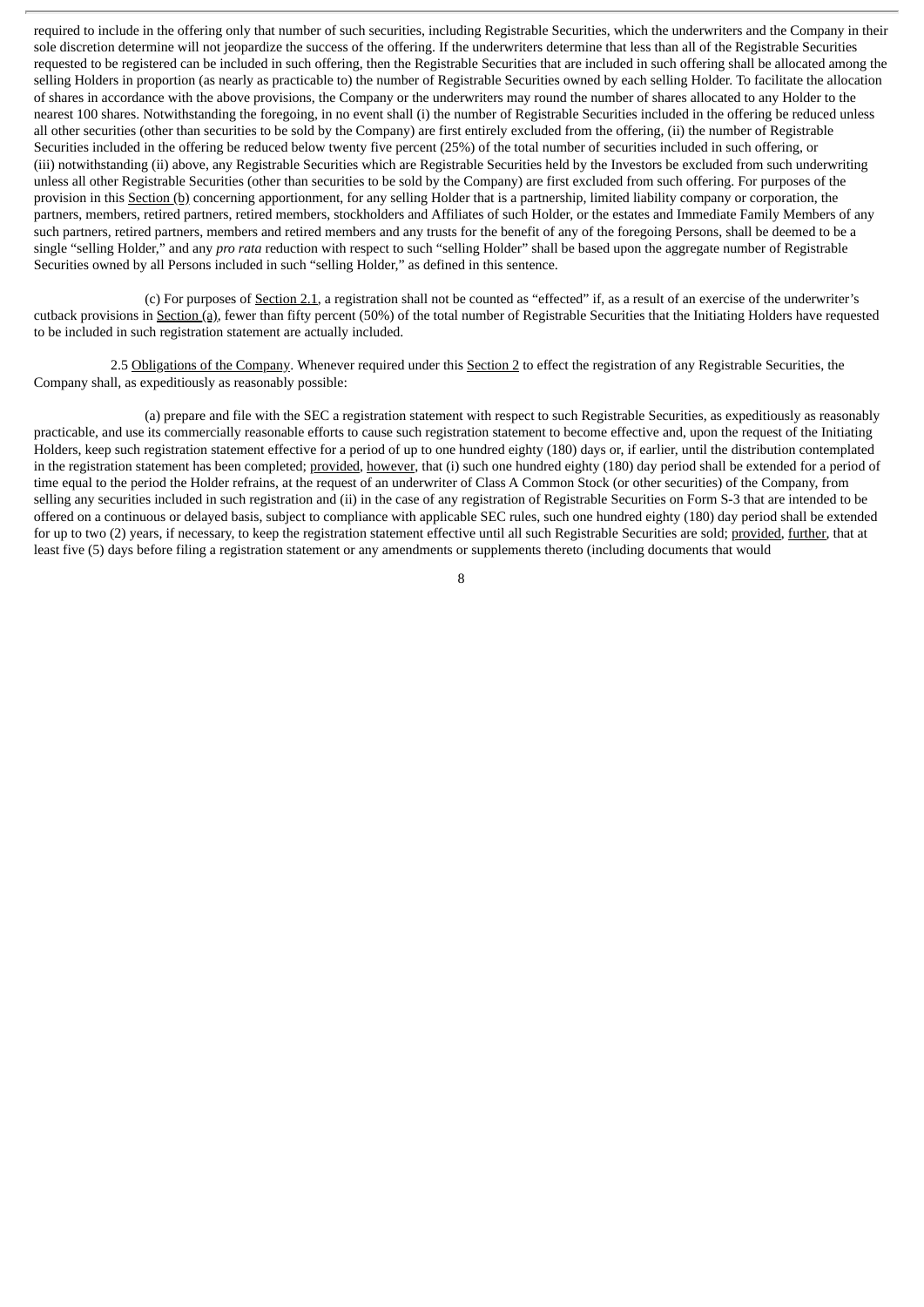required to include in the offering only that number of such securities, including Registrable Securities, which the underwriters and the Company in their sole discretion determine will not jeopardize the success of the offering. If the underwriters determine that less than all of the Registrable Securities requested to be registered can be included in such offering, then the Registrable Securities that are included in such offering shall be allocated among the selling Holders in proportion (as nearly as practicable to) the number of Registrable Securities owned by each selling Holder. To facilitate the allocation of shares in accordance with the above provisions, the Company or the underwriters may round the number of shares allocated to any Holder to the nearest 100 shares. Notwithstanding the foregoing, in no event shall (i) the number of Registrable Securities included in the offering be reduced unless all other securities (other than securities to be sold by the Company) are first entirely excluded from the offering, (ii) the number of Registrable Securities included in the offering be reduced below twenty five percent (25%) of the total number of securities included in such offering, or (iii) notwithstanding (ii) above, any Registrable Securities which are Registrable Securities held by the Investors be excluded from such underwriting unless all other Registrable Securities (other than securities to be sold by the Company) are first excluded from such offering. For purposes of the provision in this Section (b) concerning apportionment, for any selling Holder that is a partnership, limited liability company or corporation, the partners, members, retired partners, retired members, stockholders and Affiliates of such Holder, or the estates and Immediate Family Members of any such partners, retired partners, members and retired members and any trusts for the benefit of any of the foregoing Persons, shall be deemed to be a single "selling Holder," and any *pro rata* reduction with respect to such "selling Holder" shall be based upon the aggregate number of Registrable Securities owned by all Persons included in such "selling Holder," as defined in this sentence.

(c) For purposes of Section 2.1, a registration shall not be counted as "effected" if, as a result of an exercise of the underwriter's cutback provisions in Section (a), fewer than fifty percent (50%) of the total number of Registrable Securities that the Initiating Holders have requested to be included in such registration statement are actually included.

2.5 Obligations of the Company. Whenever required under this Section 2 to effect the registration of any Registrable Securities, the Company shall, as expeditiously as reasonably possible:

(a) prepare and file with the SEC a registration statement with respect to such Registrable Securities, as expeditiously as reasonably practicable, and use its commercially reasonable efforts to cause such registration statement to become effective and, upon the request of the Initiating Holders, keep such registration statement effective for a period of up to one hundred eighty (180) days or, if earlier, until the distribution contemplated in the registration statement has been completed; provided, however, that (i) such one hundred eighty (180) day period shall be extended for a period of time equal to the period the Holder refrains, at the request of an underwriter of Class A Common Stock (or other securities) of the Company, from selling any securities included in such registration and (ii) in the case of any registration of Registrable Securities on Form S-3 that are intended to be offered on a continuous or delayed basis, subject to compliance with applicable SEC rules, such one hundred eighty (180) day period shall be extended for up to two (2) years, if necessary, to keep the registration statement effective until all such Registrable Securities are sold; provided, further, that at least five (5) days before filing a registration statement or any amendments or supplements thereto (including documents that would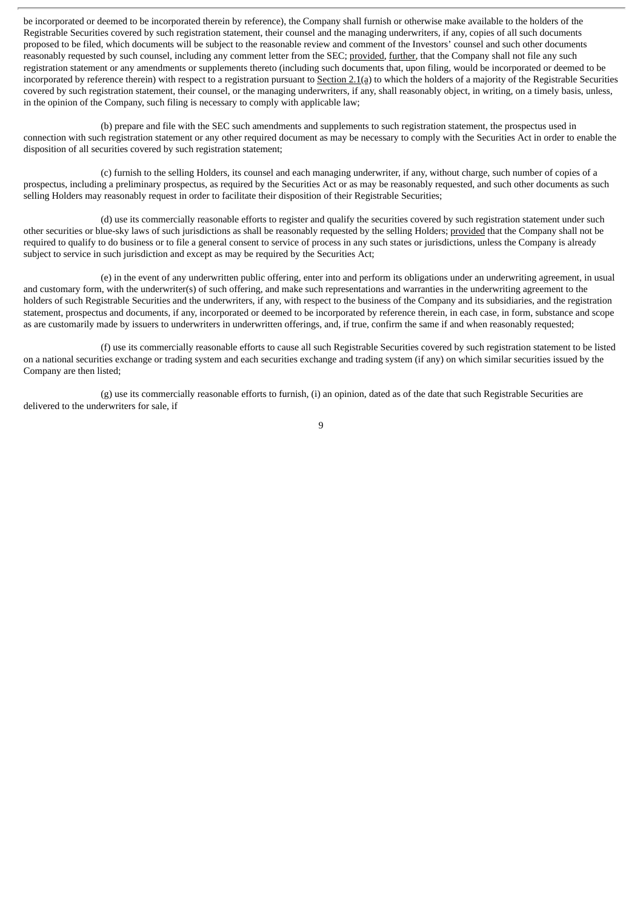be incorporated or deemed to be incorporated therein by reference), the Company shall furnish or otherwise make available to the holders of the Registrable Securities covered by such registration statement, their counsel and the managing underwriters, if any, copies of all such documents proposed to be filed, which documents will be subject to the reasonable review and comment of the Investors' counsel and such other documents reasonably requested by such counsel, including any comment letter from the SEC; provided, further, that the Company shall not file any such registration statement or any amendments or supplements thereto (including such documents that, upon filing, would be incorporated or deemed to be incorporated by reference therein) with respect to a registration pursuant to Section 2.1(a) to which the holders of a majority of the Registrable Securities covered by such registration statement, their counsel, or the managing underwriters, if any, shall reasonably object, in writing, on a timely basis, unless, in the opinion of the Company, such filing is necessary to comply with applicable law;

(b) prepare and file with the SEC such amendments and supplements to such registration statement, the prospectus used in connection with such registration statement or any other required document as may be necessary to comply with the Securities Act in order to enable the disposition of all securities covered by such registration statement;

(c) furnish to the selling Holders, its counsel and each managing underwriter, if any, without charge, such number of copies of a prospectus, including a preliminary prospectus, as required by the Securities Act or as may be reasonably requested, and such other documents as such selling Holders may reasonably request in order to facilitate their disposition of their Registrable Securities;

(d) use its commercially reasonable efforts to register and qualify the securities covered by such registration statement under such other securities or blue-sky laws of such jurisdictions as shall be reasonably requested by the selling Holders; provided that the Company shall not be required to qualify to do business or to file a general consent to service of process in any such states or jurisdictions, unless the Company is already subject to service in such jurisdiction and except as may be required by the Securities Act;

(e) in the event of any underwritten public offering, enter into and perform its obligations under an underwriting agreement, in usual and customary form, with the underwriter(s) of such offering, and make such representations and warranties in the underwriting agreement to the holders of such Registrable Securities and the underwriters, if any, with respect to the business of the Company and its subsidiaries, and the registration statement, prospectus and documents, if any, incorporated or deemed to be incorporated by reference therein, in each case, in form, substance and scope as are customarily made by issuers to underwriters in underwritten offerings, and, if true, confirm the same if and when reasonably requested;

(f) use its commercially reasonable efforts to cause all such Registrable Securities covered by such registration statement to be listed on a national securities exchange or trading system and each securities exchange and trading system (if any) on which similar securities issued by the Company are then listed;

(g) use its commercially reasonable efforts to furnish, (i) an opinion, dated as of the date that such Registrable Securities are delivered to the underwriters for sale, if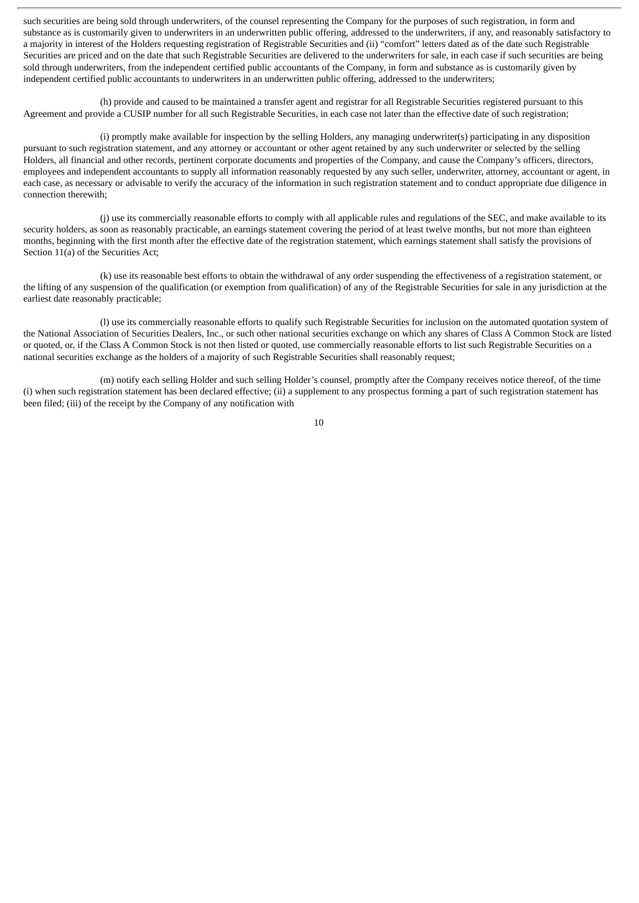such securities are being sold through underwriters, of the counsel representing the Company for the purposes of such registration, in form and substance as is customarily given to underwriters in an underwritten public offering, addressed to the underwriters, if any, and reasonably satisfactory to a majority in interest of the Holders requesting registration of Registrable Securities and (ii) "comfort" letters dated as of the date such Registrable Securities are priced and on the date that such Registrable Securities are delivered to the underwriters for sale, in each case if such securities are being sold through underwriters, from the independent certified public accountants of the Company, in form and substance as is customarily given by independent certified public accountants to underwriters in an underwritten public offering, addressed to the underwriters;

(h) provide and caused to be maintained a transfer agent and registrar for all Registrable Securities registered pursuant to this Agreement and provide a CUSIP number for all such Registrable Securities, in each case not later than the effective date of such registration;

(i) promptly make available for inspection by the selling Holders, any managing underwriter(s) participating in any disposition pursuant to such registration statement, and any attorney or accountant or other agent retained by any such underwriter or selected by the selling Holders, all financial and other records, pertinent corporate documents and properties of the Company, and cause the Company's officers, directors, employees and independent accountants to supply all information reasonably requested by any such seller, underwriter, attorney, accountant or agent, in each case, as necessary or advisable to verify the accuracy of the information in such registration statement and to conduct appropriate due diligence in connection therewith;

(j) use its commercially reasonable efforts to comply with all applicable rules and regulations of the SEC, and make available to its security holders, as soon as reasonably practicable, an earnings statement covering the period of at least twelve months, but not more than eighteen months, beginning with the first month after the effective date of the registration statement, which earnings statement shall satisfy the provisions of Section 11(a) of the Securities Act;

(k) use its reasonable best efforts to obtain the withdrawal of any order suspending the effectiveness of a registration statement, or the lifting of any suspension of the qualification (or exemption from qualification) of any of the Registrable Securities for sale in any jurisdiction at the earliest date reasonably practicable;

(l) use its commercially reasonable efforts to qualify such Registrable Securities for inclusion on the automated quotation system of the National Association of Securities Dealers, Inc., or such other national securities exchange on which any shares of Class A Common Stock are listed or quoted, or, if the Class A Common Stock is not then listed or quoted, use commercially reasonable efforts to list such Registrable Securities on a national securities exchange as the holders of a majority of such Registrable Securities shall reasonably request;

(m) notify each selling Holder and such selling Holder's counsel, promptly after the Company receives notice thereof, of the time (i) when such registration statement has been declared effective; (ii) a supplement to any prospectus forming a part of such registration statement has been filed; (iii) of the receipt by the Company of any notification with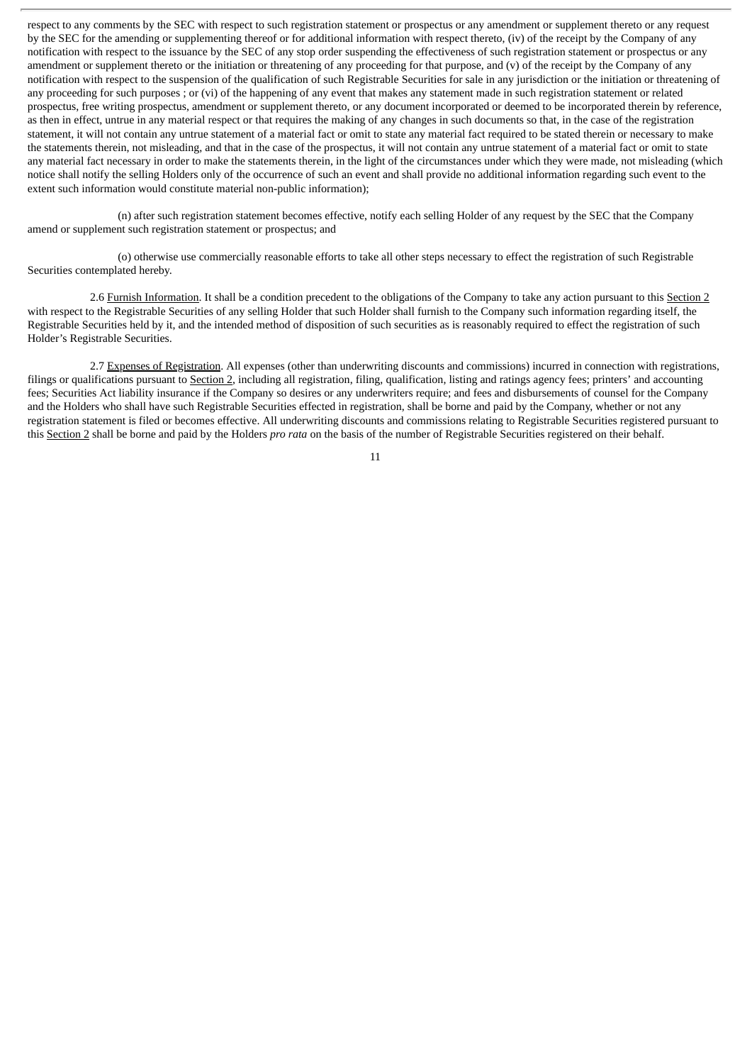respect to any comments by the SEC with respect to such registration statement or prospectus or any amendment or supplement thereto or any request by the SEC for the amending or supplementing thereof or for additional information with respect thereto, (iv) of the receipt by the Company of any notification with respect to the issuance by the SEC of any stop order suspending the effectiveness of such registration statement or prospectus or any amendment or supplement thereto or the initiation or threatening of any proceeding for that purpose, and (v) of the receipt by the Company of any notification with respect to the suspension of the qualification of such Registrable Securities for sale in any jurisdiction or the initiation or threatening of any proceeding for such purposes ; or (vi) of the happening of any event that makes any statement made in such registration statement or related prospectus, free writing prospectus, amendment or supplement thereto, or any document incorporated or deemed to be incorporated therein by reference, as then in effect, untrue in any material respect or that requires the making of any changes in such documents so that, in the case of the registration statement, it will not contain any untrue statement of a material fact or omit to state any material fact required to be stated therein or necessary to make the statements therein, not misleading, and that in the case of the prospectus, it will not contain any untrue statement of a material fact or omit to state any material fact necessary in order to make the statements therein, in the light of the circumstances under which they were made, not misleading (which notice shall notify the selling Holders only of the occurrence of such an event and shall provide no additional information regarding such event to the extent such information would constitute material non-public information);

(n) after such registration statement becomes effective, notify each selling Holder of any request by the SEC that the Company amend or supplement such registration statement or prospectus; and

(o) otherwise use commercially reasonable efforts to take all other steps necessary to effect the registration of such Registrable Securities contemplated hereby.

2.6 Furnish Information. It shall be a condition precedent to the obligations of the Company to take any action pursuant to this Section 2 with respect to the Registrable Securities of any selling Holder that such Holder shall furnish to the Company such information regarding itself, the Registrable Securities held by it, and the intended method of disposition of such securities as is reasonably required to effect the registration of such Holder's Registrable Securities.

2.7 Expenses of Registration. All expenses (other than underwriting discounts and commissions) incurred in connection with registrations, filings or qualifications pursuant to Section 2, including all registration, filing, qualification, listing and ratings agency fees; printers' and accounting fees; Securities Act liability insurance if the Company so desires or any underwriters require; and fees and disbursements of counsel for the Company and the Holders who shall have such Registrable Securities effected in registration, shall be borne and paid by the Company, whether or not any registration statement is filed or becomes effective. All underwriting discounts and commissions relating to Registrable Securities registered pursuant to this Section 2 shall be borne and paid by the Holders *pro rata* on the basis of the number of Registrable Securities registered on their behalf.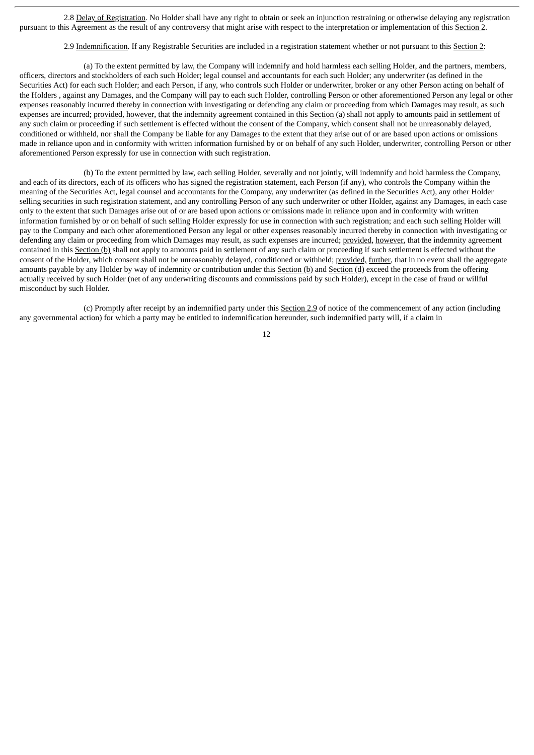2.8 Delay of Registration. No Holder shall have any right to obtain or seek an injunction restraining or otherwise delaying any registration pursuant to this Agreement as the result of any controversy that might arise with respect to the interpretation or implementation of this Section 2.

2.9 Indemnification. If any Registrable Securities are included in a registration statement whether or not pursuant to this Section 2:

(a) To the extent permitted by law, the Company will indemnify and hold harmless each selling Holder, and the partners, members, officers, directors and stockholders of each such Holder; legal counsel and accountants for each such Holder; any underwriter (as defined in the Securities Act) for each such Holder; and each Person, if any, who controls such Holder or underwriter, broker or any other Person acting on behalf of the Holders , against any Damages, and the Company will pay to each such Holder, controlling Person or other aforementioned Person any legal or other expenses reasonably incurred thereby in connection with investigating or defending any claim or proceeding from which Damages may result, as such expenses are incurred; provided, however, that the indemnity agreement contained in this Section (a) shall not apply to amounts paid in settlement of any such claim or proceeding if such settlement is effected without the consent of the Company, which consent shall not be unreasonably delayed, conditioned or withheld, nor shall the Company be liable for any Damages to the extent that they arise out of or are based upon actions or omissions made in reliance upon and in conformity with written information furnished by or on behalf of any such Holder, underwriter, controlling Person or other aforementioned Person expressly for use in connection with such registration.

(b) To the extent permitted by law, each selling Holder, severally and not jointly, will indemnify and hold harmless the Company, and each of its directors, each of its officers who has signed the registration statement, each Person (if any), who controls the Company within the meaning of the Securities Act, legal counsel and accountants for the Company, any underwriter (as defined in the Securities Act), any other Holder selling securities in such registration statement, and any controlling Person of any such underwriter or other Holder, against any Damages, in each case only to the extent that such Damages arise out of or are based upon actions or omissions made in reliance upon and in conformity with written information furnished by or on behalf of such selling Holder expressly for use in connection with such registration; and each such selling Holder will pay to the Company and each other aforementioned Person any legal or other expenses reasonably incurred thereby in connection with investigating or defending any claim or proceeding from which Damages may result, as such expenses are incurred; provided, however, that the indemnity agreement contained in this Section (b) shall not apply to amounts paid in settlement of any such claim or proceeding if such settlement is effected without the consent of the Holder, which consent shall not be unreasonably delayed, conditioned or withheld; provided, further, that in no event shall the aggregate amounts payable by any Holder by way of indemnity or contribution under this Section (b) and Section (d) exceed the proceeds from the offering actually received by such Holder (net of any underwriting discounts and commissions paid by such Holder), except in the case of fraud or willful misconduct by such Holder.

(c) Promptly after receipt by an indemnified party under this Section 2.9 of notice of the commencement of any action (including any governmental action) for which a party may be entitled to indemnification hereunder, such indemnified party will, if a claim in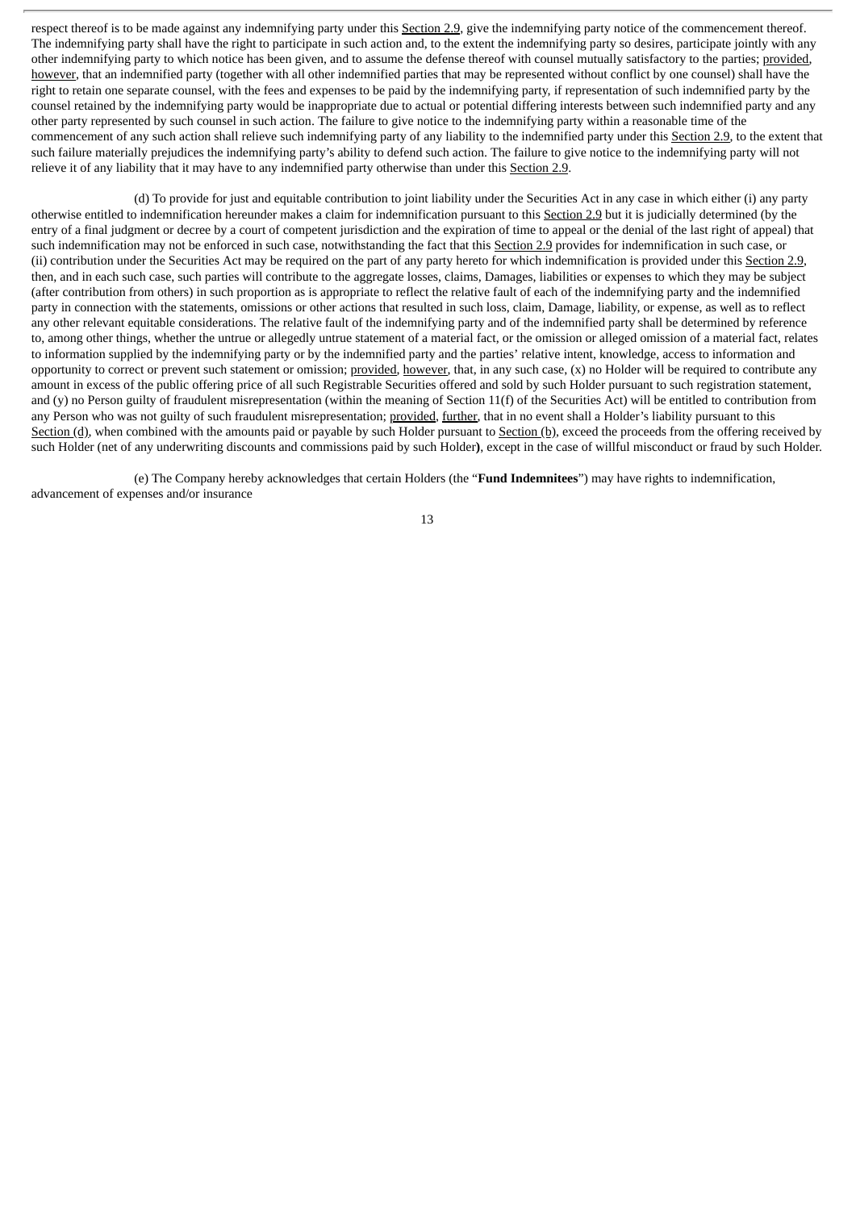respect thereof is to be made against any indemnifying party under this Section 2.9, give the indemnifying party notice of the commencement thereof. The indemnifying party shall have the right to participate in such action and, to the extent the indemnifying party so desires, participate jointly with any other indemnifying party to which notice has been given, and to assume the defense thereof with counsel mutually satisfactory to the parties; provided, however, that an indemnified party (together with all other indemnified parties that may be represented without conflict by one counsel) shall have the right to retain one separate counsel, with the fees and expenses to be paid by the indemnifying party, if representation of such indemnified party by the counsel retained by the indemnifying party would be inappropriate due to actual or potential differing interests between such indemnified party and any other party represented by such counsel in such action. The failure to give notice to the indemnifying party within a reasonable time of the commencement of any such action shall relieve such indemnifying party of any liability to the indemnified party under this Section 2.9, to the extent that such failure materially prejudices the indemnifying party's ability to defend such action. The failure to give notice to the indemnifying party will not relieve it of any liability that it may have to any indemnified party otherwise than under this Section 2.9.

(d) To provide for just and equitable contribution to joint liability under the Securities Act in any case in which either (i) any party otherwise entitled to indemnification hereunder makes a claim for indemnification pursuant to this Section 2.9 but it is judicially determined (by the entry of a final judgment or decree by a court of competent jurisdiction and the expiration of time to appeal or the denial of the last right of appeal) that such indemnification may not be enforced in such case, notwithstanding the fact that this Section 2.9 provides for indemnification in such case, or (ii) contribution under the Securities Act may be required on the part of any party hereto for which indemnification is provided under this Section 2.9, then, and in each such case, such parties will contribute to the aggregate losses, claims, Damages, liabilities or expenses to which they may be subject (after contribution from others) in such proportion as is appropriate to reflect the relative fault of each of the indemnifying party and the indemnified party in connection with the statements, omissions or other actions that resulted in such loss, claim, Damage, liability, or expense, as well as to reflect any other relevant equitable considerations. The relative fault of the indemnifying party and of the indemnified party shall be determined by reference to, among other things, whether the untrue or allegedly untrue statement of a material fact, or the omission or alleged omission of a material fact, relates to information supplied by the indemnifying party or by the indemnified party and the parties' relative intent, knowledge, access to information and opportunity to correct or prevent such statement or omission; provided, however, that, in any such case, (x) no Holder will be required to contribute any amount in excess of the public offering price of all such Registrable Securities offered and sold by such Holder pursuant to such registration statement, and (y) no Person guilty of fraudulent misrepresentation (within the meaning of Section 11(f) of the Securities Act) will be entitled to contribution from any Person who was not guilty of such fraudulent misrepresentation; provided, further, that in no event shall a Holder's liability pursuant to this Section (d), when combined with the amounts paid or payable by such Holder pursuant to Section (b), exceed the proceeds from the offering received by such Holder (net of any underwriting discounts and commissions paid by such Holder**)**, except in the case of willful misconduct or fraud by such Holder.

(e) The Company hereby acknowledges that certain Holders (the "**Fund Indemnitees**") may have rights to indemnification, advancement of expenses and/or insurance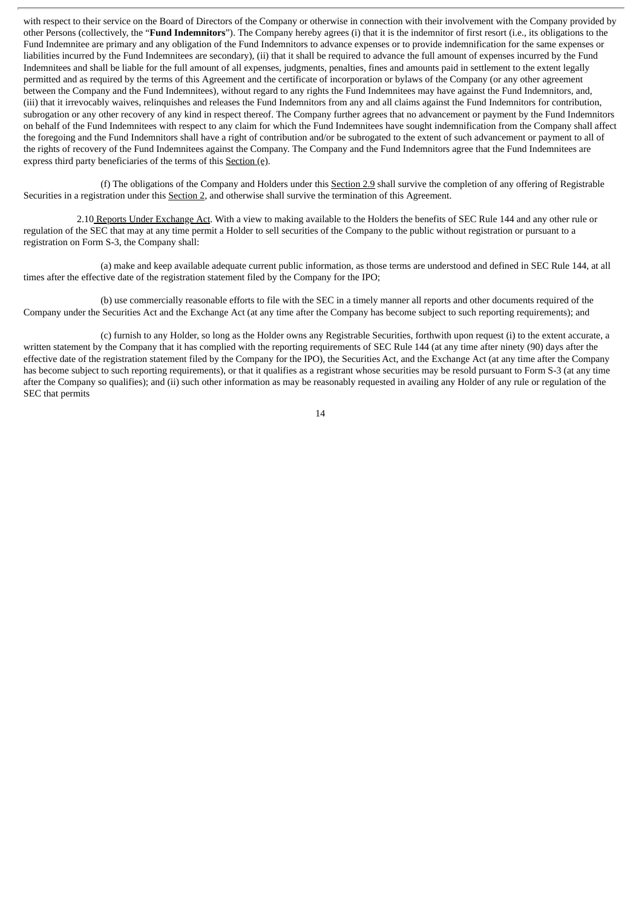with respect to their service on the Board of Directors of the Company or otherwise in connection with their involvement with the Company provided by other Persons (collectively, the "**Fund Indemnitors**"). The Company hereby agrees (i) that it is the indemnitor of first resort (i.e., its obligations to the Fund Indemnitee are primary and any obligation of the Fund Indemnitors to advance expenses or to provide indemnification for the same expenses or liabilities incurred by the Fund Indemnitees are secondary), (ii) that it shall be required to advance the full amount of expenses incurred by the Fund Indemnitees and shall be liable for the full amount of all expenses, judgments, penalties, fines and amounts paid in settlement to the extent legally permitted and as required by the terms of this Agreement and the certificate of incorporation or bylaws of the Company (or any other agreement between the Company and the Fund Indemnitees), without regard to any rights the Fund Indemnitees may have against the Fund Indemnitors, and, (iii) that it irrevocably waives, relinquishes and releases the Fund Indemnitors from any and all claims against the Fund Indemnitors for contribution, subrogation or any other recovery of any kind in respect thereof. The Company further agrees that no advancement or payment by the Fund Indemnitors on behalf of the Fund Indemnitees with respect to any claim for which the Fund Indemnitees have sought indemnification from the Company shall affect the foregoing and the Fund Indemnitors shall have a right of contribution and/or be subrogated to the extent of such advancement or payment to all of the rights of recovery of the Fund Indemnitees against the Company. The Company and the Fund Indemnitors agree that the Fund Indemnitees are express third party beneficiaries of the terms of this Section (e).

(f) The obligations of the Company and Holders under this Section 2.9 shall survive the completion of any offering of Registrable Securities in a registration under this Section 2, and otherwise shall survive the termination of this Agreement.

2.10 Reports Under Exchange Act. With a view to making available to the Holders the benefits of SEC Rule 144 and any other rule or regulation of the SEC that may at any time permit a Holder to sell securities of the Company to the public without registration or pursuant to a registration on Form S-3, the Company shall:

(a) make and keep available adequate current public information, as those terms are understood and defined in SEC Rule 144, at all times after the effective date of the registration statement filed by the Company for the IPO;

(b) use commercially reasonable efforts to file with the SEC in a timely manner all reports and other documents required of the Company under the Securities Act and the Exchange Act (at any time after the Company has become subject to such reporting requirements); and

(c) furnish to any Holder, so long as the Holder owns any Registrable Securities, forthwith upon request (i) to the extent accurate, a written statement by the Company that it has complied with the reporting requirements of SEC Rule 144 (at any time after ninety (90) days after the effective date of the registration statement filed by the Company for the IPO), the Securities Act, and the Exchange Act (at any time after the Company has become subject to such reporting requirements), or that it qualifies as a registrant whose securities may be resold pursuant to Form S-3 (at any time after the Company so qualifies); and (ii) such other information as may be reasonably requested in availing any Holder of any rule or regulation of the SEC that permits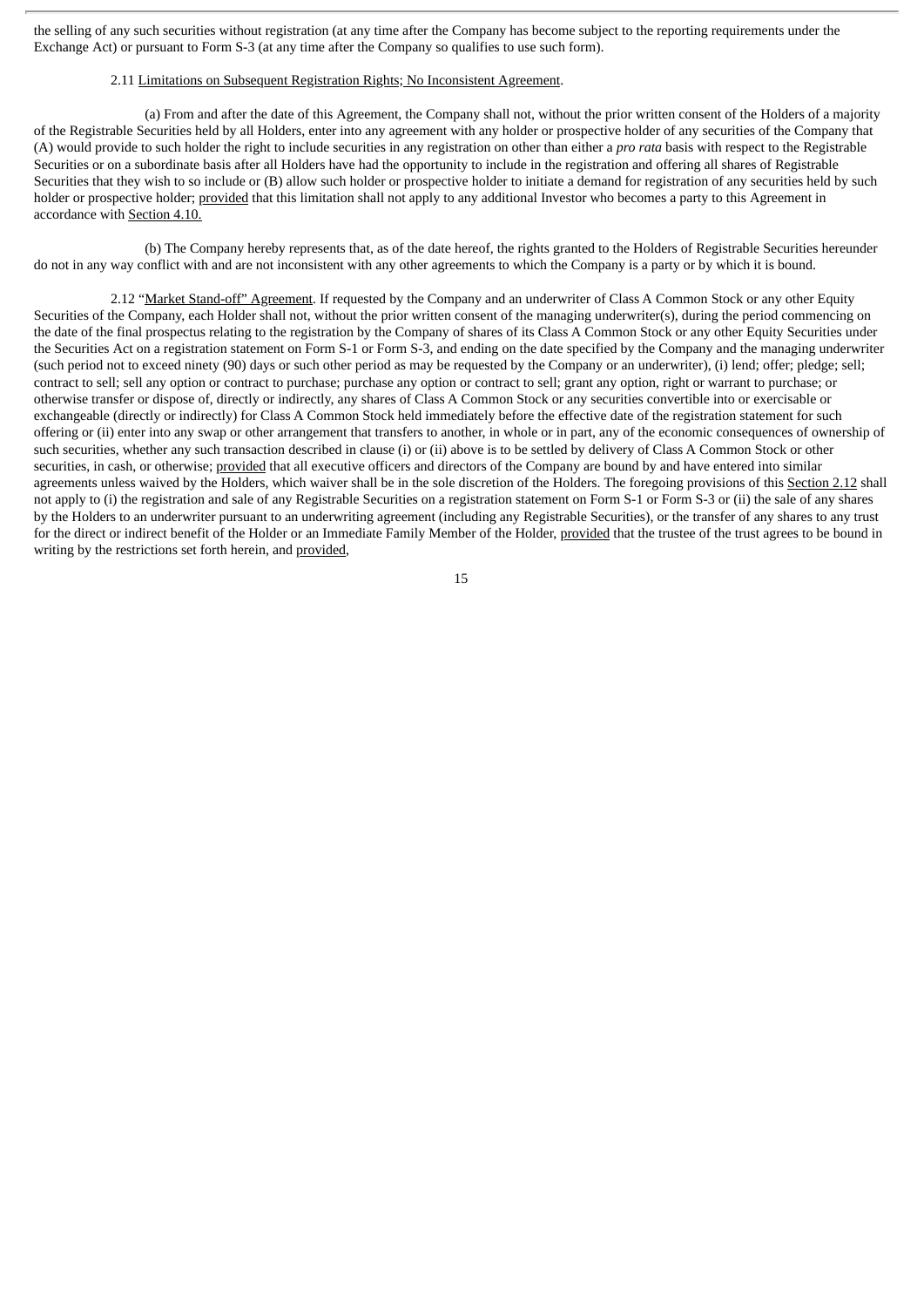the selling of any such securities without registration (at any time after the Company has become subject to the reporting requirements under the Exchange Act) or pursuant to Form S-3 (at any time after the Company so qualifies to use such form).

2.11 Limitations on Subsequent Registration Rights; No Inconsistent Agreement.

(a) From and after the date of this Agreement, the Company shall not, without the prior written consent of the Holders of a majority of the Registrable Securities held by all Holders, enter into any agreement with any holder or prospective holder of any securities of the Company that (A) would provide to such holder the right to include securities in any registration on other than either a *pro rata* basis with respect to the Registrable Securities or on a subordinate basis after all Holders have had the opportunity to include in the registration and offering all shares of Registrable Securities that they wish to so include or (B) allow such holder or prospective holder to initiate a demand for registration of any securities held by such holder or prospective holder; provided that this limitation shall not apply to any additional Investor who becomes a party to this Agreement in accordance with Section 4.10.

(b) The Company hereby represents that, as of the date hereof, the rights granted to the Holders of Registrable Securities hereunder do not in any way conflict with and are not inconsistent with any other agreements to which the Company is a party or by which it is bound.

2.12 "Market Stand-off" Agreement. If requested by the Company and an underwriter of Class A Common Stock or any other Equity Securities of the Company, each Holder shall not, without the prior written consent of the managing underwriter(s), during the period commencing on the date of the final prospectus relating to the registration by the Company of shares of its Class A Common Stock or any other Equity Securities under the Securities Act on a registration statement on Form S-1 or Form S-3, and ending on the date specified by the Company and the managing underwriter (such period not to exceed ninety (90) days or such other period as may be requested by the Company or an underwriter), (i) lend; offer; pledge; sell; contract to sell; sell any option or contract to purchase; purchase any option or contract to sell; grant any option, right or warrant to purchase; or otherwise transfer or dispose of, directly or indirectly, any shares of Class A Common Stock or any securities convertible into or exercisable or exchangeable (directly or indirectly) for Class A Common Stock held immediately before the effective date of the registration statement for such offering or (ii) enter into any swap or other arrangement that transfers to another, in whole or in part, any of the economic consequences of ownership of such securities, whether any such transaction described in clause (i) or (ii) above is to be settled by delivery of Class A Common Stock or other securities, in cash, or otherwise; provided that all executive officers and directors of the Company are bound by and have entered into similar agreements unless waived by the Holders, which waiver shall be in the sole discretion of the Holders. The foregoing provisions of this Section 2.12 shall not apply to (i) the registration and sale of any Registrable Securities on a registration statement on Form S-1 or Form S-3 or (ii) the sale of any shares by the Holders to an underwriter pursuant to an underwriting agreement (including any Registrable Securities), or the transfer of any shares to any trust for the direct or indirect benefit of the Holder or an Immediate Family Member of the Holder, provided that the trustee of the trust agrees to be bound in writing by the restrictions set forth herein, and provided,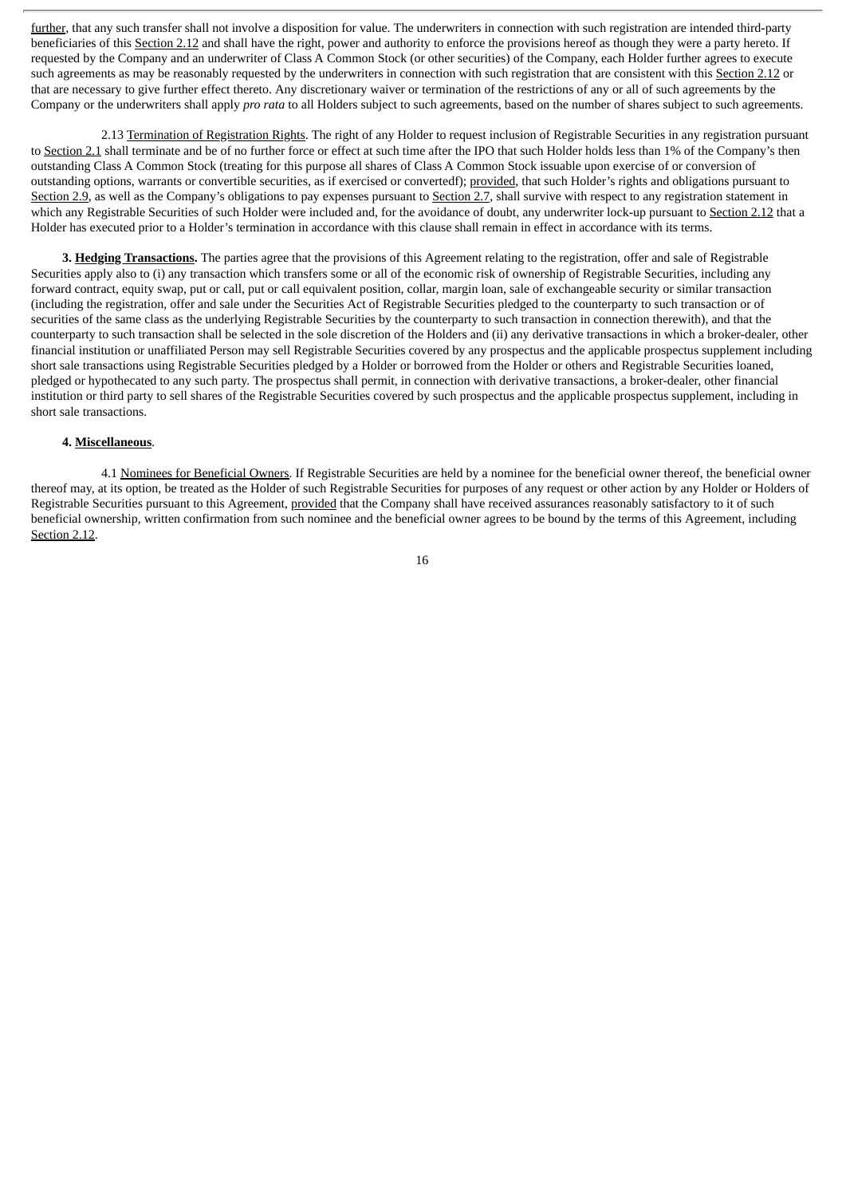further, that any such transfer shall not involve a disposition for value. The underwriters in connection with such registration are intended third-party beneficiaries of this Section 2.12 and shall have the right, power and authority to enforce the provisions hereof as though they were a party hereto. If requested by the Company and an underwriter of Class A Common Stock (or other securities) of the Company, each Holder further agrees to execute such agreements as may be reasonably requested by the underwriters in connection with such registration that are consistent with this Section 2.12 or that are necessary to give further effect thereto. Any discretionary waiver or termination of the restrictions of any or all of such agreements by the Company or the underwriters shall apply *pro rata* to all Holders subject to such agreements, based on the number of shares subject to such agreements.

2.13 Termination of Registration Rights. The right of any Holder to request inclusion of Registrable Securities in any registration pursuant to Section 2.1 shall terminate and be of no further force or effect at such time after the IPO that such Holder holds less than 1% of the Company's then outstanding Class A Common Stock (treating for this purpose all shares of Class A Common Stock issuable upon exercise of or conversion of outstanding options, warrants or convertible securities, as if exercised or convertedf); provided, that such Holder's rights and obligations pursuant to Section 2.9, as well as the Company's obligations to pay expenses pursuant to Section 2.7, shall survive with respect to any registration statement in which any Registrable Securities of such Holder were included and, for the avoidance of doubt, any underwriter lock-up pursuant to Section 2.12 that a Holder has executed prior to a Holder's termination in accordance with this clause shall remain in effect in accordance with its terms.

**3. Hedging Transactions.** The parties agree that the provisions of this Agreement relating to the registration, offer and sale of Registrable Securities apply also to (i) any transaction which transfers some or all of the economic risk of ownership of Registrable Securities, including any forward contract, equity swap, put or call, put or call equivalent position, collar, margin loan, sale of exchangeable security or similar transaction (including the registration, offer and sale under the Securities Act of Registrable Securities pledged to the counterparty to such transaction or of securities of the same class as the underlying Registrable Securities by the counterparty to such transaction in connection therewith), and that the counterparty to such transaction shall be selected in the sole discretion of the Holders and (ii) any derivative transactions in which a broker-dealer, other financial institution or unaffiliated Person may sell Registrable Securities covered by any prospectus and the applicable prospectus supplement including short sale transactions using Registrable Securities pledged by a Holder or borrowed from the Holder or others and Registrable Securities loaned, pledged or hypothecated to any such party. The prospectus shall permit, in connection with derivative transactions, a broker-dealer, other financial institution or third party to sell shares of the Registrable Securities covered by such prospectus and the applicable prospectus supplement, including in short sale transactions.

**4. Miscellaneous**.

4.1 Nominees for Beneficial Owners. If Registrable Securities are held by a nominee for the beneficial owner thereof, the beneficial owner thereof may, at its option, be treated as the Holder of such Registrable Securities for purposes of any request or other action by any Holder or Holders of Registrable Securities pursuant to this Agreement, provided that the Company shall have received assurances reasonably satisfactory to it of such beneficial ownership, written confirmation from such nominee and the beneficial owner agrees to be bound by the terms of this Agreement, including Section 2.12.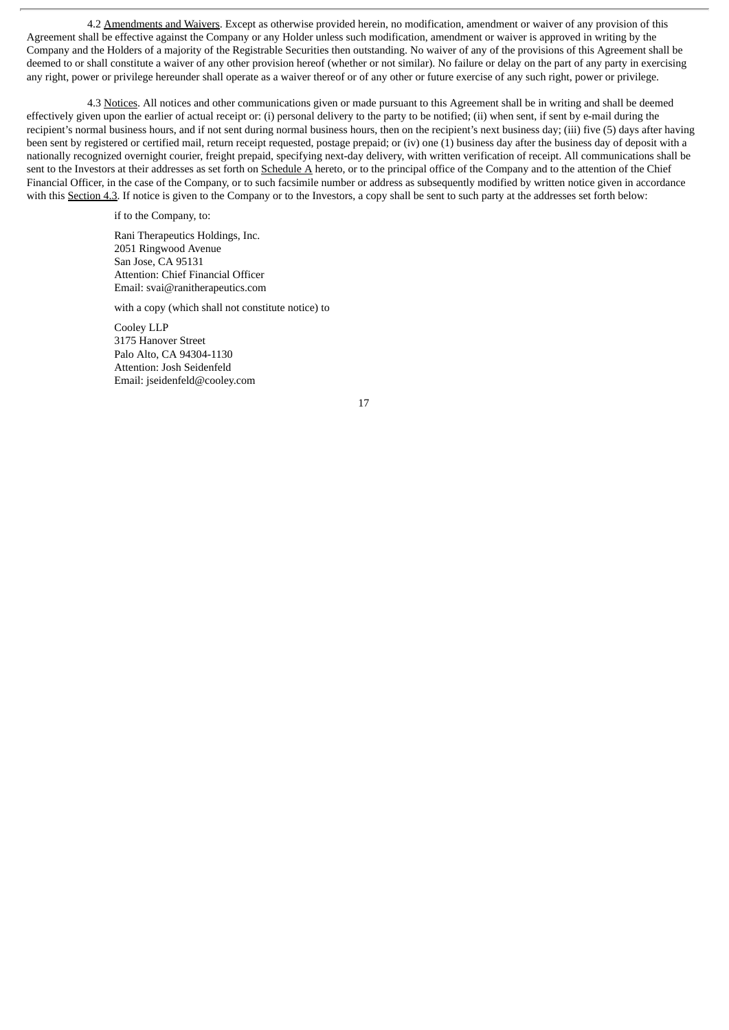4.2 Amendments and Waivers. Except as otherwise provided herein, no modification, amendment or waiver of any provision of this Agreement shall be effective against the Company or any Holder unless such modification, amendment or waiver is approved in writing by the Company and the Holders of a majority of the Registrable Securities then outstanding. No waiver of any of the provisions of this Agreement shall be deemed to or shall constitute a waiver of any other provision hereof (whether or not similar). No failure or delay on the part of any party in exercising any right, power or privilege hereunder shall operate as a waiver thereof or of any other or future exercise of any such right, power or privilege.

4.3 Notices. All notices and other communications given or made pursuant to this Agreement shall be in writing and shall be deemed effectively given upon the earlier of actual receipt or: (i) personal delivery to the party to be notified; (ii) when sent, if sent by e-mail during the recipient's normal business hours, and if not sent during normal business hours, then on the recipient's next business day; (iii) five (5) days after having been sent by registered or certified mail, return receipt requested, postage prepaid; or (iv) one (1) business day after the business day of deposit with a nationally recognized overnight courier, freight prepaid, specifying next-day delivery, with written verification of receipt. All communications shall be sent to the Investors at their addresses as set forth on Schedule A hereto, or to the principal office of the Company and to the attention of the Chief Financial Officer, in the case of the Company, or to such facsimile number or address as subsequently modified by written notice given in accordance with this Section 4.3. If notice is given to the Company or to the Investors, a copy shall be sent to such party at the addresses set forth below:

if to the Company, to:

Rani Therapeutics Holdings, Inc.
2051 Ringwood Avenue
San Jose, CA 95131
Attention: Chief Financial Officer
Email: svai@ranitherapeutics.com

with a copy (which shall not constitute notice) to

Cooley LLP
3175 Hanover Street
Palo Alto, CA 94304-1130
Attention: Josh Seidenfeld
Email: jseidenfeld@cooley.com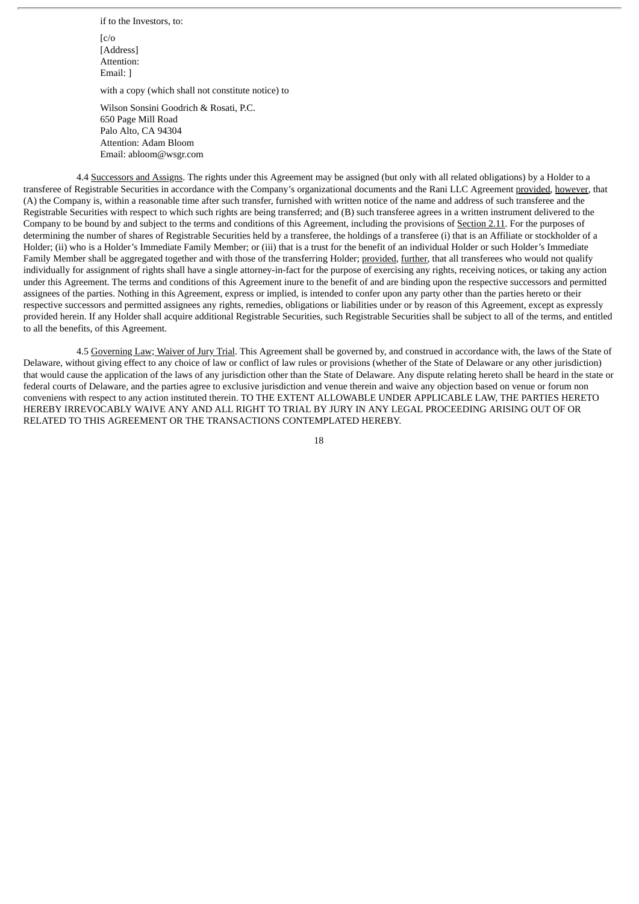if to the Investors, to:

[c/o
[Address]
Attention:
Email: ]

with a copy (which shall not constitute notice) to

Wilson Sonsini Goodrich & Rosati, P.C.
650 Page Mill Road
Palo Alto, CA 94304
Attention: Adam Bloom
Email: abloom@wsgr.com

4.4 Successors and Assigns. The rights under this Agreement may be assigned (but only with all related obligations) by a Holder to a transferee of Registrable Securities in accordance with the Company's organizational documents and the Rani LLC Agreement provided, however, that (A) the Company is, within a reasonable time after such transfer, furnished with written notice of the name and address of such transferee and the Registrable Securities with respect to which such rights are being transferred; and (B) such transferee agrees in a written instrument delivered to the Company to be bound by and subject to the terms and conditions of this Agreement, including the provisions of Section 2.11. For the purposes of determining the number of shares of Registrable Securities held by a transferee, the holdings of a transferee (i) that is an Affiliate or stockholder of a Holder; (ii) who is a Holder's Immediate Family Member; or (iii) that is a trust for the benefit of an individual Holder or such Holder's Immediate Family Member shall be aggregated together and with those of the transferring Holder; provided, further, that all transferees who would not qualify individually for assignment of rights shall have a single attorney-in-fact for the purpose of exercising any rights, receiving notices, or taking any action under this Agreement. The terms and conditions of this Agreement inure to the benefit of and are binding upon the respective successors and permitted assignees of the parties. Nothing in this Agreement, express or implied, is intended to confer upon any party other than the parties hereto or their respective successors and permitted assignees any rights, remedies, obligations or liabilities under or by reason of this Agreement, except as expressly provided herein. If any Holder shall acquire additional Registrable Securities, such Registrable Securities shall be subject to all of the terms, and entitled to all the benefits, of this Agreement.

4.5 Governing Law; Waiver of Jury Trial. This Agreement shall be governed by, and construed in accordance with, the laws of the State of Delaware, without giving effect to any choice of law or conflict of law rules or provisions (whether of the State of Delaware or any other jurisdiction) that would cause the application of the laws of any jurisdiction other than the State of Delaware. Any dispute relating hereto shall be heard in the state or federal courts of Delaware, and the parties agree to exclusive jurisdiction and venue therein and waive any objection based on venue or forum non conveniens with respect to any action instituted therein. TO THE EXTENT ALLOWABLE UNDER APPLICABLE LAW, THE PARTIES HERETO HEREBY IRREVOCABLY WAIVE ANY AND ALL RIGHT TO TRIAL BY JURY IN ANY LEGAL PROCEEDING ARISING OUT OF OR RELATED TO THIS AGREEMENT OR THE TRANSACTIONS CONTEMPLATED HEREBY.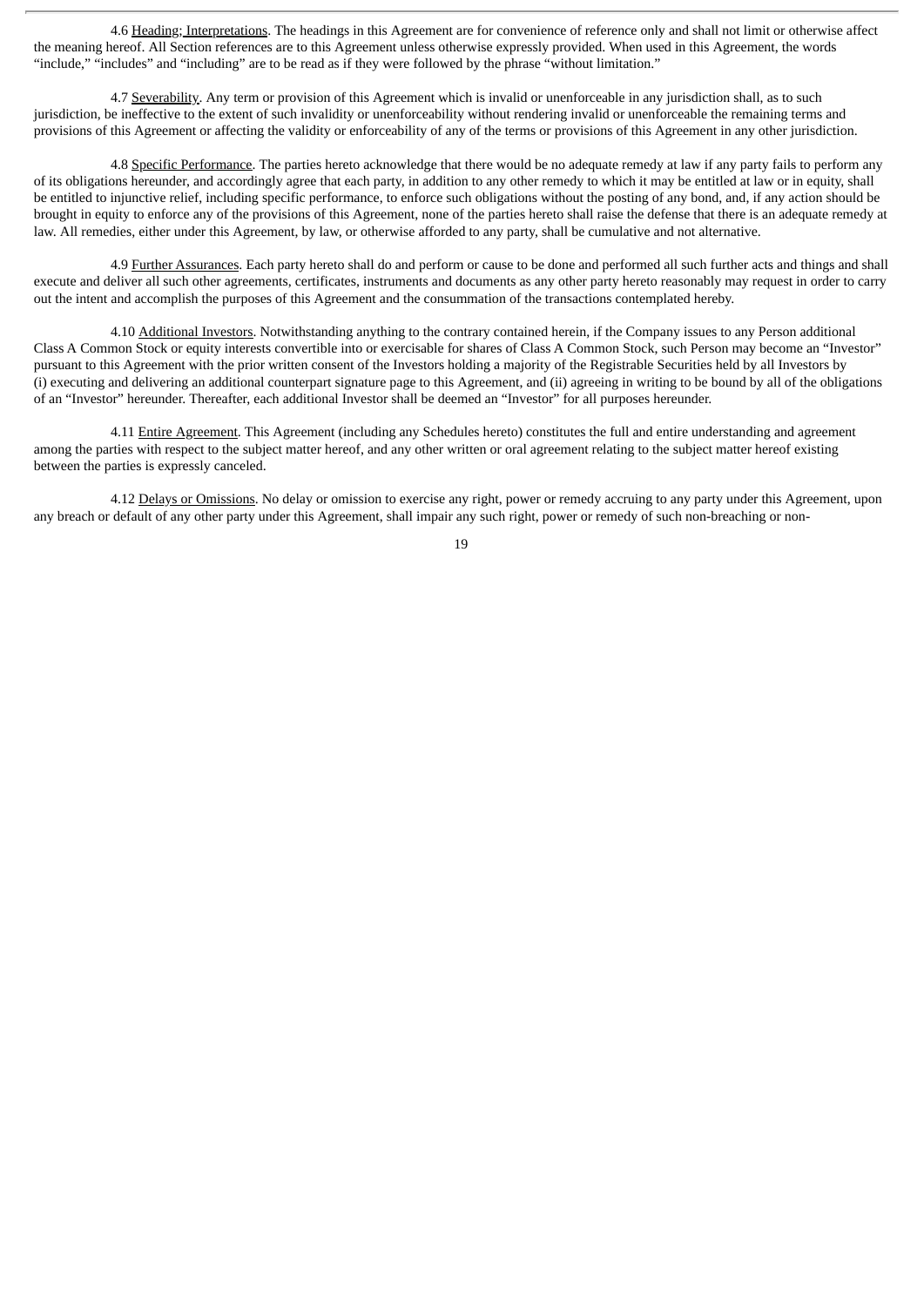4.6 Heading; Interpretations. The headings in this Agreement are for convenience of reference only and shall not limit or otherwise affect the meaning hereof. All Section references are to this Agreement unless otherwise expressly provided. When used in this Agreement, the words "include," "includes" and "including" are to be read as if they were followed by the phrase "without limitation."

4.7 Severability. Any term or provision of this Agreement which is invalid or unenforceable in any jurisdiction shall, as to such jurisdiction, be ineffective to the extent of such invalidity or unenforceability without rendering invalid or unenforceable the remaining terms and provisions of this Agreement or affecting the validity or enforceability of any of the terms or provisions of this Agreement in any other jurisdiction.

4.8 Specific Performance. The parties hereto acknowledge that there would be no adequate remedy at law if any party fails to perform any of its obligations hereunder, and accordingly agree that each party, in addition to any other remedy to which it may be entitled at law or in equity, shall be entitled to injunctive relief, including specific performance, to enforce such obligations without the posting of any bond, and, if any action should be brought in equity to enforce any of the provisions of this Agreement, none of the parties hereto shall raise the defense that there is an adequate remedy at law. All remedies, either under this Agreement, by law, or otherwise afforded to any party, shall be cumulative and not alternative.

4.9 Further Assurances. Each party hereto shall do and perform or cause to be done and performed all such further acts and things and shall execute and deliver all such other agreements, certificates, instruments and documents as any other party hereto reasonably may request in order to carry out the intent and accomplish the purposes of this Agreement and the consummation of the transactions contemplated hereby.

4.10 Additional Investors. Notwithstanding anything to the contrary contained herein, if the Company issues to any Person additional Class A Common Stock or equity interests convertible into or exercisable for shares of Class A Common Stock, such Person may become an "Investor" pursuant to this Agreement with the prior written consent of the Investors holding a majority of the Registrable Securities held by all Investors by (i) executing and delivering an additional counterpart signature page to this Agreement, and (ii) agreeing in writing to be bound by all of the obligations of an "Investor" hereunder. Thereafter, each additional Investor shall be deemed an "Investor" for all purposes hereunder.

4.11 Entire Agreement. This Agreement (including any Schedules hereto) constitutes the full and entire understanding and agreement among the parties with respect to the subject matter hereof, and any other written or oral agreement relating to the subject matter hereof existing between the parties is expressly canceled.

4.12 Delays or Omissions. No delay or omission to exercise any right, power or remedy accruing to any party under this Agreement, upon any breach or default of any other party under this Agreement, shall impair any such right, power or remedy of such non-breaching or non-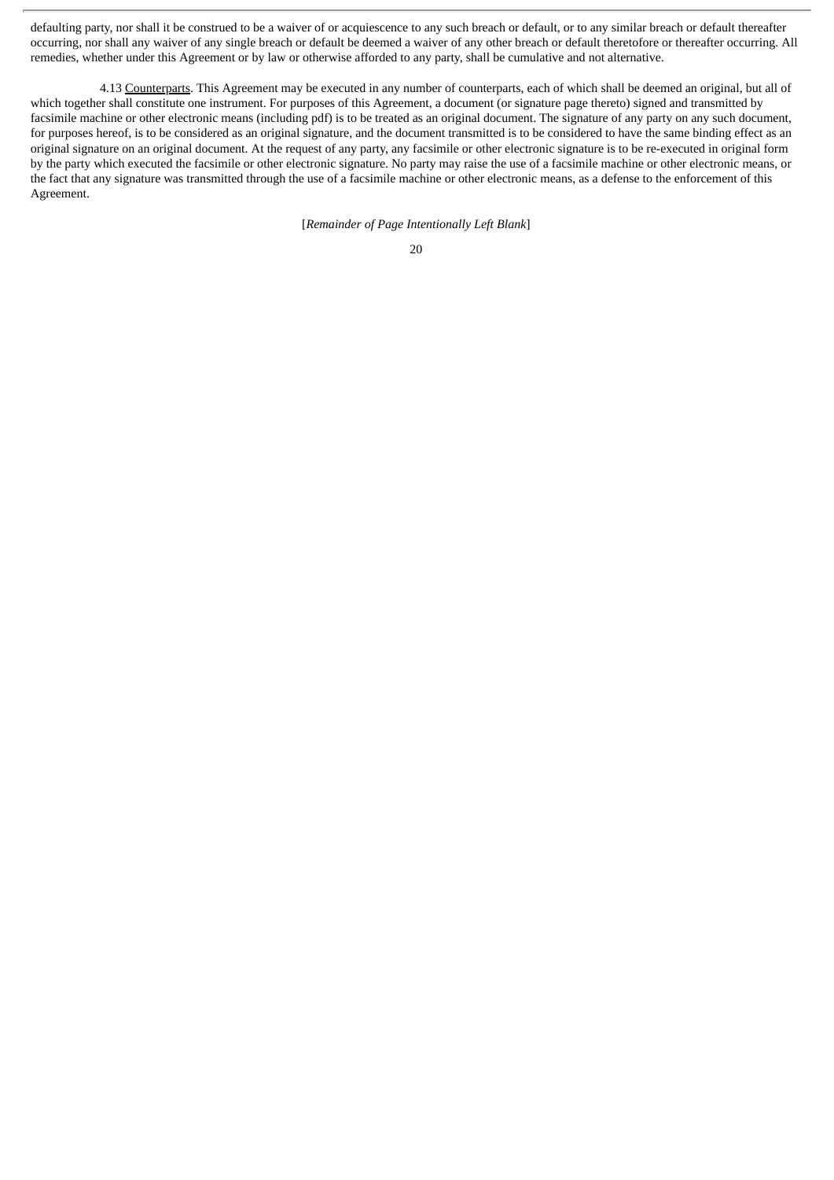defaulting party, nor shall it be construed to be a waiver of or acquiescence to any such breach or default, or to any similar breach or default thereafter occurring, nor shall any waiver of any single breach or default be deemed a waiver of any other breach or default theretofore or thereafter occurring. All remedies, whether under this Agreement or by law or otherwise afforded to any party, shall be cumulative and not alternative.

4.13 Counterparts. This Agreement may be executed in any number of counterparts, each of which shall be deemed an original, but all of which together shall constitute one instrument. For purposes of this Agreement, a document (or signature page thereto) signed and transmitted by facsimile machine or other electronic means (including pdf) is to be treated as an original document. The signature of any party on any such document, for purposes hereof, is to be considered as an original signature, and the document transmitted is to be considered to have the same binding effect as an original signature on an original document. At the request of any party, any facsimile or other electronic signature is to be re-executed in original form by the party which executed the facsimile or other electronic signature. No party may raise the use of a facsimile machine or other electronic means, or the fact that any signature was transmitted through the use of a facsimile machine or other electronic means, as a defense to the enforcement of this Agreement.

[*Remainder of Page Intentionally Left Blank*]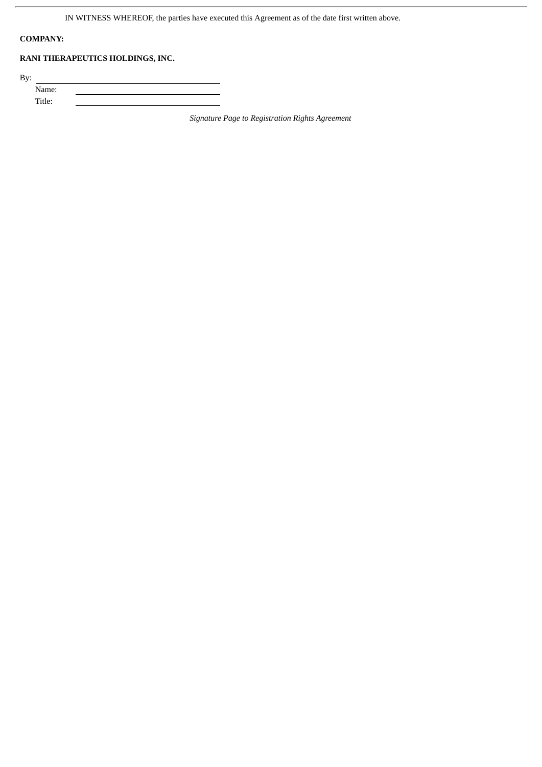IN WITNESS WHEREOF, the parties have executed this Agreement as of the date first written above.

**COMPANY:**

**RANI THERAPEUTICS HOLDINGS, INC.**

By: \_\_\_\_\_\_\_\_\_\_\_\_\_\_\_\_\_\_\_\_\_\_\_\_\_\_\_\_\_\_

Name: \_\_\_\_\_\_\_\_\_\_\_\_\_\_\_\_\_\_\_\_\_\_\_\_\_\_\_\_\_\_

Title: \_\_\_\_\_\_\_\_\_\_\_\_\_\_\_\_\_\_\_\_\_\_\_\_\_\_\_\_\_\_

*Signature Page to Registration Rights Agreement*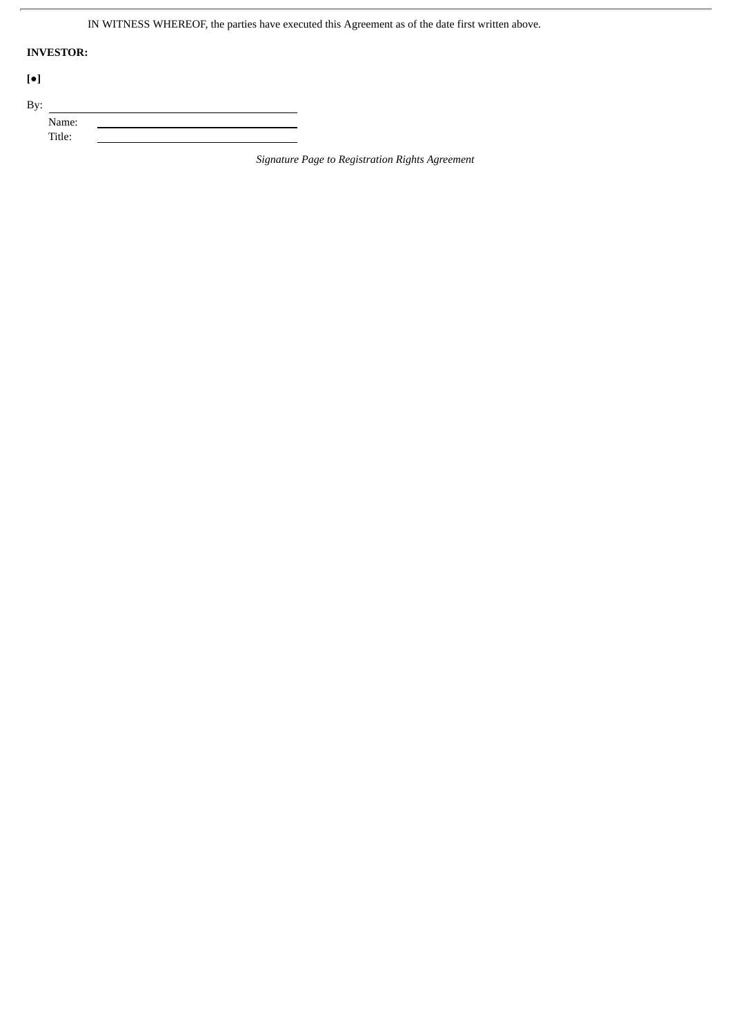IN WITNESS WHEREOF, the parties have executed this Agreement as of the date first written above.

**INVESTOR:**

**[•]**

By: \_\_\_\_\_\_\_\_\_\_\_\_\_\_\_\_\_\_\_\_\_\_\_\_\_\_\_\_\_\_\_\_\_\_\_\_\_\_

Name: \_\_\_\_\_\_\_\_\_\_\_\_\_\_\_\_\_\_\_\_\_\_\_\_\_\_\_\_\_\_\_\_\_\_

Title: \_\_\_\_\_\_\_\_\_\_\_\_\_\_\_\_\_\_\_\_\_\_\_\_\_\_\_\_\_\_\_\_\_\_\_

*Signature Page to Registration Rights Agreement*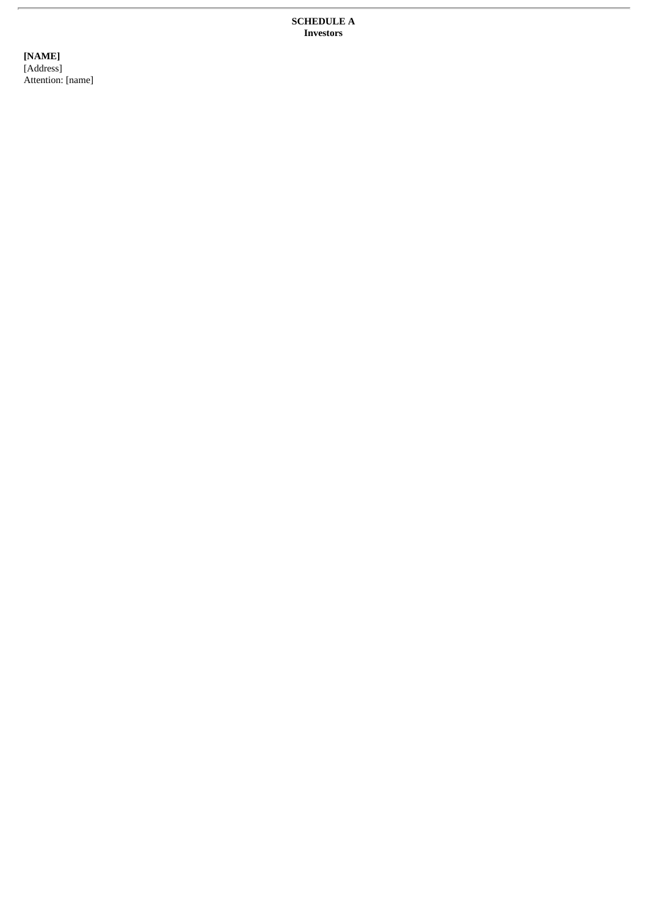**SCHEDULE A**
**Investors**

**[NAME]**
[Address]
Attention: [name]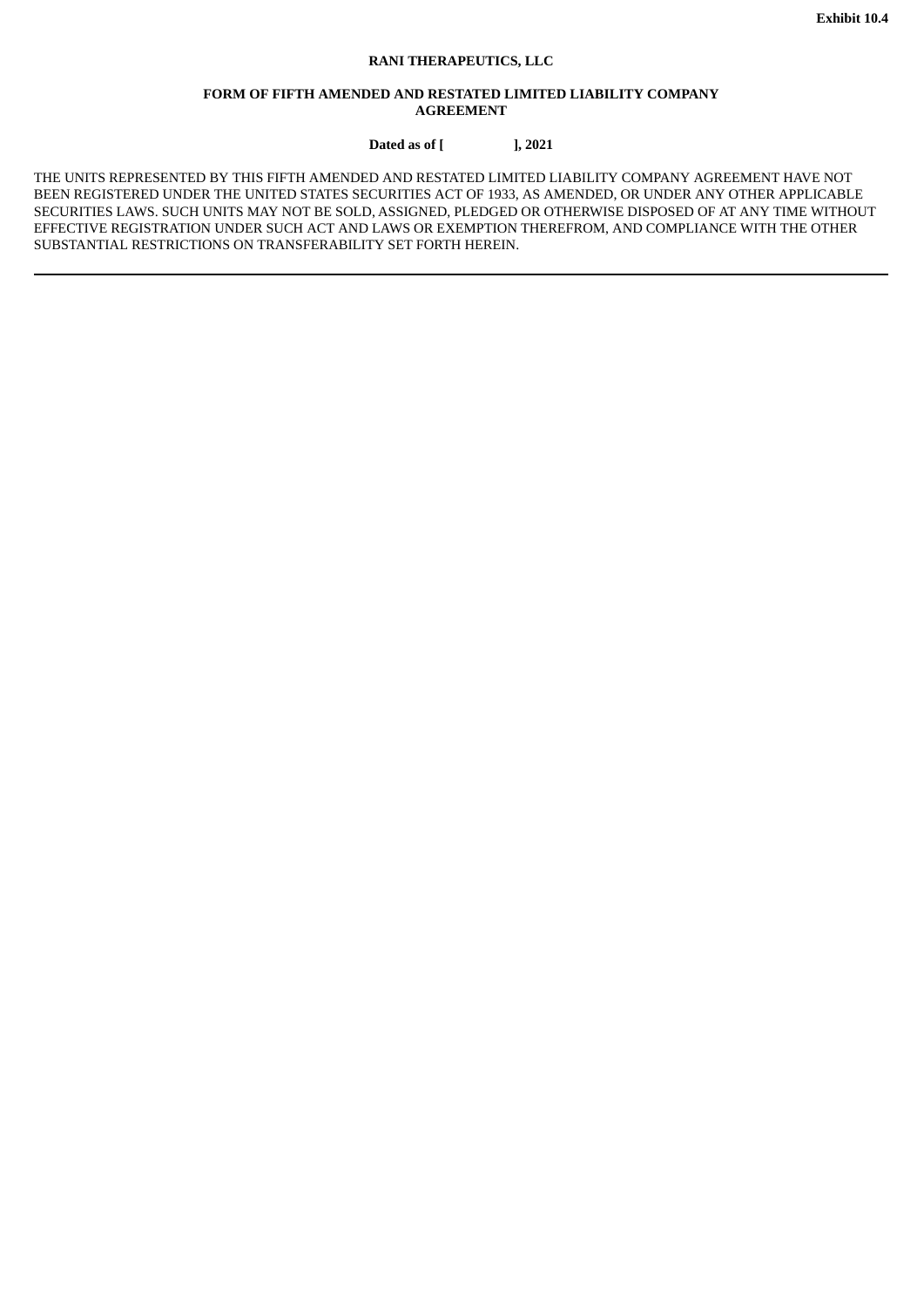**Exhibit 10.4**

**RANI THERAPEUTICS, LLC**

**FORM OF FIFTH AMENDED AND RESTATED LIMITED LIABILITY COMPANY AGREEMENT**

**Dated as of [ ], 2021**

THE UNITS REPRESENTED BY THIS FIFTH AMENDED AND RESTATED LIMITED LIABILITY COMPANY AGREEMENT HAVE NOT BEEN REGISTERED UNDER THE UNITED STATES SECURITIES ACT OF 1933, AS AMENDED, OR UNDER ANY OTHER APPLICABLE SECURITIES LAWS. SUCH UNITS MAY NOT BE SOLD, ASSIGNED, PLEDGED OR OTHERWISE DISPOSED OF AT ANY TIME WITHOUT EFFECTIVE REGISTRATION UNDER SUCH ACT AND LAWS OR EXEMPTION THEREFROM, AND COMPLIANCE WITH THE OTHER SUBSTANTIAL RESTRICTIONS ON TRANSFERABILITY SET FORTH HEREIN.

---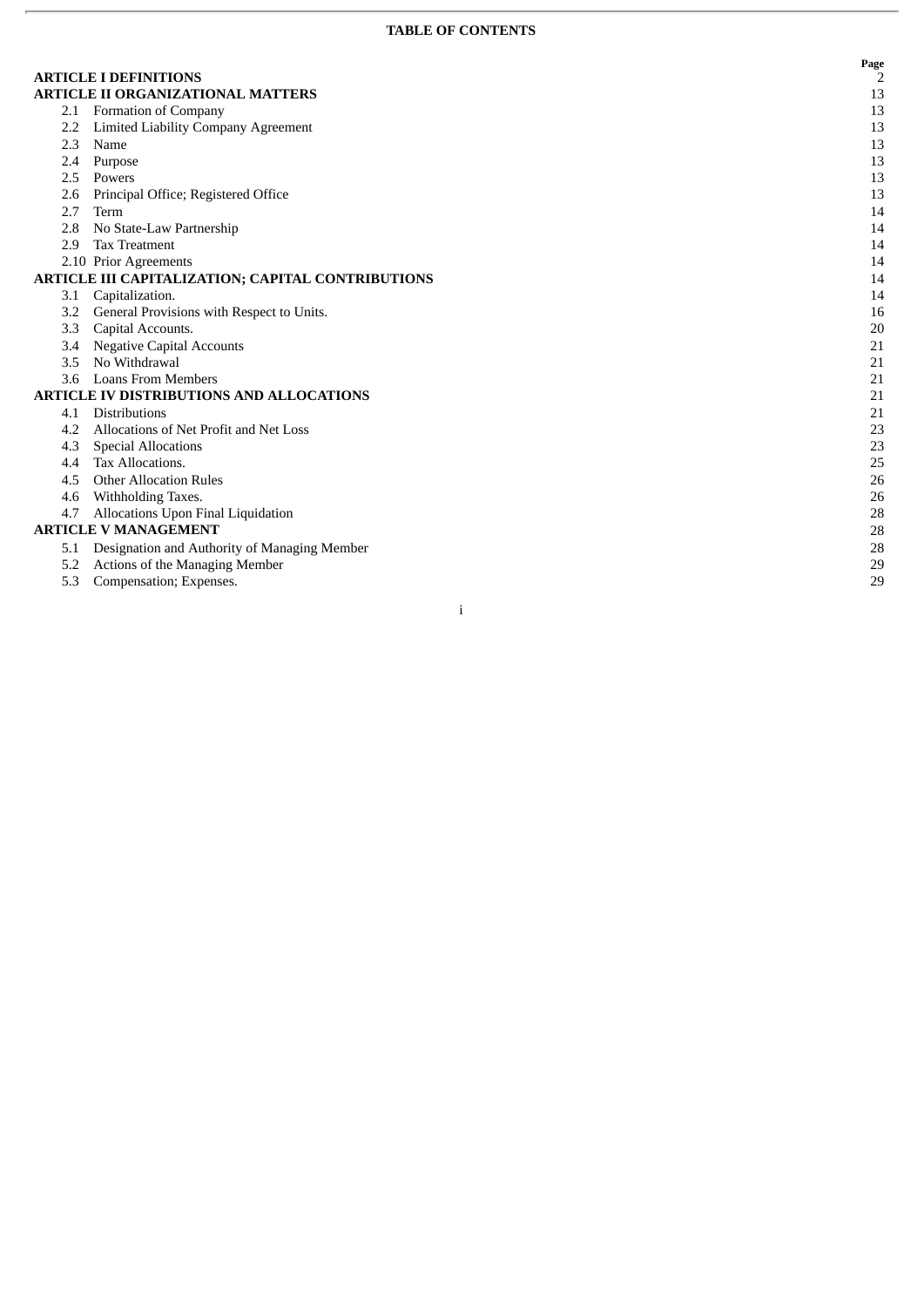**TABLE OF CONTENTS**

| | | Page |
|---|---|---|
| **ARTICLE I DEFINITIONS** | | 2 |
| **ARTICLE II ORGANIZATIONAL MATTERS** | | 13 |
| 2.1 | Formation of Company | 13 |
| 2.2 | Limited Liability Company Agreement | 13 |
| 2.3 | Name | 13 |
| 2.4 | Purpose | 13 |
| 2.5 | Powers | 13 |
| 2.6 | Principal Office; Registered Office | 13 |
| 2.7 | Term | 14 |
| 2.8 | No State-Law Partnership | 14 |
| 2.9 | Tax Treatment | 14 |
| 2.10 | Prior Agreements | 14 |
| **ARTICLE III CAPITALIZATION; CAPITAL CONTRIBUTIONS** | | 14 |
| 3.1 | Capitalization. | 14 |
| 3.2 | General Provisions with Respect to Units. | 16 |
| 3.3 | Capital Accounts. | 20 |
| 3.4 | Negative Capital Accounts | 21 |
| 3.5 | No Withdrawal | 21 |
| 3.6 | Loans From Members | 21 |
| **ARTICLE IV DISTRIBUTIONS AND ALLOCATIONS** | | 21 |
| 4.1 | Distributions | 21 |
| 4.2 | Allocations of Net Profit and Net Loss | 23 |
| 4.3 | Special Allocations | 23 |
| 4.4 | Tax Allocations. | 25 |
| 4.5 | Other Allocation Rules | 26 |
| 4.6 | Withholding Taxes. | 26 |
| 4.7 | Allocations Upon Final Liquidation | 28 |
| **ARTICLE V MANAGEMENT** | | 28 |
| 5.1 | Designation and Authority of Managing Member | 28 |
| 5.2 | Actions of the Managing Member | 29 |
| 5.3 | Compensation; Expenses. | 29 |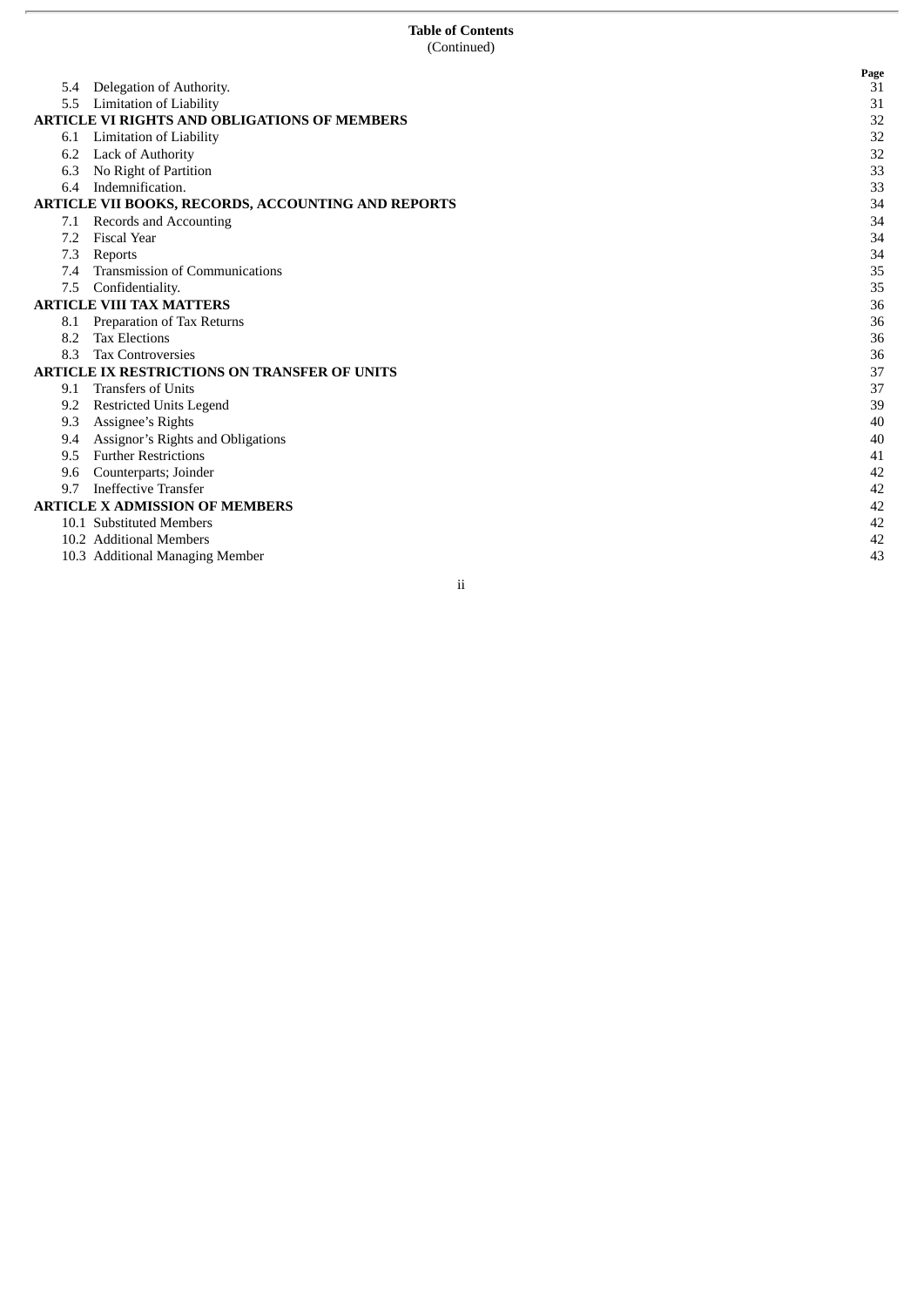**Table of Contents**
(Continued)

| | | Page |
|---|---|---|
| 5.4 | Delegation of Authority. | 31 |
| 5.5 | Limitation of Liability | 31 |
| **ARTICLE VI RIGHTS AND OBLIGATIONS OF MEMBERS** | | 32 |
| 6.1 | Limitation of Liability | 32 |
| 6.2 | Lack of Authority | 32 |
| 6.3 | No Right of Partition | 33 |
| 6.4 | Indemnification. | 33 |
| **ARTICLE VII BOOKS, RECORDS, ACCOUNTING AND REPORTS** | | 34 |
| 7.1 | Records and Accounting | 34 |
| 7.2 | Fiscal Year | 34 |
| 7.3 | Reports | 34 |
| 7.4 | Transmission of Communications | 35 |
| 7.5 | Confidentiality. | 35 |
| **ARTICLE VIII TAX MATTERS** | | 36 |
| 8.1 | Preparation of Tax Returns | 36 |
| 8.2 | Tax Elections | 36 |
| 8.3 | Tax Controversies | 36 |
| **ARTICLE IX RESTRICTIONS ON TRANSFER OF UNITS** | | 37 |
| 9.1 | Transfers of Units | 37 |
| 9.2 | Restricted Units Legend | 39 |
| 9.3 | Assignee's Rights | 40 |
| 9.4 | Assignor's Rights and Obligations | 40 |
| 9.5 | Further Restrictions | 41 |
| 9.6 | Counterparts; Joinder | 42 |
| 9.7 | Ineffective Transfer | 42 |
| **ARTICLE X ADMISSION OF MEMBERS** | | 42 |
| 10.1 | Substituted Members | 42 |
| 10.2 | Additional Members | 42 |
| 10.3 | Additional Managing Member | 43 |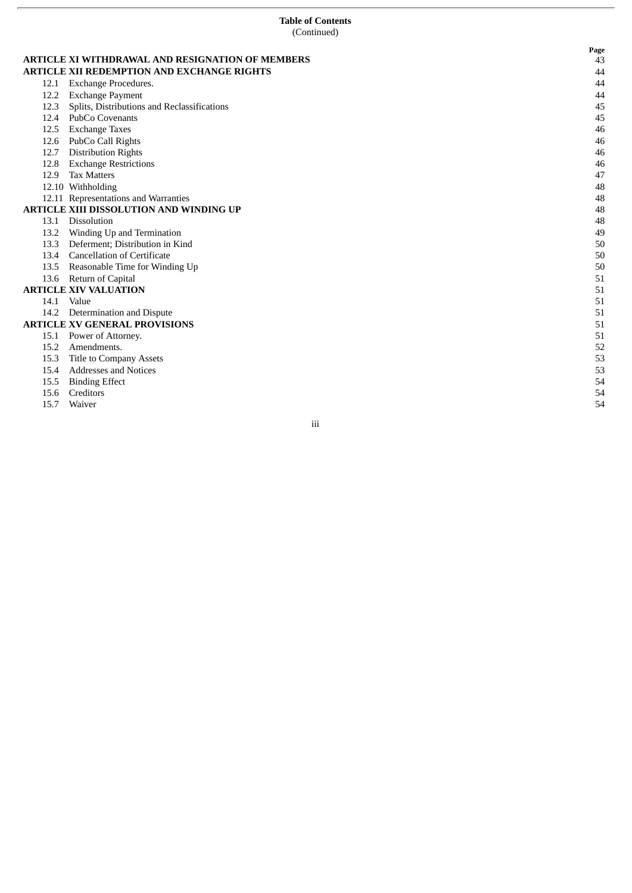**Table of Contents**
(Continued)

| | | Page |
|---|---|---|
| **ARTICLE XI WITHDRAWAL AND RESIGNATION OF MEMBERS** | | 43 |
| **ARTICLE XII REDEMPTION AND EXCHANGE RIGHTS** | | 44 |
| 12.1 | Exchange Procedures. | 44 |
| 12.2 | Exchange Payment | 44 |
| 12.3 | Splits, Distributions and Reclassifications | 45 |
| 12.4 | PubCo Covenants | 45 |
| 12.5 | Exchange Taxes | 46 |
| 12.6 | PubCo Call Rights | 46 |
| 12.7 | Distribution Rights | 46 |
| 12.8 | Exchange Restrictions | 46 |
| 12.9 | Tax Matters | 47 |
| 12.10 | Withholding | 48 |
| 12.11 | Representations and Warranties | 48 |
| **ARTICLE XIII DISSOLUTION AND WINDING UP** | | 48 |
| 13.1 | Dissolution | 48 |
| 13.2 | Winding Up and Termination | 49 |
| 13.3 | Deferment; Distribution in Kind | 50 |
| 13.4 | Cancellation of Certificate | 50 |
| 13.5 | Reasonable Time for Winding Up | 50 |
| 13.6 | Return of Capital | 51 |
| **ARTICLE XIV VALUATION** | | 51 |
| 14.1 | Value | 51 |
| 14.2 | Determination and Dispute | 51 |
| **ARTICLE XV GENERAL PROVISIONS** | | 51 |
| 15.1 | Power of Attorney. | 51 |
| 15.2 | Amendments. | 52 |
| 15.3 | Title to Company Assets | 53 |
| 15.4 | Addresses and Notices | 53 |
| 15.5 | Binding Effect | 54 |
| 15.6 | Creditors | 54 |
| 15.7 | Waiver | 54 |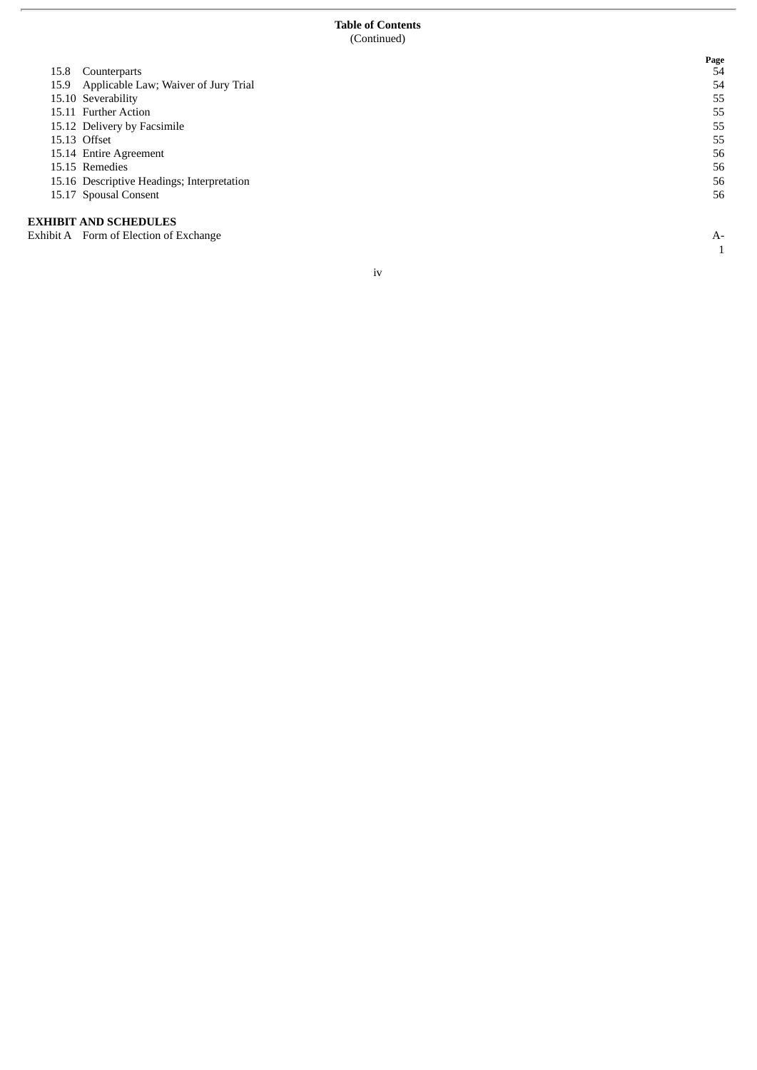**Table of Contents**
(Continued)

| | | Page |
|---|---|---|
| 15.8 | Counterparts | 54 |
| 15.9 | Applicable Law; Waiver of Jury Trial | 54 |
| 15.10 | Severability | 55 |
| 15.11 | Further Action | 55 |
| 15.12 | Delivery by Facsimile | 55 |
| 15.13 | Offset | 55 |
| 15.14 | Entire Agreement | 56 |
| 15.15 | Remedies | 56 |
| 15.16 | Descriptive Headings; Interpretation | 56 |
| 15.17 | Spousal Consent | 56 |

**EXHIBIT AND SCHEDULES**

| | | |
|---|---|---|
| Exhibit A | Form of Election of Exchange | A-1 |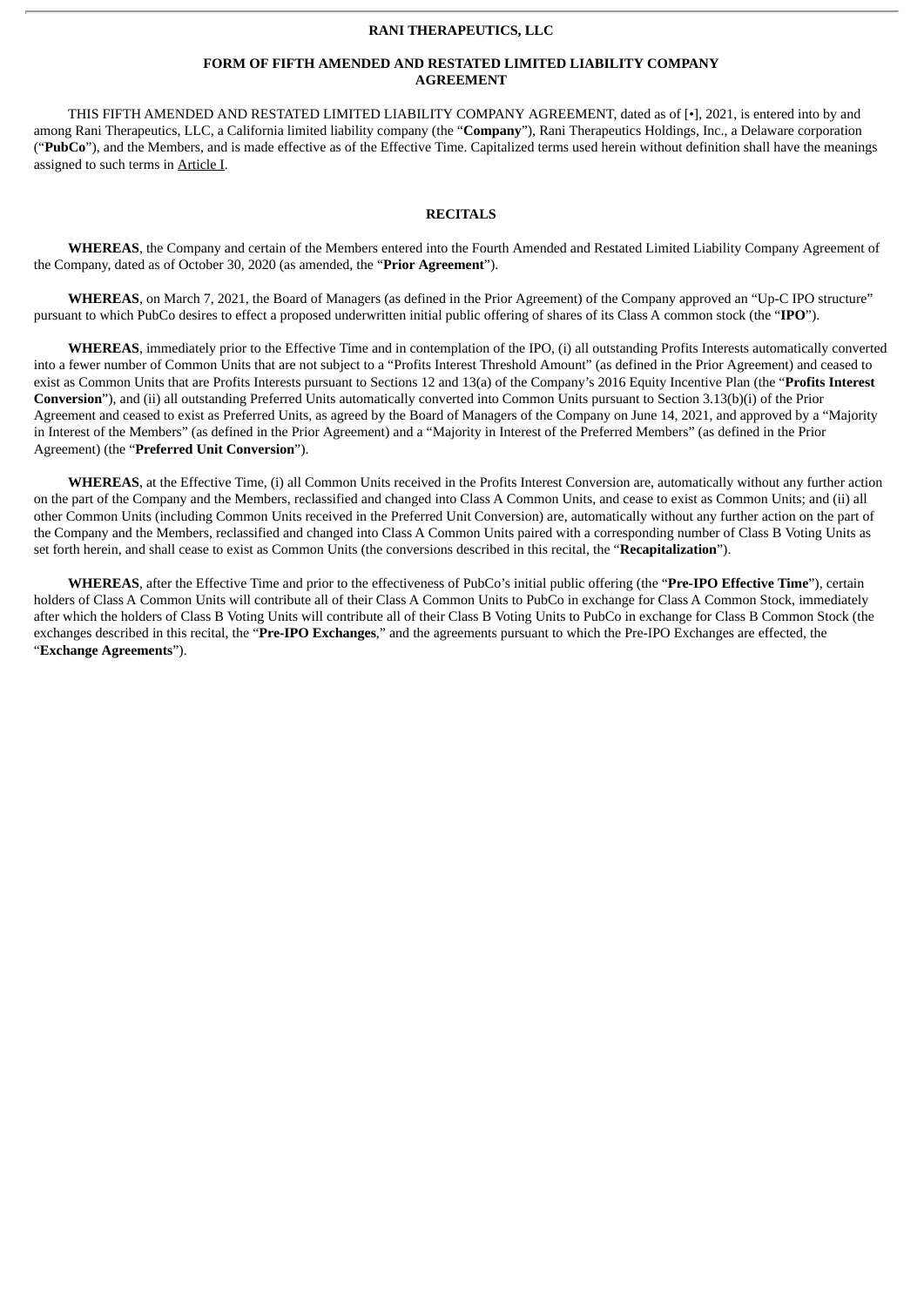**RANI THERAPEUTICS, LLC**

**FORM OF FIFTH AMENDED AND RESTATED LIMITED LIABILITY COMPANY AGREEMENT**

THIS FIFTH AMENDED AND RESTATED LIMITED LIABILITY COMPANY AGREEMENT, dated as of [•], 2021, is entered into by and among Rani Therapeutics, LLC, a California limited liability company (the "**Company**"), Rani Therapeutics Holdings, Inc., a Delaware corporation ("**PubCo**"), and the Members, and is made effective as of the Effective Time. Capitalized terms used herein without definition shall have the meanings assigned to such terms in Article I.

## RECITALS

**WHEREAS**, the Company and certain of the Members entered into the Fourth Amended and Restated Limited Liability Company Agreement of the Company, dated as of October 30, 2020 (as amended, the "**Prior Agreement**").

**WHEREAS**, on March 7, 2021, the Board of Managers (as defined in the Prior Agreement) of the Company approved an "Up-C IPO structure" pursuant to which PubCo desires to effect a proposed underwritten initial public offering of shares of its Class A common stock (the "**IPO**").

**WHEREAS**, immediately prior to the Effective Time and in contemplation of the IPO, (i) all outstanding Profits Interests automatically converted into a fewer number of Common Units that are not subject to a "Profits Interest Threshold Amount" (as defined in the Prior Agreement) and ceased to exist as Common Units that are Profits Interests pursuant to Sections 12 and 13(a) of the Company's 2016 Equity Incentive Plan (the "**Profits Interest Conversion**"), and (ii) all outstanding Preferred Units automatically converted into Common Units pursuant to Section 3.13(b)(i) of the Prior Agreement and ceased to exist as Preferred Units, as agreed by the Board of Managers of the Company on June 14, 2021, and approved by a "Majority in Interest of the Members" (as defined in the Prior Agreement) and a "Majority in Interest of the Preferred Members" (as defined in the Prior Agreement) (the "**Preferred Unit Conversion**").

**WHEREAS**, at the Effective Time, (i) all Common Units received in the Profits Interest Conversion are, automatically without any further action on the part of the Company and the Members, reclassified and changed into Class A Common Units, and cease to exist as Common Units; and (ii) all other Common Units (including Common Units received in the Preferred Unit Conversion) are, automatically without any further action on the part of the Company and the Members, reclassified and changed into Class A Common Units paired with a corresponding number of Class B Voting Units as set forth herein, and shall cease to exist as Common Units (the conversions described in this recital, the "**Recapitalization**").

**WHEREAS**, after the Effective Time and prior to the effectiveness of PubCo's initial public offering (the "**Pre-IPO Effective Time**"), certain holders of Class A Common Units will contribute all of their Class A Common Units to PubCo in exchange for Class A Common Stock, immediately after which the holders of Class B Voting Units will contribute all of their Class B Voting Units to PubCo in exchange for Class B Common Stock (the exchanges described in this recital, the "**Pre-IPO Exchanges**," and the agreements pursuant to which the Pre-IPO Exchanges are effected, the "**Exchange Agreements**").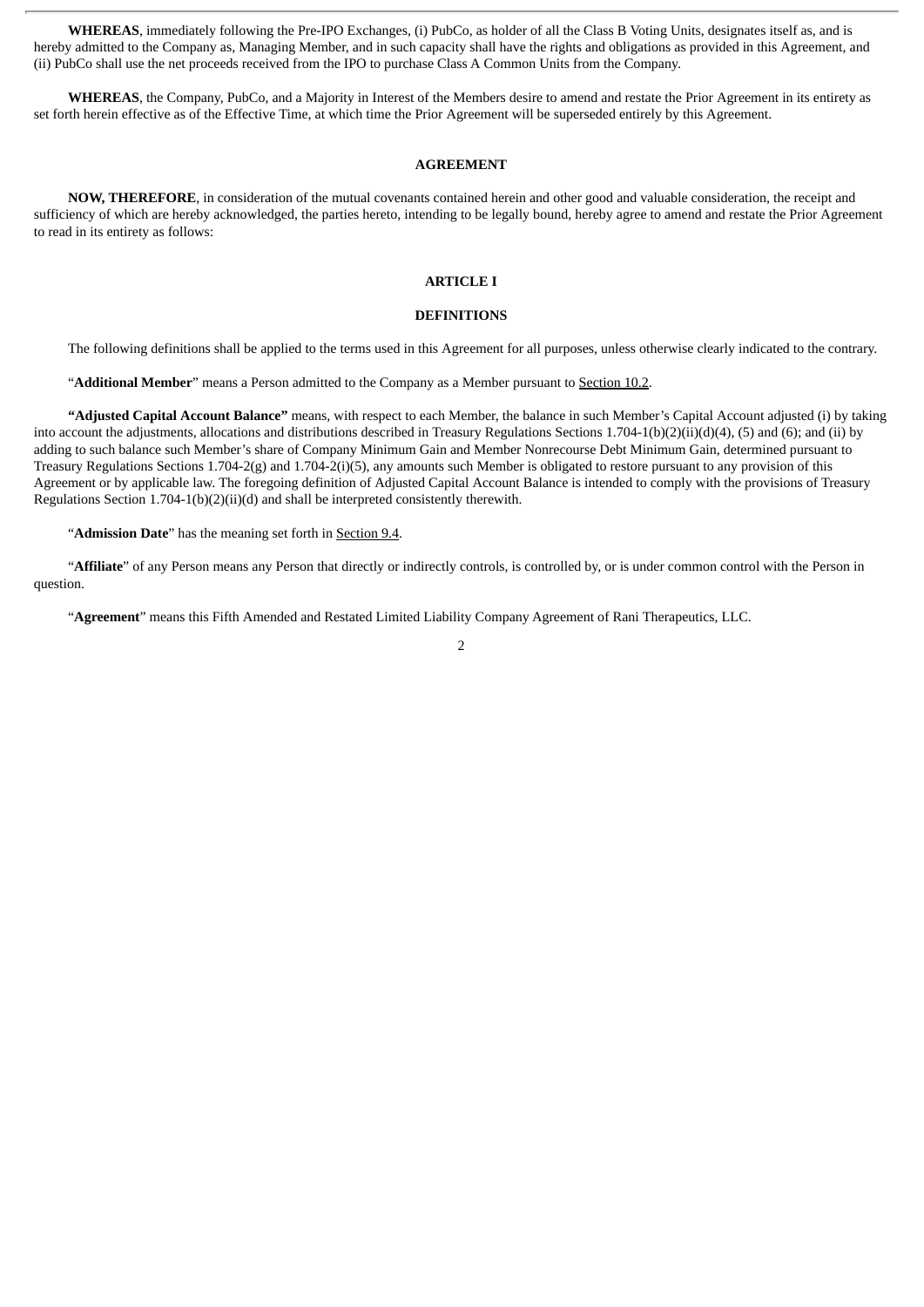**WHEREAS**, immediately following the Pre-IPO Exchanges, (i) PubCo, as holder of all the Class B Voting Units, designates itself as, and is hereby admitted to the Company as, Managing Member, and in such capacity shall have the rights and obligations as provided in this Agreement, and (ii) PubCo shall use the net proceeds received from the IPO to purchase Class A Common Units from the Company.

**WHEREAS**, the Company, PubCo, and a Majority in Interest of the Members desire to amend and restate the Prior Agreement in its entirety as set forth herein effective as of the Effective Time, at which time the Prior Agreement will be superseded entirely by this Agreement.

## AGREEMENT

**NOW, THEREFORE**, in consideration of the mutual covenants contained herein and other good and valuable consideration, the receipt and sufficiency of which are hereby acknowledged, the parties hereto, intending to be legally bound, hereby agree to amend and restate the Prior Agreement to read in its entirety as follows:

## ARTICLE I

## DEFINITIONS

The following definitions shall be applied to the terms used in this Agreement for all purposes, unless otherwise clearly indicated to the contrary.

"**Additional Member**" means a Person admitted to the Company as a Member pursuant to Section 10.2.

**"Adjusted Capital Account Balance"** means, with respect to each Member, the balance in such Member's Capital Account adjusted (i) by taking into account the adjustments, allocations and distributions described in Treasury Regulations Sections 1.704-1(b)(2)(ii)(d)(4), (5) and (6); and (ii) by adding to such balance such Member's share of Company Minimum Gain and Member Nonrecourse Debt Minimum Gain, determined pursuant to Treasury Regulations Sections 1.704-2(g) and 1.704-2(i)(5), any amounts such Member is obligated to restore pursuant to any provision of this Agreement or by applicable law. The foregoing definition of Adjusted Capital Account Balance is intended to comply with the provisions of Treasury Regulations Section 1.704-1(b)(2)(ii)(d) and shall be interpreted consistently therewith.

"**Admission Date**" has the meaning set forth in Section 9.4.

"**Affiliate**" of any Person means any Person that directly or indirectly controls, is controlled by, or is under common control with the Person in question.

"**Agreement**" means this Fifth Amended and Restated Limited Liability Company Agreement of Rani Therapeutics, LLC.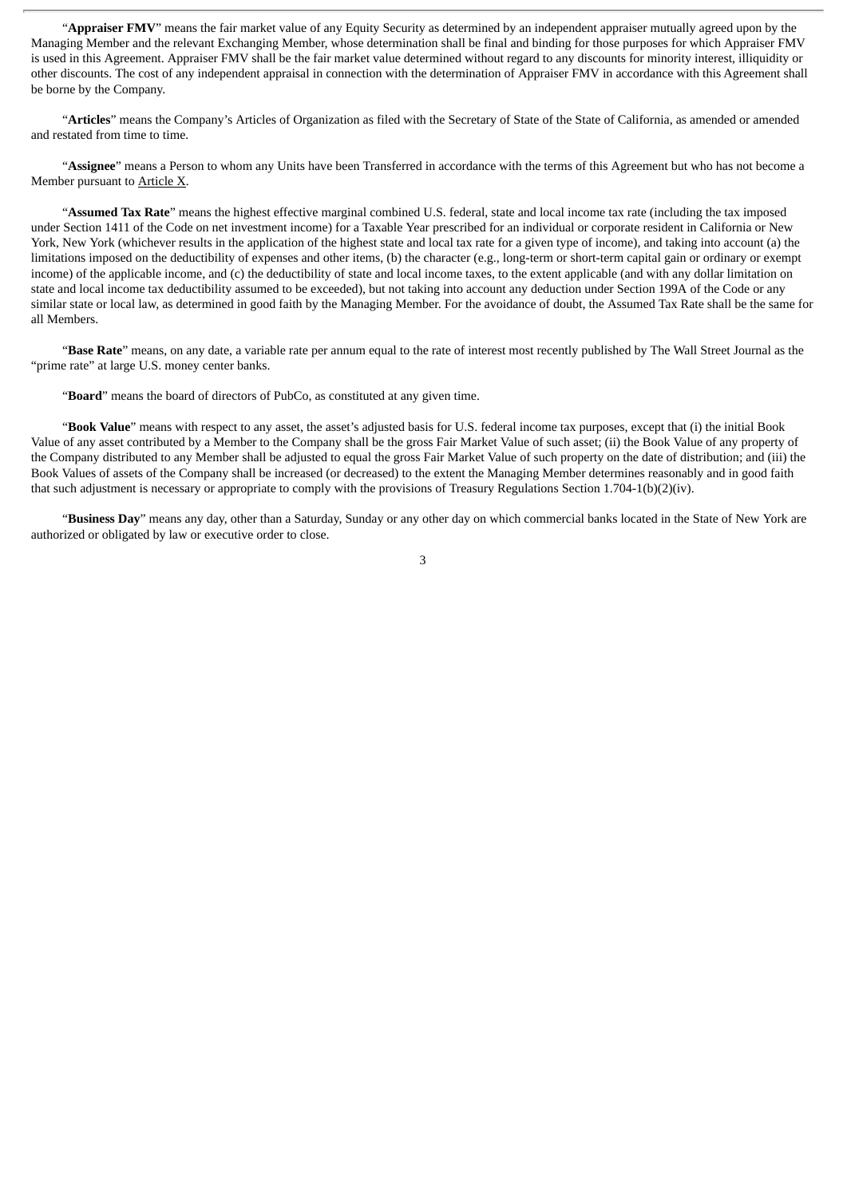"**Appraiser FMV**" means the fair market value of any Equity Security as determined by an independent appraiser mutually agreed upon by the Managing Member and the relevant Exchanging Member, whose determination shall be final and binding for those purposes for which Appraiser FMV is used in this Agreement. Appraiser FMV shall be the fair market value determined without regard to any discounts for minority interest, illiquidity or other discounts. The cost of any independent appraisal in connection with the determination of Appraiser FMV in accordance with this Agreement shall be borne by the Company.

"**Articles**" means the Company's Articles of Organization as filed with the Secretary of State of the State of California, as amended or amended and restated from time to time.

"**Assignee**" means a Person to whom any Units have been Transferred in accordance with the terms of this Agreement but who has not become a Member pursuant to Article X.

"**Assumed Tax Rate**" means the highest effective marginal combined U.S. federal, state and local income tax rate (including the tax imposed under Section 1411 of the Code on net investment income) for a Taxable Year prescribed for an individual or corporate resident in California or New York, New York (whichever results in the application of the highest state and local tax rate for a given type of income), and taking into account (a) the limitations imposed on the deductibility of expenses and other items, (b) the character (e.g., long-term or short-term capital gain or ordinary or exempt income) of the applicable income, and (c) the deductibility of state and local income taxes, to the extent applicable (and with any dollar limitation on state and local income tax deductibility assumed to be exceeded), but not taking into account any deduction under Section 199A of the Code or any similar state or local law, as determined in good faith by the Managing Member. For the avoidance of doubt, the Assumed Tax Rate shall be the same for all Members.

"**Base Rate**" means, on any date, a variable rate per annum equal to the rate of interest most recently published by The Wall Street Journal as the "prime rate" at large U.S. money center banks.

"**Board**" means the board of directors of PubCo, as constituted at any given time.

"**Book Value**" means with respect to any asset, the asset's adjusted basis for U.S. federal income tax purposes, except that (i) the initial Book Value of any asset contributed by a Member to the Company shall be the gross Fair Market Value of such asset; (ii) the Book Value of any property of the Company distributed to any Member shall be adjusted to equal the gross Fair Market Value of such property on the date of distribution; and (iii) the Book Values of assets of the Company shall be increased (or decreased) to the extent the Managing Member determines reasonably and in good faith that such adjustment is necessary or appropriate to comply with the provisions of Treasury Regulations Section 1.704-1(b)(2)(iv).

"**Business Day**" means any day, other than a Saturday, Sunday or any other day on which commercial banks located in the State of New York are authorized or obligated by law or executive order to close.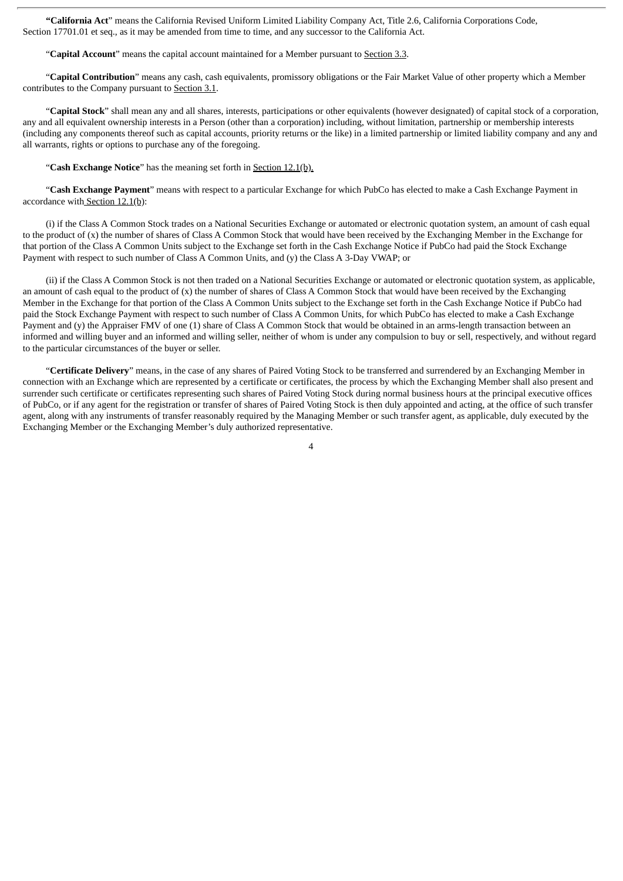"**California Act**" means the California Revised Uniform Limited Liability Company Act, Title 2.6, California Corporations Code, Section 17701.01 et seq., as it may be amended from time to time, and any successor to the California Act.

"**Capital Account**" means the capital account maintained for a Member pursuant to Section 3.3.

"**Capital Contribution**" means any cash, cash equivalents, promissory obligations or the Fair Market Value of other property which a Member contributes to the Company pursuant to Section 3.1.

"**Capital Stock**" shall mean any and all shares, interests, participations or other equivalents (however designated) of capital stock of a corporation, any and all equivalent ownership interests in a Person (other than a corporation) including, without limitation, partnership or membership interests (including any components thereof such as capital accounts, priority returns or the like) in a limited partnership or limited liability company and any and all warrants, rights or options to purchase any of the foregoing.

"**Cash Exchange Notice**" has the meaning set forth in Section 12.1(b).

"**Cash Exchange Payment**" means with respect to a particular Exchange for which PubCo has elected to make a Cash Exchange Payment in accordance with Section 12.1(b):

(i) if the Class A Common Stock trades on a National Securities Exchange or automated or electronic quotation system, an amount of cash equal to the product of (x) the number of shares of Class A Common Stock that would have been received by the Exchanging Member in the Exchange for that portion of the Class A Common Units subject to the Exchange set forth in the Cash Exchange Notice if PubCo had paid the Stock Exchange Payment with respect to such number of Class A Common Units, and (y) the Class A 3-Day VWAP; or

(ii) if the Class A Common Stock is not then traded on a National Securities Exchange or automated or electronic quotation system, as applicable, an amount of cash equal to the product of (x) the number of shares of Class A Common Stock that would have been received by the Exchanging Member in the Exchange for that portion of the Class A Common Units subject to the Exchange set forth in the Cash Exchange Notice if PubCo had paid the Stock Exchange Payment with respect to such number of Class A Common Units, for which PubCo has elected to make a Cash Exchange Payment and (y) the Appraiser FMV of one (1) share of Class A Common Stock that would be obtained in an arms-length transaction between an informed and willing buyer and an informed and willing seller, neither of whom is under any compulsion to buy or sell, respectively, and without regard to the particular circumstances of the buyer or seller.

"**Certificate Delivery**" means, in the case of any shares of Paired Voting Stock to be transferred and surrendered by an Exchanging Member in connection with an Exchange which are represented by a certificate or certificates, the process by which the Exchanging Member shall also present and surrender such certificate or certificates representing such shares of Paired Voting Stock during normal business hours at the principal executive offices of PubCo, or if any agent for the registration or transfer of shares of Paired Voting Stock is then duly appointed and acting, at the office of such transfer agent, along with any instruments of transfer reasonably required by the Managing Member or such transfer agent, as applicable, duly executed by the Exchanging Member or the Exchanging Member's duly authorized representative.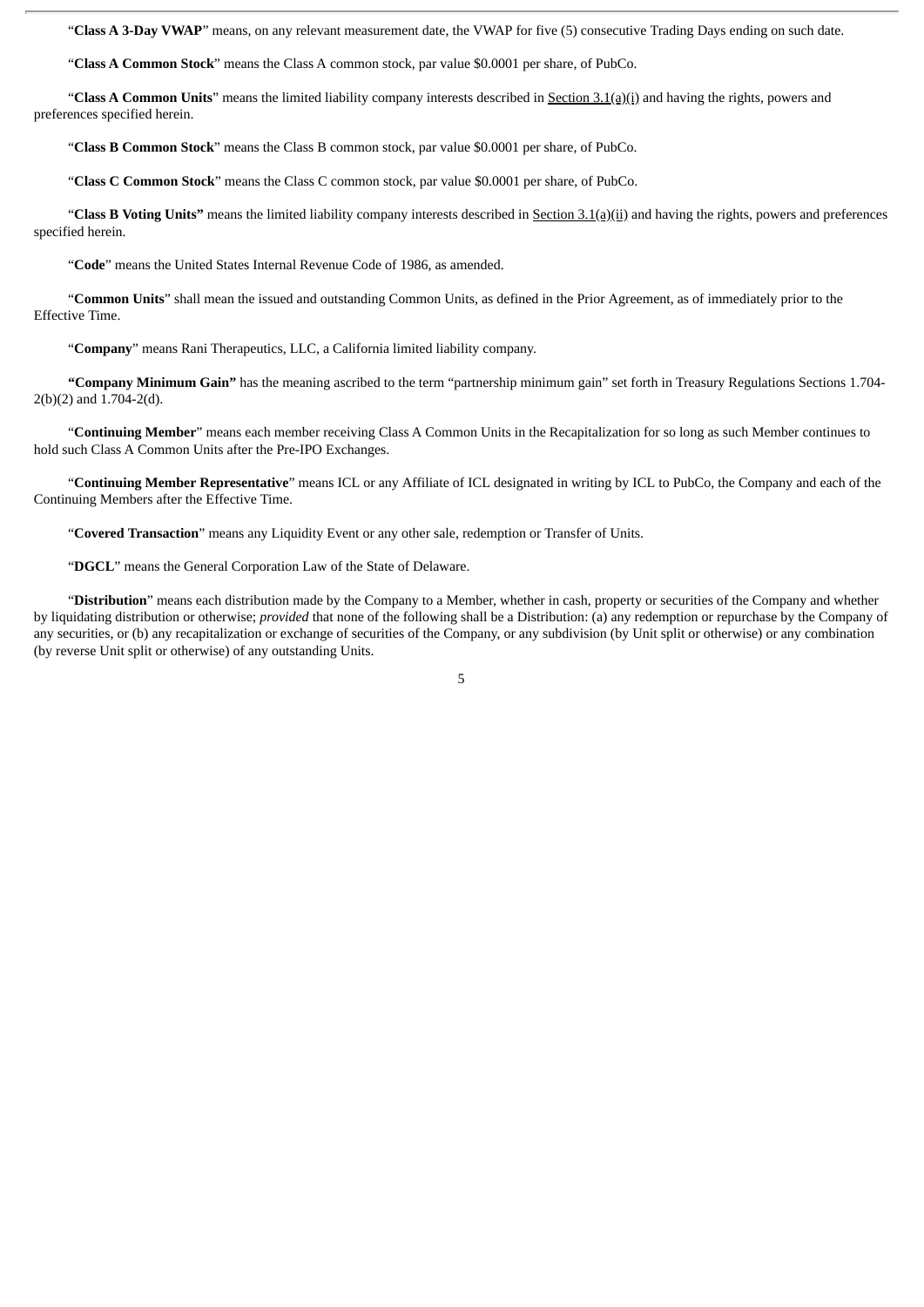"**Class A 3-Day VWAP**" means, on any relevant measurement date, the VWAP for five (5) consecutive Trading Days ending on such date.

"**Class A Common Stock**" means the Class A common stock, par value $0.0001 per share, of PubCo.

"**Class A Common Units**" means the limited liability company interests described in Section 3.1(a)(i) and having the rights, powers and preferences specified herein.

"**Class B Common Stock**" means the Class B common stock, par value $0.0001 per share, of PubCo.

"**Class C Common Stock**" means the Class C common stock, par value $0.0001 per share, of PubCo.

"**Class B Voting Units"** means the limited liability company interests described in Section 3.1(a)(ii) and having the rights, powers and preferences specified herein.

"**Code**" means the United States Internal Revenue Code of 1986, as amended.

"**Common Units**" shall mean the issued and outstanding Common Units, as defined in the Prior Agreement, as of immediately prior to the Effective Time.

"**Company**" means Rani Therapeutics, LLC, a California limited liability company.

**"Company Minimum Gain"** has the meaning ascribed to the term "partnership minimum gain" set forth in Treasury Regulations Sections 1.704-2(b)(2) and 1.704-2(d).

"**Continuing Member**" means each member receiving Class A Common Units in the Recapitalization for so long as such Member continues to hold such Class A Common Units after the Pre-IPO Exchanges.

"**Continuing Member Representative**" means ICL or any Affiliate of ICL designated in writing by ICL to PubCo, the Company and each of the Continuing Members after the Effective Time.

"**Covered Transaction**" means any Liquidity Event or any other sale, redemption or Transfer of Units.

"**DGCL**" means the General Corporation Law of the State of Delaware.

"**Distribution**" means each distribution made by the Company to a Member, whether in cash, property or securities of the Company and whether by liquidating distribution or otherwise; *provided* that none of the following shall be a Distribution: (a) any redemption or repurchase by the Company of any securities, or (b) any recapitalization or exchange of securities of the Company, or any subdivision (by Unit split or otherwise) or any combination (by reverse Unit split or otherwise) of any outstanding Units.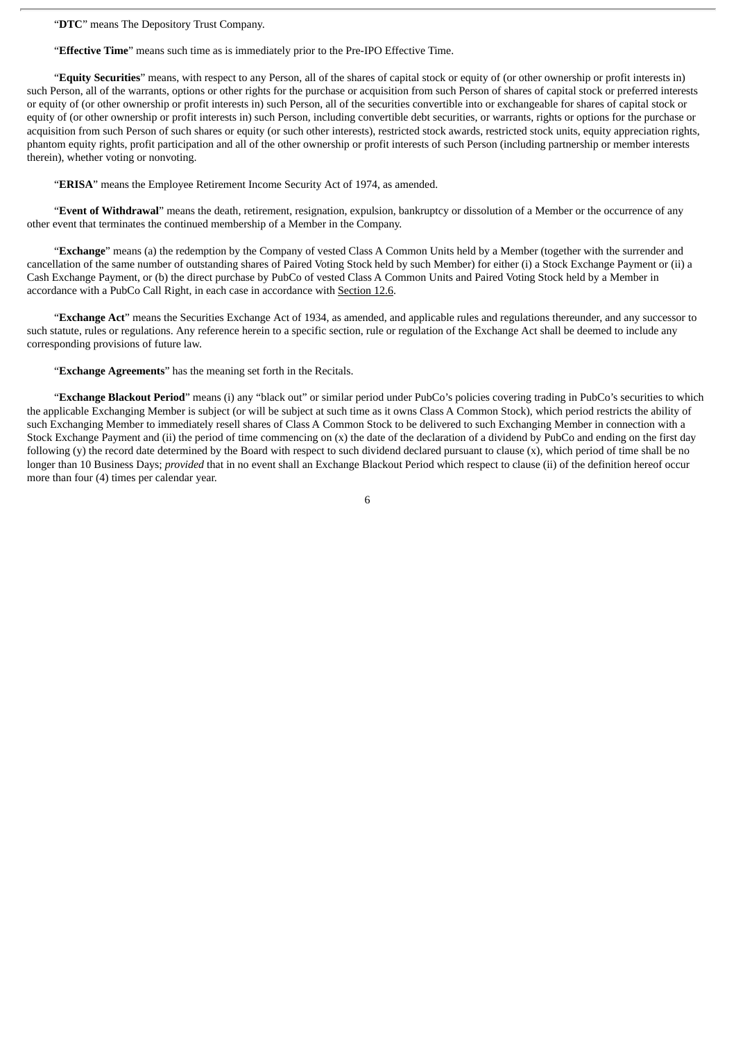"**DTC**" means The Depository Trust Company.

"**Effective Time**" means such time as is immediately prior to the Pre-IPO Effective Time.

"**Equity Securities**" means, with respect to any Person, all of the shares of capital stock or equity of (or other ownership or profit interests in) such Person, all of the warrants, options or other rights for the purchase or acquisition from such Person of shares of capital stock or preferred interests or equity of (or other ownership or profit interests in) such Person, all of the securities convertible into or exchangeable for shares of capital stock or equity of (or other ownership or profit interests in) such Person, including convertible debt securities, or warrants, rights or options for the purchase or acquisition from such Person of such shares or equity (or such other interests), restricted stock awards, restricted stock units, equity appreciation rights, phantom equity rights, profit participation and all of the other ownership or profit interests of such Person (including partnership or member interests therein), whether voting or nonvoting.

"**ERISA**" means the Employee Retirement Income Security Act of 1974, as amended.

"**Event of Withdrawal**" means the death, retirement, resignation, expulsion, bankruptcy or dissolution of a Member or the occurrence of any other event that terminates the continued membership of a Member in the Company.

"**Exchange**" means (a) the redemption by the Company of vested Class A Common Units held by a Member (together with the surrender and cancellation of the same number of outstanding shares of Paired Voting Stock held by such Member) for either (i) a Stock Exchange Payment or (ii) a Cash Exchange Payment, or (b) the direct purchase by PubCo of vested Class A Common Units and Paired Voting Stock held by a Member in accordance with a PubCo Call Right, in each case in accordance with Section 12.6.

"**Exchange Act**" means the Securities Exchange Act of 1934, as amended, and applicable rules and regulations thereunder, and any successor to such statute, rules or regulations. Any reference herein to a specific section, rule or regulation of the Exchange Act shall be deemed to include any corresponding provisions of future law.

"**Exchange Agreements**" has the meaning set forth in the Recitals.

"**Exchange Blackout Period**" means (i) any "black out" or similar period under PubCo's policies covering trading in PubCo's securities to which the applicable Exchanging Member is subject (or will be subject at such time as it owns Class A Common Stock), which period restricts the ability of such Exchanging Member to immediately resell shares of Class A Common Stock to be delivered to such Exchanging Member in connection with a Stock Exchange Payment and (ii) the period of time commencing on (x) the date of the declaration of a dividend by PubCo and ending on the first day following (y) the record date determined by the Board with respect to such dividend declared pursuant to clause (x), which period of time shall be no longer than 10 Business Days; *provided* that in no event shall an Exchange Blackout Period which respect to clause (ii) of the definition hereof occur more than four (4) times per calendar year.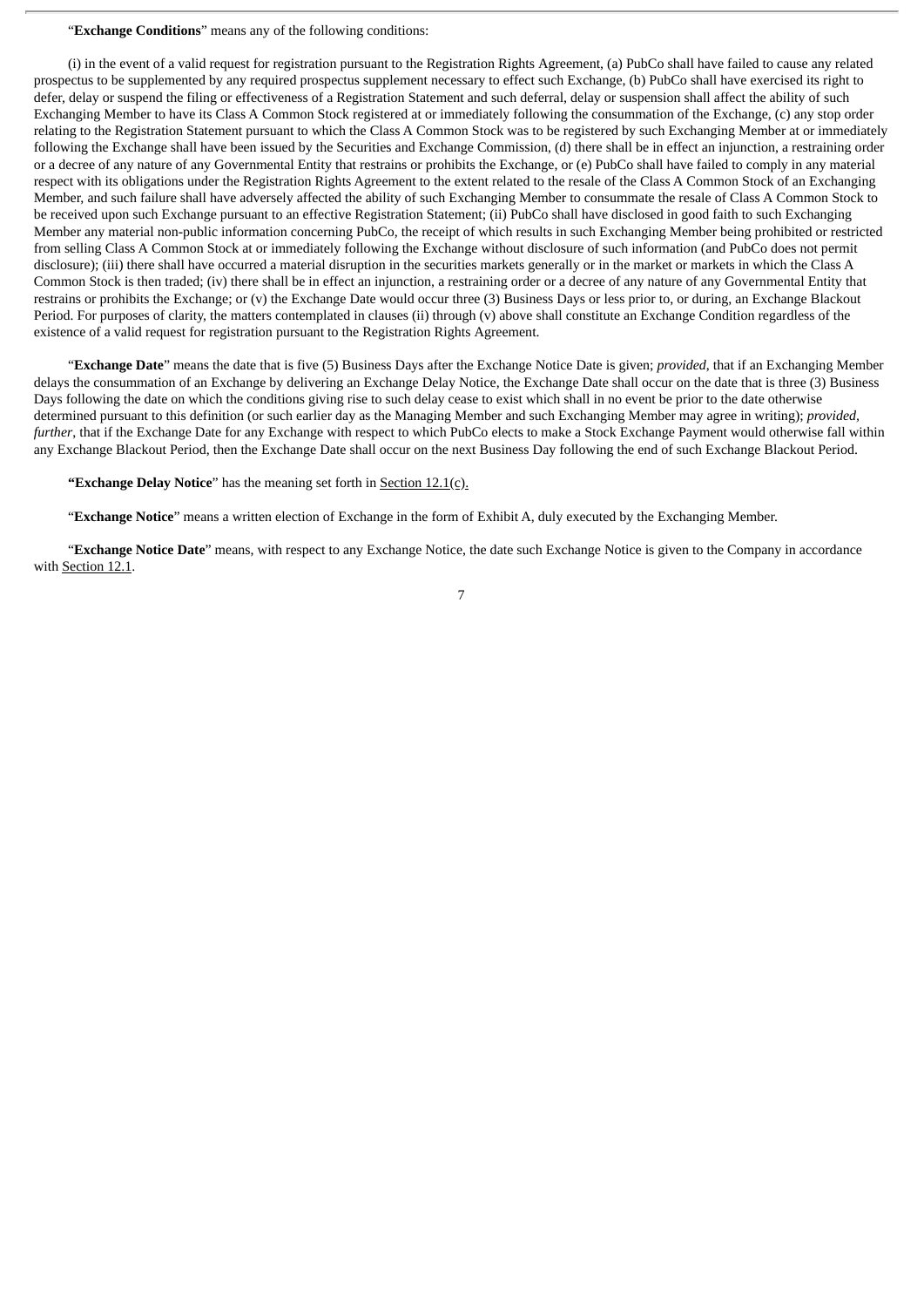"**Exchange Conditions**" means any of the following conditions:

(i) in the event of a valid request for registration pursuant to the Registration Rights Agreement, (a) PubCo shall have failed to cause any related prospectus to be supplemented by any required prospectus supplement necessary to effect such Exchange, (b) PubCo shall have exercised its right to defer, delay or suspend the filing or effectiveness of a Registration Statement and such deferral, delay or suspension shall affect the ability of such Exchanging Member to have its Class A Common Stock registered at or immediately following the consummation of the Exchange, (c) any stop order relating to the Registration Statement pursuant to which the Class A Common Stock was to be registered by such Exchanging Member at or immediately following the Exchange shall have been issued by the Securities and Exchange Commission, (d) there shall be in effect an injunction, a restraining order or a decree of any nature of any Governmental Entity that restrains or prohibits the Exchange, or (e) PubCo shall have failed to comply in any material respect with its obligations under the Registration Rights Agreement to the extent related to the resale of the Class A Common Stock of an Exchanging Member, and such failure shall have adversely affected the ability of such Exchanging Member to consummate the resale of Class A Common Stock to be received upon such Exchange pursuant to an effective Registration Statement; (ii) PubCo shall have disclosed in good faith to such Exchanging Member any material non-public information concerning PubCo, the receipt of which results in such Exchanging Member being prohibited or restricted from selling Class A Common Stock at or immediately following the Exchange without disclosure of such information (and PubCo does not permit disclosure); (iii) there shall have occurred a material disruption in the securities markets generally or in the market or markets in which the Class A Common Stock is then traded; (iv) there shall be in effect an injunction, a restraining order or a decree of any nature of any Governmental Entity that restrains or prohibits the Exchange; or (v) the Exchange Date would occur three (3) Business Days or less prior to, or during, an Exchange Blackout Period. For purposes of clarity, the matters contemplated in clauses (ii) through (v) above shall constitute an Exchange Condition regardless of the existence of a valid request for registration pursuant to the Registration Rights Agreement.

"**Exchange Date**" means the date that is five (5) Business Days after the Exchange Notice Date is given; *provided*, that if an Exchanging Member delays the consummation of an Exchange by delivering an Exchange Delay Notice, the Exchange Date shall occur on the date that is three (3) Business Days following the date on which the conditions giving rise to such delay cease to exist which shall in no event be prior to the date otherwise determined pursuant to this definition (or such earlier day as the Managing Member and such Exchanging Member may agree in writing); *provided*, *further*, that if the Exchange Date for any Exchange with respect to which PubCo elects to make a Stock Exchange Payment would otherwise fall within any Exchange Blackout Period, then the Exchange Date shall occur on the next Business Day following the end of such Exchange Blackout Period.

**"Exchange Delay Notice**" has the meaning set forth in Section 12.1(c).

"**Exchange Notice**" means a written election of Exchange in the form of Exhibit A, duly executed by the Exchanging Member.

"**Exchange Notice Date**" means, with respect to any Exchange Notice, the date such Exchange Notice is given to the Company in accordance with Section 12.1.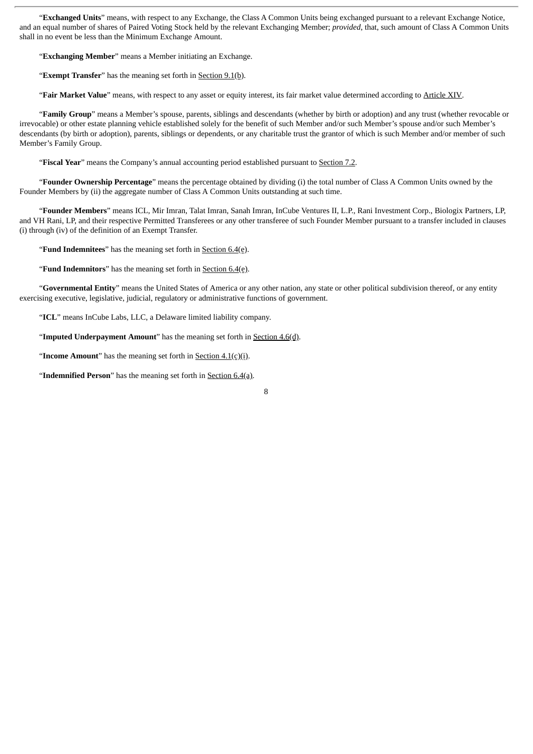"**Exchanged Units**" means, with respect to any Exchange, the Class A Common Units being exchanged pursuant to a relevant Exchange Notice, and an equal number of shares of Paired Voting Stock held by the relevant Exchanging Member; *provided*, that, such amount of Class A Common Units shall in no event be less than the Minimum Exchange Amount.

"**Exchanging Member**" means a Member initiating an Exchange.

"**Exempt Transfer**" has the meaning set forth in Section 9.1(b).

"**Fair Market Value**" means, with respect to any asset or equity interest, its fair market value determined according to Article XIV.

"**Family Group**" means a Member's spouse, parents, siblings and descendants (whether by birth or adoption) and any trust (whether revocable or irrevocable) or other estate planning vehicle established solely for the benefit of such Member and/or such Member's spouse and/or such Member's descendants (by birth or adoption), parents, siblings or dependents, or any charitable trust the grantor of which is such Member and/or member of such Member's Family Group.

"**Fiscal Year**" means the Company's annual accounting period established pursuant to Section 7.2.

"**Founder Ownership Percentage**" means the percentage obtained by dividing (i) the total number of Class A Common Units owned by the Founder Members by (ii) the aggregate number of Class A Common Units outstanding at such time.

"**Founder Members**" means ICL, Mir Imran, Talat Imran, Sanah Imran, InCube Ventures II, L.P., Rani Investment Corp., Biologix Partners, LP, and VH Rani, LP, and their respective Permitted Transferees or any other transferee of such Founder Member pursuant to a transfer included in clauses (i) through (iv) of the definition of an Exempt Transfer.

"**Fund Indemnitees**" has the meaning set forth in Section 6.4(e).

"**Fund Indemnitors**" has the meaning set forth in Section 6.4(e).

"**Governmental Entity**" means the United States of America or any other nation, any state or other political subdivision thereof, or any entity exercising executive, legislative, judicial, regulatory or administrative functions of government.

"**ICL**" means InCube Labs, LLC, a Delaware limited liability company.

"**Imputed Underpayment Amount**" has the meaning set forth in Section 4.6(d).

"**Income Amount**" has the meaning set forth in Section 4.1(c)(i).

"**Indemnified Person**" has the meaning set forth in Section 6.4(a).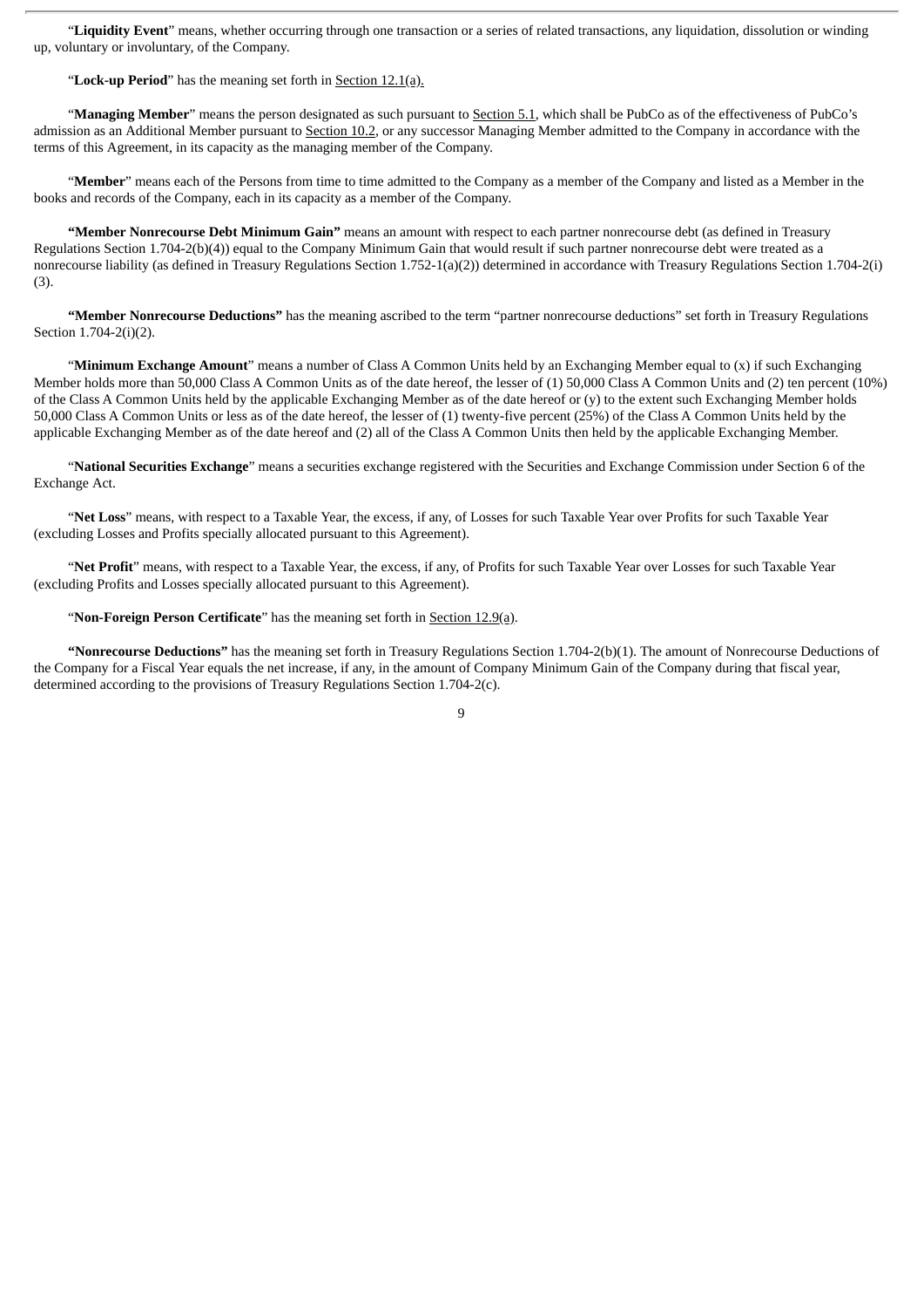"**Liquidity Event**" means, whether occurring through one transaction or a series of related transactions, any liquidation, dissolution or winding up, voluntary or involuntary, of the Company.

"**Lock-up Period**" has the meaning set forth in Section 12.1(a).

"**Managing Member**" means the person designated as such pursuant to Section 5.1, which shall be PubCo as of the effectiveness of PubCo's admission as an Additional Member pursuant to Section 10.2, or any successor Managing Member admitted to the Company in accordance with the terms of this Agreement, in its capacity as the managing member of the Company.

"**Member**" means each of the Persons from time to time admitted to the Company as a member of the Company and listed as a Member in the books and records of the Company, each in its capacity as a member of the Company.

**"Member Nonrecourse Debt Minimum Gain"** means an amount with respect to each partner nonrecourse debt (as defined in Treasury Regulations Section 1.704-2(b)(4)) equal to the Company Minimum Gain that would result if such partner nonrecourse debt were treated as a nonrecourse liability (as defined in Treasury Regulations Section 1.752-1(a)(2)) determined in accordance with Treasury Regulations Section 1.704-2(i)(3).

**"Member Nonrecourse Deductions"** has the meaning ascribed to the term "partner nonrecourse deductions" set forth in Treasury Regulations Section 1.704-2(i)(2).

"**Minimum Exchange Amount**" means a number of Class A Common Units held by an Exchanging Member equal to (x) if such Exchanging Member holds more than 50,000 Class A Common Units as of the date hereof, the lesser of (1) 50,000 Class A Common Units and (2) ten percent (10%) of the Class A Common Units held by the applicable Exchanging Member as of the date hereof or (y) to the extent such Exchanging Member holds 50,000 Class A Common Units or less as of the date hereof, the lesser of (1) twenty-five percent (25%) of the Class A Common Units held by the applicable Exchanging Member as of the date hereof and (2) all of the Class A Common Units then held by the applicable Exchanging Member.

"**National Securities Exchange**" means a securities exchange registered with the Securities and Exchange Commission under Section 6 of the Exchange Act.

"**Net Loss**" means, with respect to a Taxable Year, the excess, if any, of Losses for such Taxable Year over Profits for such Taxable Year (excluding Losses and Profits specially allocated pursuant to this Agreement).

"**Net Profit**" means, with respect to a Taxable Year, the excess, if any, of Profits for such Taxable Year over Losses for such Taxable Year (excluding Profits and Losses specially allocated pursuant to this Agreement).

"**Non-Foreign Person Certificate**" has the meaning set forth in Section 12.9(a).

**"Nonrecourse Deductions"** has the meaning set forth in Treasury Regulations Section 1.704-2(b)(1). The amount of Nonrecourse Deductions of the Company for a Fiscal Year equals the net increase, if any, in the amount of Company Minimum Gain of the Company during that fiscal year, determined according to the provisions of Treasury Regulations Section 1.704-2(c).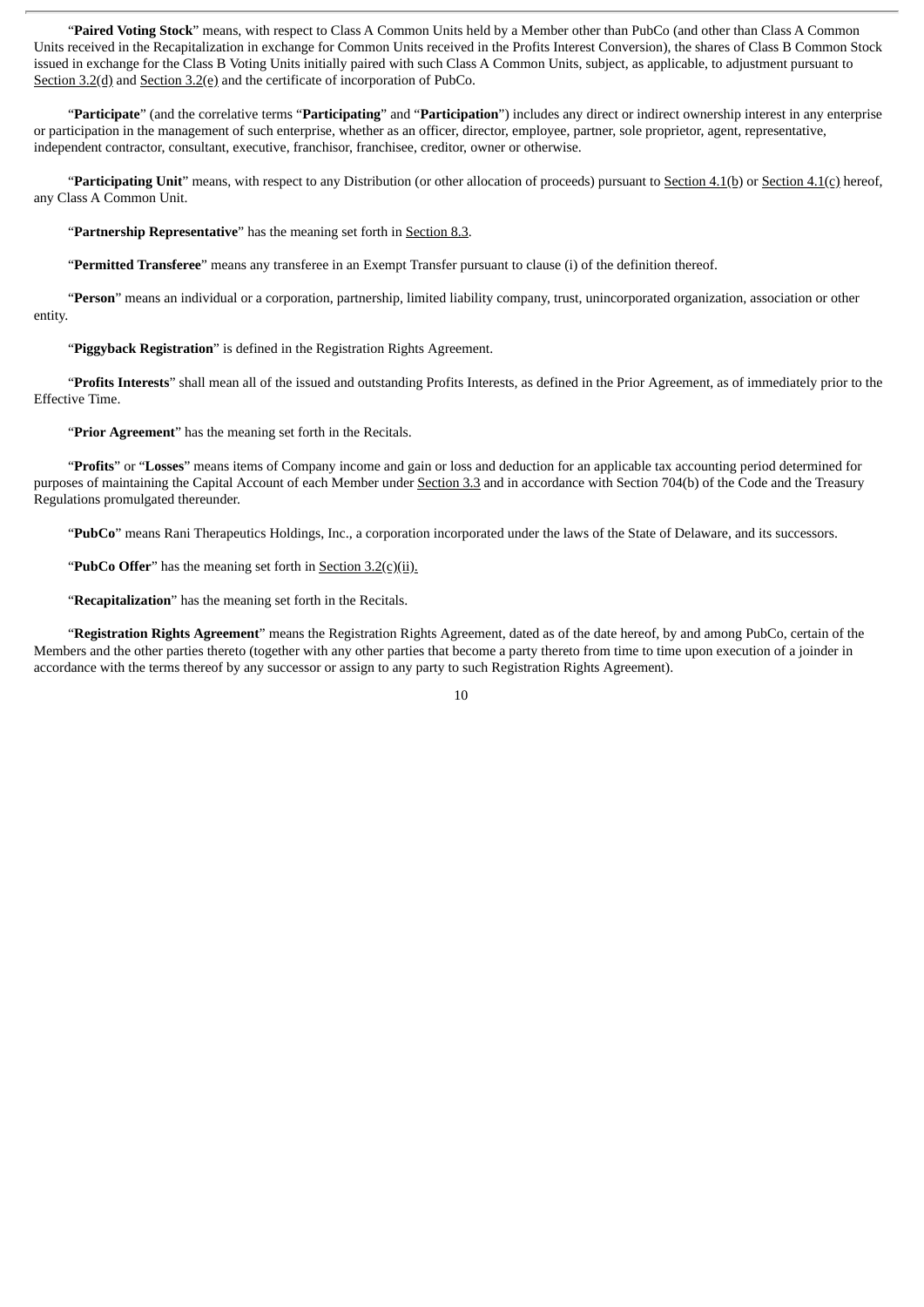"**Paired Voting Stock**" means, with respect to Class A Common Units held by a Member other than PubCo (and other than Class A Common Units received in the Recapitalization in exchange for Common Units received in the Profits Interest Conversion), the shares of Class B Common Stock issued in exchange for the Class B Voting Units initially paired with such Class A Common Units, subject, as applicable, to adjustment pursuant to Section 3.2(d) and Section 3.2(e) and the certificate of incorporation of PubCo.

"**Participate**" (and the correlative terms "**Participating**" and "**Participation**") includes any direct or indirect ownership interest in any enterprise or participation in the management of such enterprise, whether as an officer, director, employee, partner, sole proprietor, agent, representative, independent contractor, consultant, executive, franchisor, franchisee, creditor, owner or otherwise.

"**Participating Unit**" means, with respect to any Distribution (or other allocation of proceeds) pursuant to Section 4.1(b) or Section 4.1(c) hereof, any Class A Common Unit.

"**Partnership Representative**" has the meaning set forth in Section 8.3.

"**Permitted Transferee**" means any transferee in an Exempt Transfer pursuant to clause (i) of the definition thereof.

"**Person**" means an individual or a corporation, partnership, limited liability company, trust, unincorporated organization, association or other entity.

"**Piggyback Registration**" is defined in the Registration Rights Agreement.

"**Profits Interests**" shall mean all of the issued and outstanding Profits Interests, as defined in the Prior Agreement, as of immediately prior to the Effective Time.

"**Prior Agreement**" has the meaning set forth in the Recitals.

"**Profits**" or "**Losses**" means items of Company income and gain or loss and deduction for an applicable tax accounting period determined for purposes of maintaining the Capital Account of each Member under Section 3.3 and in accordance with Section 704(b) of the Code and the Treasury Regulations promulgated thereunder.

"**PubCo**" means Rani Therapeutics Holdings, Inc., a corporation incorporated under the laws of the State of Delaware, and its successors.

"**PubCo Offer**" has the meaning set forth in Section 3.2(c)(ii).

"**Recapitalization**" has the meaning set forth in the Recitals.

"**Registration Rights Agreement**" means the Registration Rights Agreement, dated as of the date hereof, by and among PubCo, certain of the Members and the other parties thereto (together with any other parties that become a party thereto from time to time upon execution of a joinder in accordance with the terms thereof by any successor or assign to any party to such Registration Rights Agreement).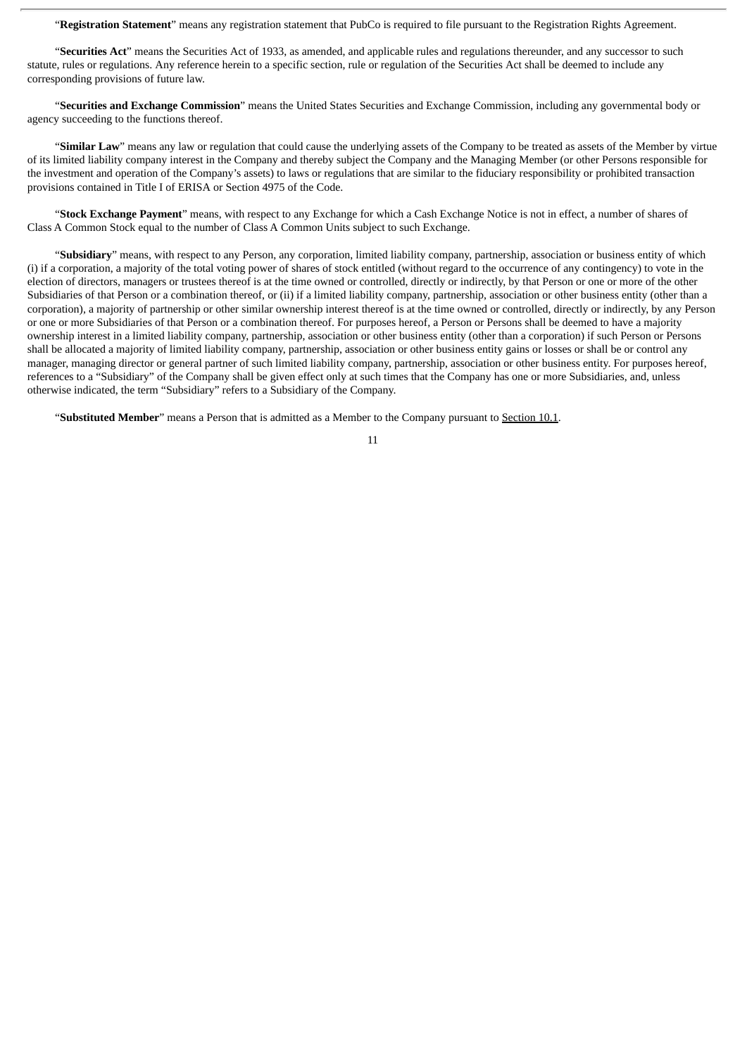"**Registration Statement**" means any registration statement that PubCo is required to file pursuant to the Registration Rights Agreement.

"**Securities Act**" means the Securities Act of 1933, as amended, and applicable rules and regulations thereunder, and any successor to such statute, rules or regulations. Any reference herein to a specific section, rule or regulation of the Securities Act shall be deemed to include any corresponding provisions of future law.

"**Securities and Exchange Commission**" means the United States Securities and Exchange Commission, including any governmental body or agency succeeding to the functions thereof.

"**Similar Law**" means any law or regulation that could cause the underlying assets of the Company to be treated as assets of the Member by virtue of its limited liability company interest in the Company and thereby subject the Company and the Managing Member (or other Persons responsible for the investment and operation of the Company's assets) to laws or regulations that are similar to the fiduciary responsibility or prohibited transaction provisions contained in Title I of ERISA or Section 4975 of the Code.

"**Stock Exchange Payment**" means, with respect to any Exchange for which a Cash Exchange Notice is not in effect, a number of shares of Class A Common Stock equal to the number of Class A Common Units subject to such Exchange.

"**Subsidiary**" means, with respect to any Person, any corporation, limited liability company, partnership, association or business entity of which (i) if a corporation, a majority of the total voting power of shares of stock entitled (without regard to the occurrence of any contingency) to vote in the election of directors, managers or trustees thereof is at the time owned or controlled, directly or indirectly, by that Person or one or more of the other Subsidiaries of that Person or a combination thereof, or (ii) if a limited liability company, partnership, association or other business entity (other than a corporation), a majority of partnership or other similar ownership interest thereof is at the time owned or controlled, directly or indirectly, by any Person or one or more Subsidiaries of that Person or a combination thereof. For purposes hereof, a Person or Persons shall be deemed to have a majority ownership interest in a limited liability company, partnership, association or other business entity (other than a corporation) if such Person or Persons shall be allocated a majority of limited liability company, partnership, association or other business entity gains or losses or shall be or control any manager, managing director or general partner of such limited liability company, partnership, association or other business entity. For purposes hereof, references to a "Subsidiary" of the Company shall be given effect only at such times that the Company has one or more Subsidiaries, and, unless otherwise indicated, the term "Subsidiary" refers to a Subsidiary of the Company.

"**Substituted Member**" means a Person that is admitted as a Member to the Company pursuant to Section 10.1.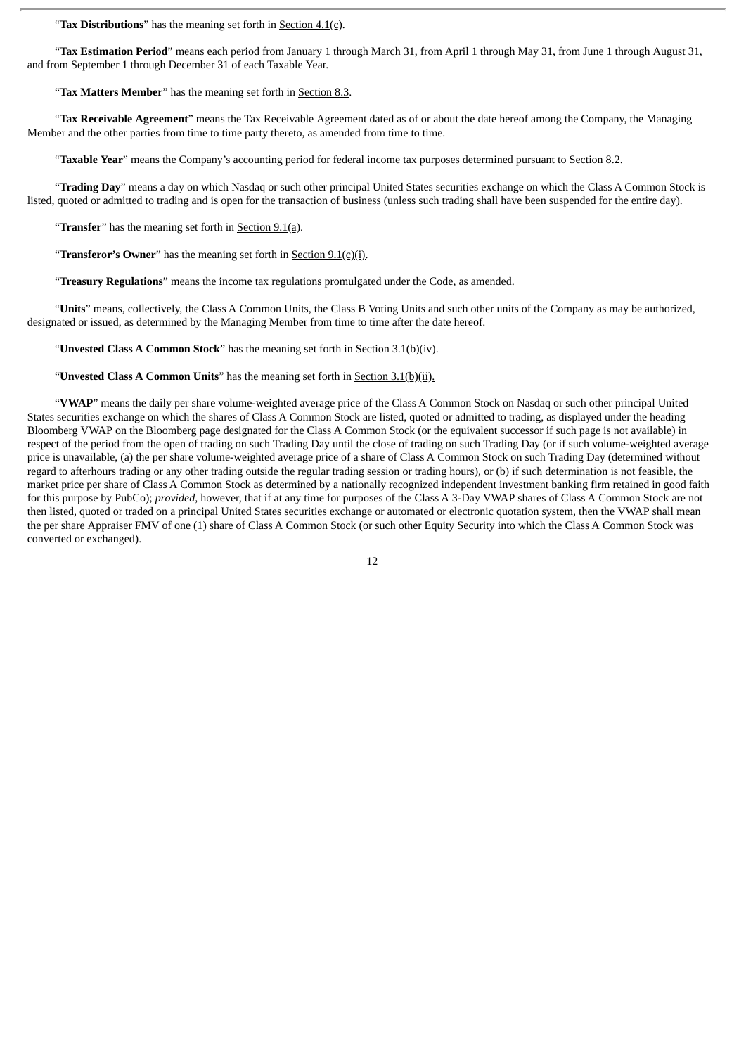"**Tax Distributions**" has the meaning set forth in Section 4.1(c).

"**Tax Estimation Period**" means each period from January 1 through March 31, from April 1 through May 31, from June 1 through August 31, and from September 1 through December 31 of each Taxable Year.

"**Tax Matters Member**" has the meaning set forth in Section 8.3.

"**Tax Receivable Agreement**" means the Tax Receivable Agreement dated as of or about the date hereof among the Company, the Managing Member and the other parties from time to time party thereto, as amended from time to time.

"**Taxable Year**" means the Company's accounting period for federal income tax purposes determined pursuant to Section 8.2.

"**Trading Day**" means a day on which Nasdaq or such other principal United States securities exchange on which the Class A Common Stock is listed, quoted or admitted to trading and is open for the transaction of business (unless such trading shall have been suspended for the entire day).

"**Transfer**" has the meaning set forth in Section 9.1(a).

"**Transferor's Owner**" has the meaning set forth in Section 9.1(c)(i).

"**Treasury Regulations**" means the income tax regulations promulgated under the Code, as amended.

"**Units**" means, collectively, the Class A Common Units, the Class B Voting Units and such other units of the Company as may be authorized, designated or issued, as determined by the Managing Member from time to time after the date hereof.

"**Unvested Class A Common Stock**" has the meaning set forth in Section 3.1(b)(iv).

"**Unvested Class A Common Units**" has the meaning set forth in Section 3.1(b)(ii).

"**VWAP**" means the daily per share volume-weighted average price of the Class A Common Stock on Nasdaq or such other principal United States securities exchange on which the shares of Class A Common Stock are listed, quoted or admitted to trading, as displayed under the heading Bloomberg VWAP on the Bloomberg page designated for the Class A Common Stock (or the equivalent successor if such page is not available) in respect of the period from the open of trading on such Trading Day until the close of trading on such Trading Day (or if such volume-weighted average price is unavailable, (a) the per share volume-weighted average price of a share of Class A Common Stock on such Trading Day (determined without regard to afterhours trading or any other trading outside the regular trading session or trading hours), or (b) if such determination is not feasible, the market price per share of Class A Common Stock as determined by a nationally recognized independent investment banking firm retained in good faith for this purpose by PubCo); *provided*, however, that if at any time for purposes of the Class A 3-Day VWAP shares of Class A Common Stock are not then listed, quoted or traded on a principal United States securities exchange or automated or electronic quotation system, then the VWAP shall mean the per share Appraiser FMV of one (1) share of Class A Common Stock (or such other Equity Security into which the Class A Common Stock was converted or exchanged).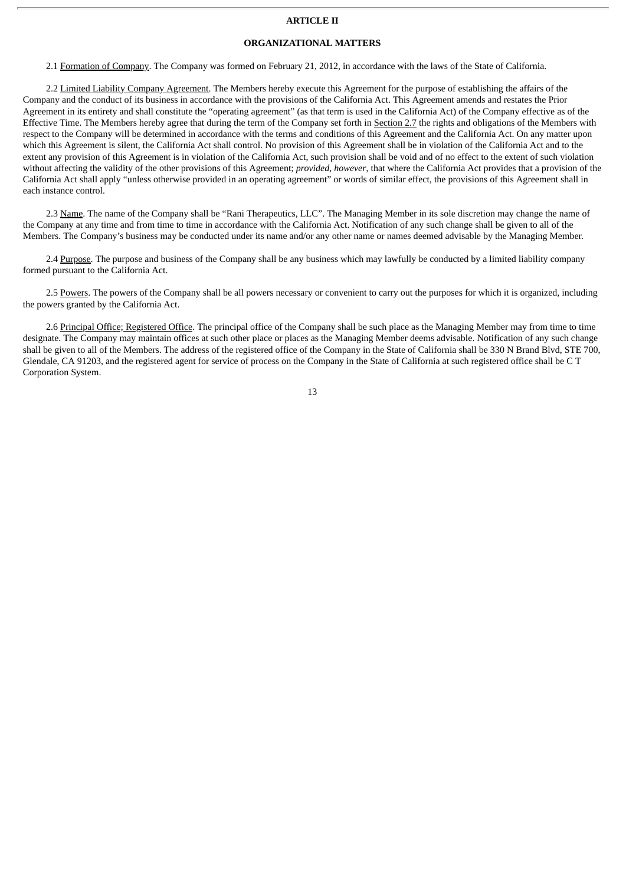# ARTICLE II

## ORGANIZATIONAL MATTERS

2.1 Formation of Company. The Company was formed on February 21, 2012, in accordance with the laws of the State of California.

2.2 Limited Liability Company Agreement. The Members hereby execute this Agreement for the purpose of establishing the affairs of the Company and the conduct of its business in accordance with the provisions of the California Act. This Agreement amends and restates the Prior Agreement in its entirety and shall constitute the "operating agreement" (as that term is used in the California Act) of the Company effective as of the Effective Time. The Members hereby agree that during the term of the Company set forth in Section 2.7 the rights and obligations of the Members with respect to the Company will be determined in accordance with the terms and conditions of this Agreement and the California Act. On any matter upon which this Agreement is silent, the California Act shall control. No provision of this Agreement shall be in violation of the California Act and to the extent any provision of this Agreement is in violation of the California Act, such provision shall be void and of no effect to the extent of such violation without affecting the validity of the other provisions of this Agreement; *provided*, *however*, that where the California Act provides that a provision of the California Act shall apply "unless otherwise provided in an operating agreement" or words of similar effect, the provisions of this Agreement shall in each instance control.

2.3 Name. The name of the Company shall be "Rani Therapeutics, LLC". The Managing Member in its sole discretion may change the name of the Company at any time and from time to time in accordance with the California Act. Notification of any such change shall be given to all of the Members. The Company's business may be conducted under its name and/or any other name or names deemed advisable by the Managing Member.

2.4 Purpose. The purpose and business of the Company shall be any business which may lawfully be conducted by a limited liability company formed pursuant to the California Act.

2.5 Powers. The powers of the Company shall be all powers necessary or convenient to carry out the purposes for which it is organized, including the powers granted by the California Act.

2.6 Principal Office; Registered Office. The principal office of the Company shall be such place as the Managing Member may from time to time designate. The Company may maintain offices at such other place or places as the Managing Member deems advisable. Notification of any such change shall be given to all of the Members. The address of the registered office of the Company in the State of California shall be 330 N Brand Blvd, STE 700, Glendale, CA 91203, and the registered agent for service of process on the Company in the State of California at such registered office shall be C T Corporation System.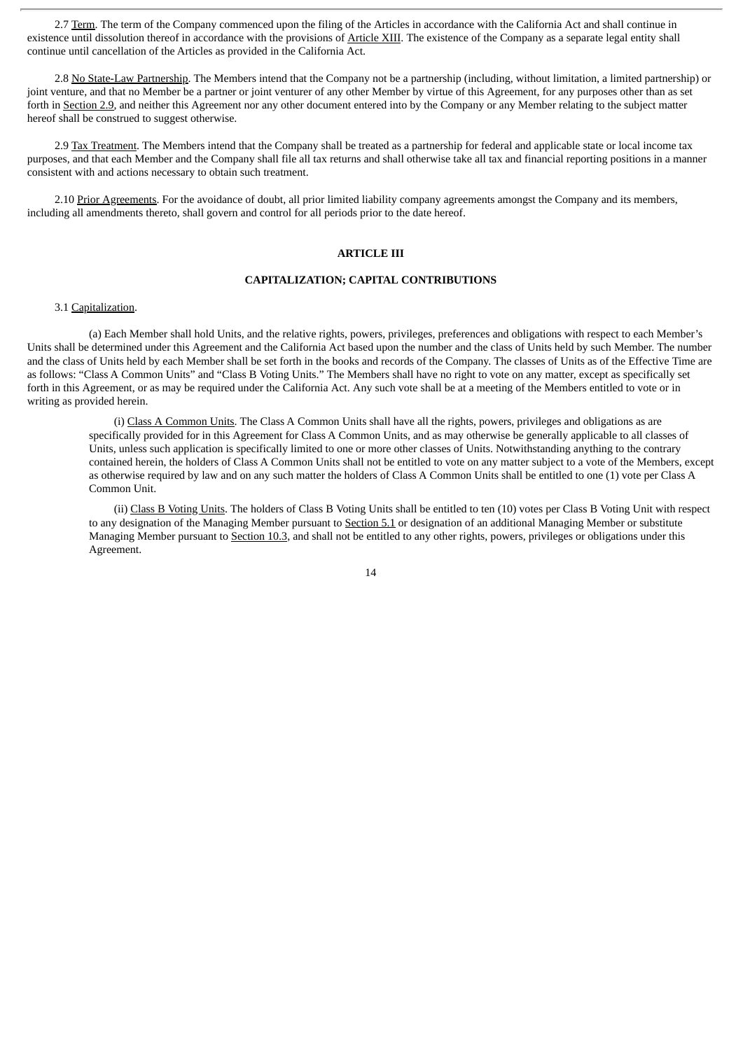2.7 Term. The term of the Company commenced upon the filing of the Articles in accordance with the California Act and shall continue in existence until dissolution thereof in accordance with the provisions of Article XIII. The existence of the Company as a separate legal entity shall continue until cancellation of the Articles as provided in the California Act.

2.8 No State-Law Partnership. The Members intend that the Company not be a partnership (including, without limitation, a limited partnership) or joint venture, and that no Member be a partner or joint venturer of any other Member by virtue of this Agreement, for any purposes other than as set forth in Section 2.9, and neither this Agreement nor any other document entered into by the Company or any Member relating to the subject matter hereof shall be construed to suggest otherwise.

2.9 Tax Treatment. The Members intend that the Company shall be treated as a partnership for federal and applicable state or local income tax purposes, and that each Member and the Company shall file all tax returns and shall otherwise take all tax and financial reporting positions in a manner consistent with and actions necessary to obtain such treatment.

2.10 Prior Agreements. For the avoidance of doubt, all prior limited liability company agreements amongst the Company and its members, including all amendments thereto, shall govern and control for all periods prior to the date hereof.

## ARTICLE III

## CAPITALIZATION; CAPITAL CONTRIBUTIONS

3.1 Capitalization.

(a) Each Member shall hold Units, and the relative rights, powers, privileges, preferences and obligations with respect to each Member's Units shall be determined under this Agreement and the California Act based upon the number and the class of Units held by such Member. The number and the class of Units held by each Member shall be set forth in the books and records of the Company. The classes of Units as of the Effective Time are as follows: "Class A Common Units" and "Class B Voting Units." The Members shall have no right to vote on any matter, except as specifically set forth in this Agreement, or as may be required under the California Act. Any such vote shall be at a meeting of the Members entitled to vote or in writing as provided herein.

(i) Class A Common Units. The Class A Common Units shall have all the rights, powers, privileges and obligations as are specifically provided for in this Agreement for Class A Common Units, and as may otherwise be generally applicable to all classes of Units, unless such application is specifically limited to one or more other classes of Units. Notwithstanding anything to the contrary contained herein, the holders of Class A Common Units shall not be entitled to vote on any matter subject to a vote of the Members, except as otherwise required by law and on any such matter the holders of Class A Common Units shall be entitled to one (1) vote per Class A Common Unit.

(ii) Class B Voting Units. The holders of Class B Voting Units shall be entitled to ten (10) votes per Class B Voting Unit with respect to any designation of the Managing Member pursuant to Section 5.1 or designation of an additional Managing Member or substitute Managing Member pursuant to Section 10.3, and shall not be entitled to any other rights, powers, privileges or obligations under this Agreement.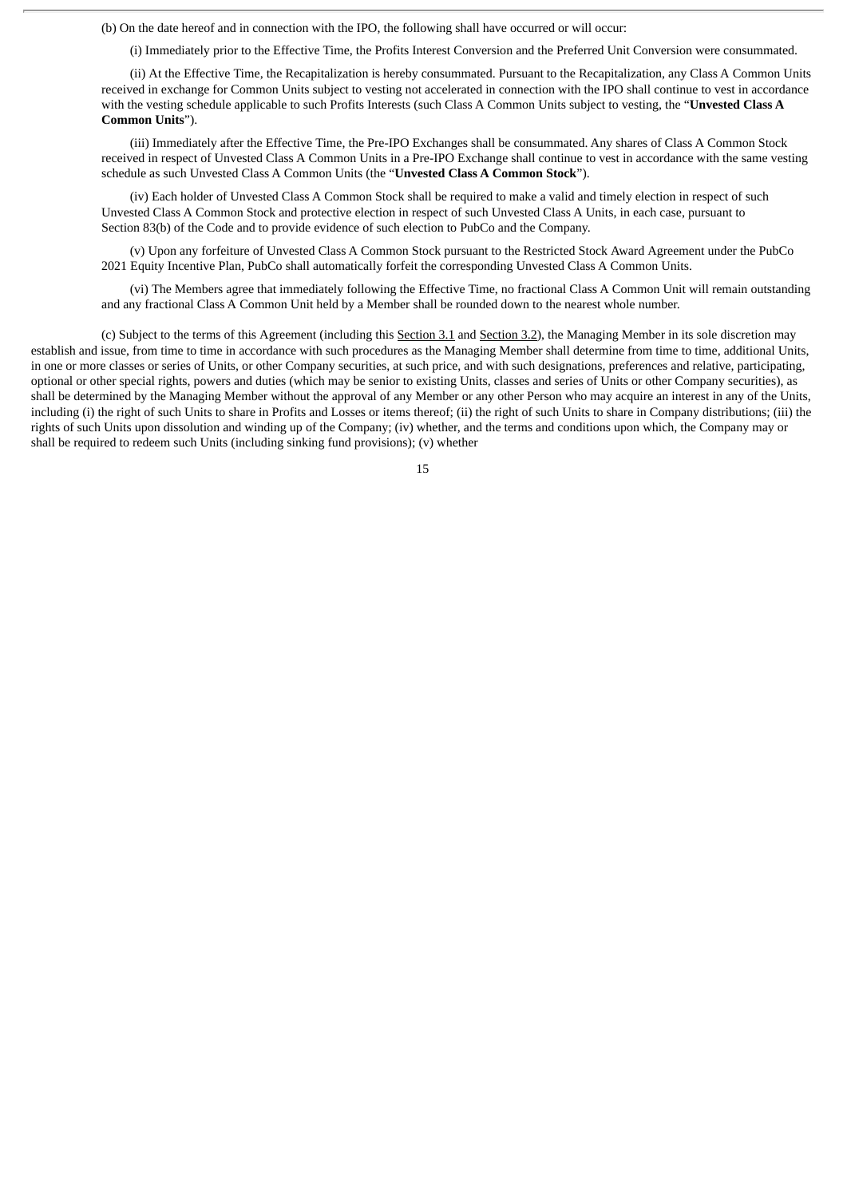(b) On the date hereof and in connection with the IPO, the following shall have occurred or will occur:

(i) Immediately prior to the Effective Time, the Profits Interest Conversion and the Preferred Unit Conversion were consummated.

(ii) At the Effective Time, the Recapitalization is hereby consummated. Pursuant to the Recapitalization, any Class A Common Units received in exchange for Common Units subject to vesting not accelerated in connection with the IPO shall continue to vest in accordance with the vesting schedule applicable to such Profits Interests (such Class A Common Units subject to vesting, the "**Unvested Class A Common Units**").

(iii) Immediately after the Effective Time, the Pre-IPO Exchanges shall be consummated. Any shares of Class A Common Stock received in respect of Unvested Class A Common Units in a Pre-IPO Exchange shall continue to vest in accordance with the same vesting schedule as such Unvested Class A Common Units (the "**Unvested Class A Common Stock**").

(iv) Each holder of Unvested Class A Common Stock shall be required to make a valid and timely election in respect of such Unvested Class A Common Stock and protective election in respect of such Unvested Class A Units, in each case, pursuant to Section 83(b) of the Code and to provide evidence of such election to PubCo and the Company.

(v) Upon any forfeiture of Unvested Class A Common Stock pursuant to the Restricted Stock Award Agreement under the PubCo 2021 Equity Incentive Plan, PubCo shall automatically forfeit the corresponding Unvested Class A Common Units.

(vi) The Members agree that immediately following the Effective Time, no fractional Class A Common Unit will remain outstanding and any fractional Class A Common Unit held by a Member shall be rounded down to the nearest whole number.

(c) Subject to the terms of this Agreement (including this Section 3.1 and Section 3.2), the Managing Member in its sole discretion may establish and issue, from time to time in accordance with such procedures as the Managing Member shall determine from time to time, additional Units, in one or more classes or series of Units, or other Company securities, at such price, and with such designations, preferences and relative, participating, optional or other special rights, powers and duties (which may be senior to existing Units, classes and series of Units or other Company securities), as shall be determined by the Managing Member without the approval of any Member or any other Person who may acquire an interest in any of the Units, including (i) the right of such Units to share in Profits and Losses or items thereof; (ii) the right of such Units to share in Company distributions; (iii) the rights of such Units upon dissolution and winding up of the Company; (iv) whether, and the terms and conditions upon which, the Company may or shall be required to redeem such Units (including sinking fund provisions); (v) whether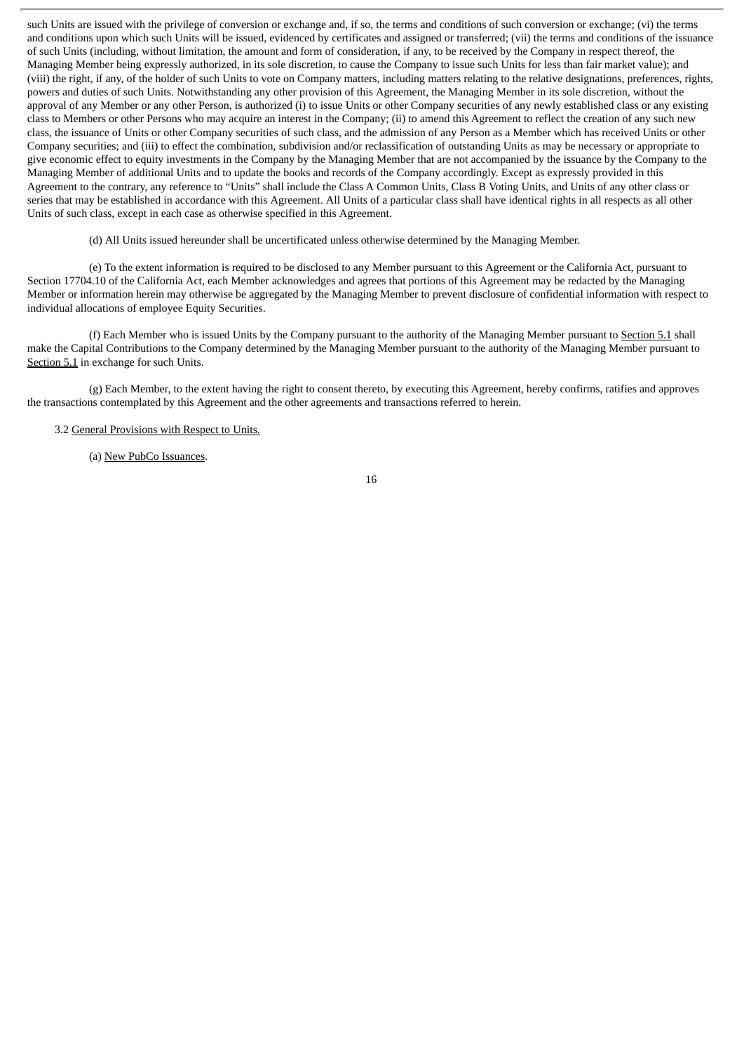such Units are issued with the privilege of conversion or exchange and, if so, the terms and conditions of such conversion or exchange; (vi) the terms and conditions upon which such Units will be issued, evidenced by certificates and assigned or transferred; (vii) the terms and conditions of the issuance of such Units (including, without limitation, the amount and form of consideration, if any, to be received by the Company in respect thereof, the Managing Member being expressly authorized, in its sole discretion, to cause the Company to issue such Units for less than fair market value); and (viii) the right, if any, of the holder of such Units to vote on Company matters, including matters relating to the relative designations, preferences, rights, powers and duties of such Units. Notwithstanding any other provision of this Agreement, the Managing Member in its sole discretion, without the approval of any Member or any other Person, is authorized (i) to issue Units or other Company securities of any newly established class or any existing class to Members or other Persons who may acquire an interest in the Company; (ii) to amend this Agreement to reflect the creation of any such new class, the issuance of Units or other Company securities of such class, and the admission of any Person as a Member which has received Units or other Company securities; and (iii) to effect the combination, subdivision and/or reclassification of outstanding Units as may be necessary or appropriate to give economic effect to equity investments in the Company by the Managing Member that are not accompanied by the issuance by the Company to the Managing Member of additional Units and to update the books and records of the Company accordingly. Except as expressly provided in this Agreement to the contrary, any reference to "Units" shall include the Class A Common Units, Class B Voting Units, and Units of any other class or series that may be established in accordance with this Agreement. All Units of a particular class shall have identical rights in all respects as all other Units of such class, except in each case as otherwise specified in this Agreement.

(d) All Units issued hereunder shall be uncertificated unless otherwise determined by the Managing Member.

(e) To the extent information is required to be disclosed to any Member pursuant to this Agreement or the California Act, pursuant to Section 17704.10 of the California Act, each Member acknowledges and agrees that portions of this Agreement may be redacted by the Managing Member or information herein may otherwise be aggregated by the Managing Member to prevent disclosure of confidential information with respect to individual allocations of employee Equity Securities.

(f) Each Member who is issued Units by the Company pursuant to the authority of the Managing Member pursuant to Section 5.1 shall make the Capital Contributions to the Company determined by the Managing Member pursuant to the authority of the Managing Member pursuant to Section 5.1 in exchange for such Units.

(g) Each Member, to the extent having the right to consent thereto, by executing this Agreement, hereby confirms, ratifies and approves the transactions contemplated by this Agreement and the other agreements and transactions referred to herein.

3.2 General Provisions with Respect to Units.

(a) New PubCo Issuances.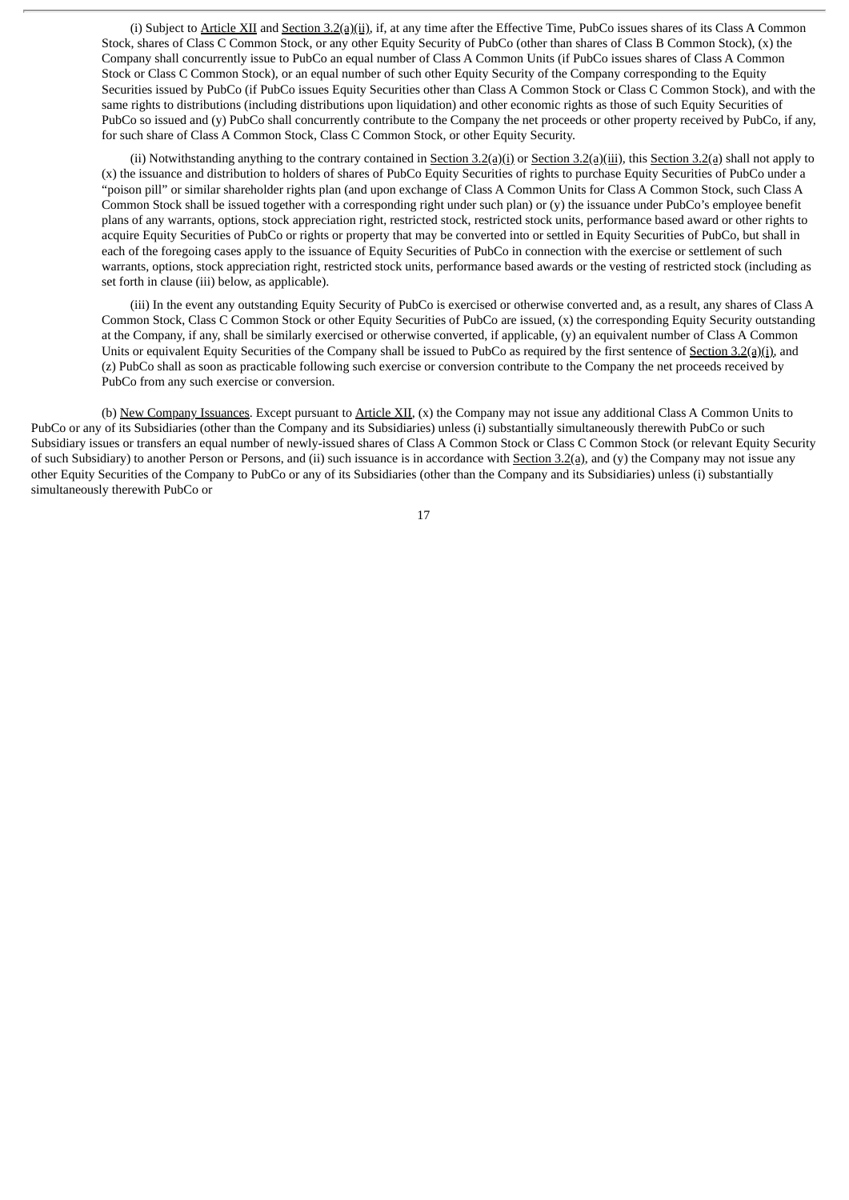(i) Subject to Article XII and Section 3.2(a)(ii), if, at any time after the Effective Time, PubCo issues shares of its Class A Common Stock, shares of Class C Common Stock, or any other Equity Security of PubCo (other than shares of Class B Common Stock), (x) the Company shall concurrently issue to PubCo an equal number of Class A Common Units (if PubCo issues shares of Class A Common Stock or Class C Common Stock), or an equal number of such other Equity Security of the Company corresponding to the Equity Securities issued by PubCo (if PubCo issues Equity Securities other than Class A Common Stock or Class C Common Stock), and with the same rights to distributions (including distributions upon liquidation) and other economic rights as those of such Equity Securities of PubCo so issued and (y) PubCo shall concurrently contribute to the Company the net proceeds or other property received by PubCo, if any, for such share of Class A Common Stock, Class C Common Stock, or other Equity Security.

(ii) Notwithstanding anything to the contrary contained in Section 3.2(a)(i) or Section 3.2(a)(iii), this Section 3.2(a) shall not apply to (x) the issuance and distribution to holders of shares of PubCo Equity Securities of rights to purchase Equity Securities of PubCo under a "poison pill" or similar shareholder rights plan (and upon exchange of Class A Common Units for Class A Common Stock, such Class A Common Stock shall be issued together with a corresponding right under such plan) or (y) the issuance under PubCo's employee benefit plans of any warrants, options, stock appreciation right, restricted stock, restricted stock units, performance based award or other rights to acquire Equity Securities of PubCo or rights or property that may be converted into or settled in Equity Securities of PubCo, but shall in each of the foregoing cases apply to the issuance of Equity Securities of PubCo in connection with the exercise or settlement of such warrants, options, stock appreciation right, restricted stock units, performance based awards or the vesting of restricted stock (including as set forth in clause (iii) below, as applicable).

(iii) In the event any outstanding Equity Security of PubCo is exercised or otherwise converted and, as a result, any shares of Class A Common Stock, Class C Common Stock or other Equity Securities of PubCo are issued, (x) the corresponding Equity Security outstanding at the Company, if any, shall be similarly exercised or otherwise converted, if applicable, (y) an equivalent number of Class A Common Units or equivalent Equity Securities of the Company shall be issued to PubCo as required by the first sentence of Section 3.2(a)(i), and (z) PubCo shall as soon as practicable following such exercise or conversion contribute to the Company the net proceeds received by PubCo from any such exercise or conversion.

(b) New Company Issuances. Except pursuant to Article XII, (x) the Company may not issue any additional Class A Common Units to PubCo or any of its Subsidiaries (other than the Company and its Subsidiaries) unless (i) substantially simultaneously therewith PubCo or such Subsidiary issues or transfers an equal number of newly-issued shares of Class A Common Stock or Class C Common Stock (or relevant Equity Security of such Subsidiary) to another Person or Persons, and (ii) such issuance is in accordance with Section 3.2(a), and (y) the Company may not issue any other Equity Securities of the Company to PubCo or any of its Subsidiaries (other than the Company and its Subsidiaries) unless (i) substantially simultaneously therewith PubCo or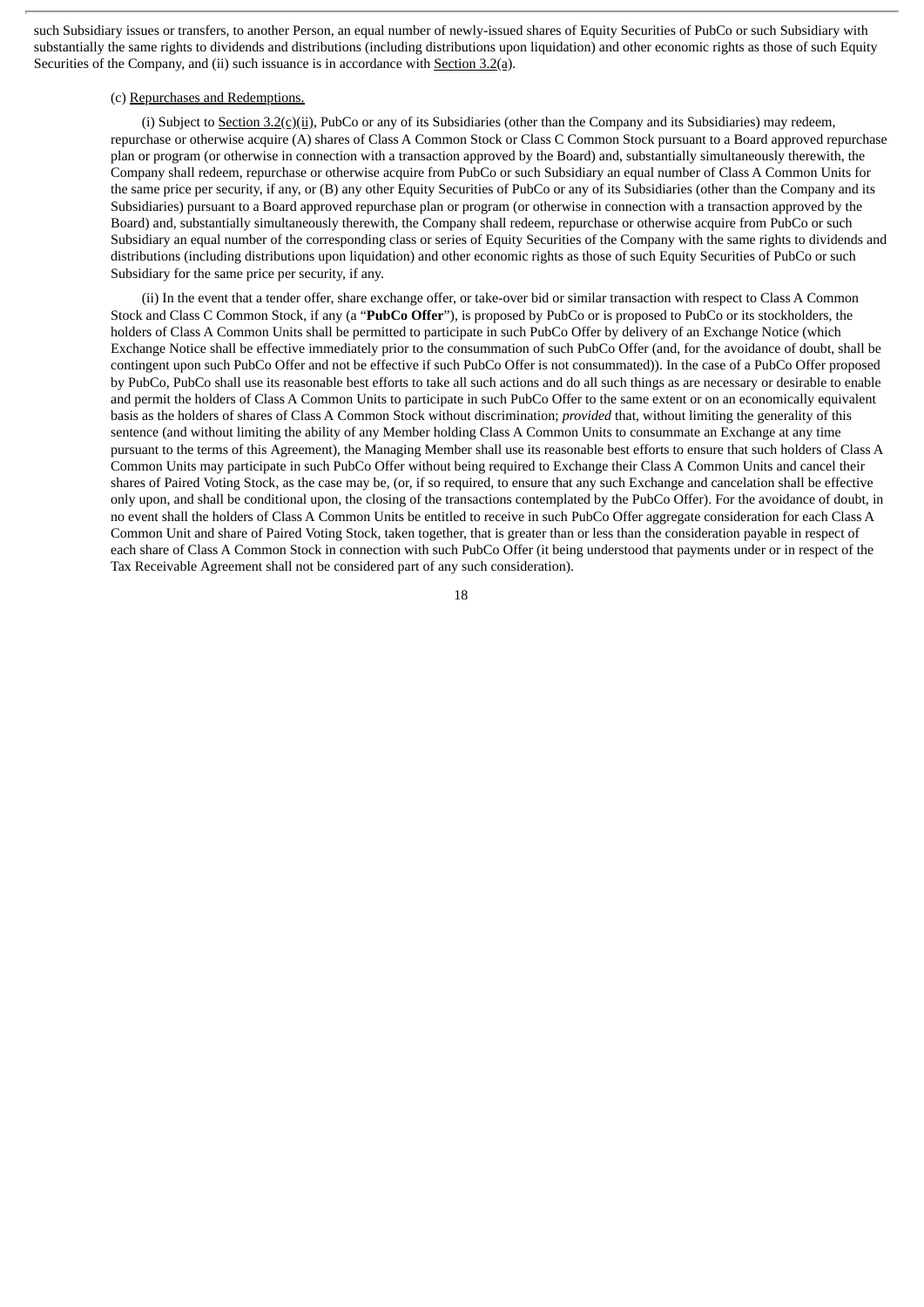such Subsidiary issues or transfers, to another Person, an equal number of newly-issued shares of Equity Securities of PubCo or such Subsidiary with substantially the same rights to dividends and distributions (including distributions upon liquidation) and other economic rights as those of such Equity Securities of the Company, and (ii) such issuance is in accordance with Section 3.2(a).

(c) Repurchases and Redemptions.

(i) Subject to Section 3.2(c)(ii), PubCo or any of its Subsidiaries (other than the Company and its Subsidiaries) may redeem, repurchase or otherwise acquire (A) shares of Class A Common Stock or Class C Common Stock pursuant to a Board approved repurchase plan or program (or otherwise in connection with a transaction approved by the Board) and, substantially simultaneously therewith, the Company shall redeem, repurchase or otherwise acquire from PubCo or such Subsidiary an equal number of Class A Common Units for the same price per security, if any, or (B) any other Equity Securities of PubCo or any of its Subsidiaries (other than the Company and its Subsidiaries) pursuant to a Board approved repurchase plan or program (or otherwise in connection with a transaction approved by the Board) and, substantially simultaneously therewith, the Company shall redeem, repurchase or otherwise acquire from PubCo or such Subsidiary an equal number of the corresponding class or series of Equity Securities of the Company with the same rights to dividends and distributions (including distributions upon liquidation) and other economic rights as those of such Equity Securities of PubCo or such Subsidiary for the same price per security, if any.

(ii) In the event that a tender offer, share exchange offer, or take-over bid or similar transaction with respect to Class A Common Stock and Class C Common Stock, if any (a "**PubCo Offer**"), is proposed by PubCo or is proposed to PubCo or its stockholders, the holders of Class A Common Units shall be permitted to participate in such PubCo Offer by delivery of an Exchange Notice (which Exchange Notice shall be effective immediately prior to the consummation of such PubCo Offer (and, for the avoidance of doubt, shall be contingent upon such PubCo Offer and not be effective if such PubCo Offer is not consummated)). In the case of a PubCo Offer proposed by PubCo, PubCo shall use its reasonable best efforts to take all such actions and do all such things as are necessary or desirable to enable and permit the holders of Class A Common Units to participate in such PubCo Offer to the same extent or on an economically equivalent basis as the holders of shares of Class A Common Stock without discrimination; *provided* that, without limiting the generality of this sentence (and without limiting the ability of any Member holding Class A Common Units to consummate an Exchange at any time pursuant to the terms of this Agreement), the Managing Member shall use its reasonable best efforts to ensure that such holders of Class A Common Units may participate in such PubCo Offer without being required to Exchange their Class A Common Units and cancel their shares of Paired Voting Stock, as the case may be, (or, if so required, to ensure that any such Exchange and cancelation shall be effective only upon, and shall be conditional upon, the closing of the transactions contemplated by the PubCo Offer). For the avoidance of doubt, in no event shall the holders of Class A Common Units be entitled to receive in such PubCo Offer aggregate consideration for each Class A Common Unit and share of Paired Voting Stock, taken together, that is greater than or less than the consideration payable in respect of each share of Class A Common Stock in connection with such PubCo Offer (it being understood that payments under or in respect of the Tax Receivable Agreement shall not be considered part of any such consideration).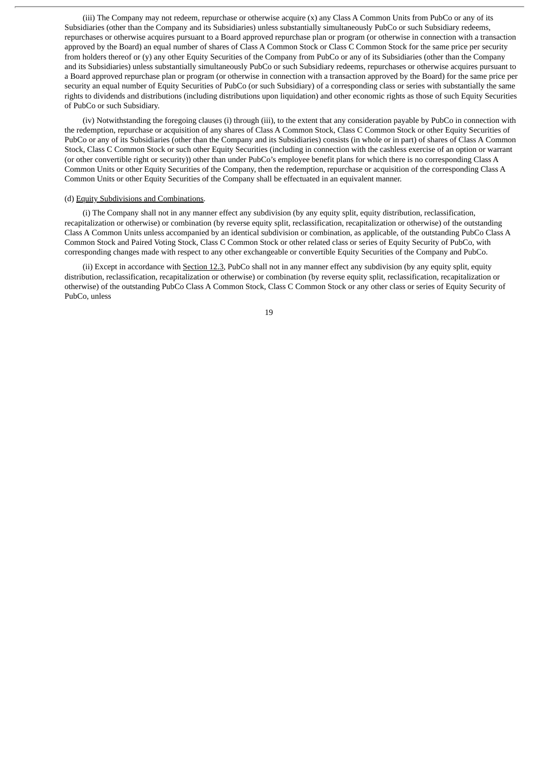(iii) The Company may not redeem, repurchase or otherwise acquire (x) any Class A Common Units from PubCo or any of its Subsidiaries (other than the Company and its Subsidiaries) unless substantially simultaneously PubCo or such Subsidiary redeems, repurchases or otherwise acquires pursuant to a Board approved repurchase plan or program (or otherwise in connection with a transaction approved by the Board) an equal number of shares of Class A Common Stock or Class C Common Stock for the same price per security from holders thereof or (y) any other Equity Securities of the Company from PubCo or any of its Subsidiaries (other than the Company and its Subsidiaries) unless substantially simultaneously PubCo or such Subsidiary redeems, repurchases or otherwise acquires pursuant to a Board approved repurchase plan or program (or otherwise in connection with a transaction approved by the Board) for the same price per security an equal number of Equity Securities of PubCo (or such Subsidiary) of a corresponding class or series with substantially the same rights to dividends and distributions (including distributions upon liquidation) and other economic rights as those of such Equity Securities of PubCo or such Subsidiary.

(iv) Notwithstanding the foregoing clauses (i) through (iii), to the extent that any consideration payable by PubCo in connection with the redemption, repurchase or acquisition of any shares of Class A Common Stock, Class C Common Stock or other Equity Securities of PubCo or any of its Subsidiaries (other than the Company and its Subsidiaries) consists (in whole or in part) of shares of Class A Common Stock, Class C Common Stock or such other Equity Securities (including in connection with the cashless exercise of an option or warrant (or other convertible right or security)) other than under PubCo's employee benefit plans for which there is no corresponding Class A Common Units or other Equity Securities of the Company, then the redemption, repurchase or acquisition of the corresponding Class A Common Units or other Equity Securities of the Company shall be effectuated in an equivalent manner.

(d) Equity Subdivisions and Combinations.

(i) The Company shall not in any manner effect any subdivision (by any equity split, equity distribution, reclassification, recapitalization or otherwise) or combination (by reverse equity split, reclassification, recapitalization or otherwise) of the outstanding Class A Common Units unless accompanied by an identical subdivision or combination, as applicable, of the outstanding PubCo Class A Common Stock and Paired Voting Stock, Class C Common Stock or other related class or series of Equity Security of PubCo, with corresponding changes made with respect to any other exchangeable or convertible Equity Securities of the Company and PubCo.

(ii) Except in accordance with Section 12.3, PubCo shall not in any manner effect any subdivision (by any equity split, equity distribution, reclassification, recapitalization or otherwise) or combination (by reverse equity split, reclassification, recapitalization or otherwise) of the outstanding PubCo Class A Common Stock, Class C Common Stock or any other class or series of Equity Security of PubCo, unless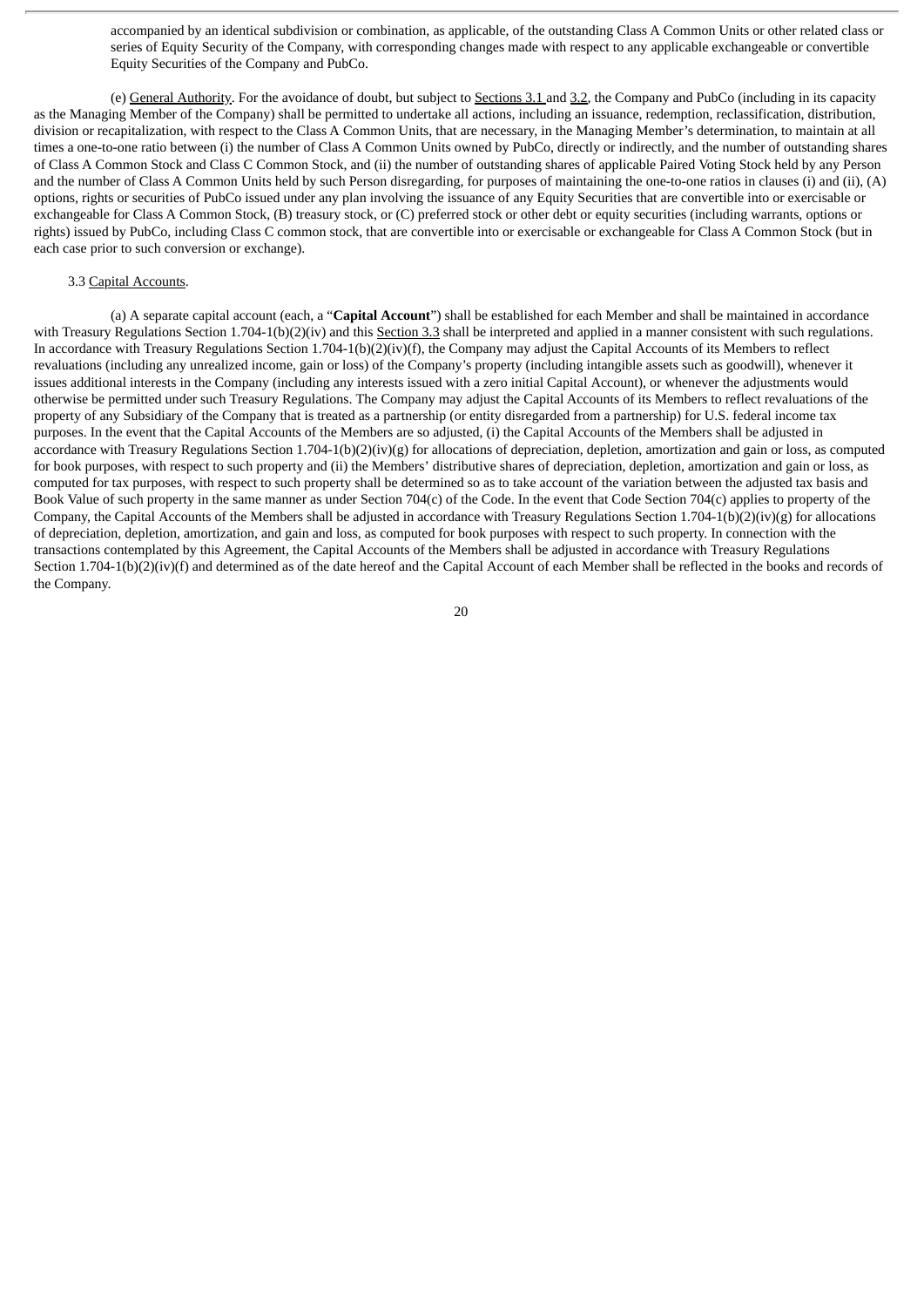accompanied by an identical subdivision or combination, as applicable, of the outstanding Class A Common Units or other related class or series of Equity Security of the Company, with corresponding changes made with respect to any applicable exchangeable or convertible Equity Securities of the Company and PubCo.

(e) General Authority. For the avoidance of doubt, but subject to Sections 3.1 and 3.2, the Company and PubCo (including in its capacity as the Managing Member of the Company) shall be permitted to undertake all actions, including an issuance, redemption, reclassification, distribution, division or recapitalization, with respect to the Class A Common Units, that are necessary, in the Managing Member's determination, to maintain at all times a one-to-one ratio between (i) the number of Class A Common Units owned by PubCo, directly or indirectly, and the number of outstanding shares of Class A Common Stock and Class C Common Stock, and (ii) the number of outstanding shares of applicable Paired Voting Stock held by any Person and the number of Class A Common Units held by such Person disregarding, for purposes of maintaining the one-to-one ratios in clauses (i) and (ii), (A) options, rights or securities of PubCo issued under any plan involving the issuance of any Equity Securities that are convertible into or exercisable or exchangeable for Class A Common Stock, (B) treasury stock, or (C) preferred stock or other debt or equity securities (including warrants, options or rights) issued by PubCo, including Class C common stock, that are convertible into or exercisable or exchangeable for Class A Common Stock (but in each case prior to such conversion or exchange).

3.3 Capital Accounts.

(a) A separate capital account (each, a "**Capital Account**") shall be established for each Member and shall be maintained in accordance with Treasury Regulations Section 1.704-1(b)(2)(iv) and this Section 3.3 shall be interpreted and applied in a manner consistent with such regulations. In accordance with Treasury Regulations Section 1.704-1(b)(2)(iv)(f), the Company may adjust the Capital Accounts of its Members to reflect revaluations (including any unrealized income, gain or loss) of the Company's property (including intangible assets such as goodwill), whenever it issues additional interests in the Company (including any interests issued with a zero initial Capital Account), or whenever the adjustments would otherwise be permitted under such Treasury Regulations. The Company may adjust the Capital Accounts of its Members to reflect revaluations of the property of any Subsidiary of the Company that is treated as a partnership (or entity disregarded from a partnership) for U.S. federal income tax purposes. In the event that the Capital Accounts of the Members are so adjusted, (i) the Capital Accounts of the Members shall be adjusted in accordance with Treasury Regulations Section 1.704-1(b)(2)(iv)(g) for allocations of depreciation, depletion, amortization and gain or loss, as computed for book purposes, with respect to such property and (ii) the Members' distributive shares of depreciation, depletion, amortization and gain or loss, as computed for tax purposes, with respect to such property shall be determined so as to take account of the variation between the adjusted tax basis and Book Value of such property in the same manner as under Section 704(c) of the Code. In the event that Code Section 704(c) applies to property of the Company, the Capital Accounts of the Members shall be adjusted in accordance with Treasury Regulations Section 1.704-1(b)(2)(iv)(g) for allocations of depreciation, depletion, amortization, and gain and loss, as computed for book purposes with respect to such property. In connection with the transactions contemplated by this Agreement, the Capital Accounts of the Members shall be adjusted in accordance with Treasury Regulations Section 1.704-1(b)(2)(iv)(f) and determined as of the date hereof and the Capital Account of each Member shall be reflected in the books and records of the Company.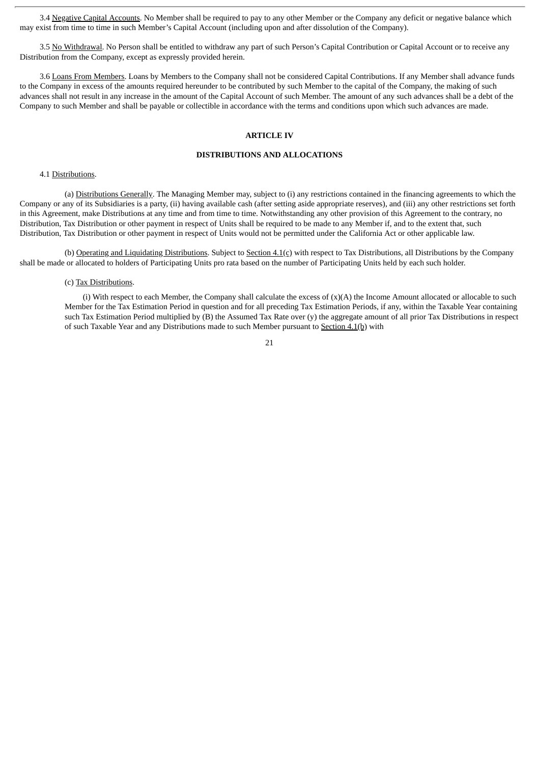3.4 Negative Capital Accounts. No Member shall be required to pay to any other Member or the Company any deficit or negative balance which may exist from time to time in such Member's Capital Account (including upon and after dissolution of the Company).

3.5 No Withdrawal. No Person shall be entitled to withdraw any part of such Person's Capital Contribution or Capital Account or to receive any Distribution from the Company, except as expressly provided herein.

3.6 Loans From Members. Loans by Members to the Company shall not be considered Capital Contributions. If any Member shall advance funds to the Company in excess of the amounts required hereunder to be contributed by such Member to the capital of the Company, the making of such advances shall not result in any increase in the amount of the Capital Account of such Member. The amount of any such advances shall be a debt of the Company to such Member and shall be payable or collectible in accordance with the terms and conditions upon which such advances are made.

**ARTICLE IV**

**DISTRIBUTIONS AND ALLOCATIONS**

4.1 Distributions.

(a) Distributions Generally. The Managing Member may, subject to (i) any restrictions contained in the financing agreements to which the Company or any of its Subsidiaries is a party, (ii) having available cash (after setting aside appropriate reserves), and (iii) any other restrictions set forth in this Agreement, make Distributions at any time and from time to time. Notwithstanding any other provision of this Agreement to the contrary, no Distribution, Tax Distribution or other payment in respect of Units shall be required to be made to any Member if, and to the extent that, such Distribution, Tax Distribution or other payment in respect of Units would not be permitted under the California Act or other applicable law.

(b) Operating and Liquidating Distributions. Subject to Section 4.1(c) with respect to Tax Distributions, all Distributions by the Company shall be made or allocated to holders of Participating Units pro rata based on the number of Participating Units held by each such holder.

(c) Tax Distributions.

(i) With respect to each Member, the Company shall calculate the excess of (x)(A) the Income Amount allocated or allocable to such Member for the Tax Estimation Period in question and for all preceding Tax Estimation Periods, if any, within the Taxable Year containing such Tax Estimation Period multiplied by (B) the Assumed Tax Rate over (y) the aggregate amount of all prior Tax Distributions in respect of such Taxable Year and any Distributions made to such Member pursuant to Section 4.1(b) with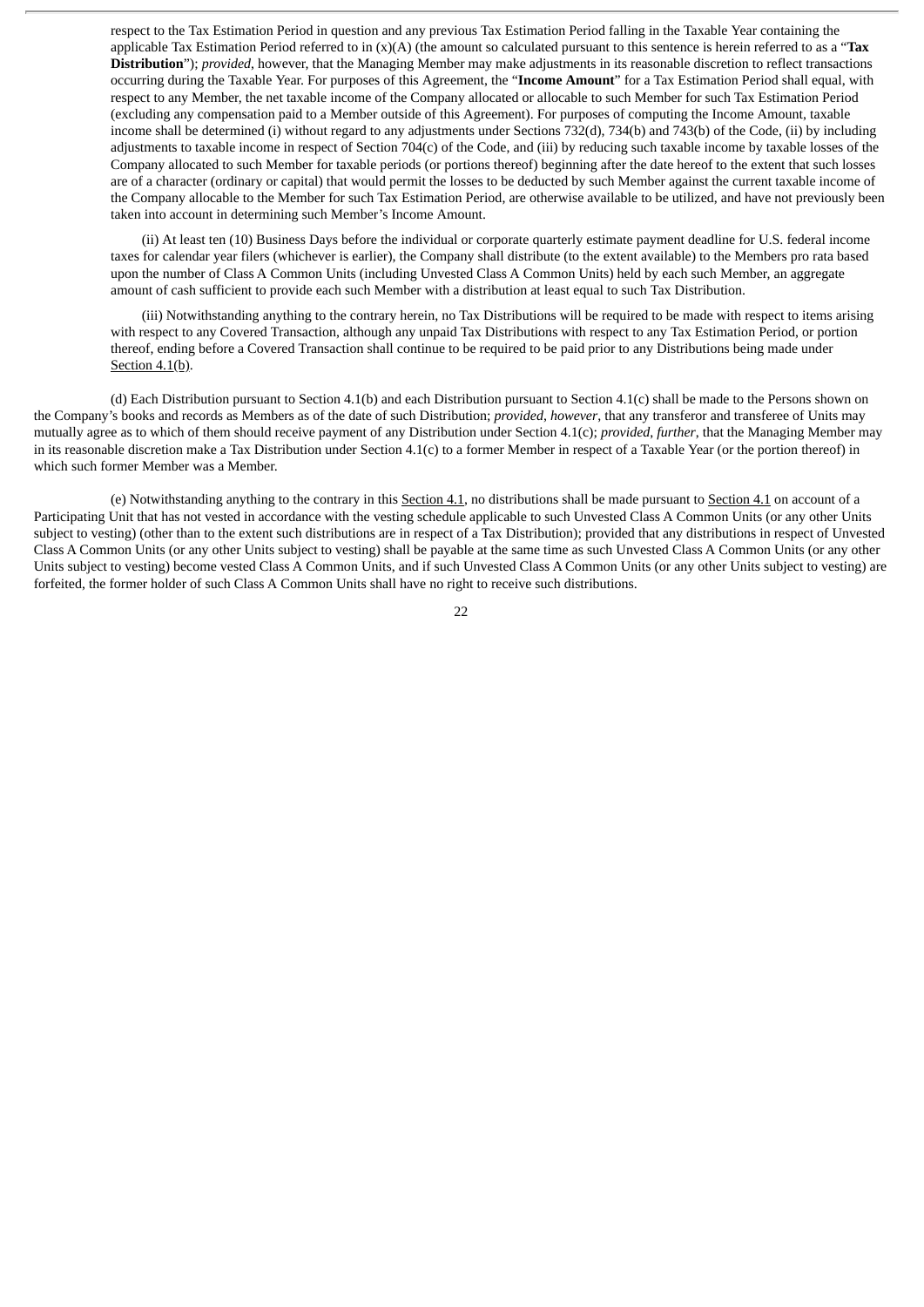respect to the Tax Estimation Period in question and any previous Tax Estimation Period falling in the Taxable Year containing the applicable Tax Estimation Period referred to in (x)(A) (the amount so calculated pursuant to this sentence is herein referred to as a "**Tax Distribution**"); *provided*, however, that the Managing Member may make adjustments in its reasonable discretion to reflect transactions occurring during the Taxable Year. For purposes of this Agreement, the "**Income Amount**" for a Tax Estimation Period shall equal, with respect to any Member, the net taxable income of the Company allocated or allocable to such Member for such Tax Estimation Period (excluding any compensation paid to a Member outside of this Agreement). For purposes of computing the Income Amount, taxable income shall be determined (i) without regard to any adjustments under Sections 732(d), 734(b) and 743(b) of the Code, (ii) by including adjustments to taxable income in respect of Section 704(c) of the Code, and (iii) by reducing such taxable income by taxable losses of the Company allocated to such Member for taxable periods (or portions thereof) beginning after the date hereof to the extent that such losses are of a character (ordinary or capital) that would permit the losses to be deducted by such Member against the current taxable income of the Company allocable to the Member for such Tax Estimation Period, are otherwise available to be utilized, and have not previously been taken into account in determining such Member's Income Amount.

(ii) At least ten (10) Business Days before the individual or corporate quarterly estimate payment deadline for U.S. federal income taxes for calendar year filers (whichever is earlier), the Company shall distribute (to the extent available) to the Members pro rata based upon the number of Class A Common Units (including Unvested Class A Common Units) held by each such Member, an aggregate amount of cash sufficient to provide each such Member with a distribution at least equal to such Tax Distribution.

(iii) Notwithstanding anything to the contrary herein, no Tax Distributions will be required to be made with respect to items arising with respect to any Covered Transaction, although any unpaid Tax Distributions with respect to any Tax Estimation Period, or portion thereof, ending before a Covered Transaction shall continue to be required to be paid prior to any Distributions being made under Section 4.1(b).

(d) Each Distribution pursuant to Section 4.1(b) and each Distribution pursuant to Section 4.1(c) shall be made to the Persons shown on the Company's books and records as Members as of the date of such Distribution; *provided*, *however*, that any transferor and transferee of Units may mutually agree as to which of them should receive payment of any Distribution under Section 4.1(c); *provided*, *further*, that the Managing Member may in its reasonable discretion make a Tax Distribution under Section 4.1(c) to a former Member in respect of a Taxable Year (or the portion thereof) in which such former Member was a Member.

(e) Notwithstanding anything to the contrary in this Section 4.1, no distributions shall be made pursuant to Section 4.1 on account of a Participating Unit that has not vested in accordance with the vesting schedule applicable to such Unvested Class A Common Units (or any other Units subject to vesting) (other than to the extent such distributions are in respect of a Tax Distribution); provided that any distributions in respect of Unvested Class A Common Units (or any other Units subject to vesting) shall be payable at the same time as such Unvested Class A Common Units (or any other Units subject to vesting) become vested Class A Common Units, and if such Unvested Class A Common Units (or any other Units subject to vesting) are forfeited, the former holder of such Class A Common Units shall have no right to receive such distributions.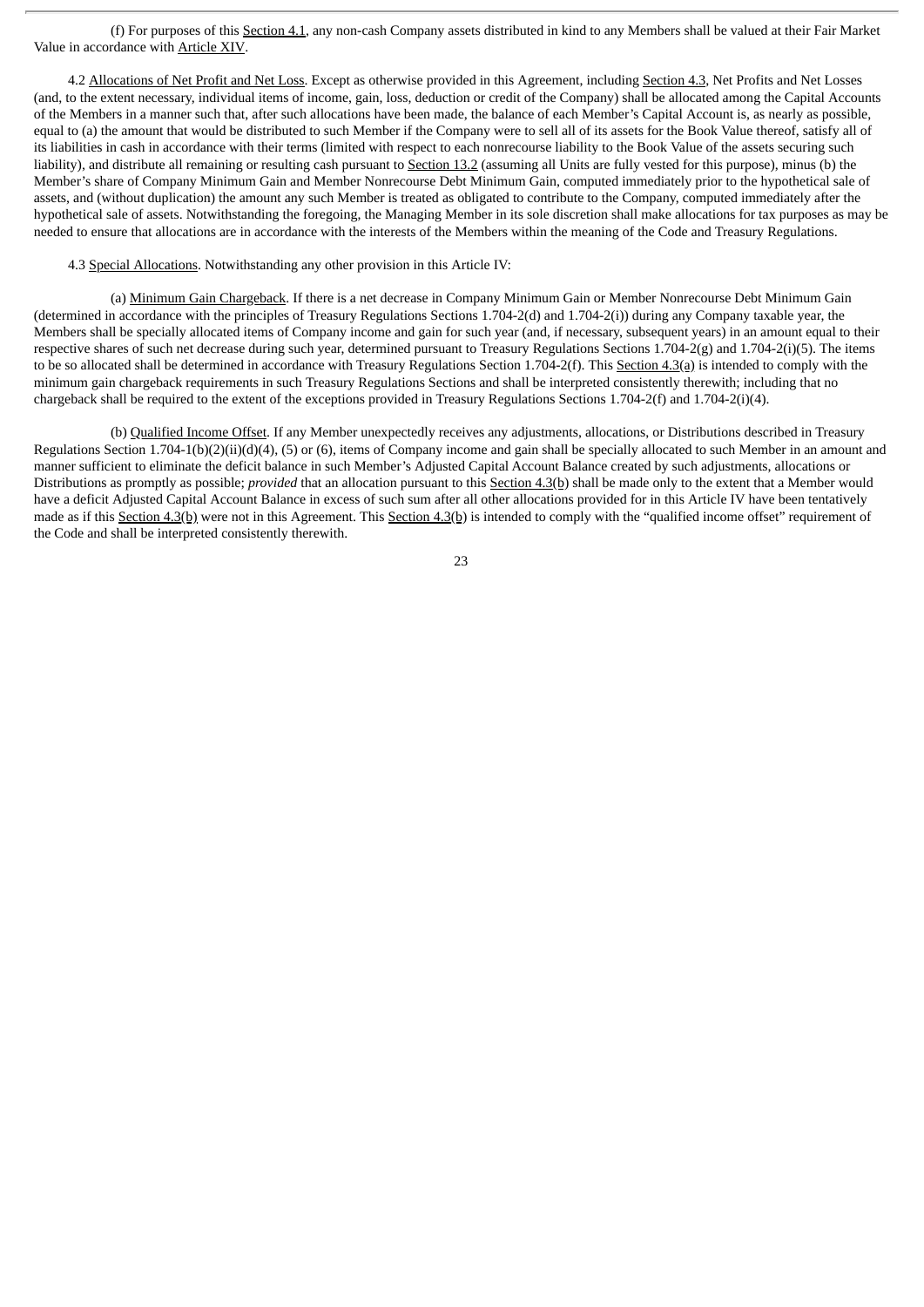(f) For purposes of this Section 4.1, any non-cash Company assets distributed in kind to any Members shall be valued at their Fair Market Value in accordance with Article XIV.

4.2 Allocations of Net Profit and Net Loss. Except as otherwise provided in this Agreement, including Section 4.3, Net Profits and Net Losses (and, to the extent necessary, individual items of income, gain, loss, deduction or credit of the Company) shall be allocated among the Capital Accounts of the Members in a manner such that, after such allocations have been made, the balance of each Member's Capital Account is, as nearly as possible, equal to (a) the amount that would be distributed to such Member if the Company were to sell all of its assets for the Book Value thereof, satisfy all of its liabilities in cash in accordance with their terms (limited with respect to each nonrecourse liability to the Book Value of the assets securing such liability), and distribute all remaining or resulting cash pursuant to Section 13.2 (assuming all Units are fully vested for this purpose), minus (b) the Member's share of Company Minimum Gain and Member Nonrecourse Debt Minimum Gain, computed immediately prior to the hypothetical sale of assets, and (without duplication) the amount any such Member is treated as obligated to contribute to the Company, computed immediately after the hypothetical sale of assets. Notwithstanding the foregoing, the Managing Member in its sole discretion shall make allocations for tax purposes as may be needed to ensure that allocations are in accordance with the interests of the Members within the meaning of the Code and Treasury Regulations.

4.3 Special Allocations. Notwithstanding any other provision in this Article IV:

(a) Minimum Gain Chargeback. If there is a net decrease in Company Minimum Gain or Member Nonrecourse Debt Minimum Gain (determined in accordance with the principles of Treasury Regulations Sections 1.704-2(d) and 1.704-2(i)) during any Company taxable year, the Members shall be specially allocated items of Company income and gain for such year (and, if necessary, subsequent years) in an amount equal to their respective shares of such net decrease during such year, determined pursuant to Treasury Regulations Sections 1.704-2(g) and 1.704-2(i)(5). The items to be so allocated shall be determined in accordance with Treasury Regulations Section 1.704-2(f). This Section 4.3(a) is intended to comply with the minimum gain chargeback requirements in such Treasury Regulations Sections and shall be interpreted consistently therewith; including that no chargeback shall be required to the extent of the exceptions provided in Treasury Regulations Sections 1.704-2(f) and 1.704-2(i)(4).

(b) Qualified Income Offset. If any Member unexpectedly receives any adjustments, allocations, or Distributions described in Treasury Regulations Section 1.704-1(b)(2)(ii)(d)(4), (5) or (6), items of Company income and gain shall be specially allocated to such Member in an amount and manner sufficient to eliminate the deficit balance in such Member's Adjusted Capital Account Balance created by such adjustments, allocations or Distributions as promptly as possible; *provided* that an allocation pursuant to this Section 4.3(b) shall be made only to the extent that a Member would have a deficit Adjusted Capital Account Balance in excess of such sum after all other allocations provided for in this Article IV have been tentatively made as if this Section 4.3(b) were not in this Agreement. This Section 4.3(b) is intended to comply with the "qualified income offset" requirement of the Code and shall be interpreted consistently therewith.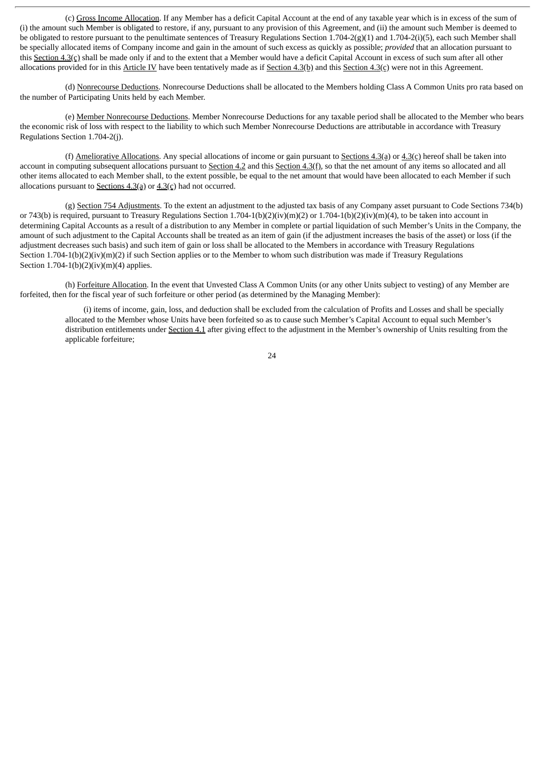(c) Gross Income Allocation. If any Member has a deficit Capital Account at the end of any taxable year which is in excess of the sum of (i) the amount such Member is obligated to restore, if any, pursuant to any provision of this Agreement, and (ii) the amount such Member is deemed to be obligated to restore pursuant to the penultimate sentences of Treasury Regulations Section 1.704-2(g)(1) and 1.704-2(i)(5), each such Member shall be specially allocated items of Company income and gain in the amount of such excess as quickly as possible; *provided* that an allocation pursuant to this Section 4.3(c) shall be made only if and to the extent that a Member would have a deficit Capital Account in excess of such sum after all other allocations provided for in this Article IV have been tentatively made as if Section 4.3(b) and this Section 4.3(c) were not in this Agreement.

(d) Nonrecourse Deductions. Nonrecourse Deductions shall be allocated to the Members holding Class A Common Units pro rata based on the number of Participating Units held by each Member.

(e) Member Nonrecourse Deductions. Member Nonrecourse Deductions for any taxable period shall be allocated to the Member who bears the economic risk of loss with respect to the liability to which such Member Nonrecourse Deductions are attributable in accordance with Treasury Regulations Section 1.704-2(j).

(f) Ameliorative Allocations. Any special allocations of income or gain pursuant to Sections 4.3(a) or 4.3(c) hereof shall be taken into account in computing subsequent allocations pursuant to Section 4.2 and this Section 4.3(f), so that the net amount of any items so allocated and all other items allocated to each Member shall, to the extent possible, be equal to the net amount that would have been allocated to each Member if such allocations pursuant to Sections 4.3(a) or 4.3(c) had not occurred.

(g) Section 754 Adjustments. To the extent an adjustment to the adjusted tax basis of any Company asset pursuant to Code Sections 734(b) or 743(b) is required, pursuant to Treasury Regulations Section 1.704-1(b)(2)(iv)(m)(2) or 1.704-1(b)(2)(iv)(m)(4), to be taken into account in determining Capital Accounts as a result of a distribution to any Member in complete or partial liquidation of such Member's Units in the Company, the amount of such adjustment to the Capital Accounts shall be treated as an item of gain (if the adjustment increases the basis of the asset) or loss (if the adjustment decreases such basis) and such item of gain or loss shall be allocated to the Members in accordance with Treasury Regulations Section 1.704-1(b)(2)(iv)(m)(2) if such Section applies or to the Member to whom such distribution was made if Treasury Regulations Section 1.704-1(b)(2)(iv)(m)(4) applies.

(h) Forfeiture Allocation. In the event that Unvested Class A Common Units (or any other Units subject to vesting) of any Member are forfeited, then for the fiscal year of such forfeiture or other period (as determined by the Managing Member):

(i) items of income, gain, loss, and deduction shall be excluded from the calculation of Profits and Losses and shall be specially allocated to the Member whose Units have been forfeited so as to cause such Member's Capital Account to equal such Member's distribution entitlements under Section 4.1 after giving effect to the adjustment in the Member's ownership of Units resulting from the applicable forfeiture;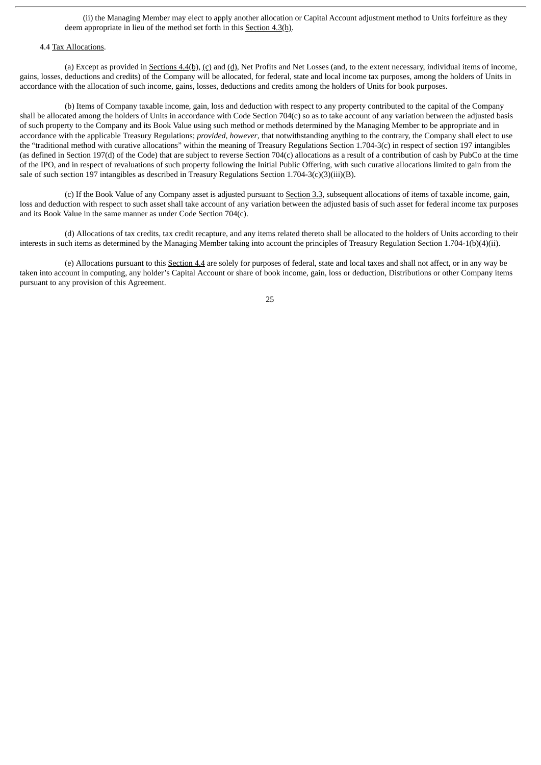(ii) the Managing Member may elect to apply another allocation or Capital Account adjustment method to Units forfeiture as they deem appropriate in lieu of the method set forth in this Section 4.3(h).

4.4 Tax Allocations.

(a) Except as provided in Sections 4.4(b), (c) and (d), Net Profits and Net Losses (and, to the extent necessary, individual items of income, gains, losses, deductions and credits) of the Company will be allocated, for federal, state and local income tax purposes, among the holders of Units in accordance with the allocation of such income, gains, losses, deductions and credits among the holders of Units for book purposes.

(b) Items of Company taxable income, gain, loss and deduction with respect to any property contributed to the capital of the Company shall be allocated among the holders of Units in accordance with Code Section 704(c) so as to take account of any variation between the adjusted basis of such property to the Company and its Book Value using such method or methods determined by the Managing Member to be appropriate and in accordance with the applicable Treasury Regulations; *provided, however*, that notwithstanding anything to the contrary, the Company shall elect to use the "traditional method with curative allocations" within the meaning of Treasury Regulations Section 1.704-3(c) in respect of section 197 intangibles (as defined in Section 197(d) of the Code) that are subject to reverse Section 704(c) allocations as a result of a contribution of cash by PubCo at the time of the IPO, and in respect of revaluations of such property following the Initial Public Offering, with such curative allocations limited to gain from the sale of such section 197 intangibles as described in Treasury Regulations Section 1.704-3(c)(3)(iii)(B).

(c) If the Book Value of any Company asset is adjusted pursuant to Section 3.3, subsequent allocations of items of taxable income, gain, loss and deduction with respect to such asset shall take account of any variation between the adjusted basis of such asset for federal income tax purposes and its Book Value in the same manner as under Code Section 704(c).

(d) Allocations of tax credits, tax credit recapture, and any items related thereto shall be allocated to the holders of Units according to their interests in such items as determined by the Managing Member taking into account the principles of Treasury Regulation Section 1.704-1(b)(4)(ii).

(e) Allocations pursuant to this Section 4.4 are solely for purposes of federal, state and local taxes and shall not affect, or in any way be taken into account in computing, any holder's Capital Account or share of book income, gain, loss or deduction, Distributions or other Company items pursuant to any provision of this Agreement.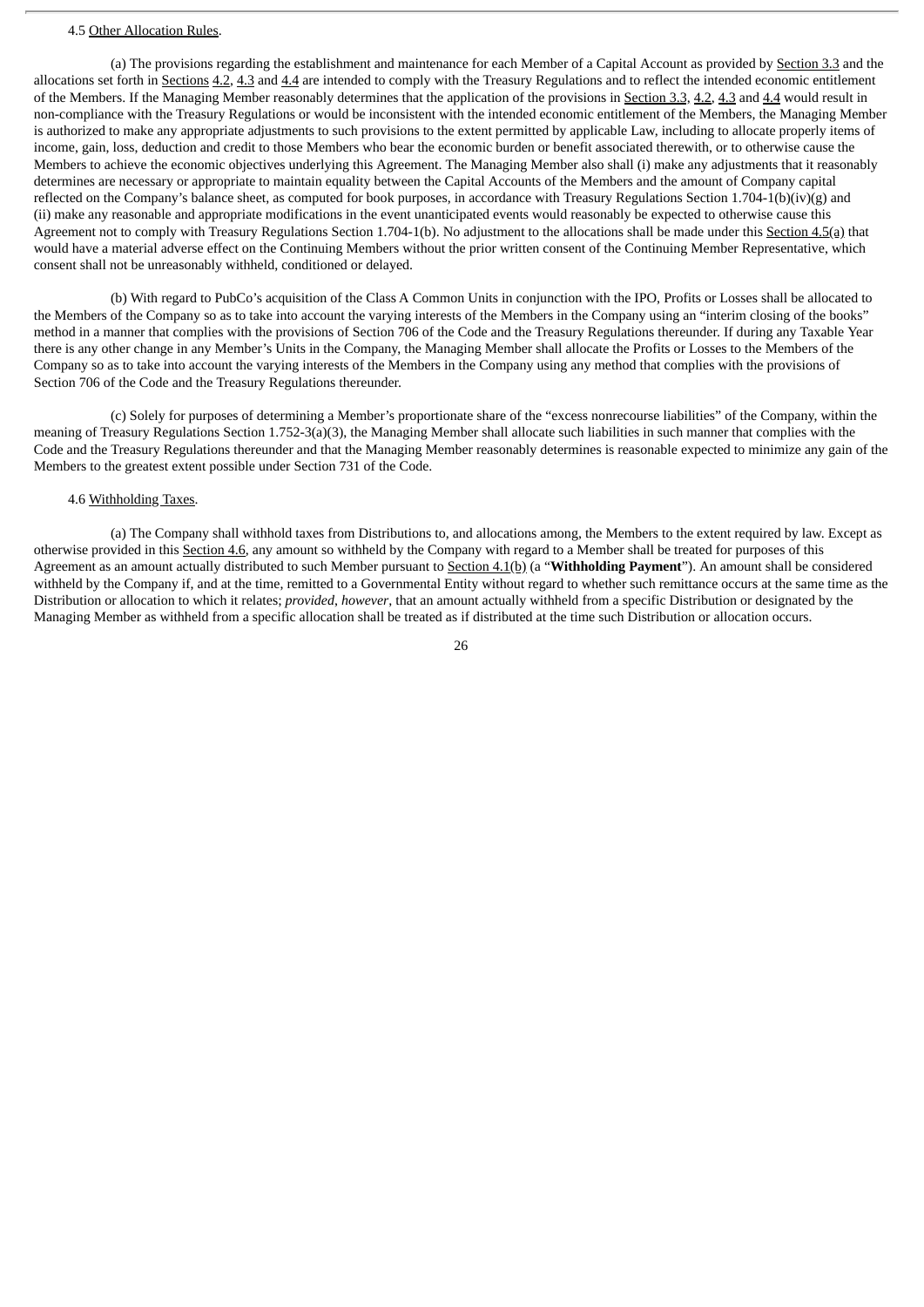4.5 Other Allocation Rules.

(a) The provisions regarding the establishment and maintenance for each Member of a Capital Account as provided by Section 3.3 and the allocations set forth in Sections 4.2, 4.3 and 4.4 are intended to comply with the Treasury Regulations and to reflect the intended economic entitlement of the Members. If the Managing Member reasonably determines that the application of the provisions in Section 3.3, 4.2, 4.3 and 4.4 would result in non-compliance with the Treasury Regulations or would be inconsistent with the intended economic entitlement of the Members, the Managing Member is authorized to make any appropriate adjustments to such provisions to the extent permitted by applicable Law, including to allocate properly items of income, gain, loss, deduction and credit to those Members who bear the economic burden or benefit associated therewith, or to otherwise cause the Members to achieve the economic objectives underlying this Agreement. The Managing Member also shall (i) make any adjustments that it reasonably determines are necessary or appropriate to maintain equality between the Capital Accounts of the Members and the amount of Company capital reflected on the Company's balance sheet, as computed for book purposes, in accordance with Treasury Regulations Section 1.704-1(b)(iv)(g) and (ii) make any reasonable and appropriate modifications in the event unanticipated events would reasonably be expected to otherwise cause this Agreement not to comply with Treasury Regulations Section 1.704-1(b). No adjustment to the allocations shall be made under this Section 4.5(a) that would have a material adverse effect on the Continuing Members without the prior written consent of the Continuing Member Representative, which consent shall not be unreasonably withheld, conditioned or delayed.

(b) With regard to PubCo's acquisition of the Class A Common Units in conjunction with the IPO, Profits or Losses shall be allocated to the Members of the Company so as to take into account the varying interests of the Members in the Company using an "interim closing of the books" method in a manner that complies with the provisions of Section 706 of the Code and the Treasury Regulations thereunder. If during any Taxable Year there is any other change in any Member's Units in the Company, the Managing Member shall allocate the Profits or Losses to the Members of the Company so as to take into account the varying interests of the Members in the Company using any method that complies with the provisions of Section 706 of the Code and the Treasury Regulations thereunder.

(c) Solely for purposes of determining a Member's proportionate share of the "excess nonrecourse liabilities" of the Company, within the meaning of Treasury Regulations Section 1.752-3(a)(3), the Managing Member shall allocate such liabilities in such manner that complies with the Code and the Treasury Regulations thereunder and that the Managing Member reasonably determines is reasonable expected to minimize any gain of the Members to the greatest extent possible under Section 731 of the Code.

4.6 Withholding Taxes.

(a) The Company shall withhold taxes from Distributions to, and allocations among, the Members to the extent required by law. Except as otherwise provided in this Section 4.6, any amount so withheld by the Company with regard to a Member shall be treated for purposes of this Agreement as an amount actually distributed to such Member pursuant to Section 4.1(b) (a "**Withholding Payment**"). An amount shall be considered withheld by the Company if, and at the time, remitted to a Governmental Entity without regard to whether such remittance occurs at the same time as the Distribution or allocation to which it relates; *provided*, *however*, that an amount actually withheld from a specific Distribution or designated by the Managing Member as withheld from a specific allocation shall be treated as if distributed at the time such Distribution or allocation occurs.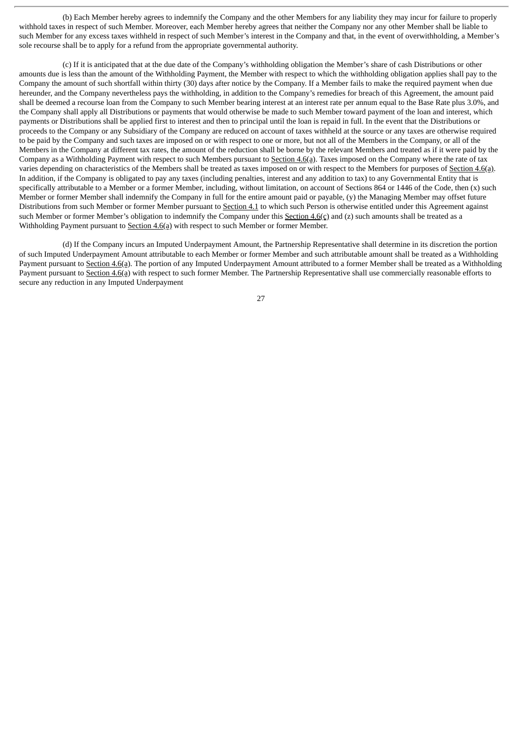(b) Each Member hereby agrees to indemnify the Company and the other Members for any liability they may incur for failure to properly withhold taxes in respect of such Member. Moreover, each Member hereby agrees that neither the Company nor any other Member shall be liable to such Member for any excess taxes withheld in respect of such Member's interest in the Company and that, in the event of overwithholding, a Member's sole recourse shall be to apply for a refund from the appropriate governmental authority.

(c) If it is anticipated that at the due date of the Company's withholding obligation the Member's share of cash Distributions or other amounts due is less than the amount of the Withholding Payment, the Member with respect to which the withholding obligation applies shall pay to the Company the amount of such shortfall within thirty (30) days after notice by the Company. If a Member fails to make the required payment when due hereunder, and the Company nevertheless pays the withholding, in addition to the Company's remedies for breach of this Agreement, the amount paid shall be deemed a recourse loan from the Company to such Member bearing interest at an interest rate per annum equal to the Base Rate plus 3.0%, and the Company shall apply all Distributions or payments that would otherwise be made to such Member toward payment of the loan and interest, which payments or Distributions shall be applied first to interest and then to principal until the loan is repaid in full. In the event that the Distributions or proceeds to the Company or any Subsidiary of the Company are reduced on account of taxes withheld at the source or any taxes are otherwise required to be paid by the Company and such taxes are imposed on or with respect to one or more, but not all of the Members in the Company, or all of the Members in the Company at different tax rates, the amount of the reduction shall be borne by the relevant Members and treated as if it were paid by the Company as a Withholding Payment with respect to such Members pursuant to Section 4.6(a). Taxes imposed on the Company where the rate of tax varies depending on characteristics of the Members shall be treated as taxes imposed on or with respect to the Members for purposes of Section 4.6(a). In addition, if the Company is obligated to pay any taxes (including penalties, interest and any addition to tax) to any Governmental Entity that is specifically attributable to a Member or a former Member, including, without limitation, on account of Sections 864 or 1446 of the Code, then (x) such Member or former Member shall indemnify the Company in full for the entire amount paid or payable, (y) the Managing Member may offset future Distributions from such Member or former Member pursuant to Section 4.1 to which such Person is otherwise entitled under this Agreement against such Member or former Member's obligation to indemnify the Company under this Section 4.6(c) and (z) such amounts shall be treated as a Withholding Payment pursuant to Section 4.6(a) with respect to such Member or former Member.

(d) If the Company incurs an Imputed Underpayment Amount, the Partnership Representative shall determine in its discretion the portion of such Imputed Underpayment Amount attributable to each Member or former Member and such attributable amount shall be treated as a Withholding Payment pursuant to Section 4.6(a). The portion of any Imputed Underpayment Amount attributed to a former Member shall be treated as a Withholding Payment pursuant to Section 4.6(a) with respect to such former Member. The Partnership Representative shall use commercially reasonable efforts to secure any reduction in any Imputed Underpayment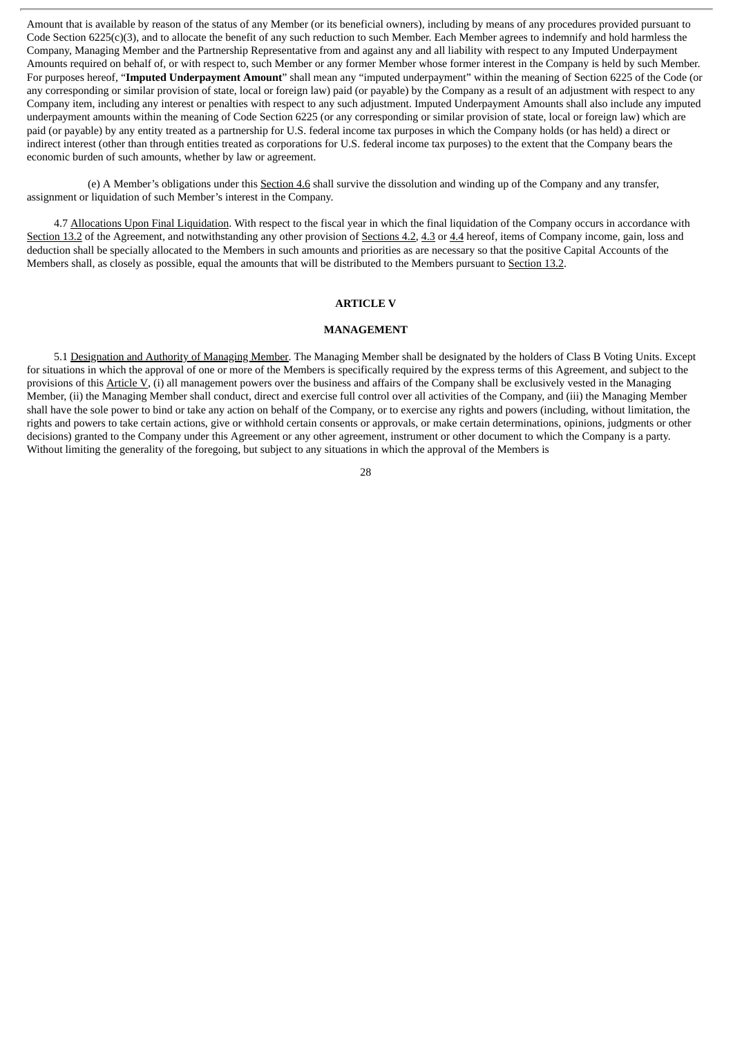Amount that is available by reason of the status of any Member (or its beneficial owners), including by means of any procedures provided pursuant to Code Section 6225(c)(3), and to allocate the benefit of any such reduction to such Member. Each Member agrees to indemnify and hold harmless the Company, Managing Member and the Partnership Representative from and against any and all liability with respect to any Imputed Underpayment Amounts required on behalf of, or with respect to, such Member or any former Member whose former interest in the Company is held by such Member. For purposes hereof, "**Imputed Underpayment Amount**" shall mean any "imputed underpayment" within the meaning of Section 6225 of the Code (or any corresponding or similar provision of state, local or foreign law) paid (or payable) by the Company as a result of an adjustment with respect to any Company item, including any interest or penalties with respect to any such adjustment. Imputed Underpayment Amounts shall also include any imputed underpayment amounts within the meaning of Code Section 6225 (or any corresponding or similar provision of state, local or foreign law) which are paid (or payable) by any entity treated as a partnership for U.S. federal income tax purposes in which the Company holds (or has held) a direct or indirect interest (other than through entities treated as corporations for U.S. federal income tax purposes) to the extent that the Company bears the economic burden of such amounts, whether by law or agreement.

(e) A Member's obligations under this Section 4.6 shall survive the dissolution and winding up of the Company and any transfer, assignment or liquidation of such Member's interest in the Company.

4.7 Allocations Upon Final Liquidation. With respect to the fiscal year in which the final liquidation of the Company occurs in accordance with Section 13.2 of the Agreement, and notwithstanding any other provision of Sections 4.2, 4.3 or 4.4 hereof, items of Company income, gain, loss and deduction shall be specially allocated to the Members in such amounts and priorities as are necessary so that the positive Capital Accounts of the Members shall, as closely as possible, equal the amounts that will be distributed to the Members pursuant to Section 13.2.

## ARTICLE V

## MANAGEMENT

5.1 Designation and Authority of Managing Member. The Managing Member shall be designated by the holders of Class B Voting Units. Except for situations in which the approval of one or more of the Members is specifically required by the express terms of this Agreement, and subject to the provisions of this Article V, (i) all management powers over the business and affairs of the Company shall be exclusively vested in the Managing Member, (ii) the Managing Member shall conduct, direct and exercise full control over all activities of the Company, and (iii) the Managing Member shall have the sole power to bind or take any action on behalf of the Company, or to exercise any rights and powers (including, without limitation, the rights and powers to take certain actions, give or withhold certain consents or approvals, or make certain determinations, opinions, judgments or other decisions) granted to the Company under this Agreement or any other agreement, instrument or other document to which the Company is a party. Without limiting the generality of the foregoing, but subject to any situations in which the approval of the Members is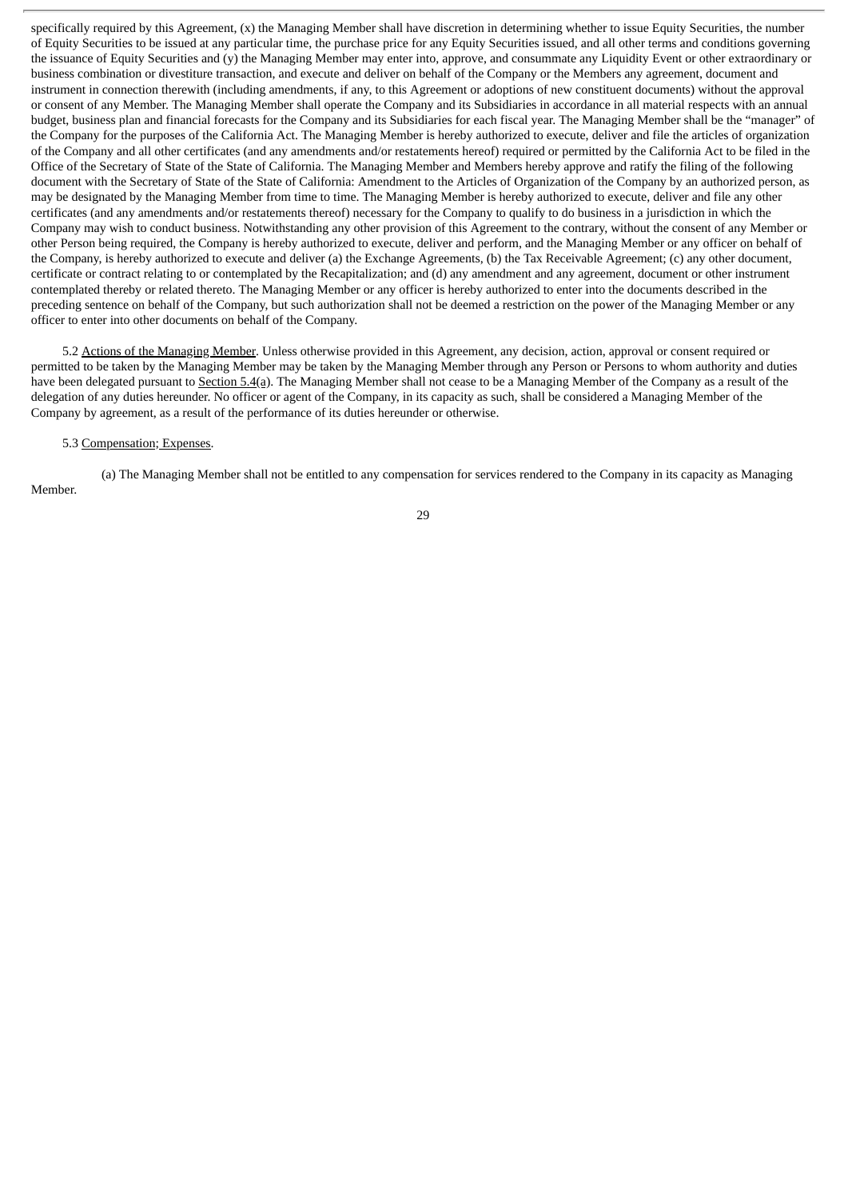specifically required by this Agreement, (x) the Managing Member shall have discretion in determining whether to issue Equity Securities, the number of Equity Securities to be issued at any particular time, the purchase price for any Equity Securities issued, and all other terms and conditions governing the issuance of Equity Securities and (y) the Managing Member may enter into, approve, and consummate any Liquidity Event or other extraordinary or business combination or divestiture transaction, and execute and deliver on behalf of the Company or the Members any agreement, document and instrument in connection therewith (including amendments, if any, to this Agreement or adoptions of new constituent documents) without the approval or consent of any Member. The Managing Member shall operate the Company and its Subsidiaries in accordance in all material respects with an annual budget, business plan and financial forecasts for the Company and its Subsidiaries for each fiscal year. The Managing Member shall be the "manager" of the Company for the purposes of the California Act. The Managing Member is hereby authorized to execute, deliver and file the articles of organization of the Company and all other certificates (and any amendments and/or restatements hereof) required or permitted by the California Act to be filed in the Office of the Secretary of State of the State of California. The Managing Member and Members hereby approve and ratify the filing of the following document with the Secretary of State of the State of California: Amendment to the Articles of Organization of the Company by an authorized person, as may be designated by the Managing Member from time to time. The Managing Member is hereby authorized to execute, deliver and file any other certificates (and any amendments and/or restatements thereof) necessary for the Company to qualify to do business in a jurisdiction in which the Company may wish to conduct business. Notwithstanding any other provision of this Agreement to the contrary, without the consent of any Member or other Person being required, the Company is hereby authorized to execute, deliver and perform, and the Managing Member or any officer on behalf of the Company, is hereby authorized to execute and deliver (a) the Exchange Agreements, (b) the Tax Receivable Agreement; (c) any other document, certificate or contract relating to or contemplated by the Recapitalization; and (d) any amendment and any agreement, document or other instrument contemplated thereby or related thereto. The Managing Member or any officer is hereby authorized to enter into the documents described in the preceding sentence on behalf of the Company, but such authorization shall not be deemed a restriction on the power of the Managing Member or any officer to enter into other documents on behalf of the Company.

5.2 Actions of the Managing Member. Unless otherwise provided in this Agreement, any decision, action, approval or consent required or permitted to be taken by the Managing Member may be taken by the Managing Member through any Person or Persons to whom authority and duties have been delegated pursuant to Section 5.4(a). The Managing Member shall not cease to be a Managing Member of the Company as a result of the delegation of any duties hereunder. No officer or agent of the Company, in its capacity as such, shall be considered a Managing Member of the Company by agreement, as a result of the performance of its duties hereunder or otherwise.

5.3 Compensation; Expenses.

(a) The Managing Member shall not be entitled to any compensation for services rendered to the Company in its capacity as Managing Member.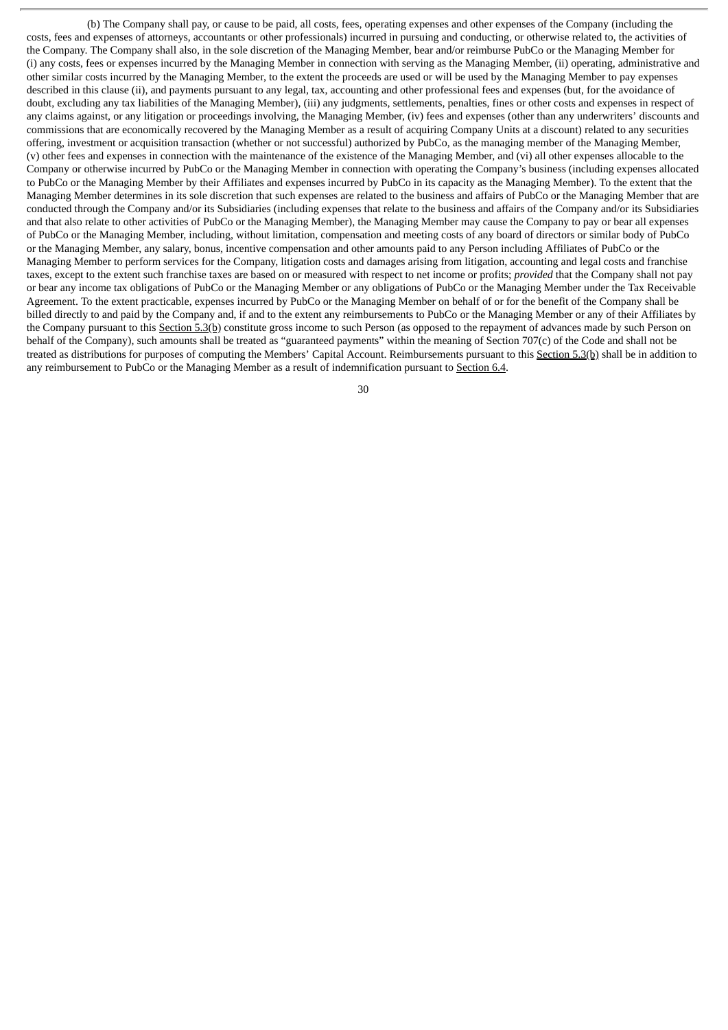(b) The Company shall pay, or cause to be paid, all costs, fees, operating expenses and other expenses of the Company (including the costs, fees and expenses of attorneys, accountants or other professionals) incurred in pursuing and conducting, or otherwise related to, the activities of the Company. The Company shall also, in the sole discretion of the Managing Member, bear and/or reimburse PubCo or the Managing Member for (i) any costs, fees or expenses incurred by the Managing Member in connection with serving as the Managing Member, (ii) operating, administrative and other similar costs incurred by the Managing Member, to the extent the proceeds are used or will be used by the Managing Member to pay expenses described in this clause (ii), and payments pursuant to any legal, tax, accounting and other professional fees and expenses (but, for the avoidance of doubt, excluding any tax liabilities of the Managing Member), (iii) any judgments, settlements, penalties, fines or other costs and expenses in respect of any claims against, or any litigation or proceedings involving, the Managing Member, (iv) fees and expenses (other than any underwriters' discounts and commissions that are economically recovered by the Managing Member as a result of acquiring Company Units at a discount) related to any securities offering, investment or acquisition transaction (whether or not successful) authorized by PubCo, as the managing member of the Managing Member, (v) other fees and expenses in connection with the maintenance of the existence of the Managing Member, and (vi) all other expenses allocable to the Company or otherwise incurred by PubCo or the Managing Member in connection with operating the Company's business (including expenses allocated to PubCo or the Managing Member by their Affiliates and expenses incurred by PubCo in its capacity as the Managing Member). To the extent that the Managing Member determines in its sole discretion that such expenses are related to the business and affairs of PubCo or the Managing Member that are conducted through the Company and/or its Subsidiaries (including expenses that relate to the business and affairs of the Company and/or its Subsidiaries and that also relate to other activities of PubCo or the Managing Member), the Managing Member may cause the Company to pay or bear all expenses of PubCo or the Managing Member, including, without limitation, compensation and meeting costs of any board of directors or similar body of PubCo or the Managing Member, any salary, bonus, incentive compensation and other amounts paid to any Person including Affiliates of PubCo or the Managing Member to perform services for the Company, litigation costs and damages arising from litigation, accounting and legal costs and franchise taxes, except to the extent such franchise taxes are based on or measured with respect to net income or profits; *provided* that the Company shall not pay or bear any income tax obligations of PubCo or the Managing Member or any obligations of PubCo or the Managing Member under the Tax Receivable Agreement. To the extent practicable, expenses incurred by PubCo or the Managing Member on behalf of or for the benefit of the Company shall be billed directly to and paid by the Company and, if and to the extent any reimbursements to PubCo or the Managing Member or any of their Affiliates by the Company pursuant to this Section 5.3(b) constitute gross income to such Person (as opposed to the repayment of advances made by such Person on behalf of the Company), such amounts shall be treated as "guaranteed payments" within the meaning of Section 707(c) of the Code and shall not be treated as distributions for purposes of computing the Members' Capital Account. Reimbursements pursuant to this Section 5.3(b) shall be in addition to any reimbursement to PubCo or the Managing Member as a result of indemnification pursuant to Section 6.4.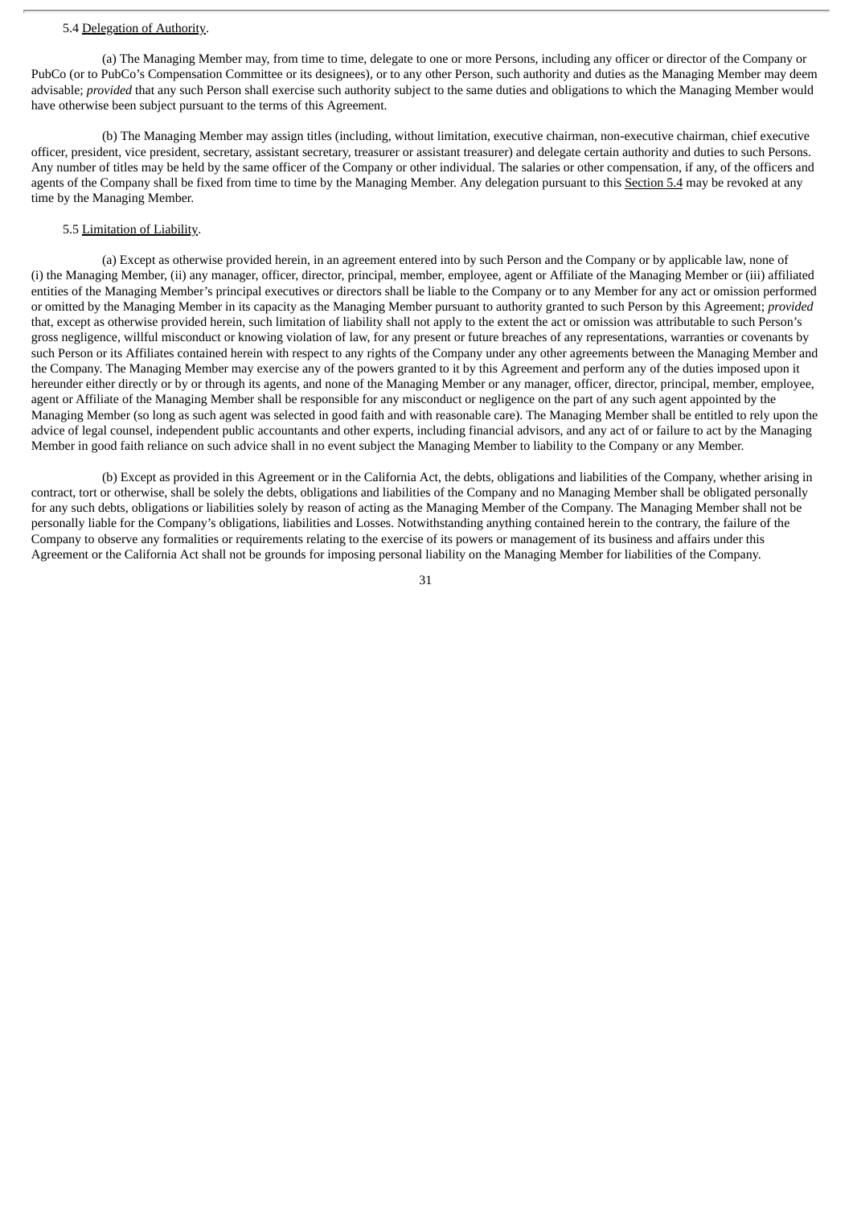5.4 Delegation of Authority.

(a) The Managing Member may, from time to time, delegate to one or more Persons, including any officer or director of the Company or PubCo (or to PubCo's Compensation Committee or its designees), or to any other Person, such authority and duties as the Managing Member may deem advisable; *provided* that any such Person shall exercise such authority subject to the same duties and obligations to which the Managing Member would have otherwise been subject pursuant to the terms of this Agreement.

(b) The Managing Member may assign titles (including, without limitation, executive chairman, non-executive chairman, chief executive officer, president, vice president, secretary, assistant secretary, treasurer or assistant treasurer) and delegate certain authority and duties to such Persons. Any number of titles may be held by the same officer of the Company or other individual. The salaries or other compensation, if any, of the officers and agents of the Company shall be fixed from time to time by the Managing Member. Any delegation pursuant to this Section 5.4 may be revoked at any time by the Managing Member.

5.5 Limitation of Liability.

(a) Except as otherwise provided herein, in an agreement entered into by such Person and the Company or by applicable law, none of (i) the Managing Member, (ii) any manager, officer, director, principal, member, employee, agent or Affiliate of the Managing Member or (iii) affiliated entities of the Managing Member's principal executives or directors shall be liable to the Company or to any Member for any act or omission performed or omitted by the Managing Member in its capacity as the Managing Member pursuant to authority granted to such Person by this Agreement; *provided* that, except as otherwise provided herein, such limitation of liability shall not apply to the extent the act or omission was attributable to such Person's gross negligence, willful misconduct or knowing violation of law, for any present or future breaches of any representations, warranties or covenants by such Person or its Affiliates contained herein with respect to any rights of the Company under any other agreements between the Managing Member and the Company. The Managing Member may exercise any of the powers granted to it by this Agreement and perform any of the duties imposed upon it hereunder either directly or by or through its agents, and none of the Managing Member or any manager, officer, director, principal, member, employee, agent or Affiliate of the Managing Member shall be responsible for any misconduct or negligence on the part of any such agent appointed by the Managing Member (so long as such agent was selected in good faith and with reasonable care). The Managing Member shall be entitled to rely upon the advice of legal counsel, independent public accountants and other experts, including financial advisors, and any act of or failure to act by the Managing Member in good faith reliance on such advice shall in no event subject the Managing Member to liability to the Company or any Member.

(b) Except as provided in this Agreement or in the California Act, the debts, obligations and liabilities of the Company, whether arising in contract, tort or otherwise, shall be solely the debts, obligations and liabilities of the Company and no Managing Member shall be obligated personally for any such debts, obligations or liabilities solely by reason of acting as the Managing Member of the Company. The Managing Member shall not be personally liable for the Company's obligations, liabilities and Losses. Notwithstanding anything contained herein to the contrary, the failure of the Company to observe any formalities or requirements relating to the exercise of its powers or management of its business and affairs under this Agreement or the California Act shall not be grounds for imposing personal liability on the Managing Member for liabilities of the Company.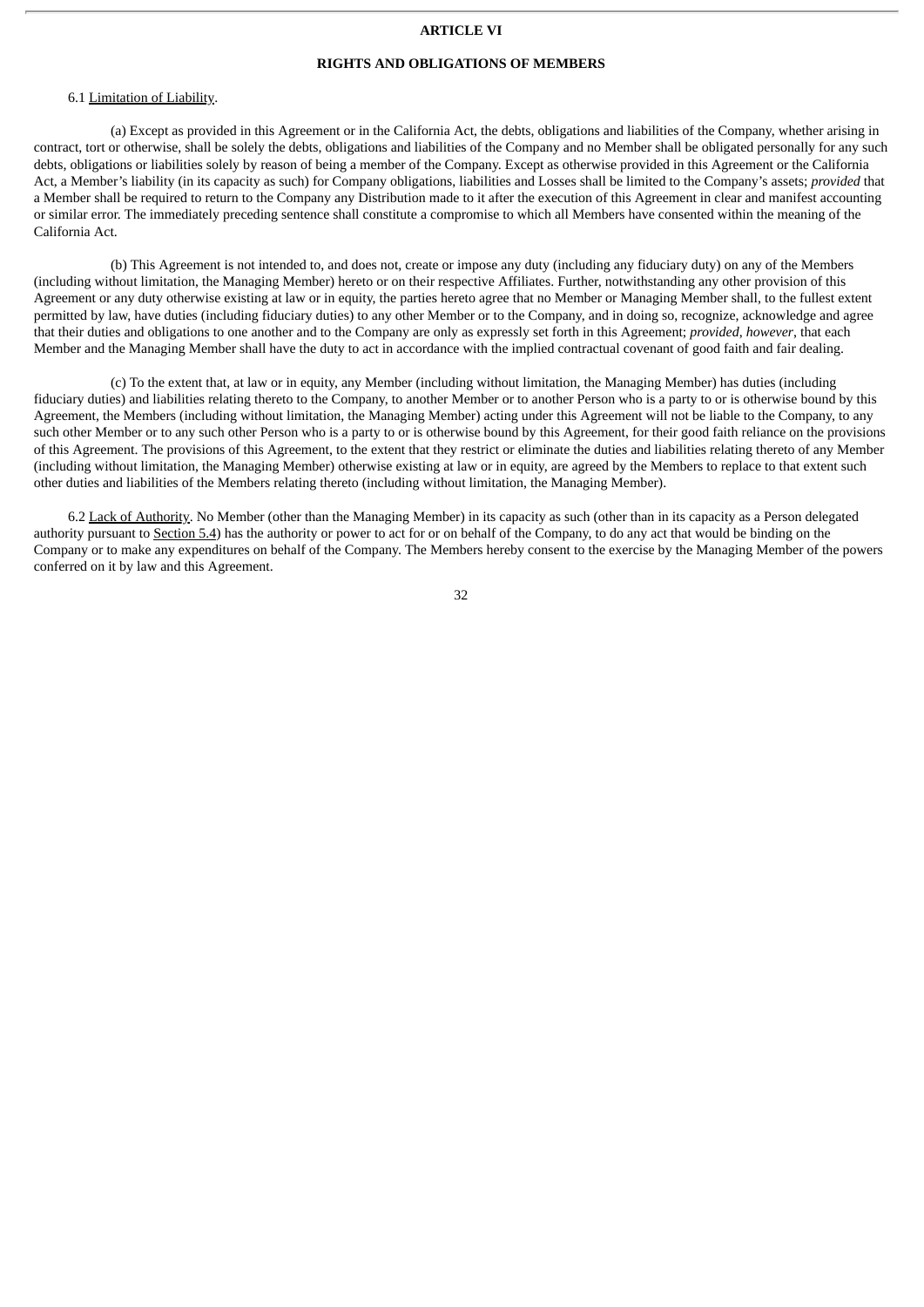## ARTICLE VI

## RIGHTS AND OBLIGATIONS OF MEMBERS

6.1 Limitation of Liability.

(a) Except as provided in this Agreement or in the California Act, the debts, obligations and liabilities of the Company, whether arising in contract, tort or otherwise, shall be solely the debts, obligations and liabilities of the Company and no Member shall be obligated personally for any such debts, obligations or liabilities solely by reason of being a member of the Company. Except as otherwise provided in this Agreement or the California Act, a Member's liability (in its capacity as such) for Company obligations, liabilities and Losses shall be limited to the Company's assets; *provided* that a Member shall be required to return to the Company any Distribution made to it after the execution of this Agreement in clear and manifest accounting or similar error. The immediately preceding sentence shall constitute a compromise to which all Members have consented within the meaning of the California Act.

(b) This Agreement is not intended to, and does not, create or impose any duty (including any fiduciary duty) on any of the Members (including without limitation, the Managing Member) hereto or on their respective Affiliates. Further, notwithstanding any other provision of this Agreement or any duty otherwise existing at law or in equity, the parties hereto agree that no Member or Managing Member shall, to the fullest extent permitted by law, have duties (including fiduciary duties) to any other Member or to the Company, and in doing so, recognize, acknowledge and agree that their duties and obligations to one another and to the Company are only as expressly set forth in this Agreement; *provided, however*, that each Member and the Managing Member shall have the duty to act in accordance with the implied contractual covenant of good faith and fair dealing.

(c) To the extent that, at law or in equity, any Member (including without limitation, the Managing Member) has duties (including fiduciary duties) and liabilities relating thereto to the Company, to another Member or to another Person who is a party to or is otherwise bound by this Agreement, the Members (including without limitation, the Managing Member) acting under this Agreement will not be liable to the Company, to any such other Member or to any such other Person who is a party to or is otherwise bound by this Agreement, for their good faith reliance on the provisions of this Agreement. The provisions of this Agreement, to the extent that they restrict or eliminate the duties and liabilities relating thereto of any Member (including without limitation, the Managing Member) otherwise existing at law or in equity, are agreed by the Members to replace to that extent such other duties and liabilities of the Members relating thereto (including without limitation, the Managing Member).

6.2 Lack of Authority. No Member (other than the Managing Member) in its capacity as such (other than in its capacity as a Person delegated authority pursuant to Section 5.4) has the authority or power to act for or on behalf of the Company, to do any act that would be binding on the Company or to make any expenditures on behalf of the Company. The Members hereby consent to the exercise by the Managing Member of the powers conferred on it by law and this Agreement.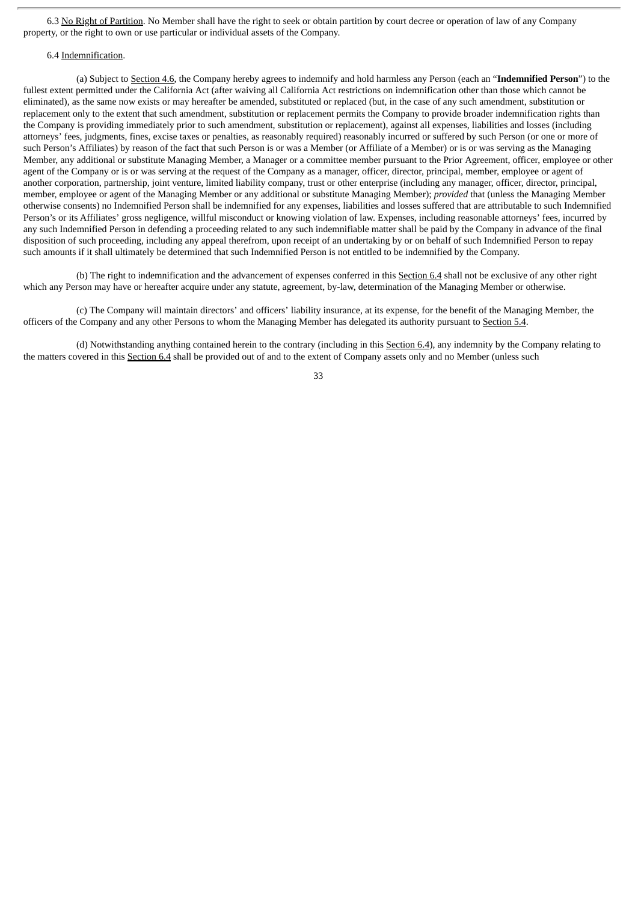6.3 No Right of Partition. No Member shall have the right to seek or obtain partition by court decree or operation of law of any Company property, or the right to own or use particular or individual assets of the Company.

6.4 Indemnification.

(a) Subject to Section 4.6, the Company hereby agrees to indemnify and hold harmless any Person (each an "**Indemnified Person**") to the fullest extent permitted under the California Act (after waiving all California Act restrictions on indemnification other than those which cannot be eliminated), as the same now exists or may hereafter be amended, substituted or replaced (but, in the case of any such amendment, substitution or replacement only to the extent that such amendment, substitution or replacement permits the Company to provide broader indemnification rights than the Company is providing immediately prior to such amendment, substitution or replacement), against all expenses, liabilities and losses (including attorneys' fees, judgments, fines, excise taxes or penalties, as reasonably required) reasonably incurred or suffered by such Person (or one or more of such Person's Affiliates) by reason of the fact that such Person is or was a Member (or Affiliate of a Member) or is or was serving as the Managing Member, any additional or substitute Managing Member, a Manager or a committee member pursuant to the Prior Agreement, officer, employee or other agent of the Company or is or was serving at the request of the Company as a manager, officer, director, principal, member, employee or agent of another corporation, partnership, joint venture, limited liability company, trust or other enterprise (including any manager, officer, director, principal, member, employee or agent of the Managing Member or any additional or substitute Managing Member); *provided* that (unless the Managing Member otherwise consents) no Indemnified Person shall be indemnified for any expenses, liabilities and losses suffered that are attributable to such Indemnified Person's or its Affiliates' gross negligence, willful misconduct or knowing violation of law. Expenses, including reasonable attorneys' fees, incurred by any such Indemnified Person in defending a proceeding related to any such indemnifiable matter shall be paid by the Company in advance of the final disposition of such proceeding, including any appeal therefrom, upon receipt of an undertaking by or on behalf of such Indemnified Person to repay such amounts if it shall ultimately be determined that such Indemnified Person is not entitled to be indemnified by the Company.

(b) The right to indemnification and the advancement of expenses conferred in this Section 6.4 shall not be exclusive of any other right which any Person may have or hereafter acquire under any statute, agreement, by-law, determination of the Managing Member or otherwise.

(c) The Company will maintain directors' and officers' liability insurance, at its expense, for the benefit of the Managing Member, the officers of the Company and any other Persons to whom the Managing Member has delegated its authority pursuant to Section 5.4.

(d) Notwithstanding anything contained herein to the contrary (including in this Section 6.4), any indemnity by the Company relating to the matters covered in this Section 6.4 shall be provided out of and to the extent of Company assets only and no Member (unless such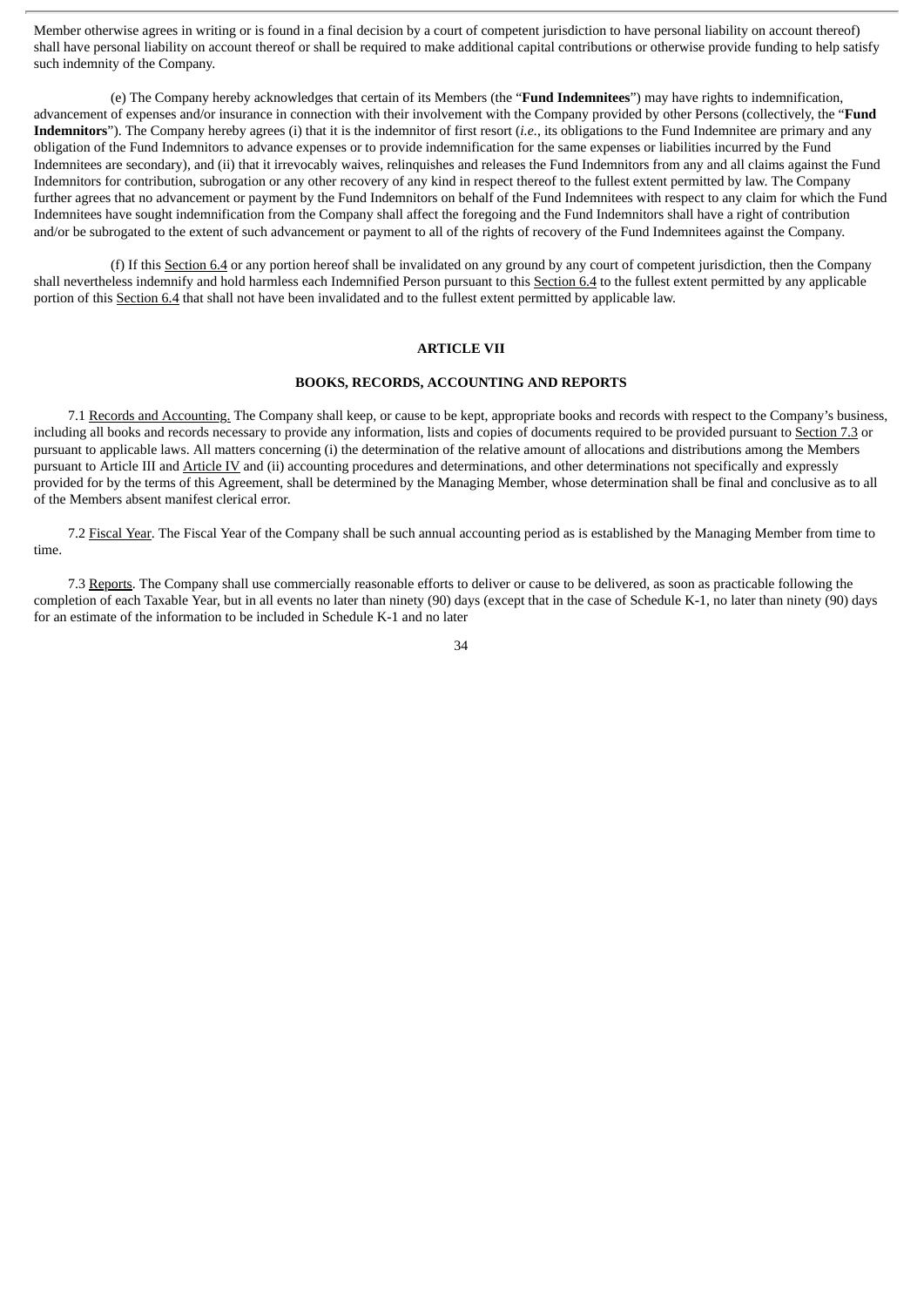Member otherwise agrees in writing or is found in a final decision by a court of competent jurisdiction to have personal liability on account thereof) shall have personal liability on account thereof or shall be required to make additional capital contributions or otherwise provide funding to help satisfy such indemnity of the Company.

(e) The Company hereby acknowledges that certain of its Members (the "**Fund Indemnitees**") may have rights to indemnification, advancement of expenses and/or insurance in connection with their involvement with the Company provided by other Persons (collectively, the "**Fund Indemnitors**"). The Company hereby agrees (i) that it is the indemnitor of first resort (*i.e.*, its obligations to the Fund Indemnitee are primary and any obligation of the Fund Indemnitors to advance expenses or to provide indemnification for the same expenses or liabilities incurred by the Fund Indemnitees are secondary), and (ii) that it irrevocably waives, relinquishes and releases the Fund Indemnitors from any and all claims against the Fund Indemnitors for contribution, subrogation or any other recovery of any kind in respect thereof to the fullest extent permitted by law. The Company further agrees that no advancement or payment by the Fund Indemnitors on behalf of the Fund Indemnitees with respect to any claim for which the Fund Indemnitees have sought indemnification from the Company shall affect the foregoing and the Fund Indemnitors shall have a right of contribution and/or be subrogated to the extent of such advancement or payment to all of the rights of recovery of the Fund Indemnitees against the Company.

(f) If this Section 6.4 or any portion hereof shall be invalidated on any ground by any court of competent jurisdiction, then the Company shall nevertheless indemnify and hold harmless each Indemnified Person pursuant to this Section 6.4 to the fullest extent permitted by any applicable portion of this Section 6.4 that shall not have been invalidated and to the fullest extent permitted by applicable law.

## ARTICLE VII

## BOOKS, RECORDS, ACCOUNTING AND REPORTS

7.1 Records and Accounting. The Company shall keep, or cause to be kept, appropriate books and records with respect to the Company's business, including all books and records necessary to provide any information, lists and copies of documents required to be provided pursuant to Section 7.3 or pursuant to applicable laws. All matters concerning (i) the determination of the relative amount of allocations and distributions among the Members pursuant to Article III and Article IV and (ii) accounting procedures and determinations, and other determinations not specifically and expressly provided for by the terms of this Agreement, shall be determined by the Managing Member, whose determination shall be final and conclusive as to all of the Members absent manifest clerical error.

7.2 Fiscal Year. The Fiscal Year of the Company shall be such annual accounting period as is established by the Managing Member from time to time.

7.3 Reports. The Company shall use commercially reasonable efforts to deliver or cause to be delivered, as soon as practicable following the completion of each Taxable Year, but in all events no later than ninety (90) days (except that in the case of Schedule K-1, no later than ninety (90) days for an estimate of the information to be included in Schedule K-1 and no later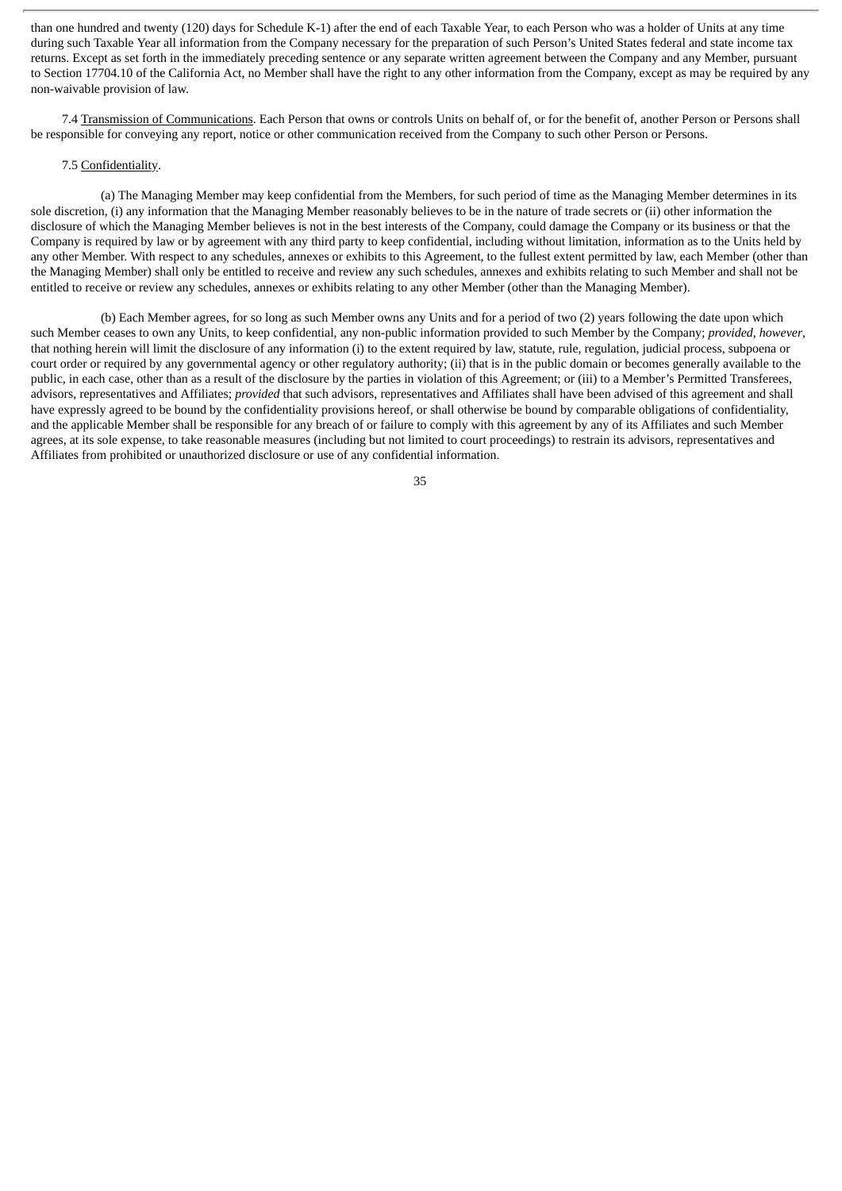than one hundred and twenty (120) days for Schedule K-1) after the end of each Taxable Year, to each Person who was a holder of Units at any time during such Taxable Year all information from the Company necessary for the preparation of such Person's United States federal and state income tax returns. Except as set forth in the immediately preceding sentence or any separate written agreement between the Company and any Member, pursuant to Section 17704.10 of the California Act, no Member shall have the right to any other information from the Company, except as may be required by any non-waivable provision of law.

7.4 Transmission of Communications. Each Person that owns or controls Units on behalf of, or for the benefit of, another Person or Persons shall be responsible for conveying any report, notice or other communication received from the Company to such other Person or Persons.

7.5 Confidentiality.

(a) The Managing Member may keep confidential from the Members, for such period of time as the Managing Member determines in its sole discretion, (i) any information that the Managing Member reasonably believes to be in the nature of trade secrets or (ii) other information the disclosure of which the Managing Member believes is not in the best interests of the Company, could damage the Company or its business or that the Company is required by law or by agreement with any third party to keep confidential, including without limitation, information as to the Units held by any other Member. With respect to any schedules, annexes or exhibits to this Agreement, to the fullest extent permitted by law, each Member (other than the Managing Member) shall only be entitled to receive and review any such schedules, annexes and exhibits relating to such Member and shall not be entitled to receive or review any schedules, annexes or exhibits relating to any other Member (other than the Managing Member).

(b) Each Member agrees, for so long as such Member owns any Units and for a period of two (2) years following the date upon which such Member ceases to own any Units, to keep confidential, any non-public information provided to such Member by the Company; *provided*, *however*, that nothing herein will limit the disclosure of any information (i) to the extent required by law, statute, rule, regulation, judicial process, subpoena or court order or required by any governmental agency or other regulatory authority; (ii) that is in the public domain or becomes generally available to the public, in each case, other than as a result of the disclosure by the parties in violation of this Agreement; or (iii) to a Member's Permitted Transferees, advisors, representatives and Affiliates; *provided* that such advisors, representatives and Affiliates shall have been advised of this agreement and shall have expressly agreed to be bound by the confidentiality provisions hereof, or shall otherwise be bound by comparable obligations of confidentiality, and the applicable Member shall be responsible for any breach of or failure to comply with this agreement by any of its Affiliates and such Member agrees, at its sole expense, to take reasonable measures (including but not limited to court proceedings) to restrain its advisors, representatives and Affiliates from prohibited or unauthorized disclosure or use of any confidential information.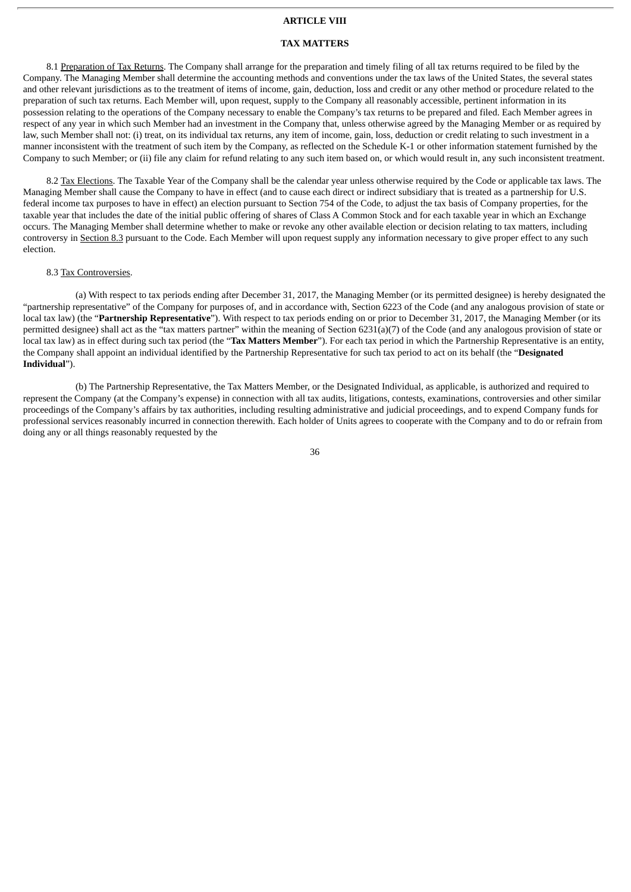# ARTICLE VIII

## TAX MATTERS

8.1 Preparation of Tax Returns. The Company shall arrange for the preparation and timely filing of all tax returns required to be filed by the Company. The Managing Member shall determine the accounting methods and conventions under the tax laws of the United States, the several states and other relevant jurisdictions as to the treatment of items of income, gain, deduction, loss and credit or any other method or procedure related to the preparation of such tax returns. Each Member will, upon request, supply to the Company all reasonably accessible, pertinent information in its possession relating to the operations of the Company necessary to enable the Company's tax returns to be prepared and filed. Each Member agrees in respect of any year in which such Member had an investment in the Company that, unless otherwise agreed by the Managing Member or as required by law, such Member shall not: (i) treat, on its individual tax returns, any item of income, gain, loss, deduction or credit relating to such investment in a manner inconsistent with the treatment of such item by the Company, as reflected on the Schedule K-1 or other information statement furnished by the Company to such Member; or (ii) file any claim for refund relating to any such item based on, or which would result in, any such inconsistent treatment.

8.2 Tax Elections. The Taxable Year of the Company shall be the calendar year unless otherwise required by the Code or applicable tax laws. The Managing Member shall cause the Company to have in effect (and to cause each direct or indirect subsidiary that is treated as a partnership for U.S. federal income tax purposes to have in effect) an election pursuant to Section 754 of the Code, to adjust the tax basis of Company properties, for the taxable year that includes the date of the initial public offering of shares of Class A Common Stock and for each taxable year in which an Exchange occurs. The Managing Member shall determine whether to make or revoke any other available election or decision relating to tax matters, including controversy in Section 8.3 pursuant to the Code. Each Member will upon request supply any information necessary to give proper effect to any such election.

8.3 Tax Controversies.

(a) With respect to tax periods ending after December 31, 2017, the Managing Member (or its permitted designee) is hereby designated the "partnership representative" of the Company for purposes of, and in accordance with, Section 6223 of the Code (and any analogous provision of state or local tax law) (the "**Partnership Representative**"). With respect to tax periods ending on or prior to December 31, 2017, the Managing Member (or its permitted designee) shall act as the "tax matters partner" within the meaning of Section 6231(a)(7) of the Code (and any analogous provision of state or local tax law) as in effect during such tax period (the "**Tax Matters Member**"). For each tax period in which the Partnership Representative is an entity, the Company shall appoint an individual identified by the Partnership Representative for such tax period to act on its behalf (the "**Designated Individual**").

(b) The Partnership Representative, the Tax Matters Member, or the Designated Individual, as applicable, is authorized and required to represent the Company (at the Company's expense) in connection with all tax audits, litigations, contests, examinations, controversies and other similar proceedings of the Company's affairs by tax authorities, including resulting administrative and judicial proceedings, and to expend Company funds for professional services reasonably incurred in connection therewith. Each holder of Units agrees to cooperate with the Company and to do or refrain from doing any or all things reasonably requested by the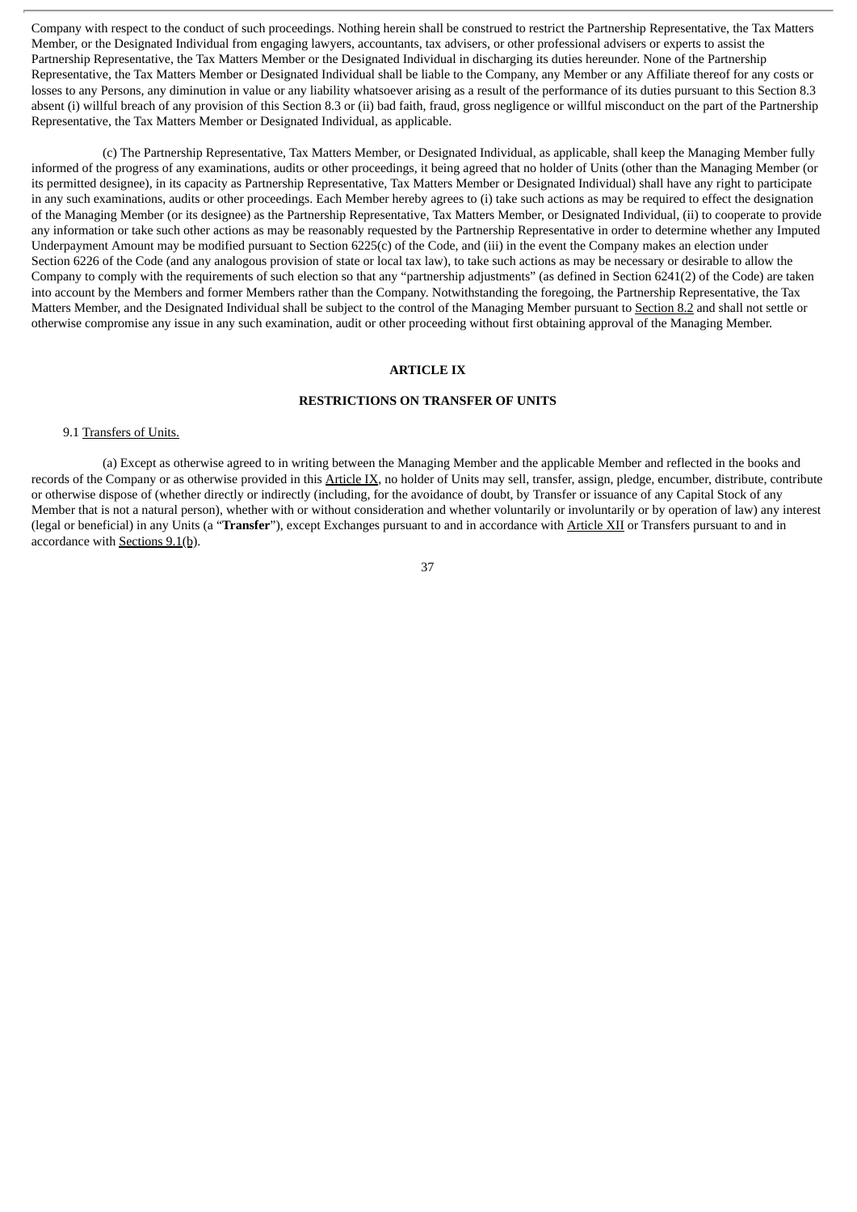Company with respect to the conduct of such proceedings. Nothing herein shall be construed to restrict the Partnership Representative, the Tax Matters Member, or the Designated Individual from engaging lawyers, accountants, tax advisers, or other professional advisers or experts to assist the Partnership Representative, the Tax Matters Member or the Designated Individual in discharging its duties hereunder. None of the Partnership Representative, the Tax Matters Member or Designated Individual shall be liable to the Company, any Member or any Affiliate thereof for any costs or losses to any Persons, any diminution in value or any liability whatsoever arising as a result of the performance of its duties pursuant to this Section 8.3 absent (i) willful breach of any provision of this Section 8.3 or (ii) bad faith, fraud, gross negligence or willful misconduct on the part of the Partnership Representative, the Tax Matters Member or Designated Individual, as applicable.

(c) The Partnership Representative, Tax Matters Member, or Designated Individual, as applicable, shall keep the Managing Member fully informed of the progress of any examinations, audits or other proceedings, it being agreed that no holder of Units (other than the Managing Member (or its permitted designee), in its capacity as Partnership Representative, Tax Matters Member or Designated Individual) shall have any right to participate in any such examinations, audits or other proceedings. Each Member hereby agrees to (i) take such actions as may be required to effect the designation of the Managing Member (or its designee) as the Partnership Representative, Tax Matters Member, or Designated Individual, (ii) to cooperate to provide any information or take such other actions as may be reasonably requested by the Partnership Representative in order to determine whether any Imputed Underpayment Amount may be modified pursuant to Section 6225(c) of the Code, and (iii) in the event the Company makes an election under Section 6226 of the Code (and any analogous provision of state or local tax law), to take such actions as may be necessary or desirable to allow the Company to comply with the requirements of such election so that any "partnership adjustments" (as defined in Section 6241(2) of the Code) are taken into account by the Members and former Members rather than the Company. Notwithstanding the foregoing, the Partnership Representative, the Tax Matters Member, and the Designated Individual shall be subject to the control of the Managing Member pursuant to Section 8.2 and shall not settle or otherwise compromise any issue in any such examination, audit or other proceeding without first obtaining approval of the Managing Member.

## ARTICLE IX

## RESTRICTIONS ON TRANSFER OF UNITS

9.1 Transfers of Units.

(a) Except as otherwise agreed to in writing between the Managing Member and the applicable Member and reflected in the books and records of the Company or as otherwise provided in this Article IX, no holder of Units may sell, transfer, assign, pledge, encumber, distribute, contribute or otherwise dispose of (whether directly or indirectly (including, for the avoidance of doubt, by Transfer or issuance of any Capital Stock of any Member that is not a natural person), whether with or without consideration and whether voluntarily or involuntarily or by operation of law) any interest (legal or beneficial) in any Units (a "**Transfer**"), except Exchanges pursuant to and in accordance with Article XII or Transfers pursuant to and in accordance with Sections 9.1(b).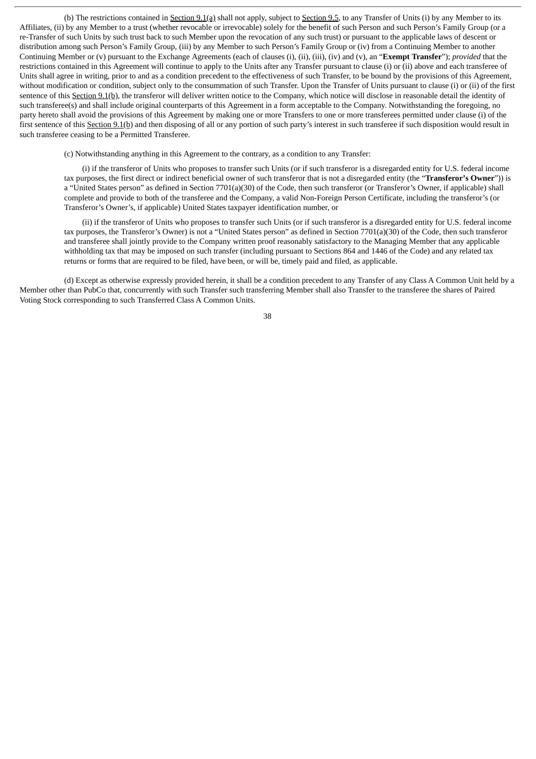(b) The restrictions contained in Section 9.1(a) shall not apply, subject to Section 9.5, to any Transfer of Units (i) by any Member to its Affiliates, (ii) by any Member to a trust (whether revocable or irrevocable) solely for the benefit of such Person and such Person's Family Group (or a re-Transfer of such Units by such trust back to such Member upon the revocation of any such trust) or pursuant to the applicable laws of descent or distribution among such Person's Family Group, (iii) by any Member to such Person's Family Group or (iv) from a Continuing Member to another Continuing Member or (v) pursuant to the Exchange Agreements (each of clauses (i), (ii), (iii), (iv) and (v), an "**Exempt Transfer**"); *provided* that the restrictions contained in this Agreement will continue to apply to the Units after any Transfer pursuant to clause (i) or (ii) above and each transferee of Units shall agree in writing, prior to and as a condition precedent to the effectiveness of such Transfer, to be bound by the provisions of this Agreement, without modification or condition, subject only to the consummation of such Transfer. Upon the Transfer of Units pursuant to clause (i) or (ii) of the first sentence of this Section 9.1(b), the transferor will deliver written notice to the Company, which notice will disclose in reasonable detail the identity of such transferee(s) and shall include original counterparts of this Agreement in a form acceptable to the Company. Notwithstanding the foregoing, no party hereto shall avoid the provisions of this Agreement by making one or more Transfers to one or more transferees permitted under clause (i) of the first sentence of this Section 9.1(b) and then disposing of all or any portion of such party's interest in such transferee if such disposition would result in such transferee ceasing to be a Permitted Transferee.

(c) Notwithstanding anything in this Agreement to the contrary, as a condition to any Transfer:

(i) if the transferor of Units who proposes to transfer such Units (or if such transferor is a disregarded entity for U.S. federal income tax purposes, the first direct or indirect beneficial owner of such transferor that is not a disregarded entity (the "**Transferor's Owner**")) is a "United States person" as defined in Section 7701(a)(30) of the Code, then such transferor (or Transferor's Owner, if applicable) shall complete and provide to both of the transferee and the Company, a valid Non-Foreign Person Certificate, including the transferor's (or Transferor's Owner's, if applicable) United States taxpayer identification number, or

(ii) if the transferor of Units who proposes to transfer such Units (or if such transferor is a disregarded entity for U.S. federal income tax purposes, the Transferor's Owner) is not a "United States person" as defined in Section 7701(a)(30) of the Code, then such transferor and transferee shall jointly provide to the Company written proof reasonably satisfactory to the Managing Member that any applicable withholding tax that may be imposed on such transfer (including pursuant to Sections 864 and 1446 of the Code) and any related tax returns or forms that are required to be filed, have been, or will be, timely paid and filed, as applicable.

(d) Except as otherwise expressly provided herein, it shall be a condition precedent to any Transfer of any Class A Common Unit held by a Member other than PubCo that, concurrently with such Transfer such transferring Member shall also Transfer to the transferee the shares of Paired Voting Stock corresponding to such Transferred Class A Common Units.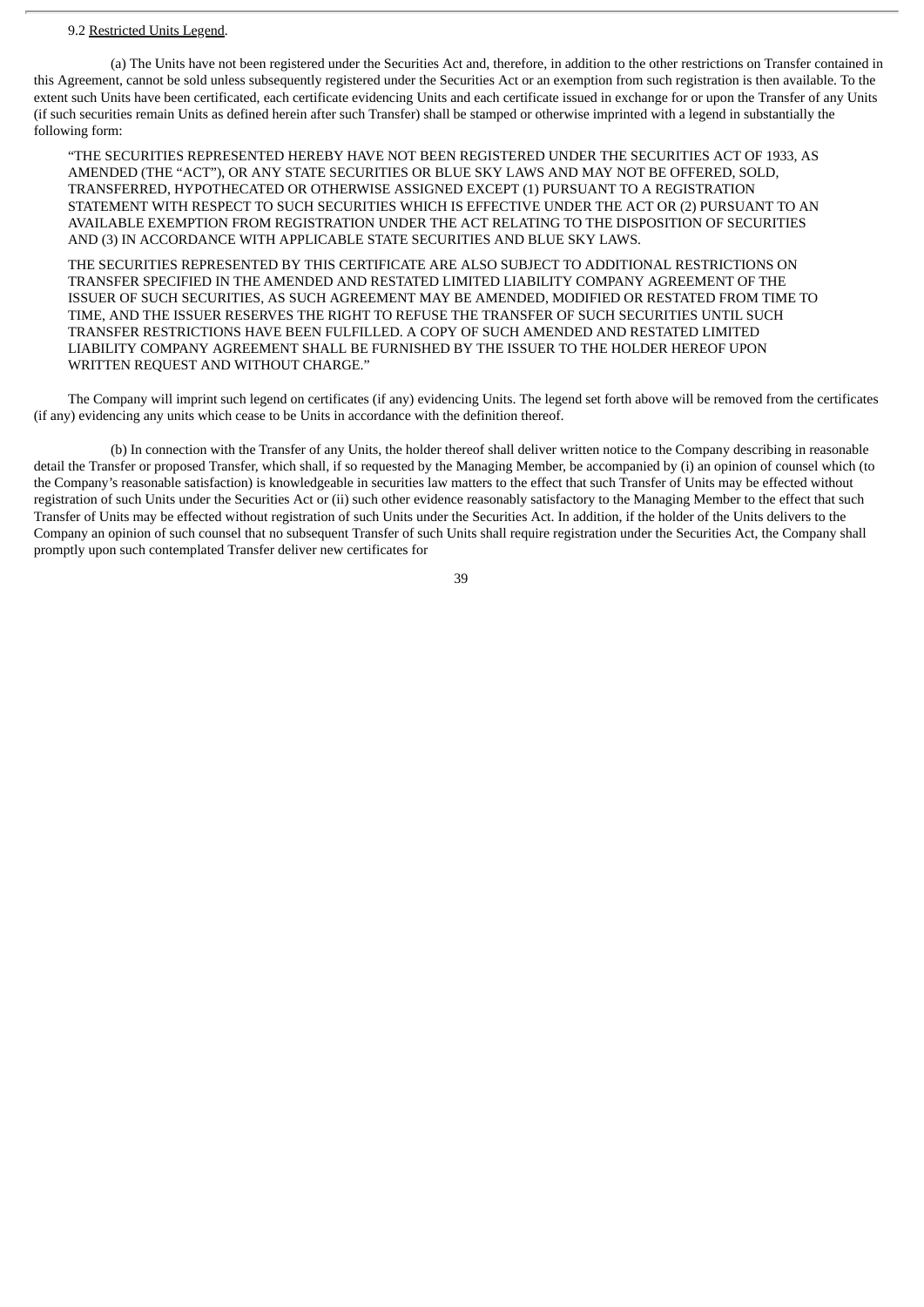9.2 Restricted Units Legend.

(a) The Units have not been registered under the Securities Act and, therefore, in addition to the other restrictions on Transfer contained in this Agreement, cannot be sold unless subsequently registered under the Securities Act or an exemption from such registration is then available. To the extent such Units have been certificated, each certificate evidencing Units and each certificate issued in exchange for or upon the Transfer of any Units (if such securities remain Units as defined herein after such Transfer) shall be stamped or otherwise imprinted with a legend in substantially the following form:

> "THE SECURITIES REPRESENTED HEREBY HAVE NOT BEEN REGISTERED UNDER THE SECURITIES ACT OF 1933, AS AMENDED (THE "ACT"), OR ANY STATE SECURITIES OR BLUE SKY LAWS AND MAY NOT BE OFFERED, SOLD, TRANSFERRED, HYPOTHECATED OR OTHERWISE ASSIGNED EXCEPT (1) PURSUANT TO A REGISTRATION STATEMENT WITH RESPECT TO SUCH SECURITIES WHICH IS EFFECTIVE UNDER THE ACT OR (2) PURSUANT TO AN AVAILABLE EXEMPTION FROM REGISTRATION UNDER THE ACT RELATING TO THE DISPOSITION OF SECURITIES AND (3) IN ACCORDANCE WITH APPLICABLE STATE SECURITIES AND BLUE SKY LAWS.
>
> THE SECURITIES REPRESENTED BY THIS CERTIFICATE ARE ALSO SUBJECT TO ADDITIONAL RESTRICTIONS ON TRANSFER SPECIFIED IN THE AMENDED AND RESTATED LIMITED LIABILITY COMPANY AGREEMENT OF THE ISSUER OF SUCH SECURITIES, AS SUCH AGREEMENT MAY BE AMENDED, MODIFIED OR RESTATED FROM TIME TO TIME, AND THE ISSUER RESERVES THE RIGHT TO REFUSE THE TRANSFER OF SUCH SECURITIES UNTIL SUCH TRANSFER RESTRICTIONS HAVE BEEN FULFILLED. A COPY OF SUCH AMENDED AND RESTATED LIMITED LIABILITY COMPANY AGREEMENT SHALL BE FURNISHED BY THE ISSUER TO THE HOLDER HEREOF UPON WRITTEN REQUEST AND WITHOUT CHARGE."

The Company will imprint such legend on certificates (if any) evidencing Units. The legend set forth above will be removed from the certificates (if any) evidencing any units which cease to be Units in accordance with the definition thereof.

(b) In connection with the Transfer of any Units, the holder thereof shall deliver written notice to the Company describing in reasonable detail the Transfer or proposed Transfer, which shall, if so requested by the Managing Member, be accompanied by (i) an opinion of counsel which (to the Company's reasonable satisfaction) is knowledgeable in securities law matters to the effect that such Transfer of Units may be effected without registration of such Units under the Securities Act or (ii) such other evidence reasonably satisfactory to the Managing Member to the effect that such Transfer of Units may be effected without registration of such Units under the Securities Act. In addition, if the holder of the Units delivers to the Company an opinion of such counsel that no subsequent Transfer of such Units shall require registration under the Securities Act, the Company shall promptly upon such contemplated Transfer deliver new certificates for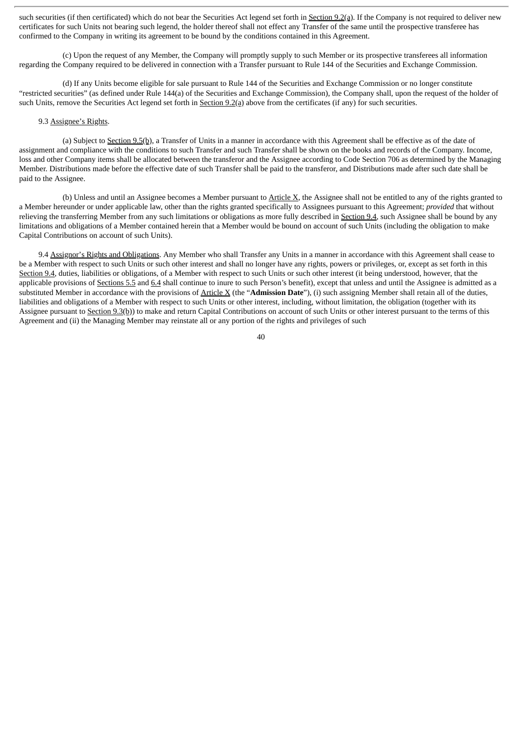such securities (if then certificated) which do not bear the Securities Act legend set forth in Section 9.2(a). If the Company is not required to deliver new certificates for such Units not bearing such legend, the holder thereof shall not effect any Transfer of the same until the prospective transferee has confirmed to the Company in writing its agreement to be bound by the conditions contained in this Agreement.

(c) Upon the request of any Member, the Company will promptly supply to such Member or its prospective transferees all information regarding the Company required to be delivered in connection with a Transfer pursuant to Rule 144 of the Securities and Exchange Commission.

(d) If any Units become eligible for sale pursuant to Rule 144 of the Securities and Exchange Commission or no longer constitute "restricted securities" (as defined under Rule 144(a) of the Securities and Exchange Commission), the Company shall, upon the request of the holder of such Units, remove the Securities Act legend set forth in Section 9.2(a) above from the certificates (if any) for such securities.

9.3 Assignee's Rights.

(a) Subject to Section 9.5(b), a Transfer of Units in a manner in accordance with this Agreement shall be effective as of the date of assignment and compliance with the conditions to such Transfer and such Transfer shall be shown on the books and records of the Company. Income, loss and other Company items shall be allocated between the transferor and the Assignee according to Code Section 706 as determined by the Managing Member. Distributions made before the effective date of such Transfer shall be paid to the transferor, and Distributions made after such date shall be paid to the Assignee.

(b) Unless and until an Assignee becomes a Member pursuant to Article X, the Assignee shall not be entitled to any of the rights granted to a Member hereunder or under applicable law, other than the rights granted specifically to Assignees pursuant to this Agreement; *provided* that without relieving the transferring Member from any such limitations or obligations as more fully described in Section 9.4, such Assignee shall be bound by any limitations and obligations of a Member contained herein that a Member would be bound on account of such Units (including the obligation to make Capital Contributions on account of such Units).

9.4 Assignor's Rights and Obligations. Any Member who shall Transfer any Units in a manner in accordance with this Agreement shall cease to be a Member with respect to such Units or such other interest and shall no longer have any rights, powers or privileges, or, except as set forth in this Section 9.4, duties, liabilities or obligations, of a Member with respect to such Units or such other interest (it being understood, however, that the applicable provisions of Sections 5.5 and 6.4 shall continue to inure to such Person's benefit), except that unless and until the Assignee is admitted as a substituted Member in accordance with the provisions of Article X (the "**Admission Date**"), (i) such assigning Member shall retain all of the duties, liabilities and obligations of a Member with respect to such Units or other interest, including, without limitation, the obligation (together with its Assignee pursuant to Section 9.3(b)) to make and return Capital Contributions on account of such Units or other interest pursuant to the terms of this Agreement and (ii) the Managing Member may reinstate all or any portion of the rights and privileges of such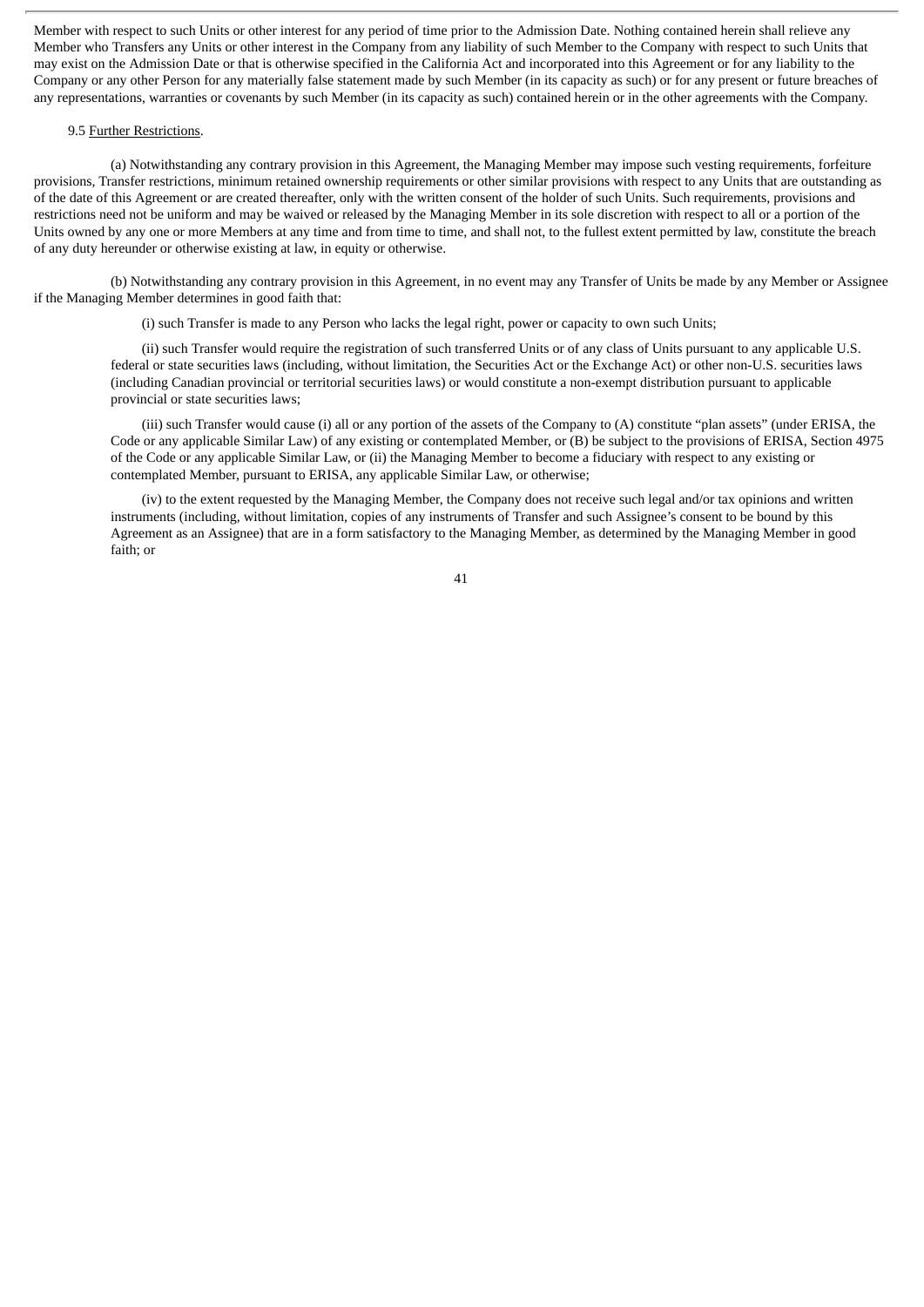Member with respect to such Units or other interest for any period of time prior to the Admission Date. Nothing contained herein shall relieve any Member who Transfers any Units or other interest in the Company from any liability of such Member to the Company with respect to such Units that may exist on the Admission Date or that is otherwise specified in the California Act and incorporated into this Agreement or for any liability to the Company or any other Person for any materially false statement made by such Member (in its capacity as such) or for any present or future breaches of any representations, warranties or covenants by such Member (in its capacity as such) contained herein or in the other agreements with the Company.

9.5 Further Restrictions.

(a) Notwithstanding any contrary provision in this Agreement, the Managing Member may impose such vesting requirements, forfeiture provisions, Transfer restrictions, minimum retained ownership requirements or other similar provisions with respect to any Units that are outstanding as of the date of this Agreement or are created thereafter, only with the written consent of the holder of such Units. Such requirements, provisions and restrictions need not be uniform and may be waived or released by the Managing Member in its sole discretion with respect to all or a portion of the Units owned by any one or more Members at any time and from time to time, and shall not, to the fullest extent permitted by law, constitute the breach of any duty hereunder or otherwise existing at law, in equity or otherwise.

(b) Notwithstanding any contrary provision in this Agreement, in no event may any Transfer of Units be made by any Member or Assignee if the Managing Member determines in good faith that:

(i) such Transfer is made to any Person who lacks the legal right, power or capacity to own such Units;

(ii) such Transfer would require the registration of such transferred Units or of any class of Units pursuant to any applicable U.S. federal or state securities laws (including, without limitation, the Securities Act or the Exchange Act) or other non-U.S. securities laws (including Canadian provincial or territorial securities laws) or would constitute a non-exempt distribution pursuant to applicable provincial or state securities laws;

(iii) such Transfer would cause (i) all or any portion of the assets of the Company to (A) constitute "plan assets" (under ERISA, the Code or any applicable Similar Law) of any existing or contemplated Member, or (B) be subject to the provisions of ERISA, Section 4975 of the Code or any applicable Similar Law, or (ii) the Managing Member to become a fiduciary with respect to any existing or contemplated Member, pursuant to ERISA, any applicable Similar Law, or otherwise;

(iv) to the extent requested by the Managing Member, the Company does not receive such legal and/or tax opinions and written instruments (including, without limitation, copies of any instruments of Transfer and such Assignee's consent to be bound by this Agreement as an Assignee) that are in a form satisfactory to the Managing Member, as determined by the Managing Member in good faith; or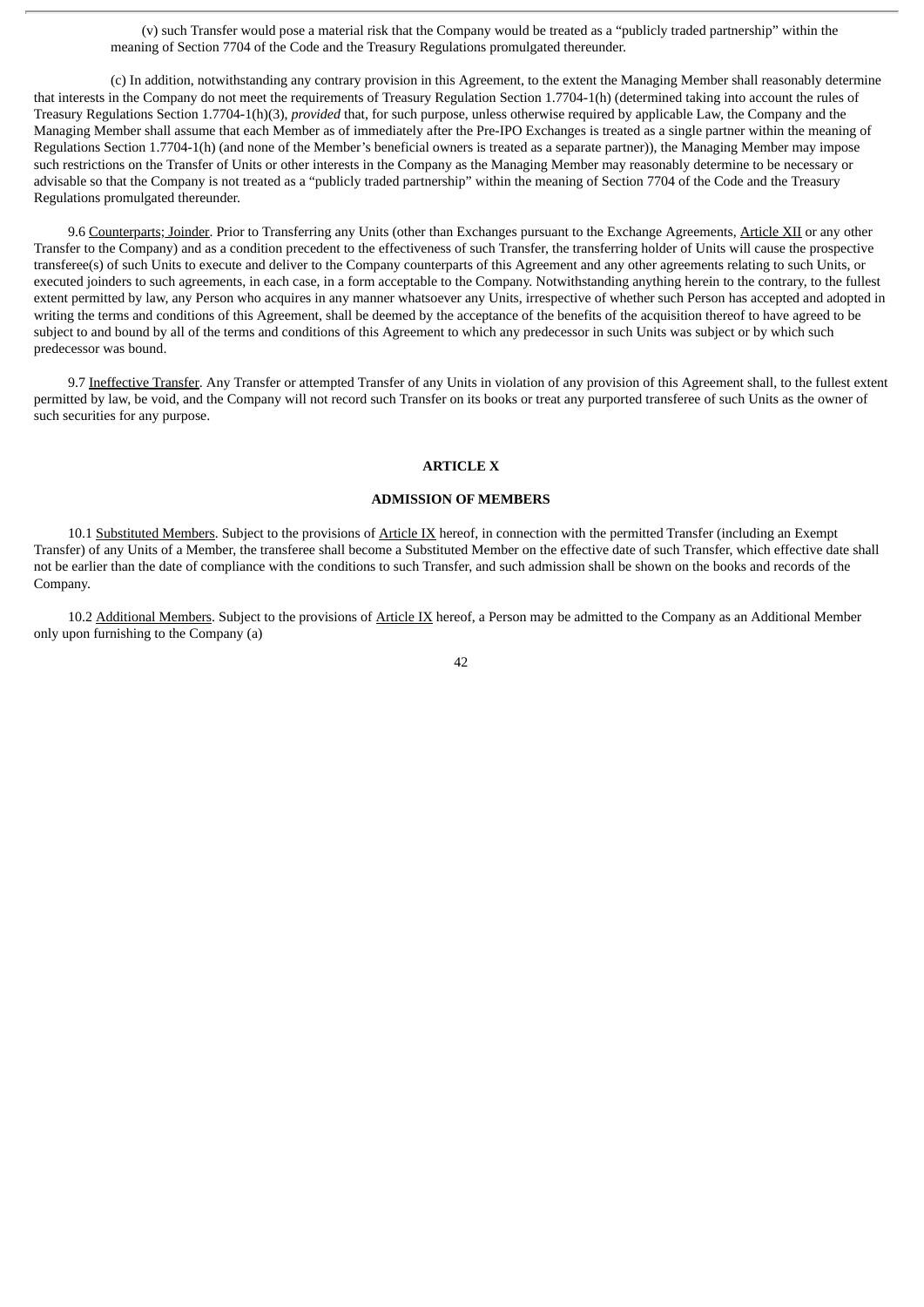(v) such Transfer would pose a material risk that the Company would be treated as a "publicly traded partnership" within the meaning of Section 7704 of the Code and the Treasury Regulations promulgated thereunder.

(c) In addition, notwithstanding any contrary provision in this Agreement, to the extent the Managing Member shall reasonably determine that interests in the Company do not meet the requirements of Treasury Regulation Section 1.7704-1(h) (determined taking into account the rules of Treasury Regulations Section 1.7704-1(h)(3), *provided* that, for such purpose, unless otherwise required by applicable Law, the Company and the Managing Member shall assume that each Member as of immediately after the Pre-IPO Exchanges is treated as a single partner within the meaning of Regulations Section 1.7704-1(h) (and none of the Member's beneficial owners is treated as a separate partner)), the Managing Member may impose such restrictions on the Transfer of Units or other interests in the Company as the Managing Member may reasonably determine to be necessary or advisable so that the Company is not treated as a "publicly traded partnership" within the meaning of Section 7704 of the Code and the Treasury Regulations promulgated thereunder.

9.6 Counterparts; Joinder. Prior to Transferring any Units (other than Exchanges pursuant to the Exchange Agreements, Article XII or any other Transfer to the Company) and as a condition precedent to the effectiveness of such Transfer, the transferring holder of Units will cause the prospective transferee(s) of such Units to execute and deliver to the Company counterparts of this Agreement and any other agreements relating to such Units, or executed joinders to such agreements, in each case, in a form acceptable to the Company. Notwithstanding anything herein to the contrary, to the fullest extent permitted by law, any Person who acquires in any manner whatsoever any Units, irrespective of whether such Person has accepted and adopted in writing the terms and conditions of this Agreement, shall be deemed by the acceptance of the benefits of the acquisition thereof to have agreed to be subject to and bound by all of the terms and conditions of this Agreement to which any predecessor in such Units was subject or by which such predecessor was bound.

9.7 Ineffective Transfer. Any Transfer or attempted Transfer of any Units in violation of any provision of this Agreement shall, to the fullest extent permitted by law, be void, and the Company will not record such Transfer on its books or treat any purported transferee of such Units as the owner of such securities for any purpose.

## ARTICLE X

## ADMISSION OF MEMBERS

10.1 Substituted Members. Subject to the provisions of Article IX hereof, in connection with the permitted Transfer (including an Exempt Transfer) of any Units of a Member, the transferee shall become a Substituted Member on the effective date of such Transfer, which effective date shall not be earlier than the date of compliance with the conditions to such Transfer, and such admission shall be shown on the books and records of the Company.

10.2 Additional Members. Subject to the provisions of Article IX hereof, a Person may be admitted to the Company as an Additional Member only upon furnishing to the Company (a)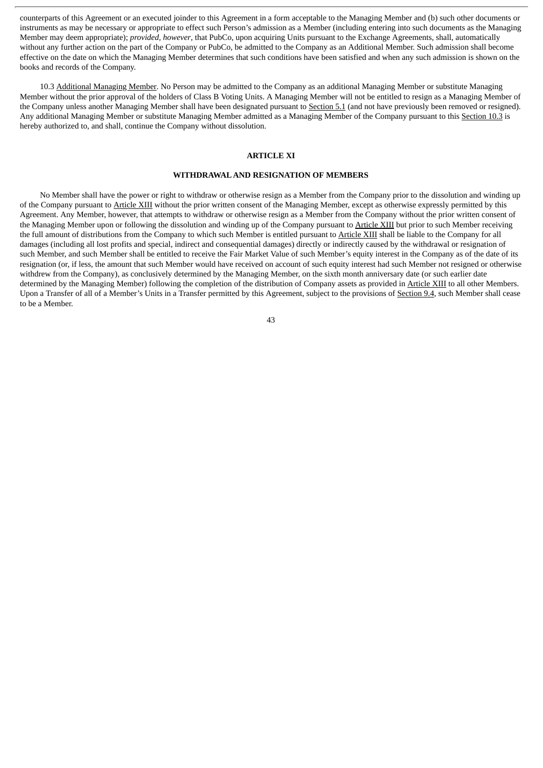counterparts of this Agreement or an executed joinder to this Agreement in a form acceptable to the Managing Member and (b) such other documents or instruments as may be necessary or appropriate to effect such Person's admission as a Member (including entering into such documents as the Managing Member may deem appropriate); *provided, however*, that PubCo, upon acquiring Units pursuant to the Exchange Agreements, shall, automatically without any further action on the part of the Company or PubCo, be admitted to the Company as an Additional Member. Such admission shall become effective on the date on which the Managing Member determines that such conditions have been satisfied and when any such admission is shown on the books and records of the Company.

10.3 Additional Managing Member. No Person may be admitted to the Company as an additional Managing Member or substitute Managing Member without the prior approval of the holders of Class B Voting Units. A Managing Member will not be entitled to resign as a Managing Member of the Company unless another Managing Member shall have been designated pursuant to Section 5.1 (and not have previously been removed or resigned). Any additional Managing Member or substitute Managing Member admitted as a Managing Member of the Company pursuant to this Section 10.3 is hereby authorized to, and shall, continue the Company without dissolution.

## ARTICLE XI

## WITHDRAWAL AND RESIGNATION OF MEMBERS

No Member shall have the power or right to withdraw or otherwise resign as a Member from the Company prior to the dissolution and winding up of the Company pursuant to Article XIII without the prior written consent of the Managing Member, except as otherwise expressly permitted by this Agreement. Any Member, however, that attempts to withdraw or otherwise resign as a Member from the Company without the prior written consent of the Managing Member upon or following the dissolution and winding up of the Company pursuant to Article XIII but prior to such Member receiving the full amount of distributions from the Company to which such Member is entitled pursuant to Article XIII shall be liable to the Company for all damages (including all lost profits and special, indirect and consequential damages) directly or indirectly caused by the withdrawal or resignation of such Member, and such Member shall be entitled to receive the Fair Market Value of such Member's equity interest in the Company as of the date of its resignation (or, if less, the amount that such Member would have received on account of such equity interest had such Member not resigned or otherwise withdrew from the Company), as conclusively determined by the Managing Member, on the sixth month anniversary date (or such earlier date determined by the Managing Member) following the completion of the distribution of Company assets as provided in Article XIII to all other Members. Upon a Transfer of all of a Member's Units in a Transfer permitted by this Agreement, subject to the provisions of Section 9.4, such Member shall cease to be a Member.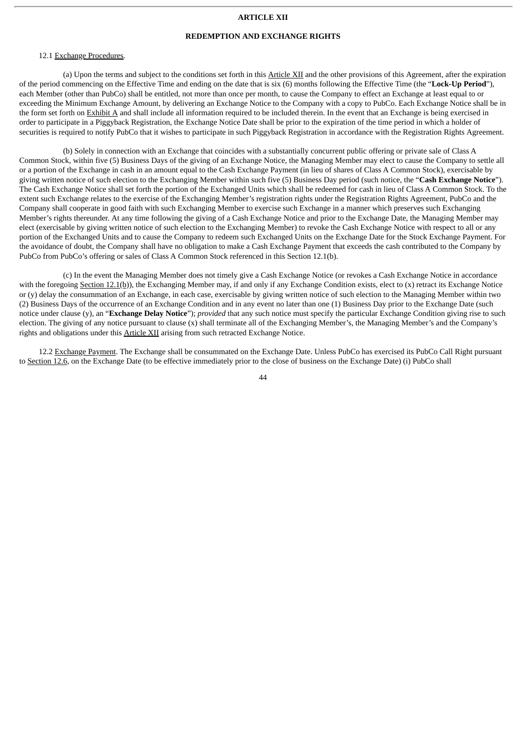# ARTICLE XII

## REDEMPTION AND EXCHANGE RIGHTS

12.1 Exchange Procedures.

(a) Upon the terms and subject to the conditions set forth in this Article XII and the other provisions of this Agreement, after the expiration of the period commencing on the Effective Time and ending on the date that is six (6) months following the Effective Time (the "**Lock-Up Period**"), each Member (other than PubCo) shall be entitled, not more than once per month, to cause the Company to effect an Exchange at least equal to or exceeding the Minimum Exchange Amount, by delivering an Exchange Notice to the Company with a copy to PubCo. Each Exchange Notice shall be in the form set forth on Exhibit A and shall include all information required to be included therein. In the event that an Exchange is being exercised in order to participate in a Piggyback Registration, the Exchange Notice Date shall be prior to the expiration of the time period in which a holder of securities is required to notify PubCo that it wishes to participate in such Piggyback Registration in accordance with the Registration Rights Agreement.

(b) Solely in connection with an Exchange that coincides with a substantially concurrent public offering or private sale of Class A Common Stock, within five (5) Business Days of the giving of an Exchange Notice, the Managing Member may elect to cause the Company to settle all or a portion of the Exchange in cash in an amount equal to the Cash Exchange Payment (in lieu of shares of Class A Common Stock), exercisable by giving written notice of such election to the Exchanging Member within such five (5) Business Day period (such notice, the "**Cash Exchange Notice**"). The Cash Exchange Notice shall set forth the portion of the Exchanged Units which shall be redeemed for cash in lieu of Class A Common Stock. To the extent such Exchange relates to the exercise of the Exchanging Member's registration rights under the Registration Rights Agreement, PubCo and the Company shall cooperate in good faith with such Exchanging Member to exercise such Exchange in a manner which preserves such Exchanging Member's rights thereunder. At any time following the giving of a Cash Exchange Notice and prior to the Exchange Date, the Managing Member may elect (exercisable by giving written notice of such election to the Exchanging Member) to revoke the Cash Exchange Notice with respect to all or any portion of the Exchanged Units and to cause the Company to redeem such Exchanged Units on the Exchange Date for the Stock Exchange Payment. For the avoidance of doubt, the Company shall have no obligation to make a Cash Exchange Payment that exceeds the cash contributed to the Company by PubCo from PubCo's offering or sales of Class A Common Stock referenced in this Section 12.1(b).

(c) In the event the Managing Member does not timely give a Cash Exchange Notice (or revokes a Cash Exchange Notice in accordance with the foregoing Section 12.1(b)), the Exchanging Member may, if and only if any Exchange Condition exists, elect to (x) retract its Exchange Notice or (y) delay the consummation of an Exchange, in each case, exercisable by giving written notice of such election to the Managing Member within two (2) Business Days of the occurrence of an Exchange Condition and in any event no later than one (1) Business Day prior to the Exchange Date (such notice under clause (y), an "**Exchange Delay Notice**"); *provided* that any such notice must specify the particular Exchange Condition giving rise to such election. The giving of any notice pursuant to clause (x) shall terminate all of the Exchanging Member's, the Managing Member's and the Company's rights and obligations under this Article XII arising from such retracted Exchange Notice.

12.2 Exchange Payment. The Exchange shall be consummated on the Exchange Date. Unless PubCo has exercised its PubCo Call Right pursuant to Section 12.6, on the Exchange Date (to be effective immediately prior to the close of business on the Exchange Date) (i) PubCo shall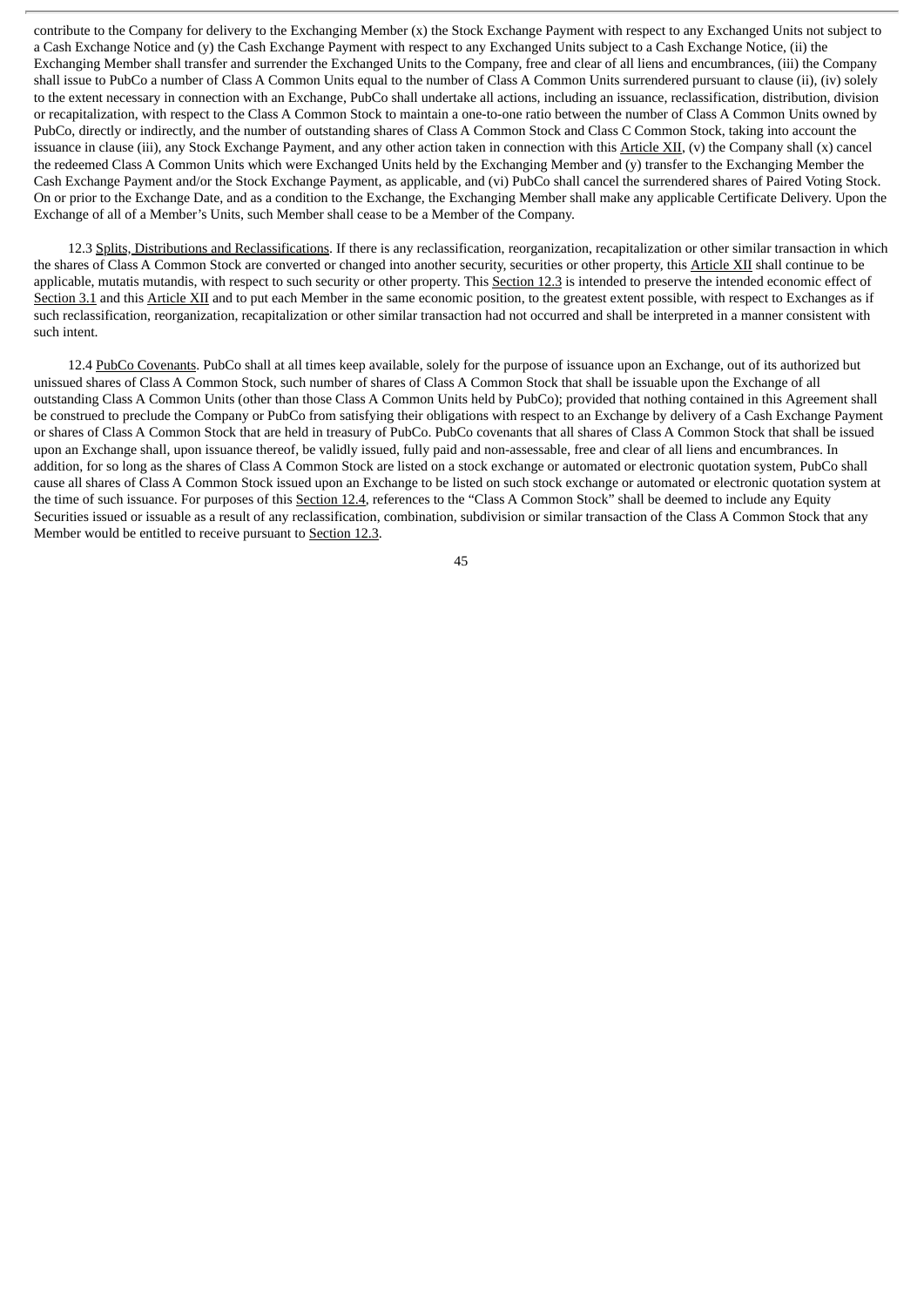contribute to the Company for delivery to the Exchanging Member (x) the Stock Exchange Payment with respect to any Exchanged Units not subject to a Cash Exchange Notice and (y) the Cash Exchange Payment with respect to any Exchanged Units subject to a Cash Exchange Notice, (ii) the Exchanging Member shall transfer and surrender the Exchanged Units to the Company, free and clear of all liens and encumbrances, (iii) the Company shall issue to PubCo a number of Class A Common Units equal to the number of Class A Common Units surrendered pursuant to clause (ii), (iv) solely to the extent necessary in connection with an Exchange, PubCo shall undertake all actions, including an issuance, reclassification, distribution, division or recapitalization, with respect to the Class A Common Stock to maintain a one-to-one ratio between the number of Class A Common Units owned by PubCo, directly or indirectly, and the number of outstanding shares of Class A Common Stock and Class C Common Stock, taking into account the issuance in clause (iii), any Stock Exchange Payment, and any other action taken in connection with this Article XII, (v) the Company shall (x) cancel the redeemed Class A Common Units which were Exchanged Units held by the Exchanging Member and (y) transfer to the Exchanging Member the Cash Exchange Payment and/or the Stock Exchange Payment, as applicable, and (vi) PubCo shall cancel the surrendered shares of Paired Voting Stock. On or prior to the Exchange Date, and as a condition to the Exchange, the Exchanging Member shall make any applicable Certificate Delivery. Upon the Exchange of all of a Member's Units, such Member shall cease to be a Member of the Company.

12.3 Splits, Distributions and Reclassifications. If there is any reclassification, reorganization, recapitalization or other similar transaction in which the shares of Class A Common Stock are converted or changed into another security, securities or other property, this Article XII shall continue to be applicable, mutatis mutandis, with respect to such security or other property. This Section 12.3 is intended to preserve the intended economic effect of Section 3.1 and this Article XII and to put each Member in the same economic position, to the greatest extent possible, with respect to Exchanges as if such reclassification, reorganization, recapitalization or other similar transaction had not occurred and shall be interpreted in a manner consistent with such intent.

12.4 PubCo Covenants. PubCo shall at all times keep available, solely for the purpose of issuance upon an Exchange, out of its authorized but unissued shares of Class A Common Stock, such number of shares of Class A Common Stock that shall be issuable upon the Exchange of all outstanding Class A Common Units (other than those Class A Common Units held by PubCo); provided that nothing contained in this Agreement shall be construed to preclude the Company or PubCo from satisfying their obligations with respect to an Exchange by delivery of a Cash Exchange Payment or shares of Class A Common Stock that are held in treasury of PubCo. PubCo covenants that all shares of Class A Common Stock that shall be issued upon an Exchange shall, upon issuance thereof, be validly issued, fully paid and non-assessable, free and clear of all liens and encumbrances. In addition, for so long as the shares of Class A Common Stock are listed on a stock exchange or automated or electronic quotation system, PubCo shall cause all shares of Class A Common Stock issued upon an Exchange to be listed on such stock exchange or automated or electronic quotation system at the time of such issuance. For purposes of this Section 12.4, references to the "Class A Common Stock" shall be deemed to include any Equity Securities issued or issuable as a result of any reclassification, combination, subdivision or similar transaction of the Class A Common Stock that any Member would be entitled to receive pursuant to Section 12.3.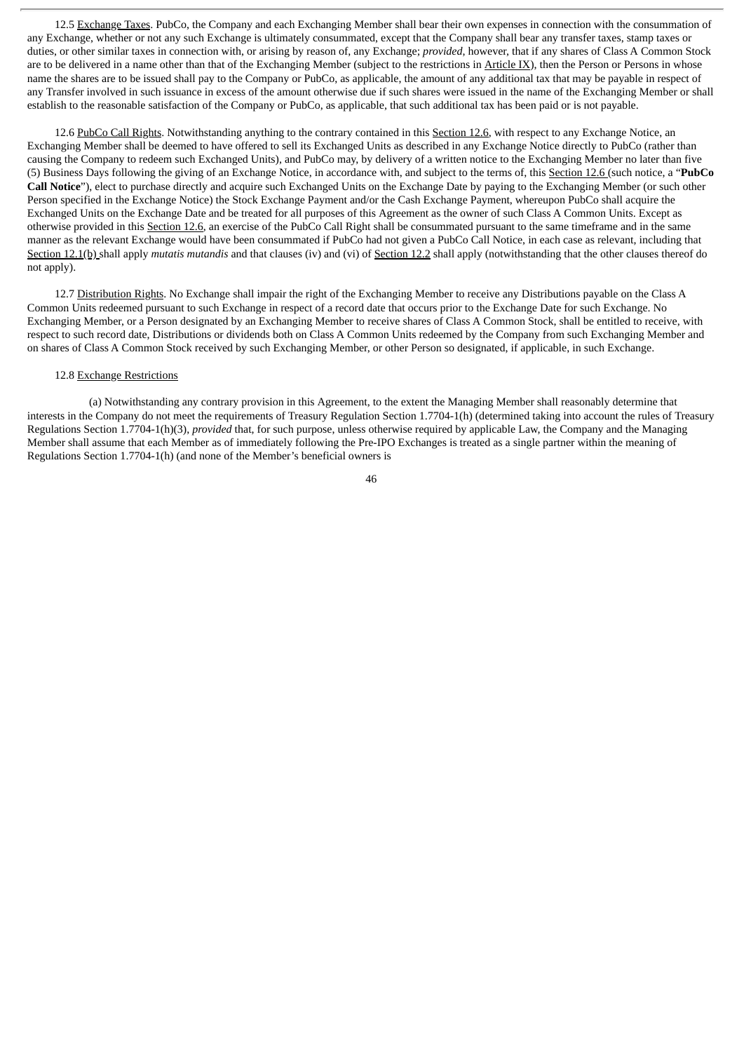12.5 Exchange Taxes. PubCo, the Company and each Exchanging Member shall bear their own expenses in connection with the consummation of any Exchange, whether or not any such Exchange is ultimately consummated, except that the Company shall bear any transfer taxes, stamp taxes or duties, or other similar taxes in connection with, or arising by reason of, any Exchange; *provided*, however, that if any shares of Class A Common Stock are to be delivered in a name other than that of the Exchanging Member (subject to the restrictions in Article IX), then the Person or Persons in whose name the shares are to be issued shall pay to the Company or PubCo, as applicable, the amount of any additional tax that may be payable in respect of any Transfer involved in such issuance in excess of the amount otherwise due if such shares were issued in the name of the Exchanging Member or shall establish to the reasonable satisfaction of the Company or PubCo, as applicable, that such additional tax has been paid or is not payable.

12.6 PubCo Call Rights. Notwithstanding anything to the contrary contained in this Section 12.6, with respect to any Exchange Notice, an Exchanging Member shall be deemed to have offered to sell its Exchanged Units as described in any Exchange Notice directly to PubCo (rather than causing the Company to redeem such Exchanged Units), and PubCo may, by delivery of a written notice to the Exchanging Member no later than five (5) Business Days following the giving of an Exchange Notice, in accordance with, and subject to the terms of, this Section 12.6 (such notice, a "**PubCo Call Notice**"), elect to purchase directly and acquire such Exchanged Units on the Exchange Date by paying to the Exchanging Member (or such other Person specified in the Exchange Notice) the Stock Exchange Payment and/or the Cash Exchange Payment, whereupon PubCo shall acquire the Exchanged Units on the Exchange Date and be treated for all purposes of this Agreement as the owner of such Class A Common Units. Except as otherwise provided in this Section 12.6, an exercise of the PubCo Call Right shall be consummated pursuant to the same timeframe and in the same manner as the relevant Exchange would have been consummated if PubCo had not given a PubCo Call Notice, in each case as relevant, including that Section 12.1(b) shall apply *mutatis mutandis* and that clauses (iv) and (vi) of Section 12.2 shall apply (notwithstanding that the other clauses thereof do not apply).

12.7 Distribution Rights. No Exchange shall impair the right of the Exchanging Member to receive any Distributions payable on the Class A Common Units redeemed pursuant to such Exchange in respect of a record date that occurs prior to the Exchange Date for such Exchange. No Exchanging Member, or a Person designated by an Exchanging Member to receive shares of Class A Common Stock, shall be entitled to receive, with respect to such record date, Distributions or dividends both on Class A Common Units redeemed by the Company from such Exchanging Member and on shares of Class A Common Stock received by such Exchanging Member, or other Person so designated, if applicable, in such Exchange.

12.8 Exchange Restrictions

(a) Notwithstanding any contrary provision in this Agreement, to the extent the Managing Member shall reasonably determine that interests in the Company do not meet the requirements of Treasury Regulation Section 1.7704-1(h) (determined taking into account the rules of Treasury Regulations Section 1.7704-1(h)(3), *provided* that, for such purpose, unless otherwise required by applicable Law, the Company and the Managing Member shall assume that each Member as of immediately following the Pre-IPO Exchanges is treated as a single partner within the meaning of Regulations Section 1.7704-1(h) (and none of the Member's beneficial owners is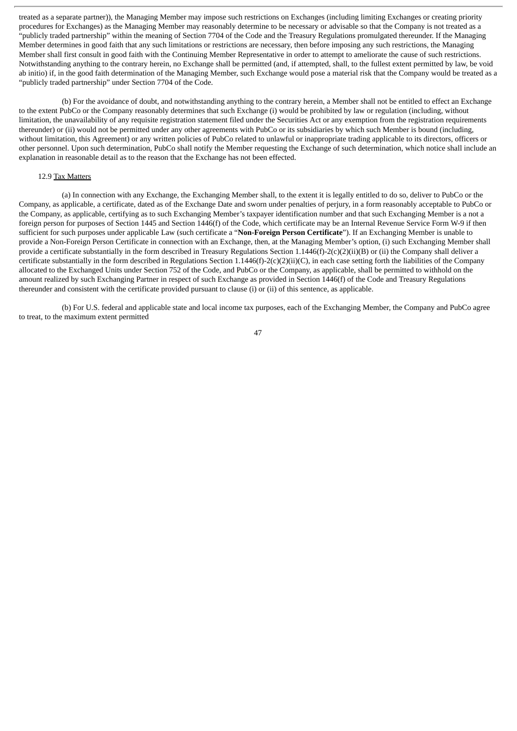treated as a separate partner)), the Managing Member may impose such restrictions on Exchanges (including limiting Exchanges or creating priority procedures for Exchanges) as the Managing Member may reasonably determine to be necessary or advisable so that the Company is not treated as a "publicly traded partnership" within the meaning of Section 7704 of the Code and the Treasury Regulations promulgated thereunder. If the Managing Member determines in good faith that any such limitations or restrictions are necessary, then before imposing any such restrictions, the Managing Member shall first consult in good faith with the Continuing Member Representative in order to attempt to ameliorate the cause of such restrictions. Notwithstanding anything to the contrary herein, no Exchange shall be permitted (and, if attempted, shall, to the fullest extent permitted by law, be void ab initio) if, in the good faith determination of the Managing Member, such Exchange would pose a material risk that the Company would be treated as a "publicly traded partnership" under Section 7704 of the Code.

(b) For the avoidance of doubt, and notwithstanding anything to the contrary herein, a Member shall not be entitled to effect an Exchange to the extent PubCo or the Company reasonably determines that such Exchange (i) would be prohibited by law or regulation (including, without limitation, the unavailability of any requisite registration statement filed under the Securities Act or any exemption from the registration requirements thereunder) or (ii) would not be permitted under any other agreements with PubCo or its subsidiaries by which such Member is bound (including, without limitation, this Agreement) or any written policies of PubCo related to unlawful or inappropriate trading applicable to its directors, officers or other personnel. Upon such determination, PubCo shall notify the Member requesting the Exchange of such determination, which notice shall include an explanation in reasonable detail as to the reason that the Exchange has not been effected.

12.9 Tax Matters

(a) In connection with any Exchange, the Exchanging Member shall, to the extent it is legally entitled to do so, deliver to PubCo or the Company, as applicable, a certificate, dated as of the Exchange Date and sworn under penalties of perjury, in a form reasonably acceptable to PubCo or the Company, as applicable, certifying as to such Exchanging Member's taxpayer identification number and that such Exchanging Member is a not a foreign person for purposes of Section 1445 and Section 1446(f) of the Code, which certificate may be an Internal Revenue Service Form W-9 if then sufficient for such purposes under applicable Law (such certificate a "**Non-Foreign Person Certificate**"). If an Exchanging Member is unable to provide a Non-Foreign Person Certificate in connection with an Exchange, then, at the Managing Member's option, (i) such Exchanging Member shall provide a certificate substantially in the form described in Treasury Regulations Section 1.1446(f)-2(c)(2)(ii)(B) or (ii) the Company shall deliver a certificate substantially in the form described in Regulations Section 1.1446(f)-2(c)(2)(ii)(C), in each case setting forth the liabilities of the Company allocated to the Exchanged Units under Section 752 of the Code, and PubCo or the Company, as applicable, shall be permitted to withhold on the amount realized by such Exchanging Partner in respect of such Exchange as provided in Section 1446(f) of the Code and Treasury Regulations thereunder and consistent with the certificate provided pursuant to clause (i) or (ii) of this sentence, as applicable.

(b) For U.S. federal and applicable state and local income tax purposes, each of the Exchanging Member, the Company and PubCo agree to treat, to the maximum extent permitted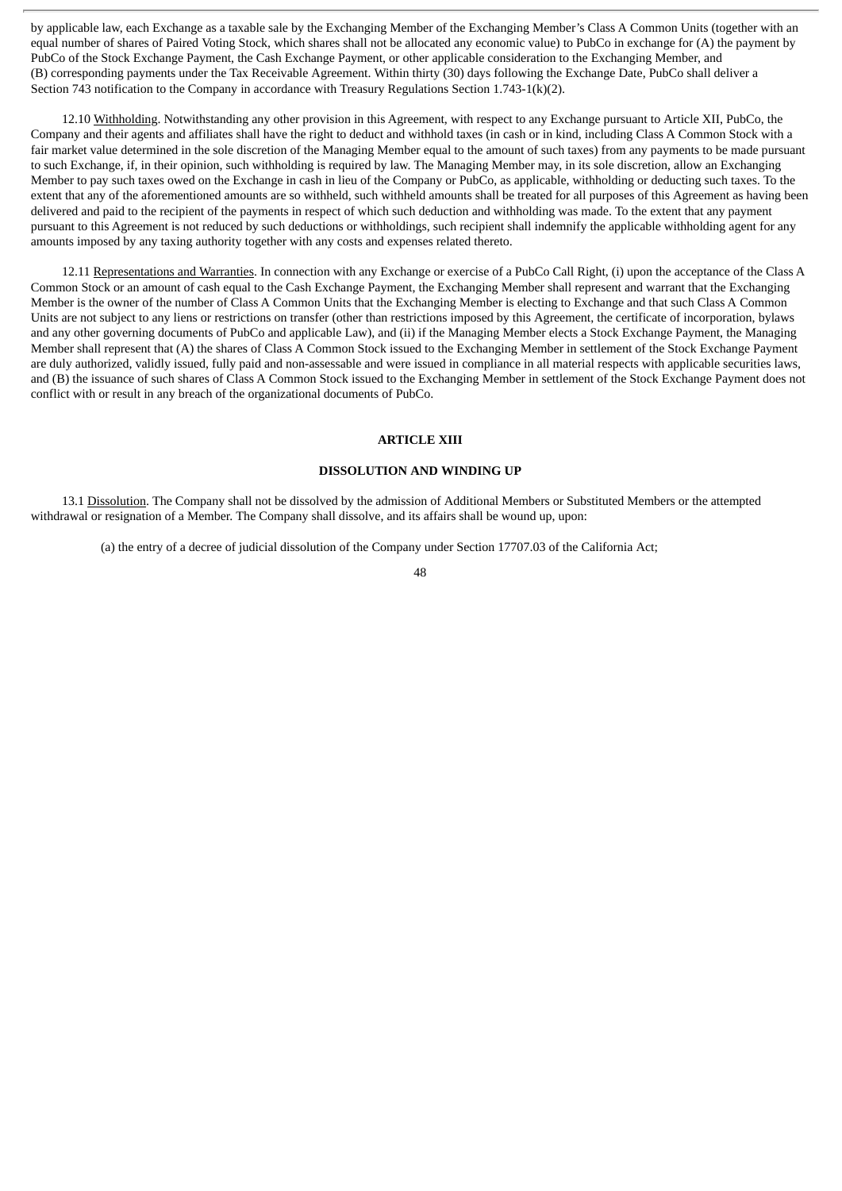by applicable law, each Exchange as a taxable sale by the Exchanging Member of the Exchanging Member's Class A Common Units (together with an equal number of shares of Paired Voting Stock, which shares shall not be allocated any economic value) to PubCo in exchange for (A) the payment by PubCo of the Stock Exchange Payment, the Cash Exchange Payment, or other applicable consideration to the Exchanging Member, and (B) corresponding payments under the Tax Receivable Agreement. Within thirty (30) days following the Exchange Date, PubCo shall deliver a Section 743 notification to the Company in accordance with Treasury Regulations Section 1.743-1(k)(2).

12.10 Withholding. Notwithstanding any other provision in this Agreement, with respect to any Exchange pursuant to Article XII, PubCo, the Company and their agents and affiliates shall have the right to deduct and withhold taxes (in cash or in kind, including Class A Common Stock with a fair market value determined in the sole discretion of the Managing Member equal to the amount of such taxes) from any payments to be made pursuant to such Exchange, if, in their opinion, such withholding is required by law. The Managing Member may, in its sole discretion, allow an Exchanging Member to pay such taxes owed on the Exchange in cash in lieu of the Company or PubCo, as applicable, withholding or deducting such taxes. To the extent that any of the aforementioned amounts are so withheld, such withheld amounts shall be treated for all purposes of this Agreement as having been delivered and paid to the recipient of the payments in respect of which such deduction and withholding was made. To the extent that any payment pursuant to this Agreement is not reduced by such deductions or withholdings, such recipient shall indemnify the applicable withholding agent for any amounts imposed by any taxing authority together with any costs and expenses related thereto.

12.11 Representations and Warranties. In connection with any Exchange or exercise of a PubCo Call Right, (i) upon the acceptance of the Class A Common Stock or an amount of cash equal to the Cash Exchange Payment, the Exchanging Member shall represent and warrant that the Exchanging Member is the owner of the number of Class A Common Units that the Exchanging Member is electing to Exchange and that such Class A Common Units are not subject to any liens or restrictions on transfer (other than restrictions imposed by this Agreement, the certificate of incorporation, bylaws and any other governing documents of PubCo and applicable Law), and (ii) if the Managing Member elects a Stock Exchange Payment, the Managing Member shall represent that (A) the shares of Class A Common Stock issued to the Exchanging Member in settlement of the Stock Exchange Payment are duly authorized, validly issued, fully paid and non-assessable and were issued in compliance in all material respects with applicable securities laws, and (B) the issuance of such shares of Class A Common Stock issued to the Exchanging Member in settlement of the Stock Exchange Payment does not conflict with or result in any breach of the organizational documents of PubCo.

## ARTICLE XIII

## DISSOLUTION AND WINDING UP

13.1 Dissolution. The Company shall not be dissolved by the admission of Additional Members or Substituted Members or the attempted withdrawal or resignation of a Member. The Company shall dissolve, and its affairs shall be wound up, upon:

(a) the entry of a decree of judicial dissolution of the Company under Section 17707.03 of the California Act;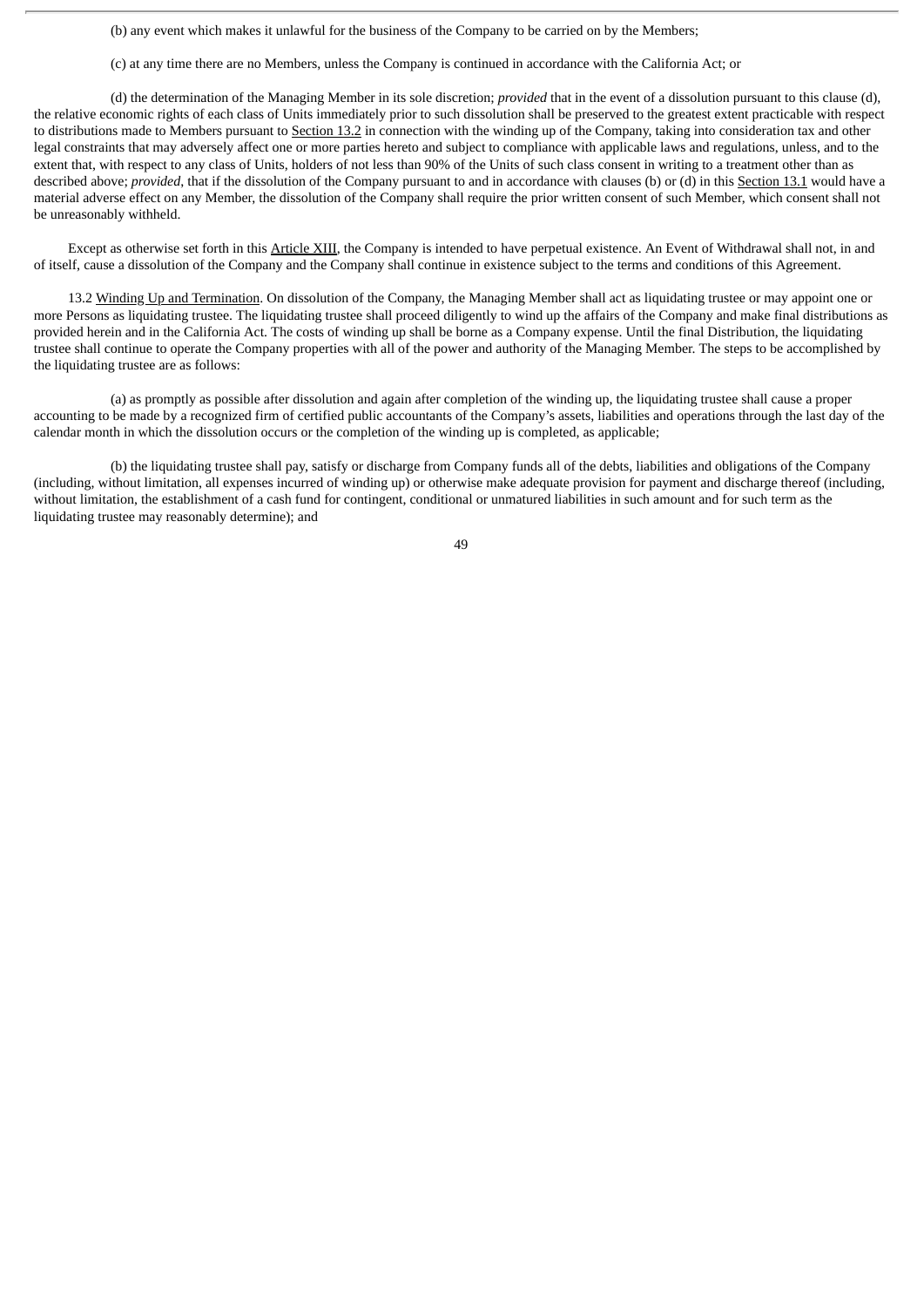(b) any event which makes it unlawful for the business of the Company to be carried on by the Members;

(c) at any time there are no Members, unless the Company is continued in accordance with the California Act; or

(d) the determination of the Managing Member in its sole discretion; *provided* that in the event of a dissolution pursuant to this clause (d), the relative economic rights of each class of Units immediately prior to such dissolution shall be preserved to the greatest extent practicable with respect to distributions made to Members pursuant to Section 13.2 in connection with the winding up of the Company, taking into consideration tax and other legal constraints that may adversely affect one or more parties hereto and subject to compliance with applicable laws and regulations, unless, and to the extent that, with respect to any class of Units, holders of not less than 90% of the Units of such class consent in writing to a treatment other than as described above; *provided*, that if the dissolution of the Company pursuant to and in accordance with clauses (b) or (d) in this Section 13.1 would have a material adverse effect on any Member, the dissolution of the Company shall require the prior written consent of such Member, which consent shall not be unreasonably withheld.

Except as otherwise set forth in this Article XIII, the Company is intended to have perpetual existence. An Event of Withdrawal shall not, in and of itself, cause a dissolution of the Company and the Company shall continue in existence subject to the terms and conditions of this Agreement.

13.2 Winding Up and Termination. On dissolution of the Company, the Managing Member shall act as liquidating trustee or may appoint one or more Persons as liquidating trustee. The liquidating trustee shall proceed diligently to wind up the affairs of the Company and make final distributions as provided herein and in the California Act. The costs of winding up shall be borne as a Company expense. Until the final Distribution, the liquidating trustee shall continue to operate the Company properties with all of the power and authority of the Managing Member. The steps to be accomplished by the liquidating trustee are as follows:

(a) as promptly as possible after dissolution and again after completion of the winding up, the liquidating trustee shall cause a proper accounting to be made by a recognized firm of certified public accountants of the Company's assets, liabilities and operations through the last day of the calendar month in which the dissolution occurs or the completion of the winding up is completed, as applicable;

(b) the liquidating trustee shall pay, satisfy or discharge from Company funds all of the debts, liabilities and obligations of the Company (including, without limitation, all expenses incurred of winding up) or otherwise make adequate provision for payment and discharge thereof (including, without limitation, the establishment of a cash fund for contingent, conditional or unmatured liabilities in such amount and for such term as the liquidating trustee may reasonably determine); and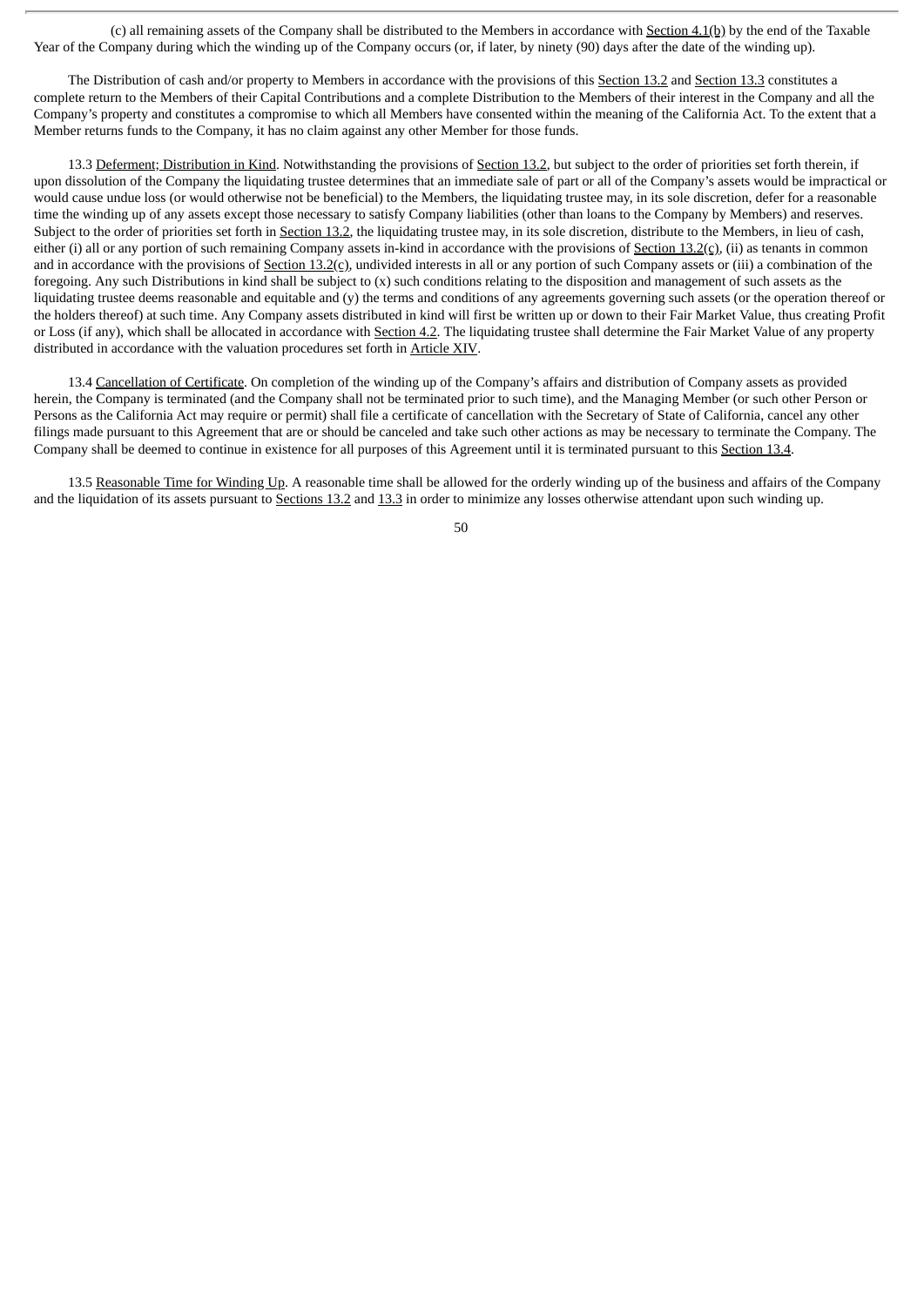(c) all remaining assets of the Company shall be distributed to the Members in accordance with Section 4.1(b) by the end of the Taxable Year of the Company during which the winding up of the Company occurs (or, if later, by ninety (90) days after the date of the winding up).

The Distribution of cash and/or property to Members in accordance with the provisions of this Section 13.2 and Section 13.3 constitutes a complete return to the Members of their Capital Contributions and a complete Distribution to the Members of their interest in the Company and all the Company's property and constitutes a compromise to which all Members have consented within the meaning of the California Act. To the extent that a Member returns funds to the Company, it has no claim against any other Member for those funds.

13.3 Deferment; Distribution in Kind. Notwithstanding the provisions of Section 13.2, but subject to the order of priorities set forth therein, if upon dissolution of the Company the liquidating trustee determines that an immediate sale of part or all of the Company's assets would be impractical or would cause undue loss (or would otherwise not be beneficial) to the Members, the liquidating trustee may, in its sole discretion, defer for a reasonable time the winding up of any assets except those necessary to satisfy Company liabilities (other than loans to the Company by Members) and reserves. Subject to the order of priorities set forth in Section 13.2, the liquidating trustee may, in its sole discretion, distribute to the Members, in lieu of cash, either (i) all or any portion of such remaining Company assets in-kind in accordance with the provisions of Section 13.2(c), (ii) as tenants in common and in accordance with the provisions of Section 13.2(c), undivided interests in all or any portion of such Company assets or (iii) a combination of the foregoing. Any such Distributions in kind shall be subject to (x) such conditions relating to the disposition and management of such assets as the liquidating trustee deems reasonable and equitable and (y) the terms and conditions of any agreements governing such assets (or the operation thereof or the holders thereof) at such time. Any Company assets distributed in kind will first be written up or down to their Fair Market Value, thus creating Profit or Loss (if any), which shall be allocated in accordance with Section 4.2. The liquidating trustee shall determine the Fair Market Value of any property distributed in accordance with the valuation procedures set forth in Article XIV.

13.4 Cancellation of Certificate. On completion of the winding up of the Company's affairs and distribution of Company assets as provided herein, the Company is terminated (and the Company shall not be terminated prior to such time), and the Managing Member (or such other Person or Persons as the California Act may require or permit) shall file a certificate of cancellation with the Secretary of State of California, cancel any other filings made pursuant to this Agreement that are or should be canceled and take such other actions as may be necessary to terminate the Company. The Company shall be deemed to continue in existence for all purposes of this Agreement until it is terminated pursuant to this Section 13.4.

13.5 Reasonable Time for Winding Up. A reasonable time shall be allowed for the orderly winding up of the business and affairs of the Company and the liquidation of its assets pursuant to Sections 13.2 and 13.3 in order to minimize any losses otherwise attendant upon such winding up.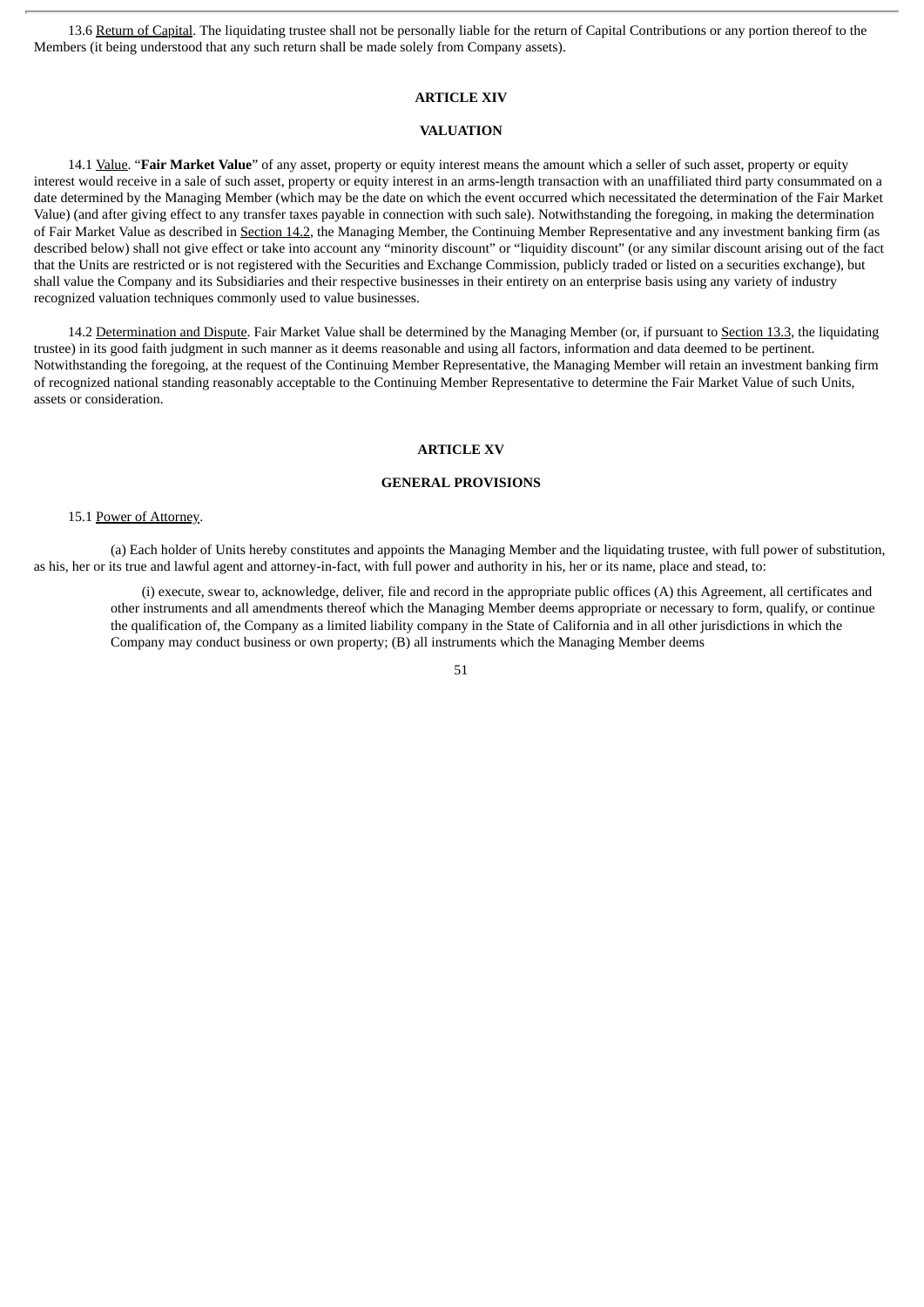13.6 Return of Capital. The liquidating trustee shall not be personally liable for the return of Capital Contributions or any portion thereof to the Members (it being understood that any such return shall be made solely from Company assets).

## ARTICLE XIV

## VALUATION

14.1 Value. "**Fair Market Value**" of any asset, property or equity interest means the amount which a seller of such asset, property or equity interest would receive in a sale of such asset, property or equity interest in an arms-length transaction with an unaffiliated third party consummated on a date determined by the Managing Member (which may be the date on which the event occurred which necessitated the determination of the Fair Market Value) (and after giving effect to any transfer taxes payable in connection with such sale). Notwithstanding the foregoing, in making the determination of Fair Market Value as described in Section 14.2, the Managing Member, the Continuing Member Representative and any investment banking firm (as described below) shall not give effect or take into account any "minority discount" or "liquidity discount" (or any similar discount arising out of the fact that the Units are restricted or is not registered with the Securities and Exchange Commission, publicly traded or listed on a securities exchange), but shall value the Company and its Subsidiaries and their respective businesses in their entirety on an enterprise basis using any variety of industry recognized valuation techniques commonly used to value businesses.

14.2 Determination and Dispute. Fair Market Value shall be determined by the Managing Member (or, if pursuant to Section 13.3, the liquidating trustee) in its good faith judgment in such manner as it deems reasonable and using all factors, information and data deemed to be pertinent. Notwithstanding the foregoing, at the request of the Continuing Member Representative, the Managing Member will retain an investment banking firm of recognized national standing reasonably acceptable to the Continuing Member Representative to determine the Fair Market Value of such Units, assets or consideration.

## ARTICLE XV

## GENERAL PROVISIONS

15.1 Power of Attorney.

(a) Each holder of Units hereby constitutes and appoints the Managing Member and the liquidating trustee, with full power of substitution, as his, her or its true and lawful agent and attorney-in-fact, with full power and authority in his, her or its name, place and stead, to:

(i) execute, swear to, acknowledge, deliver, file and record in the appropriate public offices (A) this Agreement, all certificates and other instruments and all amendments thereof which the Managing Member deems appropriate or necessary to form, qualify, or continue the qualification of, the Company as a limited liability company in the State of California and in all other jurisdictions in which the Company may conduct business or own property; (B) all instruments which the Managing Member deems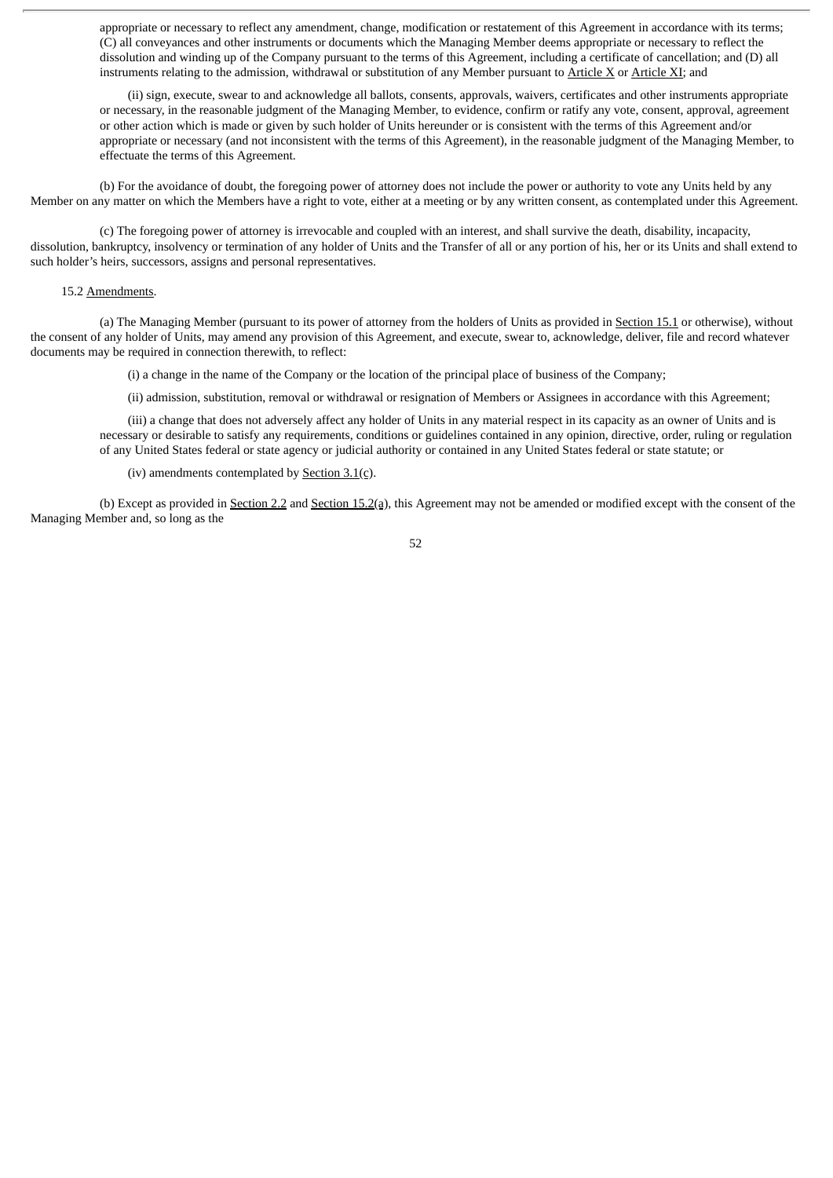appropriate or necessary to reflect any amendment, change, modification or restatement of this Agreement in accordance with its terms; (C) all conveyances and other instruments or documents which the Managing Member deems appropriate or necessary to reflect the dissolution and winding up of the Company pursuant to the terms of this Agreement, including a certificate of cancellation; and (D) all instruments relating to the admission, withdrawal or substitution of any Member pursuant to Article X or Article XI; and

(ii) sign, execute, swear to and acknowledge all ballots, consents, approvals, waivers, certificates and other instruments appropriate or necessary, in the reasonable judgment of the Managing Member, to evidence, confirm or ratify any vote, consent, approval, agreement or other action which is made or given by such holder of Units hereunder or is consistent with the terms of this Agreement and/or appropriate or necessary (and not inconsistent with the terms of this Agreement), in the reasonable judgment of the Managing Member, to effectuate the terms of this Agreement.

(b) For the avoidance of doubt, the foregoing power of attorney does not include the power or authority to vote any Units held by any Member on any matter on which the Members have a right to vote, either at a meeting or by any written consent, as contemplated under this Agreement.

(c) The foregoing power of attorney is irrevocable and coupled with an interest, and shall survive the death, disability, incapacity, dissolution, bankruptcy, insolvency or termination of any holder of Units and the Transfer of all or any portion of his, her or its Units and shall extend to such holder's heirs, successors, assigns and personal representatives.

15.2 Amendments.

(a) The Managing Member (pursuant to its power of attorney from the holders of Units as provided in Section 15.1 or otherwise), without the consent of any holder of Units, may amend any provision of this Agreement, and execute, swear to, acknowledge, deliver, file and record whatever documents may be required in connection therewith, to reflect:

(i) a change in the name of the Company or the location of the principal place of business of the Company;

(ii) admission, substitution, removal or withdrawal or resignation of Members or Assignees in accordance with this Agreement;

(iii) a change that does not adversely affect any holder of Units in any material respect in its capacity as an owner of Units and is necessary or desirable to satisfy any requirements, conditions or guidelines contained in any opinion, directive, order, ruling or regulation of any United States federal or state agency or judicial authority or contained in any United States federal or state statute; or

(iv) amendments contemplated by Section 3.1(c).

(b) Except as provided in Section 2.2 and Section 15.2(a), this Agreement may not be amended or modified except with the consent of the Managing Member and, so long as the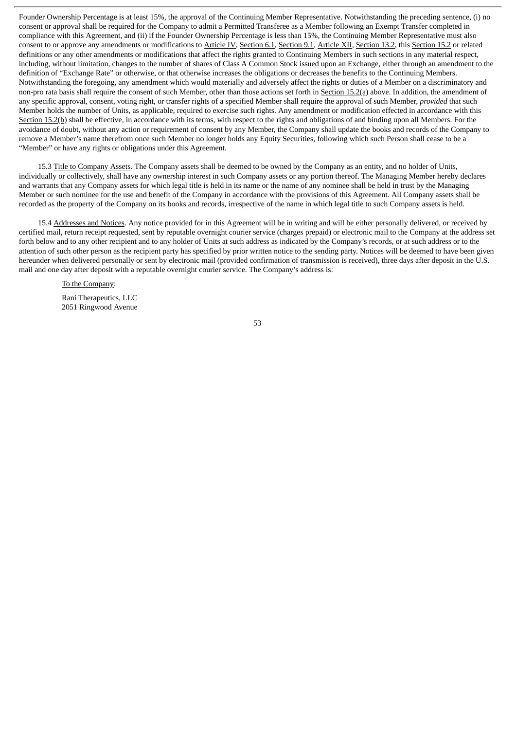Founder Ownership Percentage is at least 15%, the approval of the Continuing Member Representative. Notwithstanding the preceding sentence, (i) no consent or approval shall be required for the Company to admit a Permitted Transferee as a Member following an Exempt Transfer completed in compliance with this Agreement, and (ii) if the Founder Ownership Percentage is less than 15%, the Continuing Member Representative must also consent to or approve any amendments or modifications to Article IV, Section 6.1, Section 9.1, Article XII, Section 13.2, this Section 15.2 or related definitions or any other amendments or modifications that affect the rights granted to Continuing Members in such sections in any material respect, including, without limitation, changes to the number of shares of Class A Common Stock issued upon an Exchange, either through an amendment to the definition of "Exchange Rate" or otherwise, or that otherwise increases the obligations or decreases the benefits to the Continuing Members. Notwithstanding the foregoing, any amendment which would materially and adversely affect the rights or duties of a Member on a discriminatory and non-pro rata basis shall require the consent of such Member, other than those actions set forth in Section 15.2(a) above. In addition, the amendment of any specific approval, consent, voting right, or transfer rights of a specified Member shall require the approval of such Member, *provided* that such Member holds the number of Units, as applicable, required to exercise such rights. Any amendment or modification effected in accordance with this Section 15.2(b) shall be effective, in accordance with its terms, with respect to the rights and obligations of and binding upon all Members. For the avoidance of doubt, without any action or requirement of consent by any Member, the Company shall update the books and records of the Company to remove a Member's name therefrom once such Member no longer holds any Equity Securities, following which such Person shall cease to be a "Member" or have any rights or obligations under this Agreement.

15.3 Title to Company Assets. The Company assets shall be deemed to be owned by the Company as an entity, and no holder of Units, individually or collectively, shall have any ownership interest in such Company assets or any portion thereof. The Managing Member hereby declares and warrants that any Company assets for which legal title is held in its name or the name of any nominee shall be held in trust by the Managing Member or such nominee for the use and benefit of the Company in accordance with the provisions of this Agreement. All Company assets shall be recorded as the property of the Company on its books and records, irrespective of the name in which legal title to such Company assets is held.

15.4 Addresses and Notices. Any notice provided for in this Agreement will be in writing and will be either personally delivered, or received by certified mail, return receipt requested, sent by reputable overnight courier service (charges prepaid) or electronic mail to the Company at the address set forth below and to any other recipient and to any holder of Units at such address as indicated by the Company's records, or at such address or to the attention of such other person as the recipient party has specified by prior written notice to the sending party. Notices will be deemed to have been given hereunder when delivered personally or sent by electronic mail (provided confirmation of transmission is received), three days after deposit in the U.S. mail and one day after deposit with a reputable overnight courier service. The Company's address is:

To the Company:

Rani Therapeutics, LLC
2051 Ringwood Avenue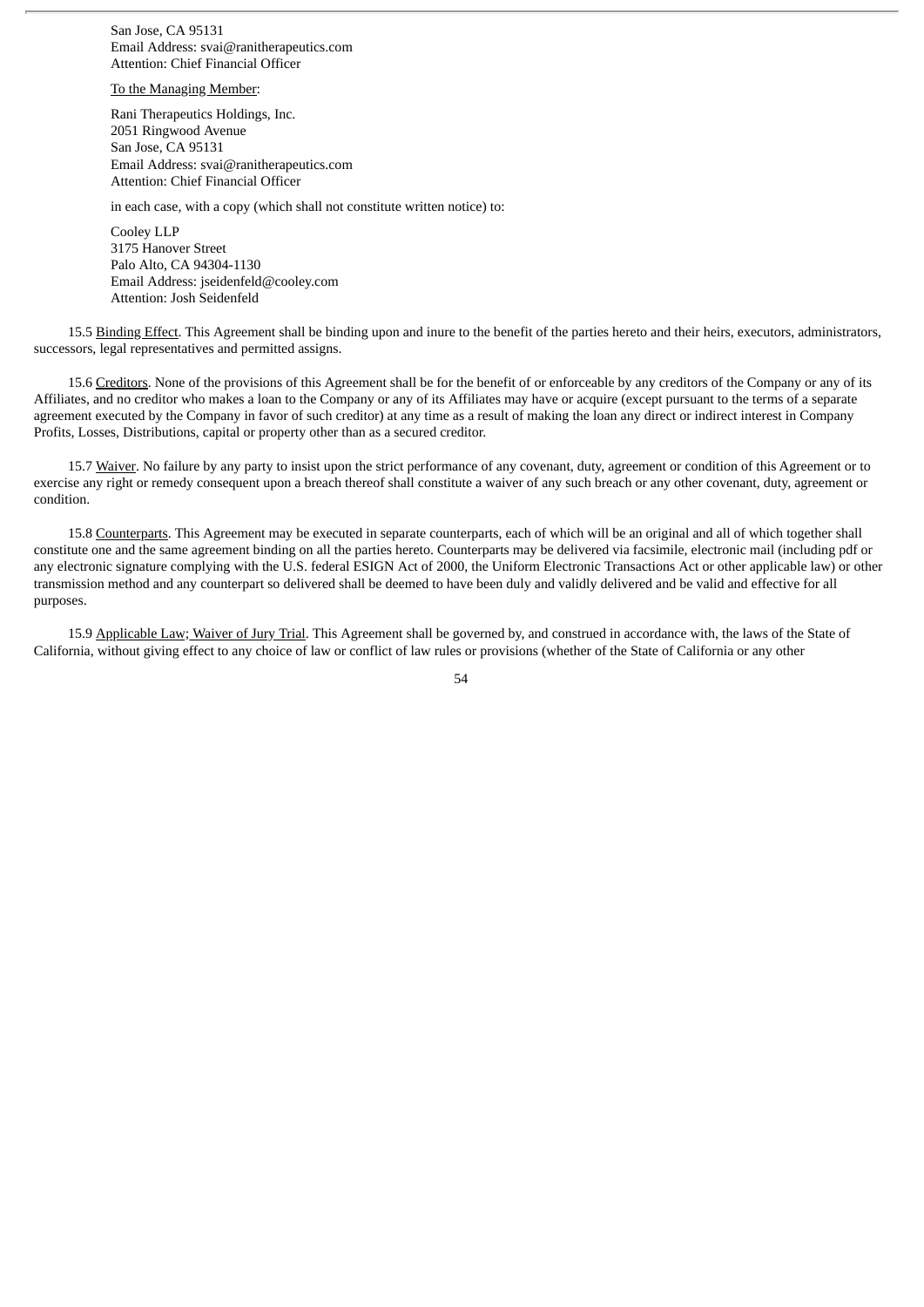San Jose, CA 95131
Email Address: svai@ranitherapeutics.com
Attention: Chief Financial Officer

To the Managing Member:

Rani Therapeutics Holdings, Inc.
2051 Ringwood Avenue
San Jose, CA 95131
Email Address: svai@ranitherapeutics.com
Attention: Chief Financial Officer

in each case, with a copy (which shall not constitute written notice) to:

Cooley LLP
3175 Hanover Street
Palo Alto, CA 94304-1130
Email Address: jseidenfeld@cooley.com
Attention: Josh Seidenfeld

15.5 Binding Effect. This Agreement shall be binding upon and inure to the benefit of the parties hereto and their heirs, executors, administrators, successors, legal representatives and permitted assigns.

15.6 Creditors. None of the provisions of this Agreement shall be for the benefit of or enforceable by any creditors of the Company or any of its Affiliates, and no creditor who makes a loan to the Company or any of its Affiliates may have or acquire (except pursuant to the terms of a separate agreement executed by the Company in favor of such creditor) at any time as a result of making the loan any direct or indirect interest in Company Profits, Losses, Distributions, capital or property other than as a secured creditor.

15.7 Waiver. No failure by any party to insist upon the strict performance of any covenant, duty, agreement or condition of this Agreement or to exercise any right or remedy consequent upon a breach thereof shall constitute a waiver of any such breach or any other covenant, duty, agreement or condition.

15.8 Counterparts. This Agreement may be executed in separate counterparts, each of which will be an original and all of which together shall constitute one and the same agreement binding on all the parties hereto. Counterparts may be delivered via facsimile, electronic mail (including pdf or any electronic signature complying with the U.S. federal ESIGN Act of 2000, the Uniform Electronic Transactions Act or other applicable law) or other transmission method and any counterpart so delivered shall be deemed to have been duly and validly delivered and be valid and effective for all purposes.

15.9 Applicable Law; Waiver of Jury Trial. This Agreement shall be governed by, and construed in accordance with, the laws of the State of California, without giving effect to any choice of law or conflict of law rules or provisions (whether of the State of California or any other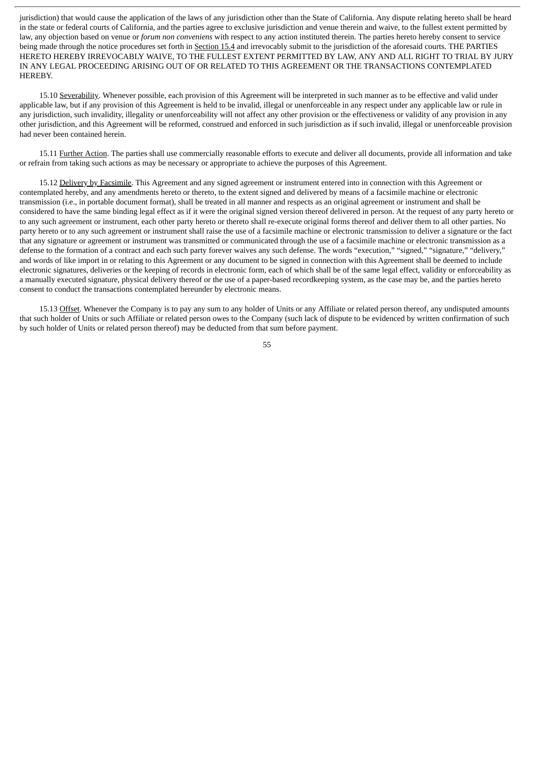jurisdiction) that would cause the application of the laws of any jurisdiction other than the State of California. Any dispute relating hereto shall be heard in the state or federal courts of California, and the parties agree to exclusive jurisdiction and venue therein and waive, to the fullest extent permitted by law, any objection based on venue or *forum non conveniens* with respect to any action instituted therein. The parties hereto hereby consent to service being made through the notice procedures set forth in Section 15.4 and irrevocably submit to the jurisdiction of the aforesaid courts. THE PARTIES HERETO HEREBY IRREVOCABLY WAIVE, TO THE FULLEST EXTENT PERMITTED BY LAW, ANY AND ALL RIGHT TO TRIAL BY JURY IN ANY LEGAL PROCEEDING ARISING OUT OF OR RELATED TO THIS AGREEMENT OR THE TRANSACTIONS CONTEMPLATED HEREBY.

15.10 Severability. Whenever possible, each provision of this Agreement will be interpreted in such manner as to be effective and valid under applicable law, but if any provision of this Agreement is held to be invalid, illegal or unenforceable in any respect under any applicable law or rule in any jurisdiction, such invalidity, illegality or unenforceability will not affect any other provision or the effectiveness or validity of any provision in any other jurisdiction, and this Agreement will be reformed, construed and enforced in such jurisdiction as if such invalid, illegal or unenforceable provision had never been contained herein.

15.11 Further Action. The parties shall use commercially reasonable efforts to execute and deliver all documents, provide all information and take or refrain from taking such actions as may be necessary or appropriate to achieve the purposes of this Agreement.

15.12 Delivery by Facsimile. This Agreement and any signed agreement or instrument entered into in connection with this Agreement or contemplated hereby, and any amendments hereto or thereto, to the extent signed and delivered by means of a facsimile machine or electronic transmission (i.e., in portable document format), shall be treated in all manner and respects as an original agreement or instrument and shall be considered to have the same binding legal effect as if it were the original signed version thereof delivered in person. At the request of any party hereto or to any such agreement or instrument, each other party hereto or thereto shall re-execute original forms thereof and deliver them to all other parties. No party hereto or to any such agreement or instrument shall raise the use of a facsimile machine or electronic transmission to deliver a signature or the fact that any signature or agreement or instrument was transmitted or communicated through the use of a facsimile machine or electronic transmission as a defense to the formation of a contract and each such party forever waives any such defense. The words "execution," "signed," "signature," "delivery," and words of like import in or relating to this Agreement or any document to be signed in connection with this Agreement shall be deemed to include electronic signatures, deliveries or the keeping of records in electronic form, each of which shall be of the same legal effect, validity or enforceability as a manually executed signature, physical delivery thereof or the use of a paper-based recordkeeping system, as the case may be, and the parties hereto consent to conduct the transactions contemplated hereunder by electronic means.

15.13 Offset. Whenever the Company is to pay any sum to any holder of Units or any Affiliate or related person thereof, any undisputed amounts that such holder of Units or such Affiliate or related person owes to the Company (such lack of dispute to be evidenced by written confirmation of such by such holder of Units or related person thereof) may be deducted from that sum before payment.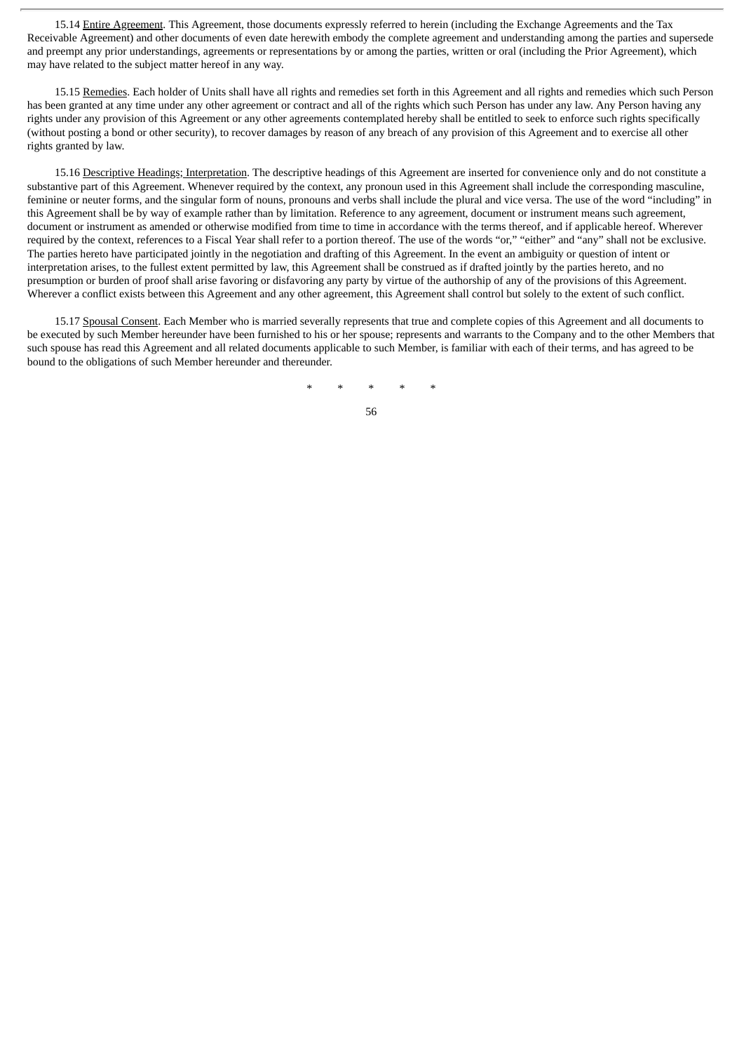15.14 Entire Agreement. This Agreement, those documents expressly referred to herein (including the Exchange Agreements and the Tax Receivable Agreement) and other documents of even date herewith embody the complete agreement and understanding among the parties and supersede and preempt any prior understandings, agreements or representations by or among the parties, written or oral (including the Prior Agreement), which may have related to the subject matter hereof in any way.

15.15 Remedies. Each holder of Units shall have all rights and remedies set forth in this Agreement and all rights and remedies which such Person has been granted at any time under any other agreement or contract and all of the rights which such Person has under any law. Any Person having any rights under any provision of this Agreement or any other agreements contemplated hereby shall be entitled to seek to enforce such rights specifically (without posting a bond or other security), to recover damages by reason of any breach of any provision of this Agreement and to exercise all other rights granted by law.

15.16 Descriptive Headings; Interpretation. The descriptive headings of this Agreement are inserted for convenience only and do not constitute a substantive part of this Agreement. Whenever required by the context, any pronoun used in this Agreement shall include the corresponding masculine, feminine or neuter forms, and the singular form of nouns, pronouns and verbs shall include the plural and vice versa. The use of the word "including" in this Agreement shall be by way of example rather than by limitation. Reference to any agreement, document or instrument means such agreement, document or instrument as amended or otherwise modified from time to time in accordance with the terms thereof, and if applicable hereof. Wherever required by the context, references to a Fiscal Year shall refer to a portion thereof. The use of the words "or," "either" and "any" shall not be exclusive. The parties hereto have participated jointly in the negotiation and drafting of this Agreement. In the event an ambiguity or question of intent or interpretation arises, to the fullest extent permitted by law, this Agreement shall be construed as if drafted jointly by the parties hereto, and no presumption or burden of proof shall arise favoring or disfavoring any party by virtue of the authorship of any of the provisions of this Agreement. Wherever a conflict exists between this Agreement and any other agreement, this Agreement shall control but solely to the extent of such conflict.

15.17 Spousal Consent. Each Member who is married severally represents that true and complete copies of this Agreement and all documents to be executed by such Member hereunder have been furnished to his or her spouse; represents and warrants to the Company and to the other Members that such spouse has read this Agreement and all related documents applicable to such Member, is familiar with each of their terms, and has agreed to be bound to the obligations of such Member hereunder and thereunder.

\* \* \* \* \*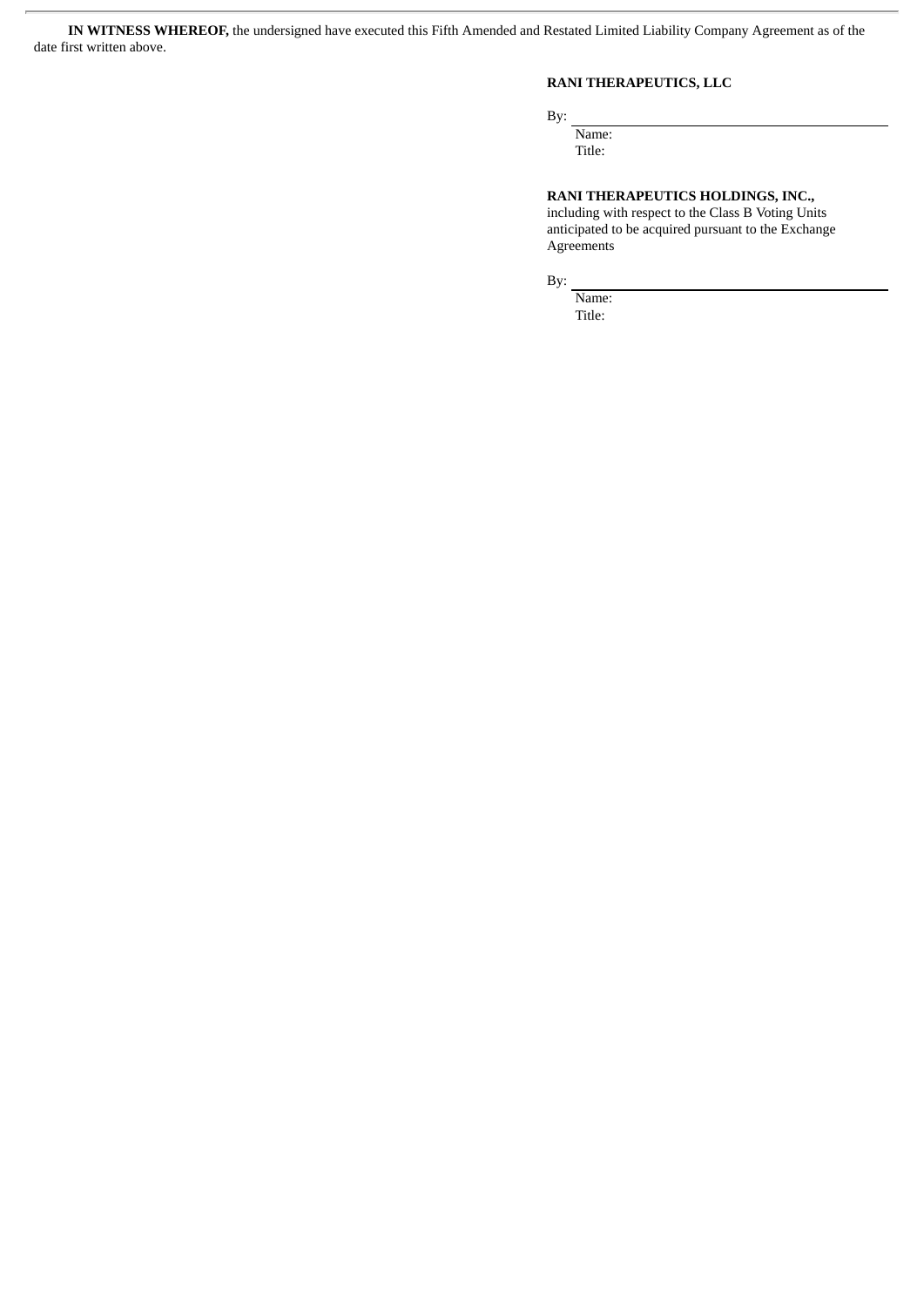**IN WITNESS WHEREOF,** the undersigned have executed this Fifth Amended and Restated Limited Liability Company Agreement as of the date first written above.

**RANI THERAPEUTICS, LLC**

By: \_\_\_\_\_\_\_\_\_\_\_\_\_\_\_\_\_\_\_\_\_\_\_\_\_\_\_\_\_\_
Name:
Title:

**RANI THERAPEUTICS HOLDINGS, INC.,**
including with respect to the Class B Voting Units anticipated to be acquired pursuant to the Exchange Agreements

By: \_\_\_\_\_\_\_\_\_\_\_\_\_\_\_\_\_\_\_\_\_\_\_\_\_\_\_\_\_\_
Name:
Title: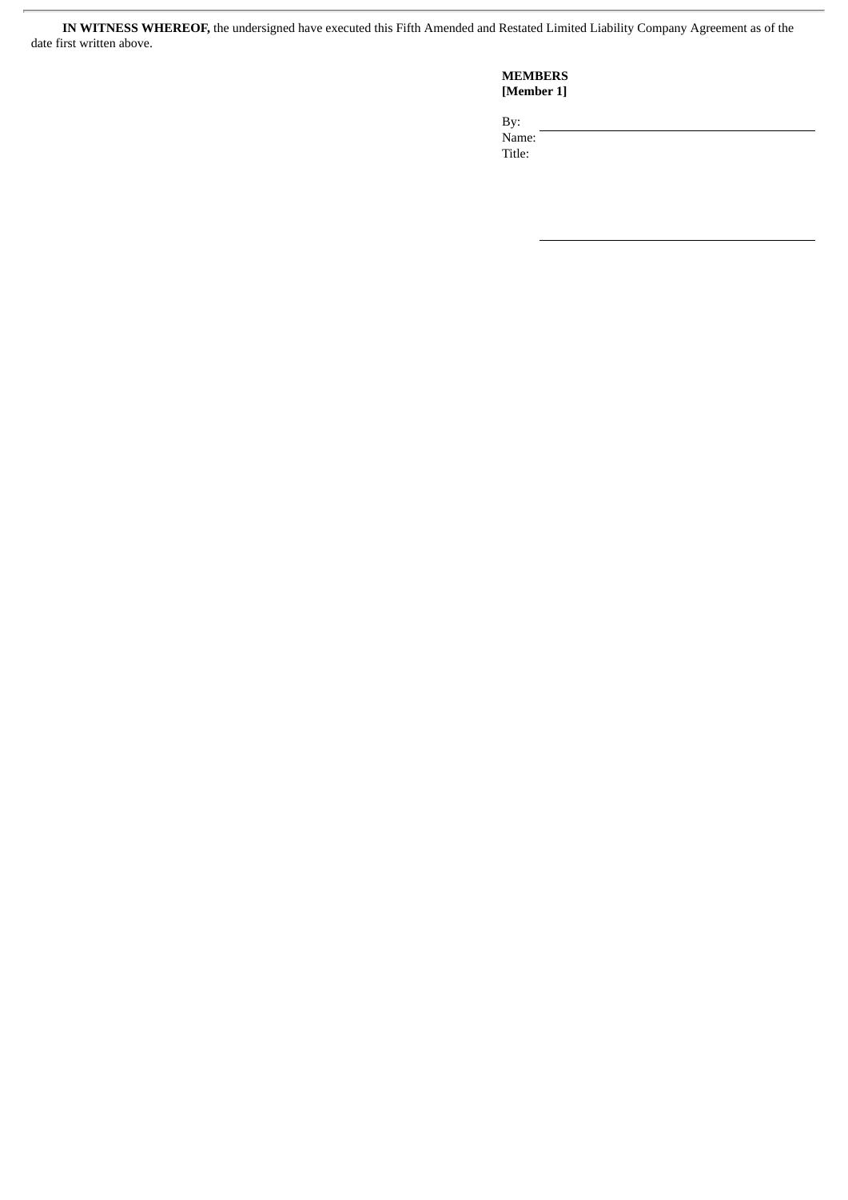**IN WITNESS WHEREOF,** the undersigned have executed this Fifth Amended and Restated Limited Liability Company Agreement as of the date first written above.

**MEMBERS**
**[Member 1]**

By: \_\_\_\_\_\_\_\_\_\_\_\_\_\_\_\_\_\_\_\_\_\_\_\_\_\_\_\_
Name:
Title:

\_\_\_\_\_\_\_\_\_\_\_\_\_\_\_\_\_\_\_\_\_\_\_\_\_\_\_\_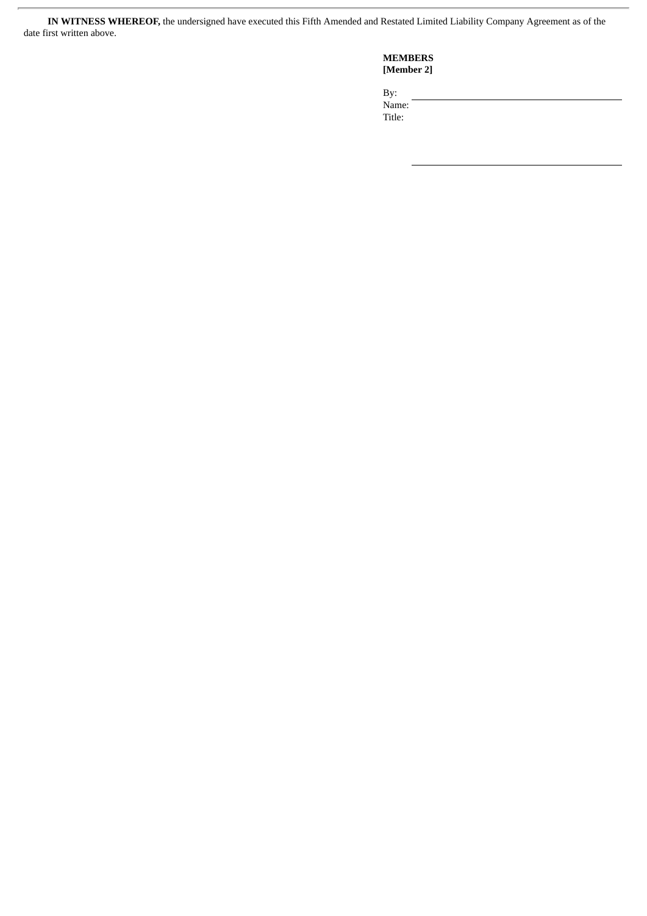**IN WITNESS WHEREOF,** the undersigned have executed this Fifth Amended and Restated Limited Liability Company Agreement as of the date first written above.

**MEMBERS**
**[Member 2]**

By: \_\_\_\_\_\_\_\_\_\_\_\_\_\_\_\_\_\_\_\_\_\_\_\_\_\_\_\_\_\_
Name:
Title:

\_\_\_\_\_\_\_\_\_\_\_\_\_\_\_\_\_\_\_\_\_\_\_\_\_\_\_\_\_\_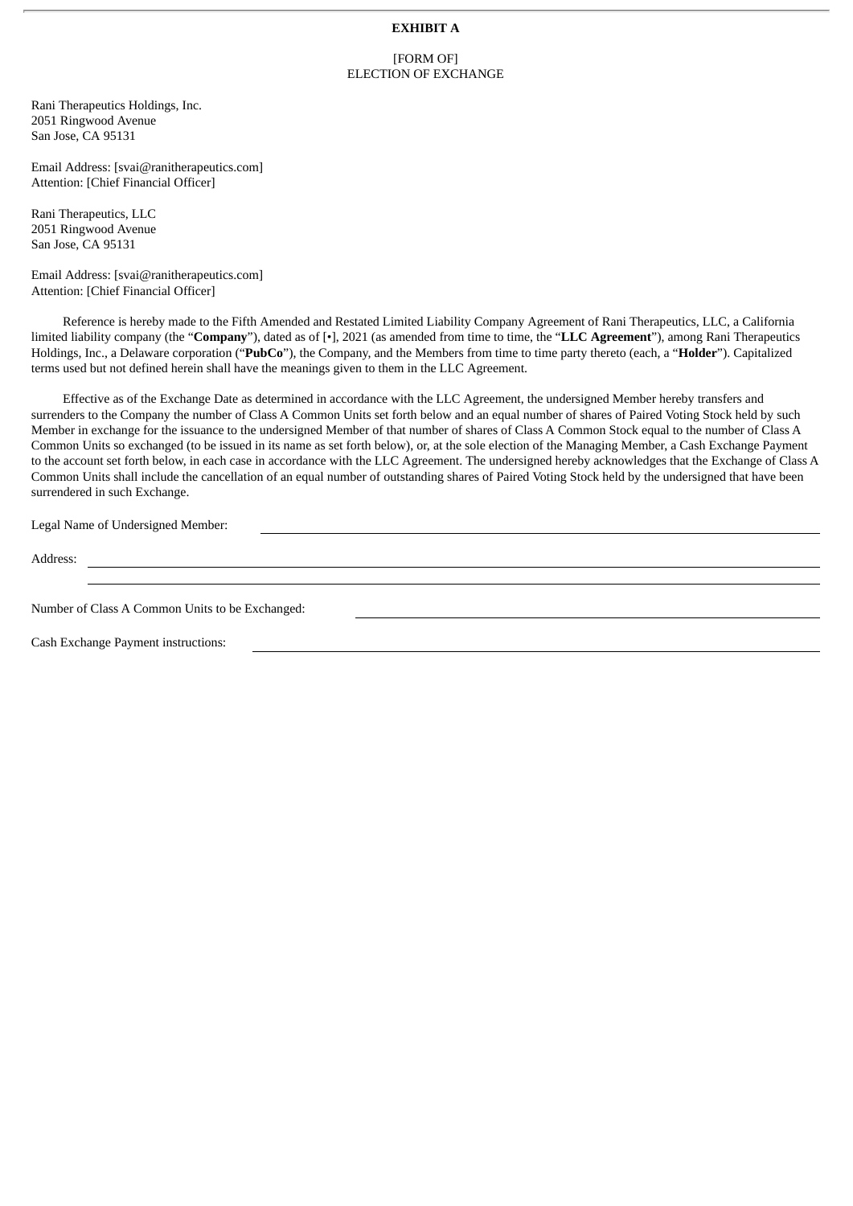**EXHIBIT A**

[FORM OF]
ELECTION OF EXCHANGE

Rani Therapeutics Holdings, Inc.
2051 Ringwood Avenue
San Jose, CA 95131

Email Address: [svai@ranitherapeutics.com]
Attention: [Chief Financial Officer]

Rani Therapeutics, LLC
2051 Ringwood Avenue
San Jose, CA 95131

Email Address: [svai@ranitherapeutics.com]
Attention: [Chief Financial Officer]

Reference is hereby made to the Fifth Amended and Restated Limited Liability Company Agreement of Rani Therapeutics, LLC, a California limited liability company (the "**Company**"), dated as of [•], 2021 (as amended from time to time, the "**LLC Agreement**"), among Rani Therapeutics Holdings, Inc., a Delaware corporation ("**PubCo**"), the Company, and the Members from time to time party thereto (each, a "**Holder**"). Capitalized terms used but not defined herein shall have the meanings given to them in the LLC Agreement.

Effective as of the Exchange Date as determined in accordance with the LLC Agreement, the undersigned Member hereby transfers and surrenders to the Company the number of Class A Common Units set forth below and an equal number of shares of Paired Voting Stock held by such Member in exchange for the issuance to the undersigned Member of that number of shares of Class A Common Stock equal to the number of Class A Common Units so exchanged (to be issued in its name as set forth below), or, at the sole election of the Managing Member, a Cash Exchange Payment to the account set forth below, in each case in accordance with the LLC Agreement. The undersigned hereby acknowledges that the Exchange of Class A Common Units shall include the cancellation of an equal number of outstanding shares of Paired Voting Stock held by the undersigned that have been surrendered in such Exchange.

Legal Name of Undersigned Member: \_\_\_\_\_\_\_\_\_\_\_\_\_\_\_\_\_\_\_\_\_\_\_\_\_\_\_\_\_\_\_\_\_\_\_\_\_\_\_\_

Address: \_\_\_\_\_\_\_\_\_\_\_\_\_\_\_\_\_\_\_\_\_\_\_\_\_\_\_\_\_\_\_\_\_\_\_\_\_\_\_\_\_\_\_\_\_\_\_\_\_\_\_\_\_\_\_\_

\_\_\_\_\_\_\_\_\_\_\_\_\_\_\_\_\_\_\_\_\_\_\_\_\_\_\_\_\_\_\_\_\_\_\_\_\_\_\_\_\_\_\_\_\_\_\_\_\_\_\_\_\_\_\_\_

Number of Class A Common Units to be Exchanged: \_\_\_\_\_\_\_\_\_\_\_\_\_\_\_\_\_\_\_\_\_\_\_\_\_\_\_\_\_\_\_\_

Cash Exchange Payment instructions: \_\_\_\_\_\_\_\_\_\_\_\_\_\_\_\_\_\_\_\_\_\_\_\_\_\_\_\_\_\_\_\_\_\_\_\_\_\_\_\_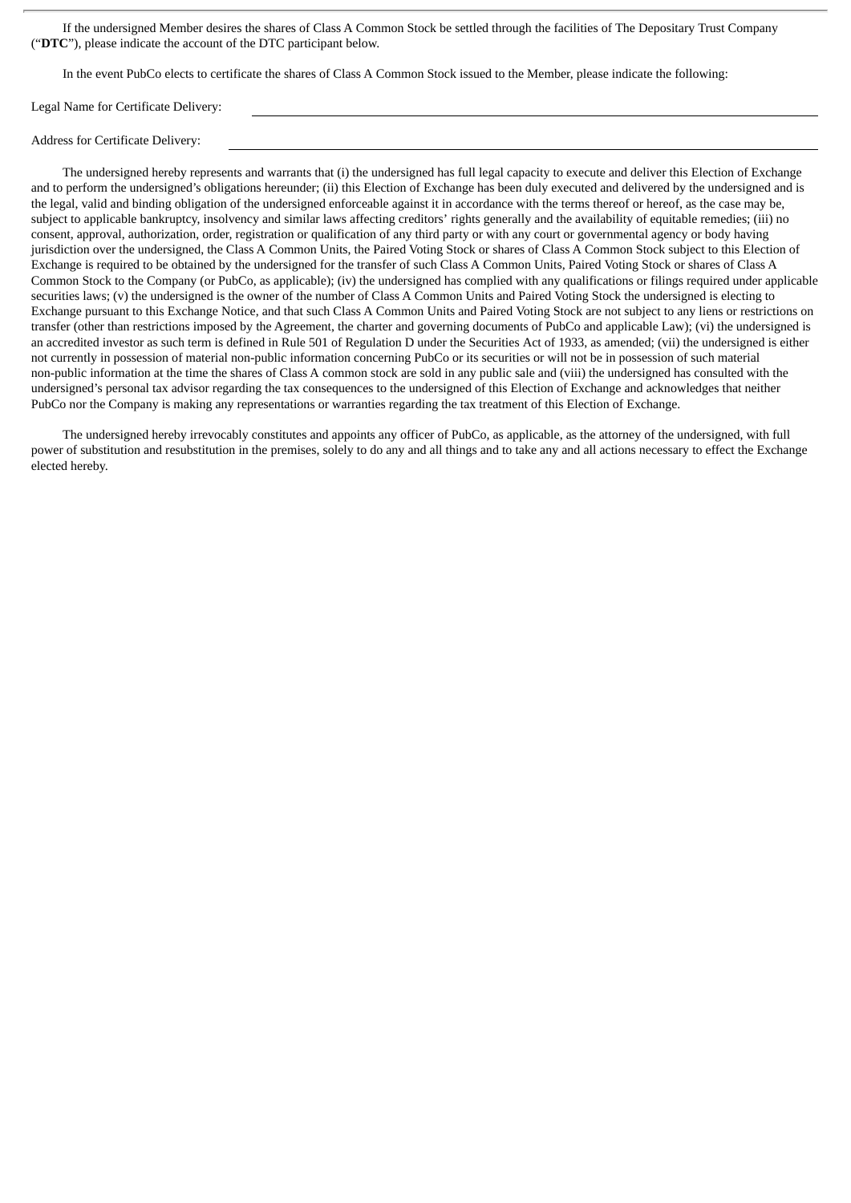If the undersigned Member desires the shares of Class A Common Stock be settled through the facilities of The Depositary Trust Company ("**DTC**"), please indicate the account of the DTC participant below.

In the event PubCo elects to certificate the shares of Class A Common Stock issued to the Member, please indicate the following:

Legal Name for Certificate Delivery: ______________________________

Address for Certificate Delivery: ______________________________

The undersigned hereby represents and warrants that (i) the undersigned has full legal capacity to execute and deliver this Election of Exchange and to perform the undersigned's obligations hereunder; (ii) this Election of Exchange has been duly executed and delivered by the undersigned and is the legal, valid and binding obligation of the undersigned enforceable against it in accordance with the terms thereof or hereof, as the case may be, subject to applicable bankruptcy, insolvency and similar laws affecting creditors' rights generally and the availability of equitable remedies; (iii) no consent, approval, authorization, order, registration or qualification of any third party or with any court or governmental agency or body having jurisdiction over the undersigned, the Class A Common Units, the Paired Voting Stock or shares of Class A Common Stock subject to this Election of Exchange is required to be obtained by the undersigned for the transfer of such Class A Common Units, Paired Voting Stock or shares of Class A Common Stock to the Company (or PubCo, as applicable); (iv) the undersigned has complied with any qualifications or filings required under applicable securities laws; (v) the undersigned is the owner of the number of Class A Common Units and Paired Voting Stock the undersigned is electing to Exchange pursuant to this Exchange Notice, and that such Class A Common Units and Paired Voting Stock are not subject to any liens or restrictions on transfer (other than restrictions imposed by the Agreement, the charter and governing documents of PubCo and applicable Law); (vi) the undersigned is an accredited investor as such term is defined in Rule 501 of Regulation D under the Securities Act of 1933, as amended; (vii) the undersigned is either not currently in possession of material non-public information concerning PubCo or its securities or will not be in possession of such material non-public information at the time the shares of Class A common stock are sold in any public sale and (viii) the undersigned has consulted with the undersigned's personal tax advisor regarding the tax consequences to the undersigned of this Election of Exchange and acknowledges that neither PubCo nor the Company is making any representations or warranties regarding the tax treatment of this Election of Exchange.

The undersigned hereby irrevocably constitutes and appoints any officer of PubCo, as applicable, as the attorney of the undersigned, with full power of substitution and resubstitution in the premises, solely to do any and all things and to take any and all actions necessary to effect the Exchange elected hereby.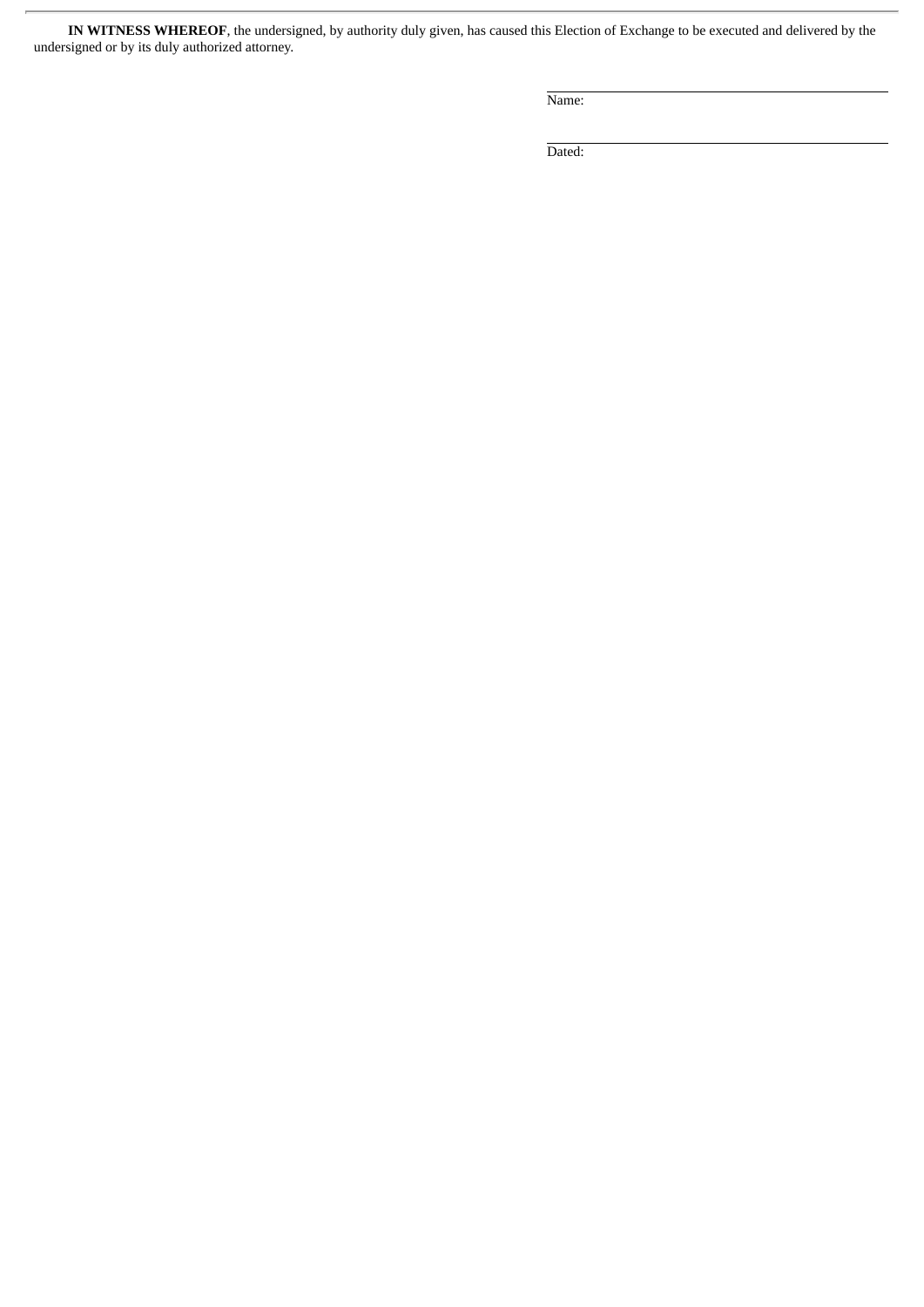**IN WITNESS WHEREOF**, the undersigned, by authority duly given, has caused this Election of Exchange to be executed and delivered by the undersigned or by its duly authorized attorney.

Name:

Dated: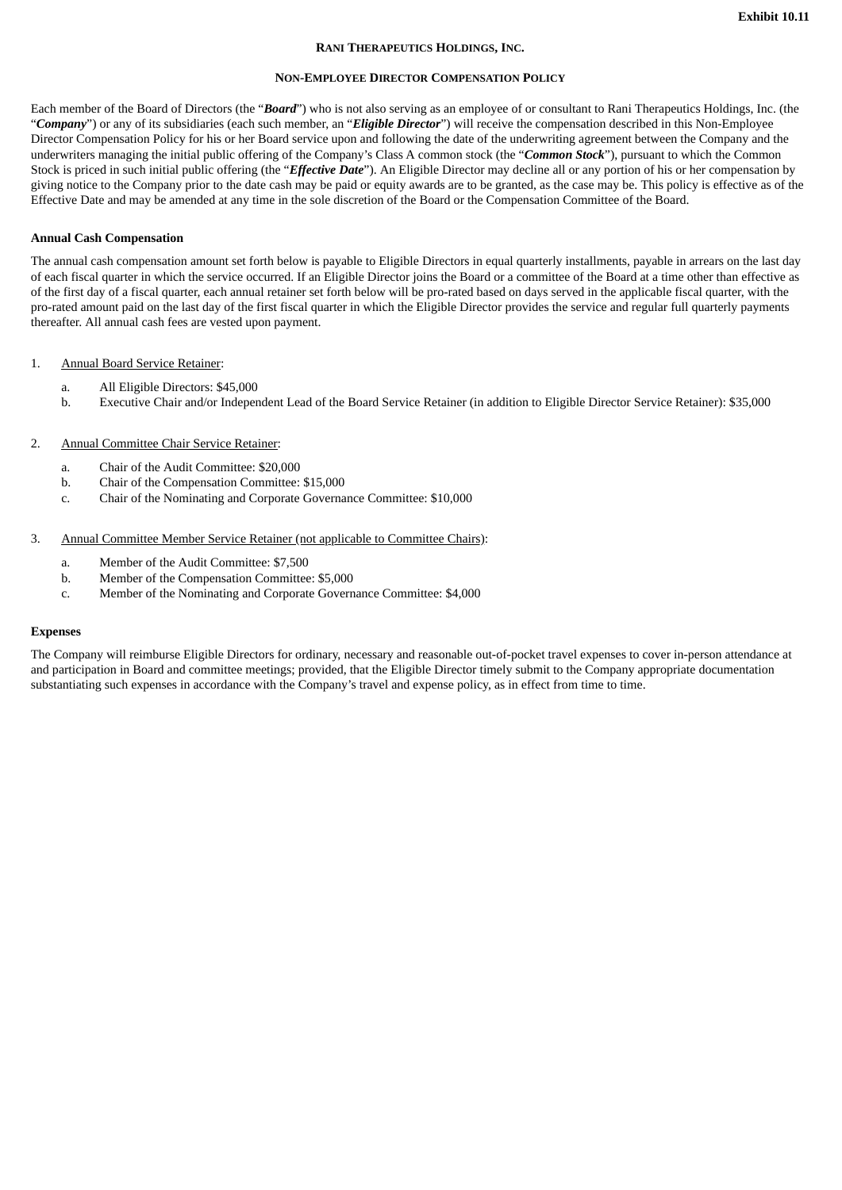Exhibit 10.11

**RANI THERAPEUTICS HOLDINGS, INC.**

**NON-EMPLOYEE DIRECTOR COMPENSATION POLICY**

Each member of the Board of Directors (the "***Board***") who is not also serving as an employee of or consultant to Rani Therapeutics Holdings, Inc. (the "***Company***") or any of its subsidiaries (each such member, an "***Eligible Director***") will receive the compensation described in this Non-Employee Director Compensation Policy for his or her Board service upon and following the date of the underwriting agreement between the Company and the underwriters managing the initial public offering of the Company's Class A common stock (the "***Common Stock***"), pursuant to which the Common Stock is priced in such initial public offering (the "***Effective Date***"). An Eligible Director may decline all or any portion of his or her compensation by giving notice to the Company prior to the date cash may be paid or equity awards are to be granted, as the case may be. This policy is effective as of the Effective Date and may be amended at any time in the sole discretion of the Board or the Compensation Committee of the Board.

**Annual Cash Compensation**

The annual cash compensation amount set forth below is payable to Eligible Directors in equal quarterly installments, payable in arrears on the last day of each fiscal quarter in which the service occurred. If an Eligible Director joins the Board or a committee of the Board at a time other than effective as of the first day of a fiscal quarter, each annual retainer set forth below will be pro-rated based on days served in the applicable fiscal quarter, with the pro-rated amount paid on the last day of the first fiscal quarter in which the Eligible Director provides the service and regular full quarterly payments thereafter. All annual cash fees are vested upon payment.

1. Annual Board Service Retainer:
   a. All Eligible Directors: $45,000
   b. Executive Chair and/or Independent Lead of the Board Service Retainer (in addition to Eligible Director Service Retainer): $35,000

2. Annual Committee Chair Service Retainer:
   a. Chair of the Audit Committee: $20,000
   b. Chair of the Compensation Committee: $15,000
   c. Chair of the Nominating and Corporate Governance Committee: $10,000

3. Annual Committee Member Service Retainer (not applicable to Committee Chairs):
   a. Member of the Audit Committee: $7,500
   b. Member of the Compensation Committee: $5,000
   c. Member of the Nominating and Corporate Governance Committee: $4,000

**Expenses**

The Company will reimburse Eligible Directors for ordinary, necessary and reasonable out-of-pocket travel expenses to cover in-person attendance at and participation in Board and committee meetings; provided, that the Eligible Director timely submit to the Company appropriate documentation substantiating such expenses in accordance with the Company's travel and expense policy, as in effect from time to time.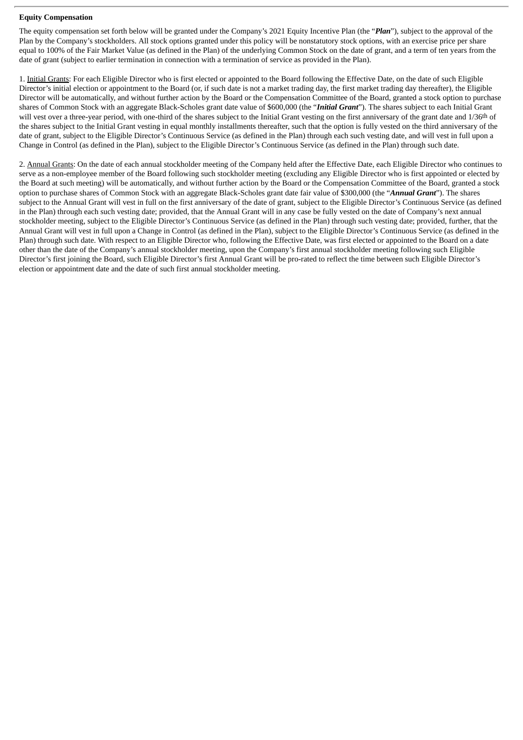**Equity Compensation**

The equity compensation set forth below will be granted under the Company's 2021 Equity Incentive Plan (the "***Plan***"), subject to the approval of the Plan by the Company's stockholders. All stock options granted under this policy will be nonstatutory stock options, with an exercise price per share equal to 100% of the Fair Market Value (as defined in the Plan) of the underlying Common Stock on the date of grant, and a term of ten years from the date of grant (subject to earlier termination in connection with a termination of service as provided in the Plan).

1. Initial Grants: For each Eligible Director who is first elected or appointed to the Board following the Effective Date, on the date of such Eligible Director's initial election or appointment to the Board (or, if such date is not a market trading day, the first market trading day thereafter), the Eligible Director will be automatically, and without further action by the Board or the Compensation Committee of the Board, granted a stock option to purchase shares of Common Stock with an aggregate Black-Scholes grant date value of $600,000 (the "***Initial Grant***"). The shares subject to each Initial Grant will vest over a three-year period, with one-third of the shares subject to the Initial Grant vesting on the first anniversary of the grant date and 1/36th of the shares subject to the Initial Grant vesting in equal monthly installments thereafter, such that the option is fully vested on the third anniversary of the date of grant, subject to the Eligible Director's Continuous Service (as defined in the Plan) through each such vesting date, and will vest in full upon a Change in Control (as defined in the Plan), subject to the Eligible Director's Continuous Service (as defined in the Plan) through such date.

2. Annual Grants: On the date of each annual stockholder meeting of the Company held after the Effective Date, each Eligible Director who continues to serve as a non-employee member of the Board following such stockholder meeting (excluding any Eligible Director who is first appointed or elected by the Board at such meeting) will be automatically, and without further action by the Board or the Compensation Committee of the Board, granted a stock option to purchase shares of Common Stock with an aggregate Black-Scholes grant date fair value of $300,000 (the "***Annual Grant***"). The shares subject to the Annual Grant will vest in full on the first anniversary of the date of grant, subject to the Eligible Director's Continuous Service (as defined in the Plan) through each such vesting date; provided, that the Annual Grant will in any case be fully vested on the date of Company's next annual stockholder meeting, subject to the Eligible Director's Continuous Service (as defined in the Plan) through such vesting date; provided, further, that the Annual Grant will vest in full upon a Change in Control (as defined in the Plan), subject to the Eligible Director's Continuous Service (as defined in the Plan) through such date. With respect to an Eligible Director who, following the Effective Date, was first elected or appointed to the Board on a date other than the date of the Company's annual stockholder meeting, upon the Company's first annual stockholder meeting following such Eligible Director's first joining the Board, such Eligible Director's first Annual Grant will be pro-rated to reflect the time between such Eligible Director's election or appointment date and the date of such first annual stockholder meeting.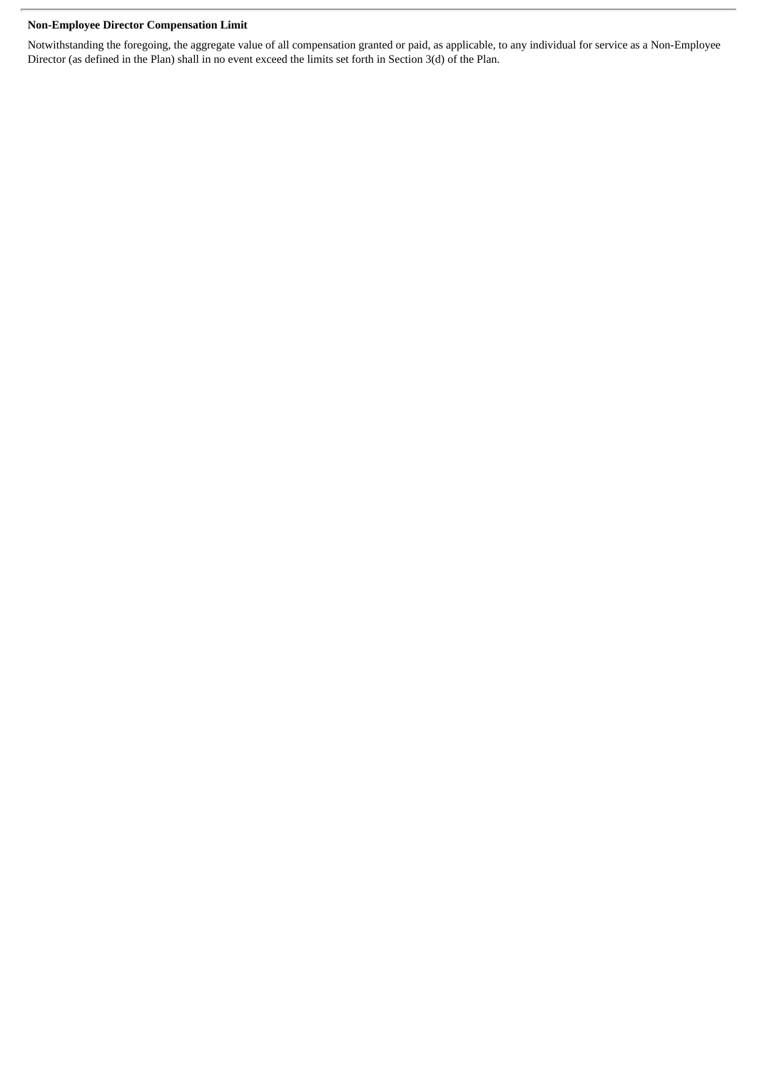**Non-Employee Director Compensation Limit**

Notwithstanding the foregoing, the aggregate value of all compensation granted or paid, as applicable, to any individual for service as a Non-Employee Director (as defined in the Plan) shall in no event exceed the limits set forth in Section 3(d) of the Plan.